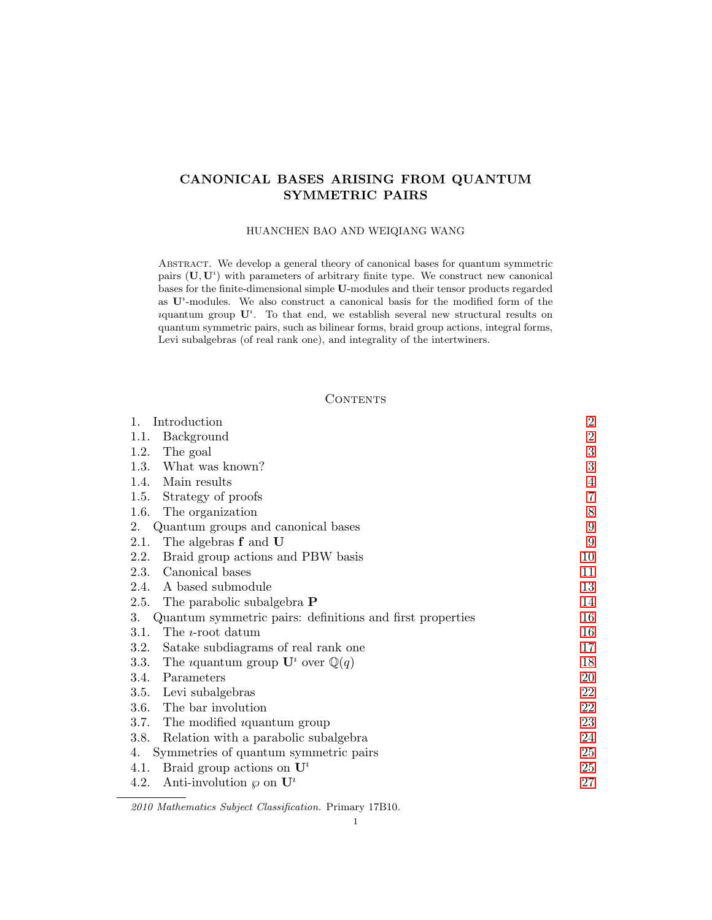# CANONICAL BASES ARISING FROM QUANTUM SYMMETRIC PAIRS

HUANCHEN BAO AND WEIQIANG WANG

Abstract. We develop a general theory of canonical bases for quantum symmetric pairs $(\mathbf{U}, \mathbf{U}^\imath)$ with parameters of arbitrary finite type. We construct new canonical bases for the finite-dimensional simple $\mathbf{U}$-modules and their tensor products regarded as $\mathbf{U}^\imath$-modules. We also construct a canonical basis for the modified form of the $\imath$quantum group $\mathbf{U}^\imath$. To that end, we establish several new structural results on quantum symmetric pairs, such as bilinear forms, braid group actions, integral forms, Levi subalgebras (of real rank one), and integrality of the intertwiners.

## Contents

| | |
|---|---|
| 1. Introduction | 2 |
| 1.1. Background | 2 |
| 1.2. The goal | 3 |
| 1.3. What was known? | 3 |
| 1.4. Main results | 4 |
| 1.5. Strategy of proofs | 7 |
| 1.6. The organization | 8 |
| 2. Quantum groups and canonical bases | 9 |
| 2.1. The algebras $\mathbf{f}$ and $\mathbf{U}$ | 9 |
| 2.2. Braid group actions and PBW basis | 10 |
| 2.3. Canonical bases | 11 |
| 2.4. A based submodule | 13 |
| 2.5. The parabolic subalgebra $\mathbf{P}$ | 14 |
| 3. Quantum symmetric pairs: definitions and first properties | 16 |
| 3.1. The $\imath$-root datum | 16 |
| 3.2. Satake subdiagrams of real rank one | 17 |
| 3.3. The $\imath$quantum group $\mathbf{U}^\imath$ over $\mathbb{Q}(q)$ | 18 |
| 3.4. Parameters | 20 |
| 3.5. Levi subalgebras | 22 |
| 3.6. The bar involution | 22 |
| 3.7. The modified $\imath$quantum group | 23 |
| 3.8. Relation with a parabolic subalgebra | 24 |
| 4. Symmetries of quantum symmetric pairs | 25 |
| 4.1. Braid group actions on $\mathbf{U}^\imath$ | 25 |
| 4.2. Anti-involution $\wp$ on $\mathbf{U}^\imath$ | 27 |

*2010 Mathematics Subject Classification.* Primary 17B10.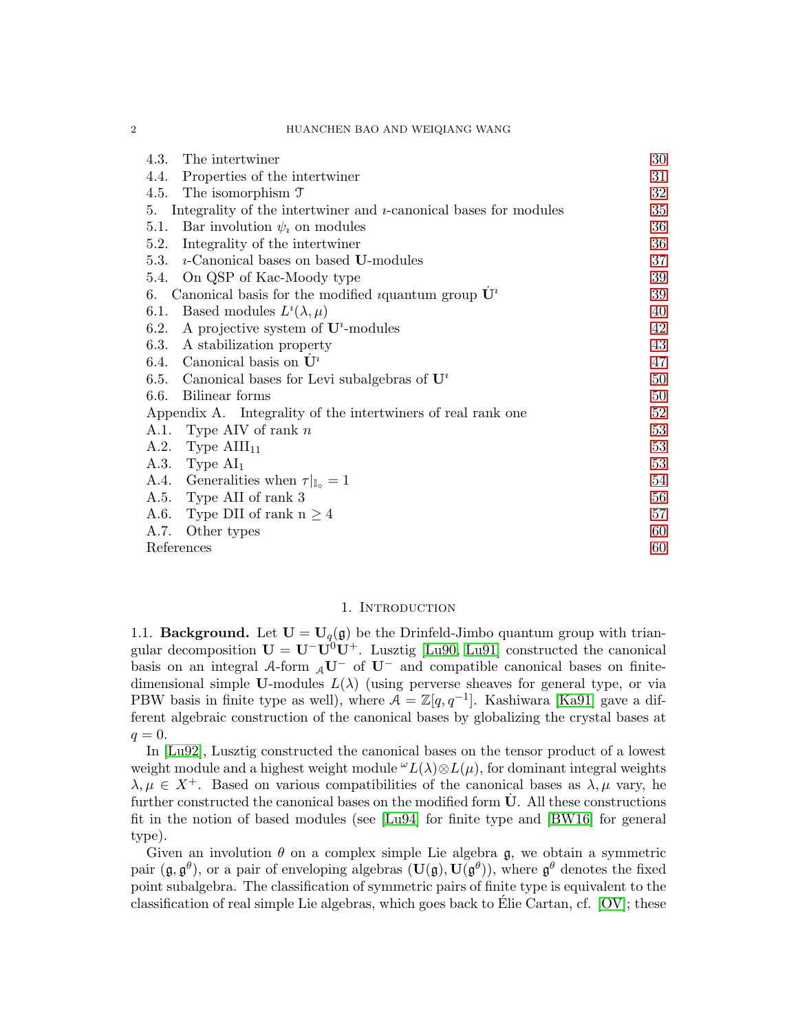4.3. The intertwiner 30
4.4. Properties of the intertwiner 31
4.5. The isomorphism $\mathcal{T}$ 32
5. Integrality of the intertwiner and $\imath$-canonical bases for modules 35
5.1. Bar involution $\psi_\imath$ on modules 36
5.2. Integrality of the intertwiner 36
5.3. $\imath$-Canonical bases on based $\mathbf{U}$-modules 37
5.4. On QSP of Kac-Moody type 39
6. Canonical basis for the modified $\imath$quantum group $\dot{\mathbf{U}}^\imath$ 39
6.1. Based modules $L^\imath(\lambda, \mu)$ 40
6.2. A projective system of $\mathbf{U}^\imath$-modules 42
6.3. A stabilization property 43
6.4. Canonical basis on $\dot{\mathbf{U}}^\imath$ 47
6.5. Canonical bases for Levi subalgebras of $\mathbf{U}^\imath$ 50
6.6. Bilinear forms 50
Appendix A. Integrality of the intertwiners of real rank one 52
A.1. Type AIV of rank $n$ 53
A.2. Type $\mathrm{AIII}_{11}$ 53
A.3. Type $\mathrm{AI}_1$ 53
A.4. Generalities when $\tau|_{\mathbb{I}_\circ} = 1$ 54
A.5. Type AII of rank 3 56
A.6. Type DII of rank $n \geq 4$ 57
A.7. Other types 60
References 60

# 1. Introduction

1.1. **Background.** Let $\mathbf{U} = \mathbf{U}_q(\mathfrak{g})$ be the Drinfeld-Jimbo quantum group with triangular decomposition $\mathbf{U} = \mathbf{U}^-\mathbf{U}^0\mathbf{U}^+$. Lusztig [Lu90, Lu91] constructed the canonical basis on an integral $\mathcal{A}$-form ${}_\mathcal{A}\mathbf{U}^-$ of $\mathbf{U}^-$ and compatible canonical bases on finite-dimensional simple $\mathbf{U}$-modules $L(\lambda)$ (using perverse sheaves for general type, or via PBW basis in finite type as well), where $\mathcal{A} = \mathbb{Z}[q, q^{-1}]$. Kashiwara [Ka91] gave a different algebraic construction of the canonical bases by globalizing the crystal bases at $q = 0$.

In [Lu92], Lusztig constructed the canonical bases on the tensor product of a lowest weight module and a highest weight module ${}^\omega L(\lambda) \otimes L(\mu)$, for dominant integral weights $\lambda, \mu \in X^+$. Based on various compatibilities of the canonical bases as $\lambda, \mu$ vary, he further constructed the canonical bases on the modified form $\dot{\mathbf{U}}$. All these constructions fit in the notion of based modules (see [Lu94] for finite type and [BW16] for general type).

Given an involution $\theta$ on a complex simple Lie algebra $\mathfrak{g}$, we obtain a symmetric pair $(\mathfrak{g}, \mathfrak{g}^\theta)$, or a pair of enveloping algebras $(\mathbf{U}(\mathfrak{g}), \mathbf{U}(\mathfrak{g}^\theta))$, where $\mathfrak{g}^\theta$ denotes the fixed point subalgebra. The classification of symmetric pairs of finite type is equivalent to the classification of real simple Lie algebras, which goes back to Élie Cartan, cf. [OV]; these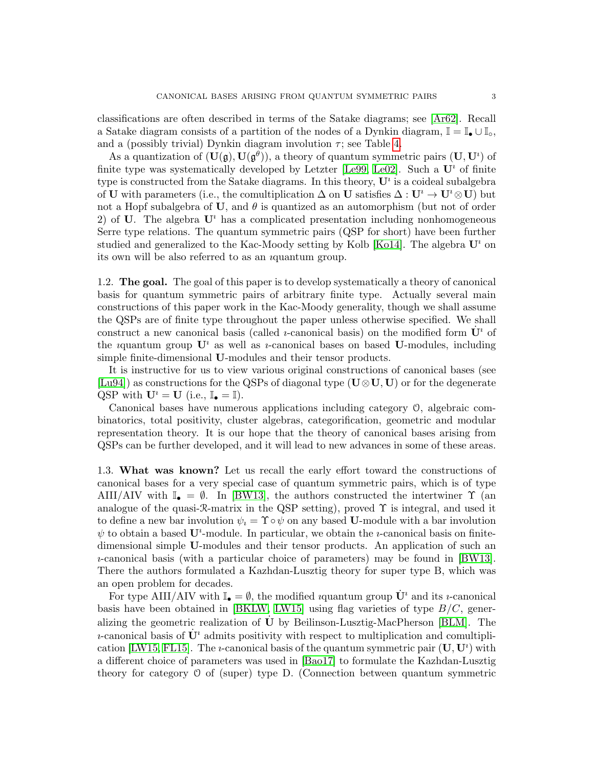classifications are often described in terms of the Satake diagrams; see [Ar62]. Recall a Satake diagram consists of a partition of the nodes of a Dynkin diagram, $\mathbb{I} = \mathbb{I}_\bullet \cup \mathbb{I}_\circ$, and a (possibly trivial) Dynkin diagram involution $\tau$; see Table 4.

As a quantization of $(\mathbf{U}(\mathfrak{g}), \mathbf{U}(\mathfrak{g}^\theta))$, a theory of quantum symmetric pairs $(\mathbf{U}, \mathbf{U}^\imath)$ of finite type was systematically developed by Letzter [Le99, Le02]. Such a $\mathbf{U}^\imath$ of finite type is constructed from the Satake diagrams. In this theory, $\mathbf{U}^\imath$ is a coideal subalgebra of $\mathbf{U}$ with parameters (i.e., the comultiplication $\Delta$ on $\mathbf{U}$ satisfies $\Delta : \mathbf{U}^\imath \to \mathbf{U}^\imath \otimes \mathbf{U}$) but not a Hopf subalgebra of $\mathbf{U}$, and $\theta$ is quantized as an automorphism (but not of order 2) of $\mathbf{U}$. The algebra $\mathbf{U}^\imath$ has a complicated presentation including nonhomogeneous Serre type relations. The quantum symmetric pairs (QSP for short) have been further studied and generalized to the Kac-Moody setting by Kolb [Ko14]. The algebra $\mathbf{U}^\imath$ on its own will be also referred to as an $\imath$quantum group.

1.2. **The goal.** The goal of this paper is to develop systematically a theory of canonical basis for quantum symmetric pairs of arbitrary finite type. Actually several main constructions of this paper work in the Kac-Moody generality, though we shall assume the QSPs are of finite type throughout the paper unless otherwise specified. We shall construct a new canonical basis (called $\imath$-canonical basis) on the modified form $\dot{\mathbf{U}}^\imath$ of the $\imath$quantum group $\mathbf{U}^\imath$ as well as $\imath$-canonical bases on based $\mathbf{U}$-modules, including simple finite-dimensional $\mathbf{U}$-modules and their tensor products.

It is instructive for us to view various original constructions of canonical bases (see [Lu94]) as constructions for the QSPs of diagonal type $(\mathbf{U} \otimes \mathbf{U}, \mathbf{U})$ or for the degenerate QSP with $\mathbf{U}^\imath = \mathbf{U}$ (i.e., $\mathbb{I}_\bullet = \mathbb{I}$).

Canonical bases have numerous applications including category $\mathcal{O}$, algebraic combinatorics, total positivity, cluster algebras, categorification, geometric and modular representation theory. It is our hope that the theory of canonical bases arising from QSPs can be further developed, and it will lead to new advances in some of these areas.

1.3. **What was known?** Let us recall the early effort toward the constructions of canonical bases for a very special case of quantum symmetric pairs, which is of type AIII/AIV with $\mathbb{I}_\bullet = \emptyset$. In [BW13], the authors constructed the intertwiner $\Upsilon$ (an analogue of the quasi-$\mathcal{R}$-matrix in the QSP setting), proved $\Upsilon$ is integral, and used it to define a new bar involution $\psi_\imath = \Upsilon \circ \psi$ on any based $\mathbf{U}$-module with a bar involution $\psi$ to obtain a based $\mathbf{U}^\imath$-module. In particular, we obtain the $\imath$-canonical basis on finite-dimensional simple $\mathbf{U}$-modules and their tensor products. An application of such an $\imath$-canonical basis (with a particular choice of parameters) may be found in [BW13]. There the authors formulated a Kazhdan-Lusztig theory for super type B, which was an open problem for decades.

For type AIII/AIV with $\mathbb{I}_\bullet = \emptyset$, the modified $\imath$quantum group $\dot{\mathbf{U}}^\imath$ and its $\imath$-canonical basis have been obtained in [BKLW, LW15] using flag varieties of type $B/C$, generalizing the geometric realization of $\dot{\mathbf{U}}$ by Beilinson-Lusztig-MacPherson [BLM]. The $\imath$-canonical basis of $\dot{\mathbf{U}}^\imath$ admits positivity with respect to multiplication and comultiplication [LW15, FL15]. The $\imath$-canonical basis of the quantum symmetric pair $(\mathbf{U}, \mathbf{U}^\imath)$ with a different choice of parameters was used in [Bao17] to formulate the Kazhdan-Lusztig theory for category $\mathcal{O}$ of (super) type D. (Connection between quantum symmetric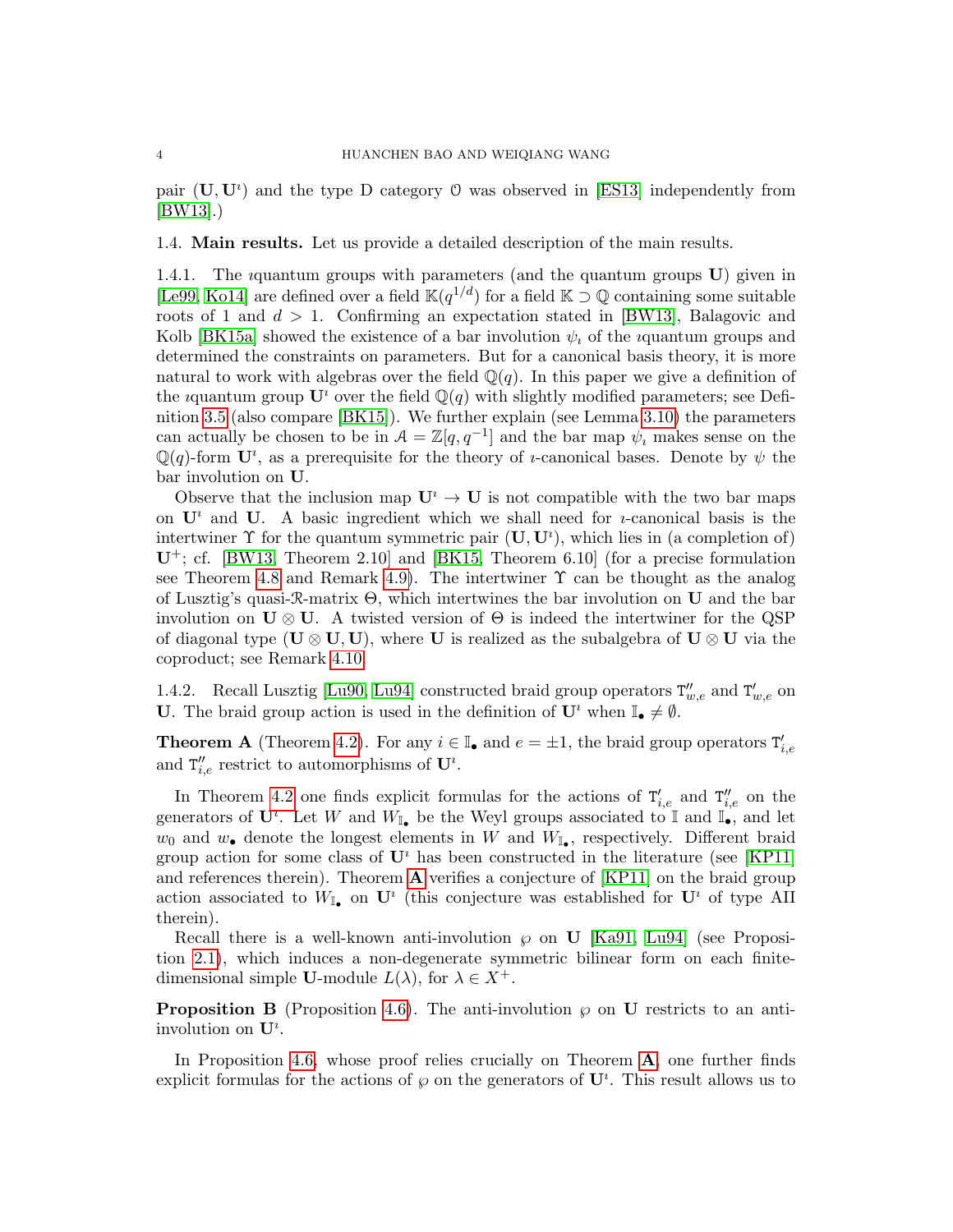pair $(\mathbf{U}, \mathbf{U}^\imath)$ and the type D category $\mathcal{O}$ was observed in [ES13] independently from [BW13].)

### 1.4. Main results.

Let us provide a detailed description of the main results.

1.4.1. The $\imath$quantum groups with parameters (and the quantum groups $\mathbf{U}$) given in [Le99, Ko14] are defined over a field $\mathbb{K}(q^{1/d})$ for a field $\mathbb{K} \supset \mathbb{Q}$ containing some suitable roots of 1 and $d > 1$. Confirming an expectation stated in [BW13], Balagovic and Kolb [BK15a] showed the existence of a bar involution $\psi_\imath$ of the $\imath$quantum groups and determined the constraints on parameters. But for a canonical basis theory, it is more natural to work with algebras over the field $\mathbb{Q}(q)$. In this paper we give a definition of the $\imath$quantum group $\mathbf{U}^\imath$ over the field $\mathbb{Q}(q)$ with slightly modified parameters; see Definition 3.5 (also compare [BK15]). We further explain (see Lemma 3.10) the parameters can actually be chosen to be in $\mathcal{A} = \mathbb{Z}[q, q^{-1}]$ and the bar map $\psi_\imath$ makes sense on the $\mathbb{Q}(q)$-form $\mathbf{U}^\imath$, as a prerequisite for the theory of $\imath$-canonical bases. Denote by $\psi$ the bar involution on $\mathbf{U}$.

Observe that the inclusion map $\mathbf{U}^\imath \to \mathbf{U}$ is not compatible with the two bar maps on $\mathbf{U}^\imath$ and $\mathbf{U}$. A basic ingredient which we shall need for $\imath$-canonical basis is the intertwiner $\Upsilon$ for the quantum symmetric pair $(\mathbf{U}, \mathbf{U}^\imath)$, which lies in (a completion of) $\mathbf{U}^+$; cf. [BW13, Theorem 2.10] and [BK15, Theorem 6.10] (for a precise formulation see Theorem 4.8 and Remark 4.9). The intertwiner $\Upsilon$ can be thought as the analog of Lusztig's quasi-$\mathcal{R}$-matrix $\Theta$, which intertwines the bar involution on $\mathbf{U}$ and the bar involution on $\mathbf{U} \otimes \mathbf{U}$. A twisted version of $\Theta$ is indeed the intertwiner for the QSP of diagonal type $(\mathbf{U} \otimes \mathbf{U}, \mathbf{U})$, where $\mathbf{U}$ is realized as the subalgebra of $\mathbf{U} \otimes \mathbf{U}$ via the coproduct; see Remark 4.10.

1.4.2. Recall Lusztig [Lu90, Lu94] constructed braid group operators $\mathtt{T}''_{w,e}$ and $\mathtt{T}'_{w,e}$ on $\mathbf{U}$. The braid group action is used in the definition of $\mathbf{U}^\imath$ when $\mathbb{I}_\bullet \neq \emptyset$.

**Theorem A** (Theorem 4.2). *For any $i \in \mathbb{I}_\bullet$ and $e = \pm 1$, the braid group operators $\mathtt{T}'_{i,e}$ and $\mathtt{T}''_{i,e}$ restrict to automorphisms of $\mathbf{U}^\imath$.*

In Theorem 4.2 one finds explicit formulas for the actions of $\mathtt{T}'_{i,e}$ and $\mathtt{T}''_{i,e}$ on the generators of $\mathbf{U}^\imath$. Let $W$ and $W_{\mathbb{I}_\bullet}$ be the Weyl groups associated to $\mathbb{I}$ and $\mathbb{I}_\bullet$, and let $w_0$ and $w_\bullet$ denote the longest elements in $W$ and $W_{\mathbb{I}_\bullet}$, respectively. Different braid group action for some class of $\mathbf{U}^\imath$ has been constructed in the literature (see [KP11] and references therein). Theorem **A** verifies a conjecture of [KP11] on the braid group action associated to $W_{\mathbb{I}_\bullet}$ on $\mathbf{U}^\imath$ (this conjecture was established for $\mathbf{U}^\imath$ of type AII therein).

Recall there is a well-known anti-involution $\wp$ on $\mathbf{U}$ [Ka91, Lu94] (see Proposition 2.1), which induces a non-degenerate symmetric bilinear form on each finite-dimensional simple $\mathbf{U}$-module $L(\lambda)$, for $\lambda \in X^+$.

**Proposition B** (Proposition 4.6). *The anti-involution $\wp$ on $\mathbf{U}$ restricts to an anti-involution on $\mathbf{U}^\imath$.*

In Proposition 4.6, whose proof relies crucially on Theorem **A**, one further finds explicit formulas for the actions of $\wp$ on the generators of $\mathbf{U}^\imath$. This result allows us to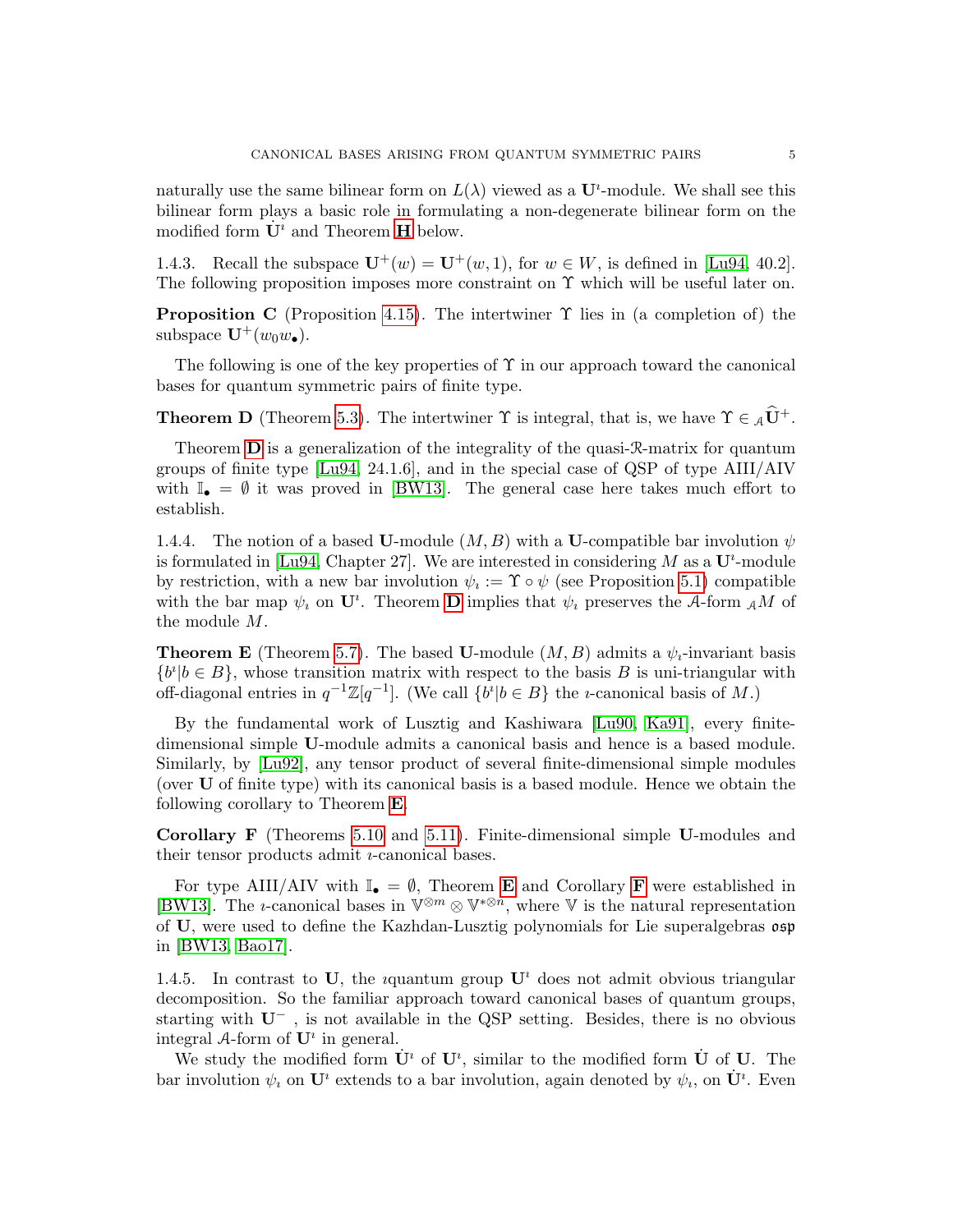naturally use the same bilinear form on $L(\lambda)$ viewed as a $\mathbf{U}^\imath$-module. We shall see this bilinear form plays a basic role in formulating a non-degenerate bilinear form on the modified form $\dot{\mathbf{U}}^\imath$ and Theorem **H** below.

1.4.3. Recall the subspace $\mathbf{U}^+(w) = \mathbf{U}^+(w,1)$, for $w \in W$, is defined in [Lu94, 40.2]. The following proposition imposes more constraint on $\Upsilon$ which will be useful later on.

**Proposition C** (Proposition 4.15). *The intertwiner $\Upsilon$ lies in (a completion of) the subspace $\mathbf{U}^+(w_0 w_\bullet)$.*

The following is one of the key properties of $\Upsilon$ in our approach toward the canonical bases for quantum symmetric pairs of finite type.

**Theorem D** (Theorem 5.3). *The intertwiner $\Upsilon$ is integral, that is, we have $\Upsilon \in {}_\mathcal{A}\widehat{\mathbf{U}}^+$.*

Theorem **D** is a generalization of the integrality of the quasi-$\mathcal{R}$-matrix for quantum groups of finite type [Lu94, 24.1.6], and in the special case of QSP of type AIII/AIV with $\mathbb{I}_\bullet = \emptyset$ it was proved in [BW13]. The general case here takes much effort to establish.

1.4.4. The notion of a based $\mathbf{U}$-module $(M, B)$ with a $\mathbf{U}$-compatible bar involution $\psi$ is formulated in [Lu94, Chapter 27]. We are interested in considering $M$ as a $\mathbf{U}^\imath$-module by restriction, with a new bar involution $\psi_\imath := \Upsilon \circ \psi$ (see Proposition 5.1) compatible with the bar map $\psi_\imath$ on $\mathbf{U}^\imath$. Theorem **D** implies that $\psi_\imath$ preserves the $\mathcal{A}$-form ${}_\mathcal{A}M$ of the module $M$.

**Theorem E** (Theorem 5.7). *The based $\mathbf{U}$-module $(M, B)$ admits a $\psi_\imath$-invariant basis $\{b^\imath | b \in B\}$, whose transition matrix with respect to the basis $B$ is uni-triangular with off-diagonal entries in $q^{-1}\mathbb{Z}[q^{-1}]$. (We call $\{b^\imath | b \in B\}$ the $\imath$-canonical basis of $M$.)*

By the fundamental work of Lusztig and Kashiwara [Lu90, Ka91], every finite-dimensional simple $\mathbf{U}$-module admits a canonical basis and hence is a based module. Similarly, by [Lu92], any tensor product of several finite-dimensional simple modules (over $\mathbf{U}$ of finite type) with its canonical basis is a based module. Hence we obtain the following corollary to Theorem **E**.

**Corollary F** (Theorems 5.10 and 5.11). *Finite-dimensional simple $\mathbf{U}$-modules and their tensor products admit $\imath$-canonical bases.*

For type AIII/AIV with $\mathbb{I}_\bullet = \emptyset$, Theorem **E** and Corollary **F** were established in [BW13]. The $\imath$-canonical bases in $\mathbb{V}^{\otimes m} \otimes \mathbb{V}^{*\otimes n}$, where $\mathbb{V}$ is the natural representation of $\mathbf{U}$, were used to define the Kazhdan-Lusztig polynomials for Lie superalgebras $\mathfrak{osp}$ in [BW13, Bao17].

1.4.5. In contrast to $\mathbf{U}$, the $\imath$quantum group $\mathbf{U}^\imath$ does not admit obvious triangular decomposition. So the familiar approach toward canonical bases of quantum groups, starting with $\mathbf{U}^-$, is not available in the QSP setting. Besides, there is no obvious integral $\mathcal{A}$-form of $\mathbf{U}^\imath$ in general.

We study the modified form $\dot{\mathbf{U}}^\imath$ of $\mathbf{U}^\imath$, similar to the modified form $\dot{\mathbf{U}}$ of $\mathbf{U}$. The bar involution $\psi_\imath$ on $\mathbf{U}^\imath$ extends to a bar involution, again denoted by $\psi_\imath$, on $\dot{\mathbf{U}}^\imath$. Even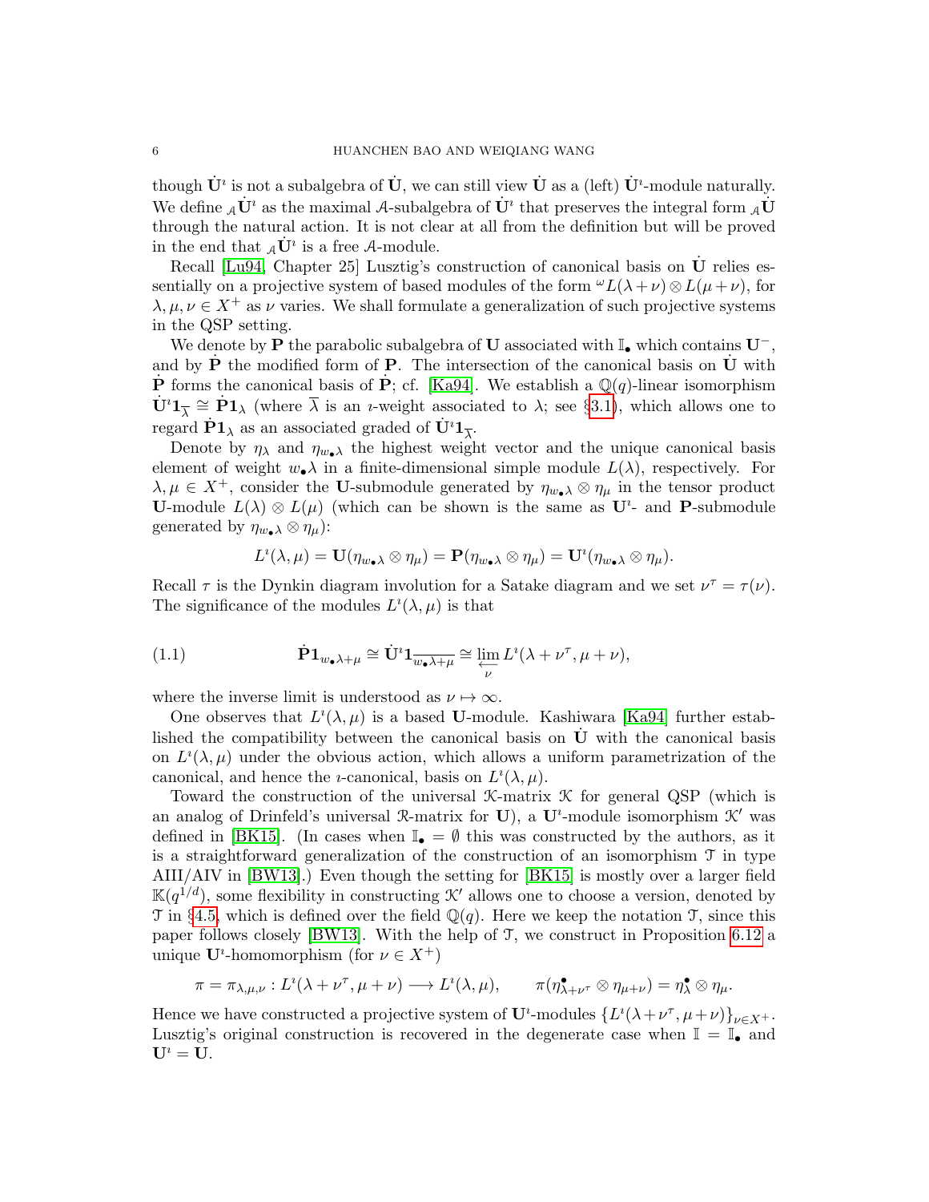though $\dot{\mathbf{U}}^\imath$ is not a subalgebra of $\dot{\mathbf{U}}$, we can still view $\dot{\mathbf{U}}$ as a (left) $\dot{\mathbf{U}}^\imath$-module naturally. We define ${}_\mathcal{A}\dot{\mathbf{U}}^\imath$ as the maximal $\mathcal{A}$-subalgebra of $\dot{\mathbf{U}}^\imath$ that preserves the integral form ${}_\mathcal{A}\dot{\mathbf{U}}$ through the natural action. It is not clear at all from the definition but will be proved in the end that ${}_\mathcal{A}\dot{\mathbf{U}}^\imath$ is a free $\mathcal{A}$-module.

Recall [Lu94, Chapter 25] Lusztig's construction of canonical basis on $\dot{\mathbf{U}}$ relies essentially on a projective system of based modules of the form ${}^\omega L(\lambda+\nu)\otimes L(\mu+\nu)$, for $\lambda,\mu,\nu\in X^+$ as $\nu$ varies. We shall formulate a generalization of such projective systems in the QSP setting.

We denote by $\mathbf{P}$ the parabolic subalgebra of $\mathbf{U}$ associated with $\mathbb{I}_\bullet$ which contains $\mathbf{U}^-$, and by $\dot{\mathbf{P}}$ the modified form of $\mathbf{P}$. The intersection of the canonical basis on $\dot{\mathbf{U}}$ with $\dot{\mathbf{P}}$ forms the canonical basis of $\dot{\mathbf{P}}$; cf. [Ka94]. We establish a $\mathbb{Q}(q)$-linear isomorphism $\dot{\mathbf{U}}^\imath\mathbf{1}_{\overline{\lambda}}\cong\dot{\mathbf{P}}\mathbf{1}_\lambda$ (where $\overline{\lambda}$ is an $\imath$-weight associated to $\lambda$; see §3.1), which allows one to regard $\dot{\mathbf{P}}\mathbf{1}_\lambda$ as an associated graded of $\dot{\mathbf{U}}^\imath\mathbf{1}_{\overline{\lambda}}$.

Denote by $\eta_\lambda$ and $\eta_{w_\bullet\lambda}$ the highest weight vector and the unique canonical basis element of weight $w_\bullet\lambda$ in a finite-dimensional simple module $L(\lambda)$, respectively. For $\lambda,\mu\in X^+$, consider the $\mathbf{U}$-submodule generated by $\eta_{w_\bullet\lambda}\otimes\eta_\mu$ in the tensor product $\mathbf{U}$-module $L(\lambda)\otimes L(\mu)$ (which can be shown is the same as $\mathbf{U}^\imath$- and $\mathbf{P}$-submodule generated by $\eta_{w_\bullet\lambda}\otimes\eta_\mu$):

$$L^\imath(\lambda,\mu)=\mathbf{U}(\eta_{w_\bullet\lambda}\otimes\eta_\mu)=\mathbf{P}(\eta_{w_\bullet\lambda}\otimes\eta_\mu)=\mathbf{U}^\imath(\eta_{w_\bullet\lambda}\otimes\eta_\mu).$$

Recall $\tau$ is the Dynkin diagram involution for a Satake diagram and we set $\nu^\tau=\tau(\nu)$. The significance of the modules $L^\imath(\lambda,\mu)$ is that

$$\dot{\mathbf{P}}\mathbf{1}_{w_\bullet\lambda+\mu}\cong\dot{\mathbf{U}}^\imath\mathbf{1}_{\overline{w_\bullet\lambda+\mu}}\cong\varprojlim_{\nu} L^\imath(\lambda+\nu^\tau,\mu+\nu), \tag{1.1}$$

where the inverse limit is understood as $\nu\mapsto\infty$.

One observes that $L^\imath(\lambda,\mu)$ is a based $\mathbf{U}$-module. Kashiwara [Ka94] further established the compatibility between the canonical basis on $\dot{\mathbf{U}}$ with the canonical basis on $L^\imath(\lambda,\mu)$ under the obvious action, which allows a uniform parametrization of the canonical, and hence the $\imath$-canonical, basis on $L^\imath(\lambda,\mu)$.

Toward the construction of the universal $\mathcal{K}$-matrix $\mathcal{K}$ for general QSP (which is an analog of Drinfeld's universal $\mathcal{R}$-matrix for $\mathbf{U}$), a $\mathbf{U}^\imath$-module isomorphism $\mathcal{K}'$ was defined in [BK15]. (In cases when $\mathbb{I}_\bullet=\emptyset$ this was constructed by the authors, as it is a straightforward generalization of the construction of an isomorphism $\mathcal{T}$ in type AIII/AIV in [BW13].) Even though the setting for [BK15] is mostly over a larger field $\mathbb{K}(q^{1/d})$, some flexibility in constructing $\mathcal{K}'$ allows one to choose a version, denoted by $\mathcal{T}$ in §4.5, which is defined over the field $\mathbb{Q}(q)$. Here we keep the notation $\mathcal{T}$, since this paper follows closely [BW13]. With the help of $\mathcal{T}$, we construct in Proposition 6.12 a unique $\mathbf{U}^\imath$-homomorphism (for $\nu\in X^+$)

$$\pi=\pi_{\lambda,\mu,\nu}:L^\imath(\lambda+\nu^\tau,\mu+\nu)\longrightarrow L^\imath(\lambda,\mu),\qquad \pi(\eta^\bullet_{\lambda+\nu^\tau}\otimes\eta_{\mu+\nu})=\eta^\bullet_\lambda\otimes\eta_\mu.$$

Hence we have constructed a projective system of $\mathbf{U}^\imath$-modules $\{L^\imath(\lambda+\nu^\tau,\mu+\nu)\}_{\nu\in X^+}$. Lusztig's original construction is recovered in the degenerate case when $\mathbb{I}=\mathbb{I}_\bullet$ and $\mathbf{U}^\imath=\mathbf{U}$.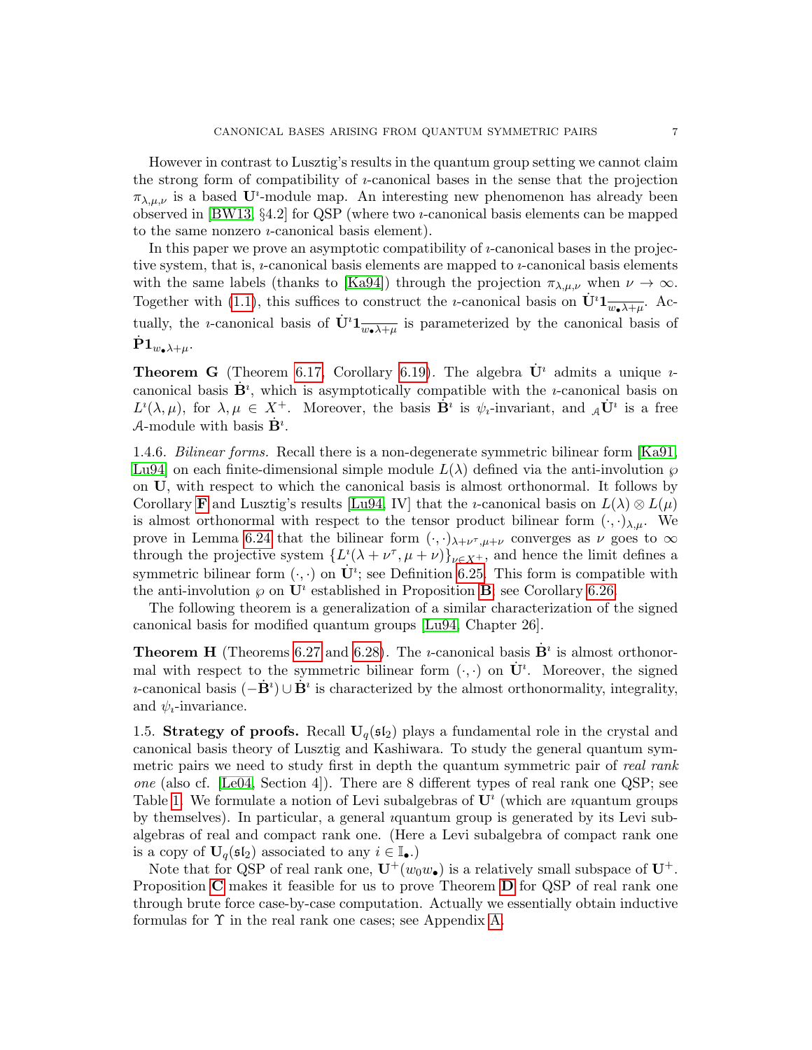However in contrast to Lusztig's results in the quantum group setting we cannot claim the strong form of compatibility of $\imath$-canonical bases in the sense that the projection $\pi_{\lambda,\mu,\nu}$ is a based $\mathbf{U}^\imath$-module map. An interesting new phenomenon has already been observed in [BW13, §4.2] for QSP (where two $\imath$-canonical basis elements can be mapped to the same nonzero $\imath$-canonical basis element).

In this paper we prove an asymptotic compatibility of $\imath$-canonical bases in the projective system, that is, $\imath$-canonical basis elements are mapped to $\imath$-canonical basis elements with the same labels (thanks to [Ka94]) through the projection $\pi_{\lambda,\mu,\nu}$ when $\nu \to \infty$. Together with (1.1), this suffices to construct the $\imath$-canonical basis on $\dot{\mathbf{U}}^\imath \mathbf{1}_{\overline{w_\bullet \lambda + \mu}}$. Actually, the $\imath$-canonical basis of $\dot{\mathbf{U}}^\imath \mathbf{1}_{\overline{w_\bullet \lambda + \mu}}$ is parameterized by the canonical basis of $\dot{\mathbf{P}} \mathbf{1}_{w_\bullet \lambda + \mu}$.

**Theorem G** (Theorem 6.17, Corollary 6.19). The algebra $\dot{\mathbf{U}}^\imath$ admits a unique $\imath$-canonical basis $\dot{\mathbf{B}}^\imath$, which is asymptotically compatible with the $\imath$-canonical basis on $L^\imath(\lambda,\mu)$, for $\lambda,\mu \in X^+$. Moreover, the basis $\dot{\mathbf{B}}^\imath$ is $\psi_\imath$-invariant, and ${}_\mathcal{A}\dot{\mathbf{U}}^\imath$ is a free $\mathcal{A}$-module with basis $\dot{\mathbf{B}}^\imath$.

1.4.6. *Bilinear forms.* Recall there is a non-degenerate symmetric bilinear form [Ka91, Lu94] on each finite-dimensional simple module $L(\lambda)$ defined via the anti-involution $\wp$ on $\mathbf{U}$, with respect to which the canonical basis is almost orthonormal. It follows by Corollary **F** and Lusztig's results [Lu94, IV] that the $\imath$-canonical basis on $L(\lambda) \otimes L(\mu)$ is almost orthonormal with respect to the tensor product bilinear form $(\cdot,\cdot)_{\lambda,\mu}$. We prove in Lemma 6.24 that the bilinear form $(\cdot,\cdot)_{\lambda+\nu^\tau,\mu+\nu}$ converges as $\nu$ goes to $\infty$ through the projective system $\{L^\imath(\lambda+\nu^\tau,\mu+\nu)\}_{\nu\in X^+}$, and hence the limit defines a symmetric bilinear form $(\cdot,\cdot)$ on $\dot{\mathbf{U}}^\imath$; see Definition 6.25. This form is compatible with the anti-involution $\wp$ on $\mathbf{U}^\imath$ established in Proposition **B**; see Corollary 6.26.

The following theorem is a generalization of a similar characterization of the signed canonical basis for modified quantum groups [Lu94, Chapter 26].

**Theorem H** (Theorems 6.27 and 6.28). The $\imath$-canonical basis $\dot{\mathbf{B}}^\imath$ is almost orthonormal with respect to the symmetric bilinear form $(\cdot,\cdot)$ on $\dot{\mathbf{U}}^\imath$. Moreover, the signed $\imath$-canonical basis $(-\dot{\mathbf{B}}^\imath) \cup \dot{\mathbf{B}}^\imath$ is characterized by the almost orthonormality, integrality, and $\psi_\imath$-invariance.

1.5. **Strategy of proofs.** Recall $\mathbf{U}_q(\mathfrak{sl}_2)$ plays a fundamental role in the crystal and canonical basis theory of Lusztig and Kashiwara. To study the general quantum symmetric pairs we need to study first in depth the quantum symmetric pair of *real rank one* (also cf. [Le04, Section 4]). There are 8 different types of real rank one QSP; see Table 1. We formulate a notion of Levi subalgebras of $\mathbf{U}^\imath$ (which are $\imath$quantum groups by themselves). In particular, a general $\imath$quantum group is generated by its Levi subalgebras of real and compact rank one. (Here a Levi subalgebra of compact rank one is a copy of $\mathbf{U}_q(\mathfrak{sl}_2)$ associated to any $i \in \mathbb{I}_\bullet$.)

Note that for QSP of real rank one, $\mathbf{U}^+(w_0 w_\bullet)$ is a relatively small subspace of $\mathbf{U}^+$. Proposition **C** makes it feasible for us to prove Theorem **D** for QSP of real rank one through brute force case-by-case computation. Actually we essentially obtain inductive formulas for $\Upsilon$ in the real rank one cases; see Appendix A.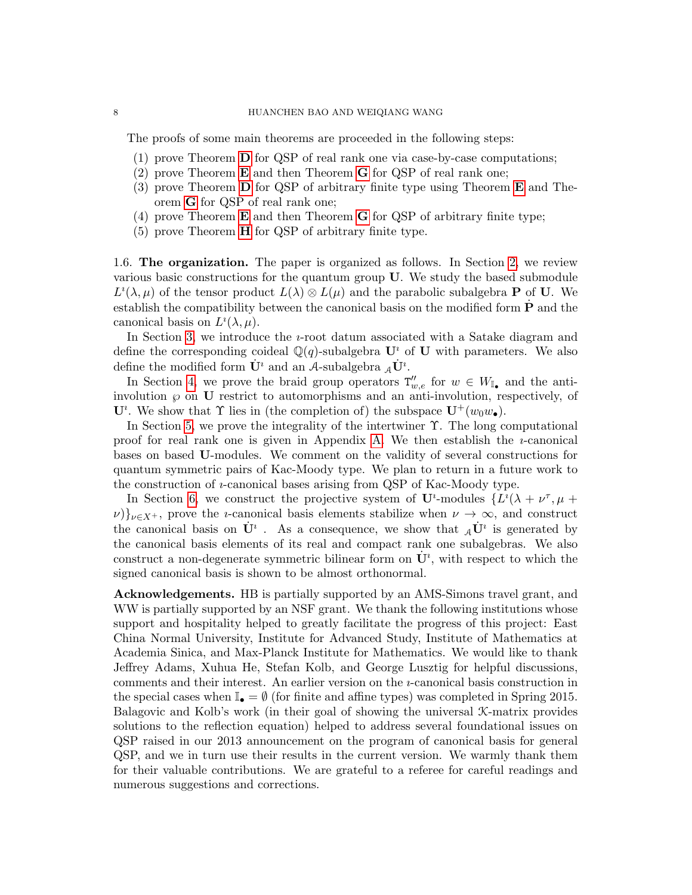The proofs of some main theorems are proceeded in the following steps:

1. prove Theorem **D** for QSP of real rank one via case-by-case computations;
2. prove Theorem **E** and then Theorem **G** for QSP of real rank one;
3. prove Theorem **D** for QSP of arbitrary finite type using Theorem **E** and Theorem **G** for QSP of real rank one;
4. prove Theorem **E** and then Theorem **G** for QSP of arbitrary finite type;
5. prove Theorem **H** for QSP of arbitrary finite type.

1.6. **The organization.** The paper is organized as follows. In Section 2, we review various basic constructions for the quantum group $\mathbf{U}$. We study the based submodule $L^\imath(\lambda, \mu)$ of the tensor product $L(\lambda) \otimes L(\mu)$ and the parabolic subalgebra $\mathbf{P}$ of $\mathbf{U}$. We establish the compatibility between the canonical basis on the modified form $\dot{\mathbf{P}}$ and the canonical basis on $L^\imath(\lambda, \mu)$.

In Section 3, we introduce the $\imath$-root datum associated with a Satake diagram and define the corresponding coideal $\mathbb{Q}(q)$-subalgebra $\mathbf{U}^\imath$ of $\mathbf{U}$ with parameters. We also define the modified form $\dot{\mathbf{U}}^\imath$ and an $\mathcal{A}$-subalgebra ${}_\mathcal{A}\dot{\mathbf{U}}^\imath$.

In Section 4, we prove the braid group operators $\mathrm{T}''_{w,e}$ for $w \in W_{\mathbb{I}_\bullet}$ and the anti-involution $\wp$ on $\mathbf{U}$ restrict to automorphisms and an anti-involution, respectively, of $\mathbf{U}^\imath$. We show that $\Upsilon$ lies in (the completion of) the subspace $\mathbf{U}^+(w_0 w_\bullet)$.

In Section 5, we prove the integrality of the intertwiner $\Upsilon$. The long computational proof for real rank one is given in Appendix A. We then establish the $\imath$-canonical bases on based $\mathbf{U}$-modules. We comment on the validity of several constructions for quantum symmetric pairs of Kac-Moody type. We plan to return in a future work to the construction of $\imath$-canonical bases arising from QSP of Kac-Moody type.

In Section 6, we construct the projective system of $\mathbf{U}^\imath$-modules $\{L^\imath(\lambda + \nu^\tau, \mu + \nu)\}_{\nu \in X^+}$, prove the $\imath$-canonical basis elements stabilize when $\nu \to \infty$, and construct the canonical basis on $\dot{\mathbf{U}}^\imath$ . As a consequence, we show that ${}_\mathcal{A}\dot{\mathbf{U}}^\imath$ is generated by the canonical basis elements of its real and compact rank one subalgebras. We also construct a non-degenerate symmetric bilinear form on $\dot{\mathbf{U}}^\imath$, with respect to which the signed canonical basis is shown to be almost orthonormal.

**Acknowledgements.** HB is partially supported by an AMS-Simons travel grant, and WW is partially supported by an NSF grant. We thank the following institutions whose support and hospitality helped to greatly facilitate the progress of this project: East China Normal University, Institute for Advanced Study, Institute of Mathematics at Academia Sinica, and Max-Planck Institute for Mathematics. We would like to thank Jeffrey Adams, Xuhua He, Stefan Kolb, and George Lusztig for helpful discussions, comments and their interest. An earlier version on the $\imath$-canonical basis construction in the special cases when $\mathbb{I}_\bullet = \emptyset$ (for finite and affine types) was completed in Spring 2015. Balagovic and Kolb's work (in their goal of showing the universal $\mathcal{K}$-matrix provides solutions to the reflection equation) helped to address several foundational issues on QSP raised in our 2013 announcement on the program of canonical basis for general QSP, and we in turn use their results in the current version. We warmly thank them for their valuable contributions. We are grateful to a referee for careful readings and numerous suggestions and corrections.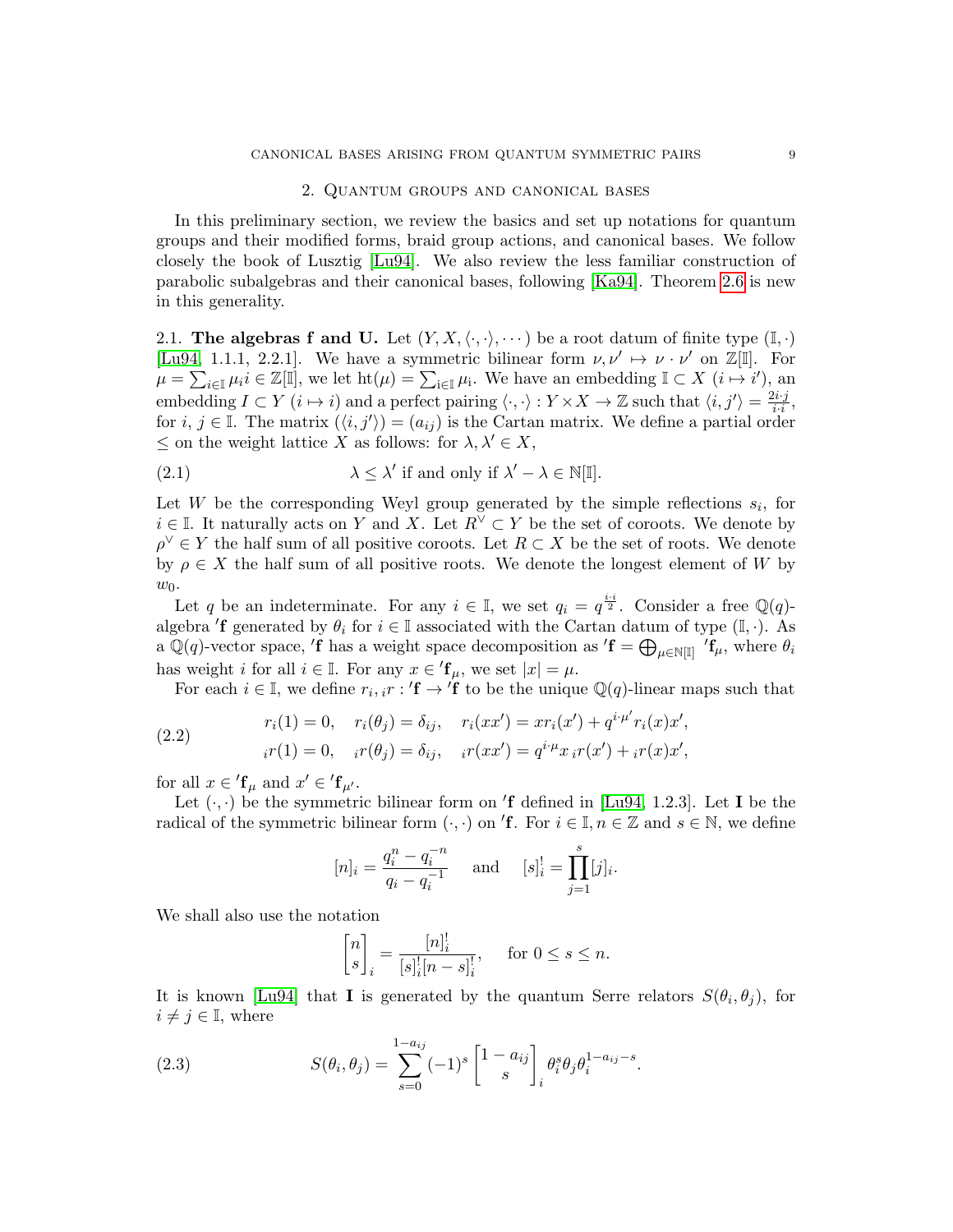## 2. Quantum groups and canonical bases

In this preliminary section, we review the basics and set up notations for quantum groups and their modified forms, braid group actions, and canonical bases. We follow closely the book of Lusztig [Lu94]. We also review the less familiar construction of parabolic subalgebras and their canonical bases, following [Ka94]. Theorem 2.6 is new in this generality.

2.1. **The algebras f and U.** Let $(Y, X, \langle \cdot, \cdot \rangle, \cdots)$ be a root datum of finite type $(\mathbb{I}, \cdot)$ [Lu94, 1.1.1, 2.2.1]. We have a symmetric bilinear form $\nu, \nu' \mapsto \nu \cdot \nu'$ on $\mathbb{Z}[\mathbb{I}]$. For $\mu = \sum_{i \in \mathbb{I}} \mu_i i \in \mathbb{Z}[\mathbb{I}]$, we let $\mathrm{ht}(\mu) = \sum_{i \in \mathbb{I}} \mu_i$. We have an embedding $\mathbb{I} \subset X$ $(i \mapsto i')$, an embedding $I \subset Y$ $(i \mapsto i)$ and a perfect pairing $\langle \cdot, \cdot \rangle : Y \times X \to \mathbb{Z}$ such that $\langle i, j' \rangle = \frac{2 i \cdot j}{i \cdot i}$, for $i, j \in \mathbb{I}$. The matrix $(\langle i, j' \rangle) = (a_{ij})$ is the Cartan matrix. We define a partial order $\leq$ on the weight lattice $X$ as follows: for $\lambda, \lambda' \in X$,

$$\lambda \leq \lambda' \text{ if and only if } \lambda' - \lambda \in \mathbb{N}[\mathbb{I}]. \tag{2.1}$$

Let $W$ be the corresponding Weyl group generated by the simple reflections $s_i$, for $i \in \mathbb{I}$. It naturally acts on $Y$ and $X$. Let $R^\vee \subset Y$ be the set of coroots. We denote by $\rho^\vee \in Y$ the half sum of all positive coroots. Let $R \subset X$ be the set of roots. We denote by $\rho \in X$ the half sum of all positive roots. We denote the longest element of $W$ by $w_0$.

Let $q$ be an indeterminate. For any $i \in \mathbb{I}$, we set $q_i = q^{\frac{i \cdot i}{2}}$. Consider a free $\mathbb{Q}(q)$-algebra $'\mathbf{f}$ generated by $\theta_i$ for $i \in \mathbb{I}$ associated with the Cartan datum of type $(\mathbb{I}, \cdot)$. As a $\mathbb{Q}(q)$-vector space, $'\mathbf{f}$ has a weight space decomposition as $'\mathbf{f} = \bigoplus_{\mu \in \mathbb{N}[\mathbb{I}]} {'\mathbf{f}_\mu}$, where $\theta_i$ has weight $i$ for all $i \in \mathbb{I}$. For any $x \in {'\mathbf{f}_\mu}$, we set $|x| = \mu$.

For each $i \in \mathbb{I}$, we define $r_i, {_i r} : {'\mathbf{f}} \to {'\mathbf{f}}$ to be the unique $\mathbb{Q}(q)$-linear maps such that

$$\begin{aligned} &r_i(1) = 0, \quad r_i(\theta_j) = \delta_{ij}, \quad r_i(xx') = x r_i(x') + q^{i \cdot \mu'} r_i(x) x', \\ &{_i r}(1) = 0, \quad {_i r}(\theta_j) = \delta_{ij}, \quad {_i r}(xx') = q^{i \cdot \mu} x \, {_i r}(x') + {_i r}(x) x', \end{aligned} \tag{2.2}$$

for all $x \in {'\mathbf{f}_\mu}$ and $x' \in {'\mathbf{f}_{\mu'}}$.

Let $(\cdot, \cdot)$ be the symmetric bilinear form on $'\mathbf{f}$ defined in [Lu94, 1.2.3]. Let $\mathbf{I}$ be the radical of the symmetric bilinear form $(\cdot, \cdot)$ on $'\mathbf{f}$. For $i \in \mathbb{I}, n \in \mathbb{Z}$ and $s \in \mathbb{N}$, we define

$$[n]_i = \frac{q_i^n - q_i^{-n}}{q_i - q_i^{-1}} \quad \text{ and } \quad [s]_i^! = \prod_{j=1}^{s} [j]_i.$$

We shall also use the notation

$$\begin{bmatrix} n \\ s \end{bmatrix}_i = \frac{[n]_i^!}{[s]_i^! [n-s]_i^!}, \quad \text{ for } 0 \leq s \leq n.$$

It is known [Lu94] that $\mathbf{I}$ is generated by the quantum Serre relators $S(\theta_i, \theta_j)$, for $i \neq j \in \mathbb{I}$, where

$$S(\theta_i, \theta_j) = \sum_{s=0}^{1-a_{ij}} (-1)^s \begin{bmatrix} 1 - a_{ij} \\ s \end{bmatrix}_i \theta_i^s \theta_j \theta_i^{1-a_{ij}-s}. \tag{2.3}$$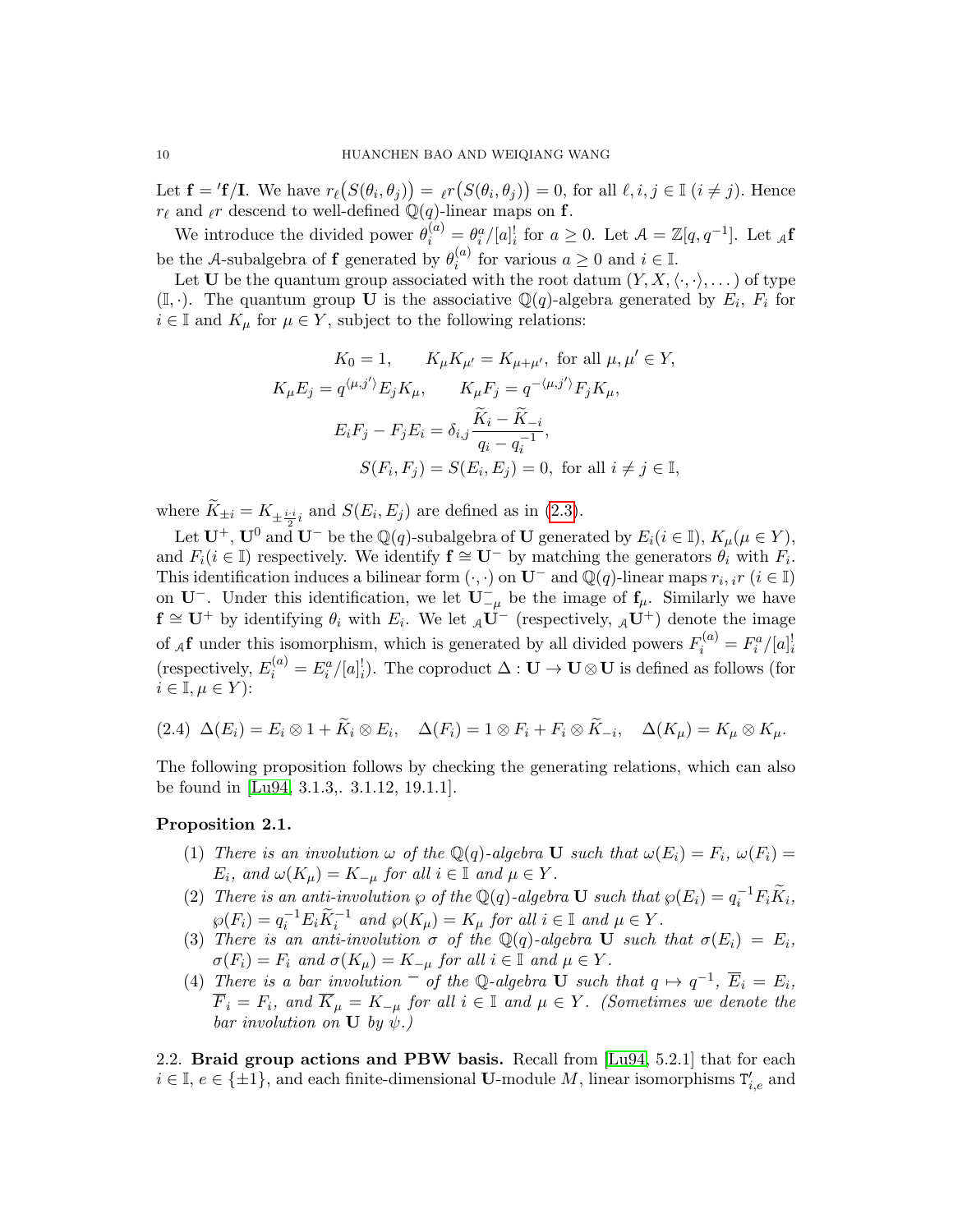Let $\mathbf{f} = {}'\mathbf{f}/\mathbf{I}$. We have $r_\ell\big(S(\theta_i,\theta_j)\big) = {}_\ell r\big(S(\theta_i,\theta_j)\big) = 0$, for all $\ell, i, j \in \mathbb{I}$ $(i \neq j)$. Hence $r_\ell$ and ${}_\ell r$ descend to well-defined $\mathbb{Q}(q)$-linear maps on $\mathbf{f}$.

We introduce the divided power $\theta_i^{(a)} = \theta_i^a/[a]_i^!$ for $a \geq 0$. Let $\mathcal{A} = \mathbb{Z}[q, q^{-1}]$. Let ${}_\mathcal{A}\mathbf{f}$ be the $\mathcal{A}$-subalgebra of $\mathbf{f}$ generated by $\theta_i^{(a)}$ for various $a \geq 0$ and $i \in \mathbb{I}$.

Let $\mathbf{U}$ be the quantum group associated with the root datum $(Y, X, \langle\cdot,\cdot\rangle, \dots)$ of type $(\mathbb{I}, \cdot)$. The quantum group $\mathbf{U}$ is the associative $\mathbb{Q}(q)$-algebra generated by $E_i$, $F_i$ for $i \in \mathbb{I}$ and $K_\mu$ for $\mu \in Y$, subject to the following relations:

$$
\begin{aligned}
K_0 = 1, \qquad K_\mu K_{\mu'} &= K_{\mu+\mu'}, \text{ for all } \mu, \mu' \in Y,\\
K_\mu E_j = q^{\langle \mu, j' \rangle} E_j K_\mu, \qquad K_\mu F_j &= q^{-\langle \mu, j' \rangle} F_j K_\mu,\\
E_i F_j - F_j E_i &= \delta_{i,j} \frac{\widetilde{K}_i - \widetilde{K}_{-i}}{q_i - q_i^{-1}},\\
S(F_i, F_j) &= S(E_i, E_j) = 0, \text{ for all } i \neq j \in \mathbb{I},
\end{aligned}
$$

where $\widetilde{K}_{\pm i} = K_{\pm \frac{i \cdot i}{2} i}$ and $S(E_i, E_j)$ are defined as in (2.3).

Let $\mathbf{U}^+$, $\mathbf{U}^0$ and $\mathbf{U}^-$ be the $\mathbb{Q}(q)$-subalgebra of $\mathbf{U}$ generated by $E_i (i \in \mathbb{I})$, $K_\mu (\mu \in Y)$, and $F_i (i \in \mathbb{I})$ respectively. We identify $\mathbf{f} \cong \mathbf{U}^-$ by matching the generators $\theta_i$ with $F_i$. This identification induces a bilinear form $(\cdot,\cdot)$ on $\mathbf{U}^-$ and $\mathbb{Q}(q)$-linear maps $r_i, {}_i r$ $(i \in \mathbb{I})$ on $\mathbf{U}^-$. Under this identification, we let $\mathbf{U}^-_{-\mu}$ be the image of $\mathbf{f}_\mu$. Similarly we have $\mathbf{f} \cong \mathbf{U}^+$ by identifying $\theta_i$ with $E_i$. We let ${}_\mathcal{A}\mathbf{U}^-$ (respectively, ${}_\mathcal{A}\mathbf{U}^+$) denote the image of ${}_\mathcal{A}\mathbf{f}$ under this isomorphism, which is generated by all divided powers $F_i^{(a)} = F_i^a/[a]_i^!$ (respectively, $E_i^{(a)} = E_i^a/[a]_i^!$). The coproduct $\Delta : \mathbf{U} \to \mathbf{U} \otimes \mathbf{U}$ is defined as follows (for $i \in \mathbb{I}, \mu \in Y$):

$$
(2.4) \quad \Delta(E_i) = E_i \otimes 1 + \widetilde{K}_i \otimes E_i, \quad \Delta(F_i) = 1 \otimes F_i + F_i \otimes \widetilde{K}_{-i}, \quad \Delta(K_\mu) = K_\mu \otimes K_\mu.
$$

The following proposition follows by checking the generating relations, which can also be found in [Lu94, 3.1.3,. 3.1.12, 19.1.1].

**Proposition 2.1.**

1. *There is an involution $\omega$ of the $\mathbb{Q}(q)$-algebra $\mathbf{U}$ such that $\omega(E_i) = F_i$, $\omega(F_i) = E_i$, and $\omega(K_\mu) = K_{-\mu}$ for all $i \in \mathbb{I}$ and $\mu \in Y$.*
2. *There is an anti-involution $\wp$ of the $\mathbb{Q}(q)$-algebra $\mathbf{U}$ such that $\wp(E_i) = q_i^{-1} F_i \widetilde{K}_i$, $\wp(F_i) = q_i^{-1} E_i \widetilde{K}_i^{-1}$ and $\wp(K_\mu) = K_\mu$ for all $i \in \mathbb{I}$ and $\mu \in Y$.*
3. *There is an anti-involution $\sigma$ of the $\mathbb{Q}(q)$-algebra $\mathbf{U}$ such that $\sigma(E_i) = E_i$, $\sigma(F_i) = F_i$ and $\sigma(K_\mu) = K_{-\mu}$ for all $i \in \mathbb{I}$ and $\mu \in Y$.*
4. *There is a bar involution $^-$ of the $\mathbb{Q}$-algebra $\mathbf{U}$ such that $q \mapsto q^{-1}$, $\overline{E}_i = E_i$, $\overline{F}_i = F_i$, and $\overline{K}_\mu = K_{-\mu}$ for all $i \in \mathbb{I}$ and $\mu \in Y$. (Sometimes we denote the bar involution on $\mathbf{U}$ by $\psi$.)*

2.2. **Braid group actions and PBW basis.** Recall from [Lu94, 5.2.1] that for each $i \in \mathbb{I}$, $e \in \{\pm 1\}$, and each finite-dimensional $\mathbf{U}$-module $M$, linear isomorphisms $\mathtt{T}'_{i,e}$ and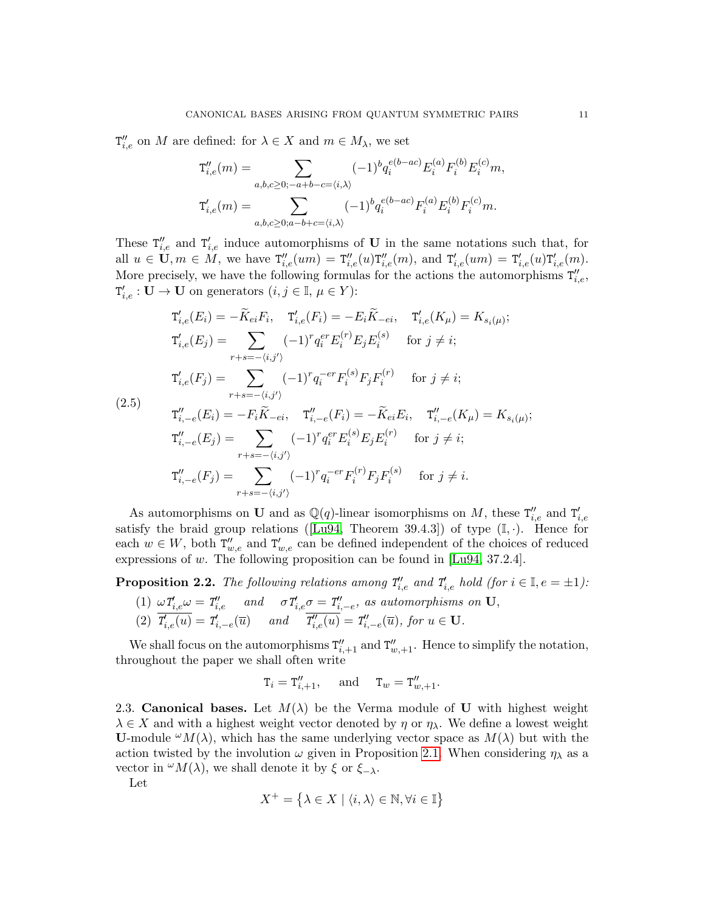$\mathtt{T}''_{i,e}$ on $M$ are defined: for $\lambda \in X$ and $m \in M_\lambda$, we set

$$\mathtt{T}''_{i,e}(m) = \sum_{a,b,c\geq 0; -a+b-c=\langle i,\lambda\rangle} (-1)^b q_i^{e(b-ac)} E_i^{(a)} F_i^{(b)} E_i^{(c)} m,$$

$$\mathtt{T}'_{i,e}(m) = \sum_{a,b,c\geq 0; a-b+c=\langle i,\lambda\rangle} (-1)^b q_i^{e(b-ac)} F_i^{(a)} E_i^{(b)} F_i^{(c)} m.$$

These $\mathtt{T}''_{i,e}$ and $\mathtt{T}'_{i,e}$ induce automorphisms of $\mathbf{U}$ in the same notations such that, for all $u \in \mathbf{U}, m \in M$, we have $\mathtt{T}''_{i,e}(um) = \mathtt{T}''_{i,e}(u)\mathtt{T}''_{i,e}(m)$, and $\mathtt{T}'_{i,e}(um) = \mathtt{T}'_{i,e}(u)\mathtt{T}'_{i,e}(m)$. More precisely, we have the following formulas for the actions the automorphisms $\mathtt{T}''_{i,e}$, $\mathtt{T}'_{i,e} : \mathbf{U} \to \mathbf{U}$ on generators ($i, j \in \mathbb{I}$, $\mu \in Y$):

$$
\begin{aligned}
&\mathtt{T}'_{i,e}(E_i) = -\widetilde{K}_{ei}F_i, \quad \mathtt{T}'_{i,e}(F_i) = -E_i\widetilde{K}_{-ei}, \quad \mathtt{T}'_{i,e}(K_\mu) = K_{s_i(\mu)};\\
&\mathtt{T}'_{i,e}(E_j) = \sum_{r+s=-\langle i,j'\rangle} (-1)^r q_i^{er} E_i^{(r)} E_j E_i^{(s)} \quad \text{for } j \neq i;\\
&\mathtt{T}'_{i,e}(F_j) = \sum_{r+s=-\langle i,j'\rangle} (-1)^r q_i^{-er} F_i^{(s)} F_j F_i^{(r)} \quad \text{for } j \neq i;\\
&\mathtt{T}''_{i,-e}(E_i) = -F_i\widetilde{K}_{-ei}, \quad \mathtt{T}''_{i,-e}(F_i) = -\widetilde{K}_{ei}E_i, \quad \mathtt{T}''_{i,-e}(K_\mu) = K_{s_i(\mu)};\\
&\mathtt{T}''_{i,-e}(E_j) = \sum_{r+s=-\langle i,j'\rangle} (-1)^r q_i^{er} E_i^{(s)} E_j E_i^{(r)} \quad \text{for } j \neq i;\\
&\mathtt{T}''_{i,-e}(F_j) = \sum_{r+s=-\langle i,j'\rangle} (-1)^r q_i^{-er} F_i^{(r)} F_j F_i^{(s)} \quad \text{for } j \neq i.
\end{aligned}
\tag{2.5}
$$

As automorphisms on $\mathbf{U}$ and as $\mathbb{Q}(q)$-linear isomorphisms on $M$, these $\mathtt{T}''_{i,e}$ and $\mathtt{T}'_{i,e}$ satisfy the braid group relations ([Lu94, Theorem 39.4.3]) of type $(\mathbb{I}, \cdot)$. Hence for each $w \in W$, both $\mathtt{T}''_{w,e}$ and $\mathtt{T}'_{w,e}$ can be defined independent of the choices of reduced expressions of $w$. The following proposition can be found in [Lu94, 37.2.4].

**Proposition 2.2.** *The following relations among $\mathtt{T}''_{i,e}$ and $\mathtt{T}'_{i,e}$ hold (for $i \in \mathbb{I}, e = \pm 1$):*

1. $\omega \mathtt{T}'_{i,e} \omega = \mathtt{T}''_{i,e}$ *and* $\sigma \mathtt{T}'_{i,e} \sigma = \mathtt{T}''_{i,-e}$, *as automorphisms on* $\mathbf{U}$,
2. $\overline{\mathtt{T}'_{i,e}(u)} = \mathtt{T}'_{i,-e}(\overline{u})$ *and* $\overline{\mathtt{T}''_{i,e}(u)} = \mathtt{T}''_{i,-e}(\overline{u})$, *for* $u \in \mathbf{U}$.

We shall focus on the automorphisms $\mathtt{T}''_{i,+1}$ and $\mathtt{T}''_{w,+1}$. Hence to simplify the notation, throughout the paper we shall often write

$$\mathtt{T}_i = \mathtt{T}''_{i,+1}, \quad \text{and} \quad \mathtt{T}_w = \mathtt{T}''_{w,+1}.$$

2.3. **Canonical bases.** Let $M(\lambda)$ be the Verma module of $\mathbf{U}$ with highest weight $\lambda \in X$ and with a highest weight vector denoted by $\eta$ or $\eta_\lambda$. We define a lowest weight $\mathbf{U}$-module ${}^\omega M(\lambda)$, which has the same underlying vector space as $M(\lambda)$ but with the action twisted by the involution $\omega$ given in Proposition 2.1. When considering $\eta_\lambda$ as a vector in ${}^\omega M(\lambda)$, we shall denote it by $\xi$ or $\xi_{-\lambda}$.

Let

$$X^+ = \{\lambda \in X \mid \langle i, \lambda\rangle \in \mathbb{N}, \forall i \in \mathbb{I}\}$$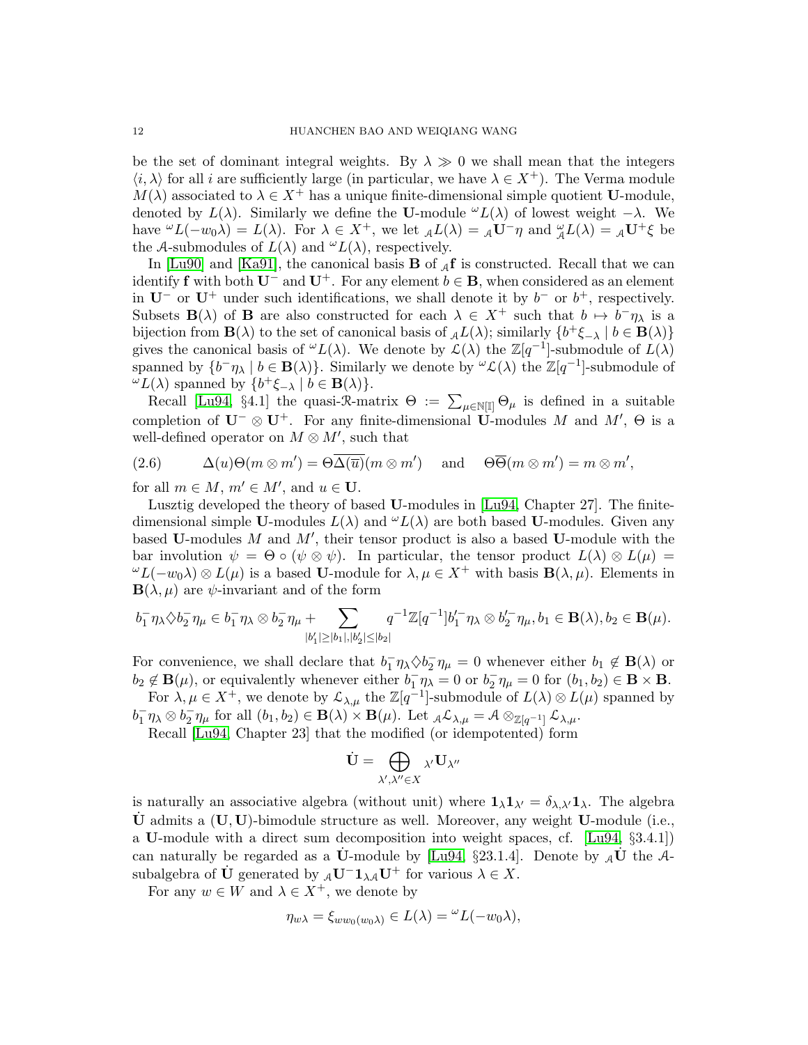be the set of dominant integral weights. By $\lambda \gg 0$ we shall mean that the integers $\langle i, \lambda \rangle$ for all $i$ are sufficiently large (in particular, we have $\lambda \in X^+$). The Verma module $M(\lambda)$ associated to $\lambda \in X^+$ has a unique finite-dimensional simple quotient $\mathbf{U}$-module, denoted by $L(\lambda)$. Similarly we define the $\mathbf{U}$-module ${}^\omega L(\lambda)$ of lowest weight $-\lambda$. We have ${}^\omega L(-w_0\lambda) = L(\lambda)$. For $\lambda \in X^+$, we let ${}_\mathcal{A}L(\lambda) = {}_\mathcal{A}\mathbf{U}^- \eta$ and ${}^\omega_\mathcal{A}L(\lambda) = {}_\mathcal{A}\mathbf{U}^+ \xi$ be the $\mathcal{A}$-submodules of $L(\lambda)$ and ${}^\omega L(\lambda)$, respectively.

In [Lu90] and [Ka91], the canonical basis $\mathbf{B}$ of ${}_\mathcal{A}\mathbf{f}$ is constructed. Recall that we can identify $\mathbf{f}$ with both $\mathbf{U}^-$ and $\mathbf{U}^+$. For any element $b \in \mathbf{B}$, when considered as an element in $\mathbf{U}^-$ or $\mathbf{U}^+$ under such identifications, we shall denote it by $b^-$ or $b^+$, respectively. Subsets $\mathbf{B}(\lambda)$ of $\mathbf{B}$ are also constructed for each $\lambda \in X^+$ such that $b \mapsto b^- \eta_\lambda$ is a bijection from $\mathbf{B}(\lambda)$ to the set of canonical basis of ${}_\mathcal{A}L(\lambda)$; similarly $\{b^+ \xi_{-\lambda} \mid b \in \mathbf{B}(\lambda)\}$ gives the canonical basis of ${}^\omega L(\lambda)$. We denote by $\mathcal{L}(\lambda)$ the $\mathbb{Z}[q^{-1}]$-submodule of $L(\lambda)$ spanned by $\{b^- \eta_\lambda \mid b \in \mathbf{B}(\lambda)\}$. Similarly we denote by ${}^\omega\mathcal{L}(\lambda)$ the $\mathbb{Z}[q^{-1}]$-submodule of ${}^\omega L(\lambda)$ spanned by $\{b^+ \xi_{-\lambda} \mid b \in \mathbf{B}(\lambda)\}$.

Recall [Lu94, §4.1] the quasi-$\mathcal{R}$-matrix $\Theta := \sum_{\mu \in \mathbb{N}[\mathbb{I}]} \Theta_\mu$ is defined in a suitable completion of $\mathbf{U}^- \otimes \mathbf{U}^+$. For any finite-dimensional $\mathbf{U}$-modules $M$ and $M'$, $\Theta$ is a well-defined operator on $M \otimes M'$, such that

$$\Delta(u)\Theta(m \otimes m') = \Theta\overline{\Delta(\overline{u})}(m \otimes m') \quad \text{and} \quad \Theta\overline{\Theta}(m \otimes m') = m \otimes m', \tag{2.6}$$

for all $m \in M$, $m' \in M'$, and $u \in \mathbf{U}$.

Lusztig developed the theory of based $\mathbf{U}$-modules in [Lu94, Chapter 27]. The finite-dimensional simple $\mathbf{U}$-modules $L(\lambda)$ and ${}^\omega L(\lambda)$ are both based $\mathbf{U}$-modules. Given any based $\mathbf{U}$-modules $M$ and $M'$, their tensor product is also a based $\mathbf{U}$-module with the bar involution $\psi = \Theta \circ (\psi \otimes \psi)$. In particular, the tensor product $L(\lambda) \otimes L(\mu) = {}^\omega L(-w_0\lambda) \otimes L(\mu)$ is a based $\mathbf{U}$-module for $\lambda, \mu \in X^+$ with basis $\mathbf{B}(\lambda, \mu)$. Elements in $\mathbf{B}(\lambda, \mu)$ are $\psi$-invariant and of the form

$$b_1^- \eta_\lambda \diamondsuit b_2^- \eta_\mu \in b_1^- \eta_\lambda \otimes b_2^- \eta_\mu + \sum_{|b_1'| \geq |b_1|, |b_2'| \leq |b_2|} q^{-1}\mathbb{Z}[q^{-1}] b_1'^- \eta_\lambda \otimes b_2'^- \eta_\mu, b_1 \in \mathbf{B}(\lambda), b_2 \in \mathbf{B}(\mu).$$

For convenience, we shall declare that $b_1^- \eta_\lambda \diamondsuit b_2^- \eta_\mu = 0$ whenever either $b_1 \notin \mathbf{B}(\lambda)$ or $b_2 \notin \mathbf{B}(\mu)$, or equivalently whenever either $b_1^- \eta_\lambda = 0$ or $b_2^- \eta_\mu = 0$ for $(b_1, b_2) \in \mathbf{B} \times \mathbf{B}$.

For $\lambda, \mu \in X^+$, we denote by $\mathcal{L}_{\lambda,\mu}$ the $\mathbb{Z}[q^{-1}]$-submodule of $L(\lambda) \otimes L(\mu)$ spanned by $b_1^- \eta_\lambda \otimes b_2^- \eta_\mu$ for all $(b_1, b_2) \in \mathbf{B}(\lambda) \times \mathbf{B}(\mu)$. Let ${}_\mathcal{A}\mathcal{L}_{\lambda,\mu} = \mathcal{A} \otimes_{\mathbb{Z}[q^{-1}]} \mathcal{L}_{\lambda,\mu}$.

Recall [Lu94, Chapter 23] that the modified (or idempotented) form

$$\dot{\mathbf{U}} = \bigoplus_{\lambda', \lambda'' \in X} {}_{\lambda'}\mathbf{U}_{\lambda''}$$

is naturally an associative algebra (without unit) where $\mathbf{1}_\lambda \mathbf{1}_{\lambda'} = \delta_{\lambda,\lambda'} \mathbf{1}_\lambda$. The algebra $\dot{\mathbf{U}}$ admits a $(\mathbf{U}, \mathbf{U})$-bimodule structure as well. Moreover, any weight $\mathbf{U}$-module (i.e., a $\mathbf{U}$-module with a direct sum decomposition into weight spaces, cf. [Lu94, §3.4.1]) can naturally be regarded as a $\dot{\mathbf{U}}$-module by [Lu94, §23.1.4]. Denote by ${}_\mathcal{A}\dot{\mathbf{U}}$ the $\mathcal{A}$-subalgebra of $\dot{\mathbf{U}}$ generated by ${}_\mathcal{A}\mathbf{U}^- \mathbf{1}_\lambda {}_\mathcal{A}\mathbf{U}^+$ for various $\lambda \in X$.

For any $w \in W$ and $\lambda \in X^+$, we denote by

$$\eta_{w\lambda} = \xi_{ww_0(w_0\lambda)} \in L(\lambda) = {}^\omega L(-w_0\lambda),$$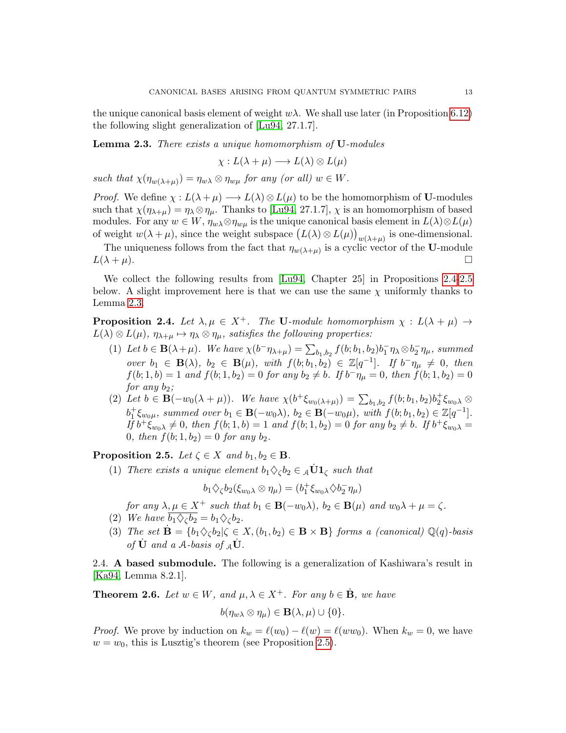the unique canonical basis element of weight $w\lambda$. We shall use later (in Proposition 6.12) the following slight generalization of [Lu94, 27.1.7].

**Lemma 2.3.** *There exists a unique homomorphism of* $\mathbf{U}$*-modules*

$$\chi : L(\lambda+\mu) \longrightarrow L(\lambda) \otimes L(\mu)$$

*such that* $\chi(\eta_{w(\lambda+\mu)}) = \eta_{w\lambda} \otimes \eta_{w\mu}$ *for any (or all)* $w \in W$.

*Proof.* We define $\chi : L(\lambda+\mu) \longrightarrow L(\lambda) \otimes L(\mu)$ to be the homomorphism of $\mathbf{U}$-modules such that $\chi(\eta_{\lambda+\mu}) = \eta_\lambda \otimes \eta_\mu$. Thanks to [Lu94, 27.1.7], $\chi$ is an homomorphism of based modules. For any $w \in W$, $\eta_{w\lambda} \otimes \eta_{w\mu}$ is the unique canonical basis element in $L(\lambda) \otimes L(\mu)$ of weight $w(\lambda+\mu)$, since the weight subspace $\big(L(\lambda) \otimes L(\mu)\big)_{w(\lambda+\mu)}$ is one-dimensional.

The uniqueness follows from the fact that $\eta_{w(\lambda+\mu)}$ is a cyclic vector of the $\mathbf{U}$-module $L(\lambda+\mu)$. $\square$

We collect the following results from [Lu94, Chapter 25] in Propositions 2.4-2.5 below. A slight improvement here is that we can use the same $\chi$ uniformly thanks to Lemma 2.3.

**Proposition 2.4.** *Let* $\lambda, \mu \in X^+$. *The* $\mathbf{U}$*-module homomorphism* $\chi : L(\lambda+\mu) \to L(\lambda) \otimes L(\mu)$, $\eta_{\lambda+\mu} \mapsto \eta_\lambda \otimes \eta_\mu$, *satisfies the following properties:*

1. *Let* $b \in \mathbf{B}(\lambda+\mu)$. *We have* $\chi(b^- \eta_{\lambda+\mu}) = \sum_{b_1,b_2} f(b;b_1,b_2) b_1^- \eta_\lambda \otimes b_2^- \eta_\mu$, *summed over* $b_1 \in \mathbf{B}(\lambda)$, $b_2 \in \mathbf{B}(\mu)$, *with* $f(b;b_1,b_2) \in \mathbb{Z}[q^{-1}]$. *If* $b^- \eta_\mu \neq 0$, *then* $f(b;1,b) = 1$ *and* $f(b;1,b_2) = 0$ *for any* $b_2 \neq b$. *If* $b^- \eta_\mu = 0$, *then* $f(b;1,b_2) = 0$ *for any* $b_2$;
2. *Let* $b \in \mathbf{B}(-w_0(\lambda+\mu))$. *We have* $\chi(b^+ \xi_{w_0(\lambda+\mu)}) = \sum_{b_1,b_2} f(b;b_1,b_2) b_2^+ \xi_{w_0\lambda} \otimes b_1^+ \xi_{w_0\mu}$, *summed over* $b_1 \in \mathbf{B}(-w_0\lambda)$, $b_2 \in \mathbf{B}(-w_0\mu)$, *with* $f(b;b_1,b_2) \in \mathbb{Z}[q^{-1}]$. *If* $b^+ \xi_{w_0\lambda} \neq 0$, *then* $f(b;1,b) = 1$ *and* $f(b;1,b_2) = 0$ *for any* $b_2 \neq b$. *If* $b^+ \xi_{w_0\lambda} = 0$, *then* $f(b;1,b_2) = 0$ *for any* $b_2$.

**Proposition 2.5.** *Let* $\zeta \in X$ *and* $b_1, b_2 \in \mathbf{B}$.

1. *There exists a unique element* $b_1 \diamondsuit_\zeta b_2 \in {}_{\mathcal{A}}\dot{\mathbf{U}}\mathbf{1}_\zeta$ *such that*
$$b_1 \diamondsuit_\zeta b_2 (\xi_{w_0\lambda} \otimes \eta_\mu) = (b_1^+ \xi_{w_0\lambda} \diamondsuit b_2^- \eta_\mu)$$
*for any* $\lambda, \mu \in X^+$ *such that* $b_1 \in \mathbf{B}(-w_0\lambda)$, $b_2 \in \mathbf{B}(\mu)$ *and* $w_0\lambda + \mu = \zeta$.
2. *We have* $\overline{b_1 \diamondsuit_\zeta b_2} = b_1 \diamondsuit_\zeta b_2$.
3. *The set* $\dot{\mathbf{B}} = \{b_1 \diamondsuit_\zeta b_2 | \zeta \in X, (b_1,b_2) \in \mathbf{B} \times \mathbf{B}\}$ *forms a (canonical)* $\mathbb{Q}(q)$*-basis of* $\dot{\mathbf{U}}$ *and a* $\mathcal{A}$*-basis of* ${}_{\mathcal{A}}\dot{\mathbf{U}}$.

2.4. **A based submodule.** The following is a generalization of Kashiwara's result in [Ka94, Lemma 8.2.1].

**Theorem 2.6.** *Let* $w \in W$, *and* $\mu, \lambda \in X^+$. *For any* $b \in \dot{\mathbf{B}}$, *we have*

$$b(\eta_{w\lambda} \otimes \eta_\mu) \in \mathbf{B}(\lambda,\mu) \cup \{0\}.$$

*Proof.* We prove by induction on $k_w = \ell(w_0) - \ell(w) = \ell(ww_0)$. When $k_w = 0$, we have $w = w_0$, this is Lusztig's theorem (see Proposition 2.5).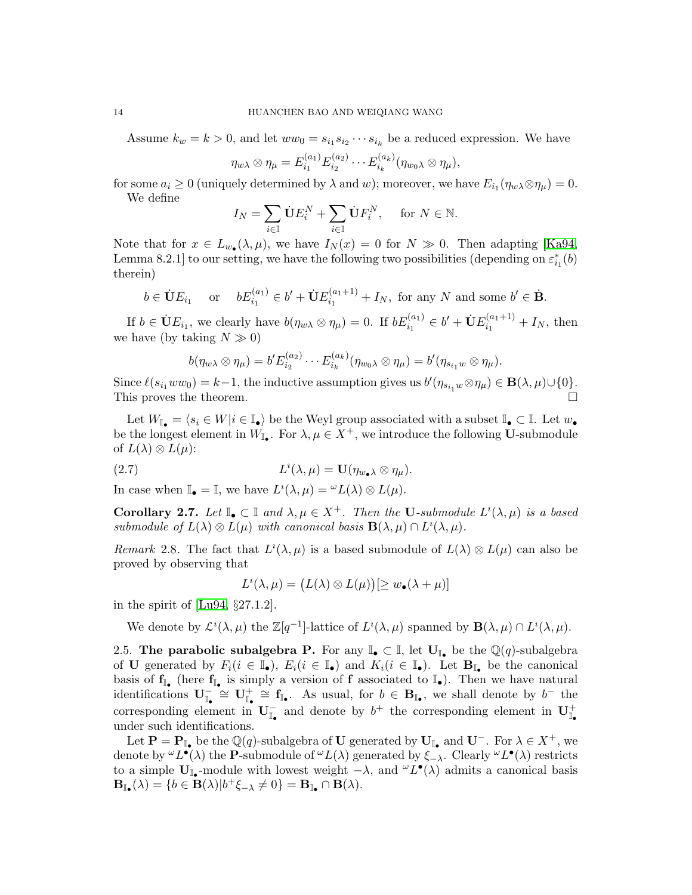Assume $k_w = k > 0$, and let $ww_0 = s_{i_1} s_{i_2} \cdots s_{i_k}$ be a reduced expression. We have

$$\eta_{w\lambda} \otimes \eta_\mu = E_{i_1}^{(a_1)} E_{i_2}^{(a_2)} \cdots E_{i_k}^{(a_k)} (\eta_{w_0\lambda} \otimes \eta_\mu),$$

for some $a_i \geq 0$ (uniquely determined by $\lambda$ and $w$); moreover, we have $E_{i_1}(\eta_{w\lambda} \otimes \eta_\mu) = 0$.

We define

$$I_N = \sum_{i \in \mathbb{I}} \dot{\mathbf{U}} E_i^N + \sum_{i \in \mathbb{I}} \dot{\mathbf{U}} F_i^N, \quad \text{ for } N \in \mathbb{N}.$$

Note that for $x \in L_{w_\bullet}(\lambda, \mu)$, we have $I_N(x) = 0$ for $N \gg 0$. Then adapting [Ka94, Lemma 8.2.1] to our setting, we have the following two possibilities (depending on $\varepsilon_{i_1}^*(b)$ therein)

$$b \in \dot{\mathbf{U}} E_{i_1} \quad \text{ or } \quad b E_{i_1}^{(a_1)} \in b' + \dot{\mathbf{U}} E_{i_1}^{(a_1+1)} + I_N, \text{ for any } N \text{ and some } b' \in \dot{\mathbf{B}}.$$

If $b \in \dot{\mathbf{U}} E_{i_1}$, we clearly have $b(\eta_{w\lambda} \otimes \eta_\mu) = 0$. If $b E_{i_1}^{(a_1)} \in b' + \dot{\mathbf{U}} E_{i_1}^{(a_1+1)} + I_N$, then we have (by taking $N \gg 0$)

$$b(\eta_{w\lambda} \otimes \eta_\mu) = b' E_{i_2}^{(a_2)} \cdots E_{i_k}^{(a_k)} (\eta_{w_0\lambda} \otimes \eta_\mu) = b'(\eta_{s_{i_1} w} \otimes \eta_\mu).$$

Since $\ell(s_{i_1} w w_0) = k-1$, the inductive assumption gives us $b'(\eta_{s_{i_1} w} \otimes \eta_\mu) \in \mathbf{B}(\lambda, \mu) \cup \{0\}$. This proves the theorem. $\square$

Let $W_{\mathbb{I}_\bullet} = \langle s_i \in W | i \in \mathbb{I}_\bullet \rangle$ be the Weyl group associated with a subset $\mathbb{I}_\bullet \subset \mathbb{I}$. Let $w_\bullet$ be the longest element in $W_{\mathbb{I}_\bullet}$. For $\lambda, \mu \in X^+$, we introduce the following $\mathbf{U}$-submodule of $L(\lambda) \otimes L(\mu)$:

$$L^\imath(\lambda, \mu) = \mathbf{U}(\eta_{w_\bullet \lambda} \otimes \eta_\mu). \tag{2.7}$$

In case when $\mathbb{I}_\bullet = \mathbb{I}$, we have $L^\imath(\lambda, \mu) = {}^\omega L(\lambda) \otimes L(\mu)$.

**Corollary 2.7.** *Let $\mathbb{I}_\bullet \subset \mathbb{I}$ and $\lambda, \mu \in X^+$. Then the $\mathbf{U}$-submodule $L^\imath(\lambda, \mu)$ is a based submodule of $L(\lambda) \otimes L(\mu)$ with canonical basis $\mathbf{B}(\lambda, \mu) \cap L^\imath(\lambda, \mu)$.*

*Remark* 2.8. The fact that $L^\imath(\lambda, \mu)$ is a based submodule of $L(\lambda) \otimes L(\mu)$ can also be proved by observing that

$$L^\imath(\lambda, \mu) = \big(L(\lambda) \otimes L(\mu)\big)[\geq w_\bullet(\lambda + \mu)]$$

in the spirit of [Lu94, §27.1.2].

We denote by $\mathcal{L}^\imath(\lambda, \mu)$ the $\mathbb{Z}[q^{-1}]$-lattice of $L^\imath(\lambda, \mu)$ spanned by $\mathbf{B}(\lambda, \mu) \cap L^\imath(\lambda, \mu)$.

2.5. **The parabolic subalgebra P.** For any $\mathbb{I}_\bullet \subset \mathbb{I}$, let $\mathbf{U}_{\mathbb{I}_\bullet}$ be the $\mathbb{Q}(q)$-subalgebra of $\mathbf{U}$ generated by $F_i (i \in \mathbb{I}_\bullet)$, $E_i (i \in \mathbb{I}_\bullet)$ and $K_i (i \in \mathbb{I}_\bullet)$. Let $\mathbf{B}_{\mathbb{I}_\bullet}$ be the canonical basis of $\mathbf{f}_{\mathbb{I}_\bullet}$ (here $\mathbf{f}_{\mathbb{I}_\bullet}$ is simply a version of $\mathbf{f}$ associated to $\mathbb{I}_\bullet$). Then we have natural identifications $\mathbf{U}^-_{\mathbb{I}_\bullet} \cong \mathbf{U}^+_{\mathbb{I}_\bullet} \cong \mathbf{f}_{\mathbb{I}_\bullet}$. As usual, for $b \in \mathbf{B}_{\mathbb{I}_\bullet}$, we shall denote by $b^-$ the corresponding element in $\mathbf{U}^-_{\mathbb{I}_\bullet}$ and denote by $b^+$ the corresponding element in $\mathbf{U}^+_{\mathbb{I}_\bullet}$ under such identifications.

Let $\mathbf{P} = \mathbf{P}_{\mathbb{I}_\bullet}$ be the $\mathbb{Q}(q)$-subalgebra of $\mathbf{U}$ generated by $\mathbf{U}_{\mathbb{I}_\bullet}$ and $\mathbf{U}^-$. For $\lambda \in X^+$, we denote by ${}^\omega L^\bullet(\lambda)$ the $\mathbf{P}$-submodule of ${}^\omega L(\lambda)$ generated by $\xi_{-\lambda}$. Clearly ${}^\omega L^\bullet(\lambda)$ restricts to a simple $\mathbf{U}_{\mathbb{I}_\bullet}$-module with lowest weight $-\lambda$, and ${}^\omega L^\bullet(\lambda)$ admits a canonical basis $\mathbf{B}_{\mathbb{I}_\bullet}(\lambda) = \{b \in \mathbf{B}(\lambda) | b^+ \xi_{-\lambda} \neq 0\} = \mathbf{B}_{\mathbb{I}_\bullet} \cap \mathbf{B}(\lambda)$.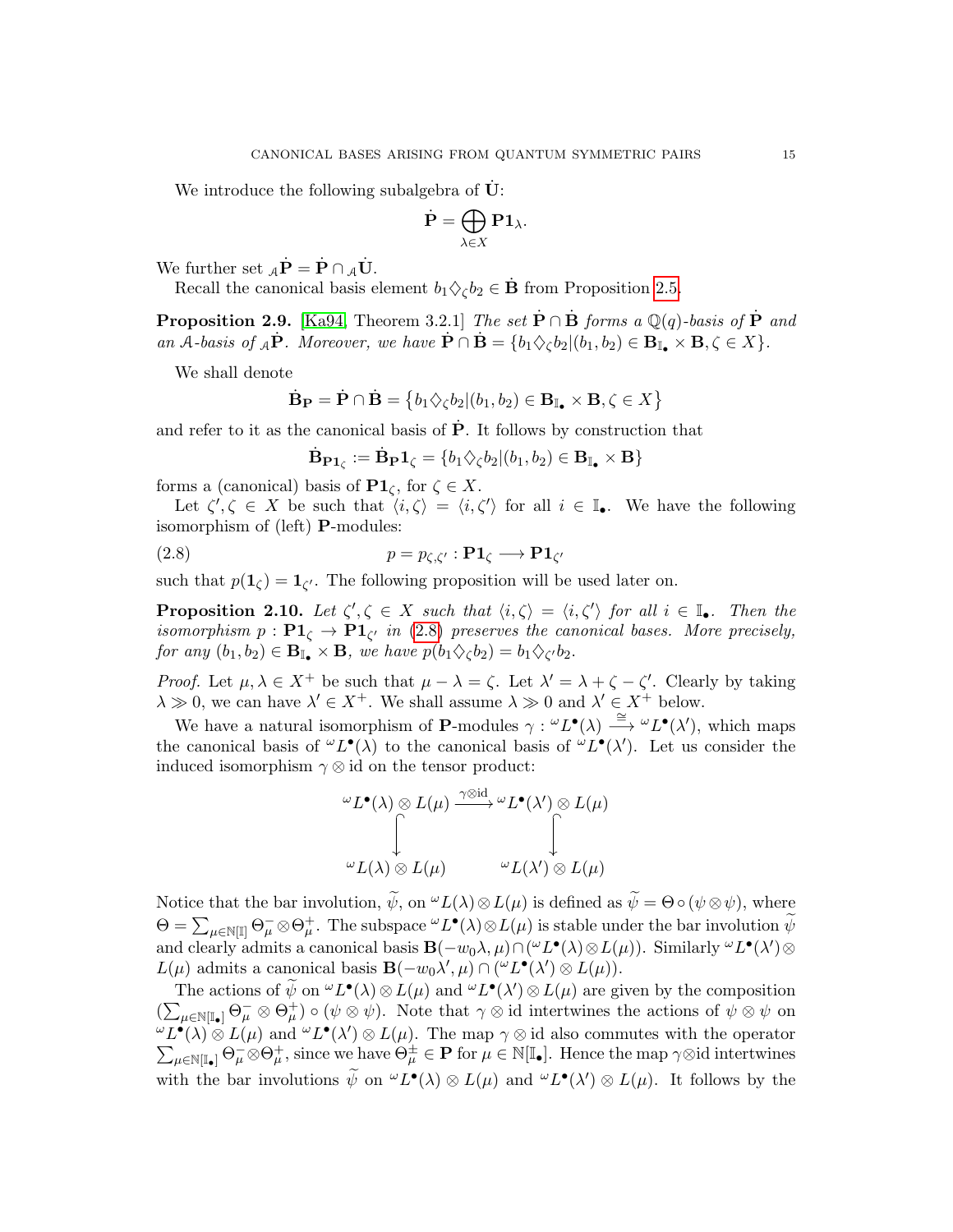We introduce the following subalgebra of $\dot{\mathbf{U}}$:

$$\dot{\mathbf{P}} = \bigoplus_{\lambda \in X} \mathbf{P}\mathbf{1}_\lambda.$$

We further set ${}_\mathcal{A}\dot{\mathbf{P}} = \dot{\mathbf{P}} \cap {}_\mathcal{A}\dot{\mathbf{U}}$.

Recall the canonical basis element $b_1 \diamondsuit_\zeta b_2 \in \dot{\mathbf{B}}$ from Proposition 2.5.

**Proposition 2.9.** [Ka94, Theorem 3.2.1] *The set $\dot{\mathbf{P}} \cap \dot{\mathbf{B}}$ forms a $\mathbb{Q}(q)$-basis of $\dot{\mathbf{P}}$ and an $\mathcal{A}$-basis of ${}_\mathcal{A}\dot{\mathbf{P}}$. Moreover, we have $\dot{\mathbf{P}} \cap \dot{\mathbf{B}} = \{b_1 \diamondsuit_\zeta b_2 | (b_1, b_2) \in \mathbf{B}_{\mathbb{I}_\bullet} \times \mathbf{B}, \zeta \in X\}$.*

We shall denote

$$\dot{\mathbf{B}}_{\mathbf{P}} = \dot{\mathbf{P}} \cap \dot{\mathbf{B}} = \{b_1 \diamondsuit_\zeta b_2 | (b_1, b_2) \in \mathbf{B}_{\mathbb{I}_\bullet} \times \mathbf{B}, \zeta \in X\}$$

and refer to it as the canonical basis of $\dot{\mathbf{P}}$. It follows by construction that

$$\dot{\mathbf{B}}_{\mathbf{P}\mathbf{1}_\zeta} := \dot{\mathbf{B}}_{\mathbf{P}}\mathbf{1}_\zeta = \{b_1 \diamondsuit_\zeta b_2 | (b_1, b_2) \in \mathbf{B}_{\mathbb{I}_\bullet} \times \mathbf{B}\}$$

forms a (canonical) basis of $\mathbf{P}\mathbf{1}_\zeta$, for $\zeta \in X$.

Let $\zeta', \zeta \in X$ be such that $\langle i, \zeta \rangle = \langle i, \zeta' \rangle$ for all $i \in \mathbb{I}_\bullet$. We have the following isomorphism of (left) $\mathbf{P}$-modules:

$$p = p_{\zeta,\zeta'} : \mathbf{P}\mathbf{1}_\zeta \longrightarrow \mathbf{P}\mathbf{1}_{\zeta'} \tag{2.8}$$

such that $p(\mathbf{1}_\zeta) = \mathbf{1}_{\zeta'}$. The following proposition will be used later on.

**Proposition 2.10.** *Let $\zeta', \zeta \in X$ such that $\langle i, \zeta \rangle = \langle i, \zeta' \rangle$ for all $i \in \mathbb{I}_\bullet$. Then the isomorphism $p : \mathbf{P}\mathbf{1}_\zeta \to \mathbf{P}\mathbf{1}_{\zeta'}$ in (2.8) preserves the canonical bases. More precisely, for any $(b_1, b_2) \in \mathbf{B}_{\mathbb{I}_\bullet} \times \mathbf{B}$, we have $p(b_1 \diamondsuit_\zeta b_2) = b_1 \diamondsuit_{\zeta'} b_2$.*

*Proof.* Let $\mu, \lambda \in X^+$ be such that $\mu - \lambda = \zeta$. Let $\lambda' = \lambda + \zeta - \zeta'$. Clearly by taking $\lambda \gg 0$, we can have $\lambda' \in X^+$. We shall assume $\lambda \gg 0$ and $\lambda' \in X^+$ below.

We have a natural isomorphism of $\mathbf{P}$-modules $\gamma : {}^\omega L^\bullet(\lambda) \xrightarrow{\cong} {}^\omega L^\bullet(\lambda')$, which maps the canonical basis of ${}^\omega L^\bullet(\lambda)$ to the canonical basis of ${}^\omega L^\bullet(\lambda')$. Let us consider the induced isomorphism $\gamma \otimes \mathrm{id}$ on the tensor product:

$$\begin{array}{ccc} {}^\omega L^\bullet(\lambda) \otimes L(\mu) & \xrightarrow{\gamma \otimes \mathrm{id}} & {}^\omega L^\bullet(\lambda') \otimes L(\mu) \\ \big\downarrow & & \big\downarrow \\ {}^\omega L(\lambda) \otimes L(\mu) & & {}^\omega L(\lambda') \otimes L(\mu) \end{array}$$

Notice that the bar involution, $\widetilde{\psi}$, on ${}^\omega L(\lambda) \otimes L(\mu)$ is defined as $\widetilde{\psi} = \Theta \circ (\psi \otimes \psi)$, where $\Theta = \sum_{\mu \in \mathbb{N}[\mathbb{I}]} \Theta^-_\mu \otimes \Theta^+_\mu$. The subspace ${}^\omega L^\bullet(\lambda) \otimes L(\mu)$ is stable under the bar involution $\widetilde{\psi}$ and clearly admits a canonical basis $\mathbf{B}(-w_0\lambda, \mu) \cap ({}^\omega L^\bullet(\lambda) \otimes L(\mu))$. Similarly ${}^\omega L^\bullet(\lambda') \otimes L(\mu)$ admits a canonical basis $\mathbf{B}(-w_0\lambda', \mu) \cap ({}^\omega L^\bullet(\lambda') \otimes L(\mu))$.

The actions of $\widetilde{\psi}$ on ${}^\omega L^\bullet(\lambda) \otimes L(\mu)$ and ${}^\omega L^\bullet(\lambda') \otimes L(\mu)$ are given by the composition $(\sum_{\mu \in \mathbb{N}[\mathbb{I}_\bullet]} \Theta^-_\mu \otimes \Theta^+_\mu) \circ (\psi \otimes \psi)$. Note that $\gamma \otimes \mathrm{id}$ intertwines the actions of $\psi \otimes \psi$ on ${}^\omega L^\bullet(\lambda) \otimes L(\mu)$ and ${}^\omega L^\bullet(\lambda') \otimes L(\mu)$. The map $\gamma \otimes \mathrm{id}$ also commutes with the operator $\sum_{\mu \in \mathbb{N}[\mathbb{I}_\bullet]} \Theta^-_\mu \otimes \Theta^+_\mu$, since we have $\Theta^\pm_\mu \in \mathbf{P}$ for $\mu \in \mathbb{N}[\mathbb{I}_\bullet]$. Hence the map $\gamma \otimes \mathrm{id}$ intertwines with the bar involutions $\widetilde{\psi}$ on ${}^\omega L^\bullet(\lambda) \otimes L(\mu)$ and ${}^\omega L^\bullet(\lambda') \otimes L(\mu)$. It follows by the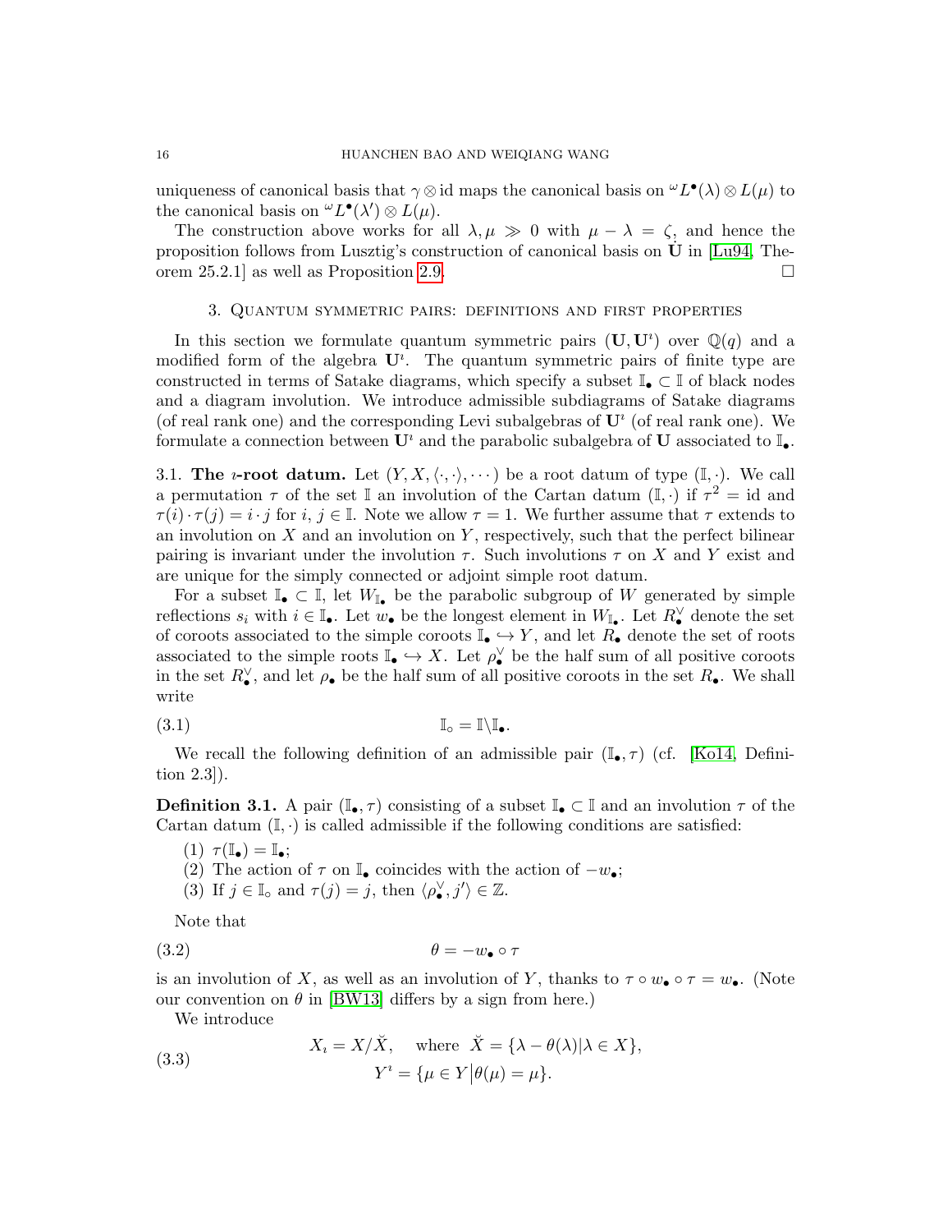uniqueness of canonical basis that $\gamma \otimes \mathrm{id}$ maps the canonical basis on ${}^\omega L^\bullet(\lambda) \otimes L(\mu)$ to the canonical basis on ${}^\omega L^\bullet(\lambda') \otimes L(\mu)$.

The construction above works for all $\lambda, \mu \gg 0$ with $\mu - \lambda = \zeta$, and hence the proposition follows from Lusztig's construction of canonical basis on $\dot{\mathbf{U}}$ in [Lu94, Theorem 25.2.1] as well as Proposition 2.9. $\square$

## 3. Quantum symmetric pairs: definitions and first properties

In this section we formulate quantum symmetric pairs $(\mathbf{U}, \mathbf{U}^\imath)$ over $\mathbb{Q}(q)$ and a modified form of the algebra $\mathbf{U}^\imath$. The quantum symmetric pairs of finite type are constructed in terms of Satake diagrams, which specify a subset $\mathbb{I}_\bullet \subset \mathbb{I}$ of black nodes and a diagram involution. We introduce admissible subdiagrams of Satake diagrams (of real rank one) and the corresponding Levi subalgebras of $\mathbf{U}^\imath$ (of real rank one). We formulate a connection between $\mathbf{U}^\imath$ and the parabolic subalgebra of $\mathbf{U}$ associated to $\mathbb{I}_\bullet$.

**3.1. The $\imath$-root datum.** Let $(Y, X, \langle\cdot,\cdot\rangle, \cdots)$ be a root datum of type $(\mathbb{I}, \cdot)$. We call a permutation $\tau$ of the set $\mathbb{I}$ an involution of the Cartan datum $(\mathbb{I}, \cdot)$ if $\tau^2 = \mathrm{id}$ and $\tau(i) \cdot \tau(j) = i \cdot j$ for $i, j \in \mathbb{I}$. Note we allow $\tau = 1$. We further assume that $\tau$ extends to an involution on $X$ and an involution on $Y$, respectively, such that the perfect bilinear pairing is invariant under the involution $\tau$. Such involutions $\tau$ on $X$ and $Y$ exist and are unique for the simply connected or adjoint simple root datum.

For a subset $\mathbb{I}_\bullet \subset \mathbb{I}$, let $W_{\mathbb{I}_\bullet}$ be the parabolic subgroup of $W$ generated by simple reflections $s_i$ with $i \in \mathbb{I}_\bullet$. Let $w_\bullet$ be the longest element in $W_{\mathbb{I}_\bullet}$. Let $R^\vee_\bullet$ denote the set of coroots associated to the simple coroots $\mathbb{I}_\bullet \hookrightarrow Y$, and let $R_\bullet$ denote the set of roots associated to the simple roots $\mathbb{I}_\bullet \hookrightarrow X$. Let $\rho^\vee_\bullet$ be the half sum of all positive coroots in the set $R^\vee_\bullet$, and let $\rho_\bullet$ be the half sum of all positive coroots in the set $R_\bullet$. We shall write

$$\mathbb{I}_\circ = \mathbb{I} \backslash \mathbb{I}_\bullet. \tag{3.1}$$

We recall the following definition of an admissible pair $(\mathbb{I}_\bullet, \tau)$ (cf. [Ko14, Definition 2.3]).

**Definition 3.1.** A pair $(\mathbb{I}_\bullet, \tau)$ consisting of a subset $\mathbb{I}_\bullet \subset \mathbb{I}$ and an involution $\tau$ of the Cartan datum $(\mathbb{I}, \cdot)$ is called admissible if the following conditions are satisfied:

1. $\tau(\mathbb{I}_\bullet) = \mathbb{I}_\bullet$;
2. The action of $\tau$ on $\mathbb{I}_\bullet$ coincides with the action of $-w_\bullet$;
3. If $j \in \mathbb{I}_\circ$ and $\tau(j) = j$, then $\langle \rho^\vee_\bullet, j' \rangle \in \mathbb{Z}$.

Note that

$$\theta = -w_\bullet \circ \tau \tag{3.2}$$

is an involution of $X$, as well as an involution of $Y$, thanks to $\tau \circ w_\bullet \circ \tau = w_\bullet$. (Note our convention on $\theta$ in [BW13] differs by a sign from here.)

We introduce

$$\begin{aligned} X_\imath &= X / \breve{X}, \quad \text{ where } \ \breve{X} = \{\lambda - \theta(\lambda) | \lambda \in X\}, \\ Y^\imath &= \{\mu \in Y \,\big|\, \theta(\mu) = \mu\}. \end{aligned} \tag{3.3}$$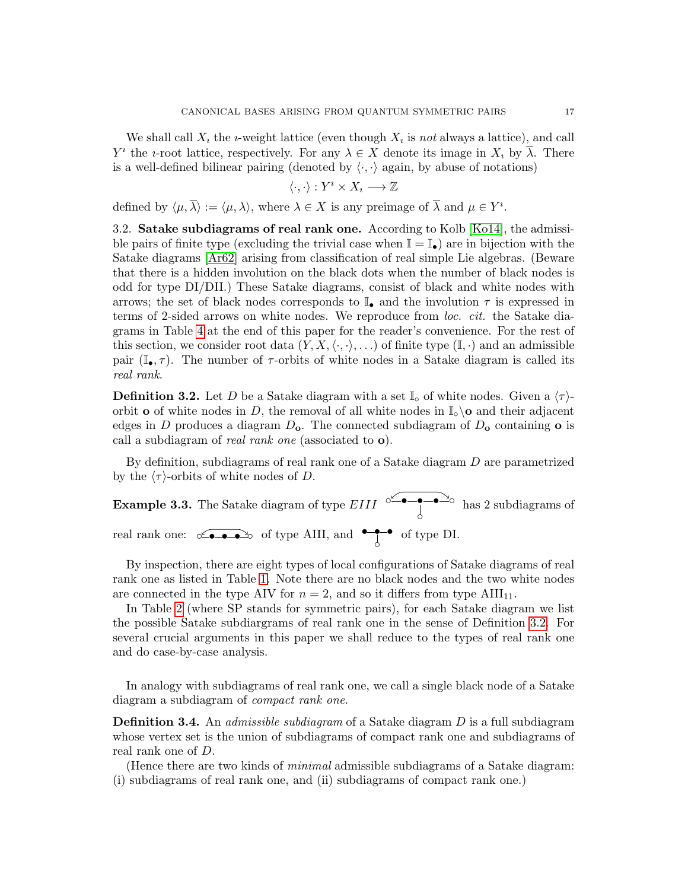We shall call $X_\imath$ the $\imath$-weight lattice (even though $X_\imath$ is *not* always a lattice), and call $Y^\imath$ the $\imath$-root lattice, respectively. For any $\lambda \in X$ denote its image in $X_\imath$ by $\overline{\lambda}$. There is a well-defined bilinear pairing (denoted by $\langle \cdot, \cdot \rangle$ again, by abuse of notations)

$$\langle \cdot, \cdot \rangle : Y^\imath \times X_\imath \longrightarrow \mathbb{Z}$$

defined by $\langle \mu, \overline{\lambda} \rangle := \langle \mu, \lambda \rangle$, where $\lambda \in X$ is any preimage of $\overline{\lambda}$ and $\mu \in Y^\imath$.

**3.2. Satake subdiagrams of real rank one.** According to Kolb [Ko14], the admissible pairs of finite type (excluding the trivial case when $\mathbb{I} = \mathbb{I}_\bullet$) are in bijection with the Satake diagrams [Ar62] arising from classification of real simple Lie algebras. (Beware that there is a hidden involution on the black dots when the number of black nodes is odd for type DI/DII.) These Satake diagrams, consist of black and white nodes with arrows; the set of black nodes corresponds to $\mathbb{I}_\bullet$ and the involution $\tau$ is expressed in terms of 2-sided arrows on white nodes. We reproduce from *loc. cit.* the Satake diagrams in Table 4 at the end of this paper for the reader's convenience. For the rest of this section, we consider root data $(Y, X, \langle \cdot, \cdot \rangle, \ldots)$ of finite type $(\mathbb{I}, \cdot)$ and an admissible pair $(\mathbb{I}_\bullet, \tau)$. The number of $\tau$-orbits of white nodes in a Satake diagram is called its *real rank*.

**Definition 3.2.** Let $D$ be a Satake diagram with a set $\mathbb{I}_\circ$ of white nodes. Given a $\langle \tau \rangle$-orbit $\mathbf{o}$ of white nodes in $D$, the removal of all white nodes in $\mathbb{I}_\circ \backslash \mathbf{o}$ and their adjacent edges in $D$ produces a diagram $D_{\mathbf{o}}$. The connected subdiagram of $D_{\mathbf{o}}$ containing $\mathbf{o}$ is call a subdiagram of *real rank one* (associated to $\mathbf{o}$).

By definition, subdiagrams of real rank one of a Satake diagram $D$ are parametrized by the $\langle \tau \rangle$-orbits of white nodes of $D$.

**Example 3.3.** The Satake diagram of type $EIII$ [diagram] has 2 subdiagrams of real rank one: [diagram] of type AIII, and [diagram] of type DI.

By inspection, there are eight types of local configurations of Satake diagrams of real rank one as listed in Table 1. Note there are no black nodes and the two white nodes are connected in the type AIV for $n = 2$, and so it differs from type $\mathrm{AIII}_{11}$.

In Table 2 (where SP stands for symmetric pairs), for each Satake diagram we list the possible Satake subdiargrams of real rank one in the sense of Definition 3.2. For several crucial arguments in this paper we shall reduce to the types of real rank one and do case-by-case analysis.

In analogy with subdiagrams of real rank one, we call a single black node of a Satake diagram a subdiagram of *compact rank one*.

**Definition 3.4.** An *admissible subdiagram* of a Satake diagram $D$ is a full subdiagram whose vertex set is the union of subdiagrams of compact rank one and subdiagrams of real rank one of $D$.

(Hence there are two kinds of *minimal* admissible subdiagrams of a Satake diagram: (i) subdiagrams of real rank one, and (ii) subdiagrams of compact rank one.)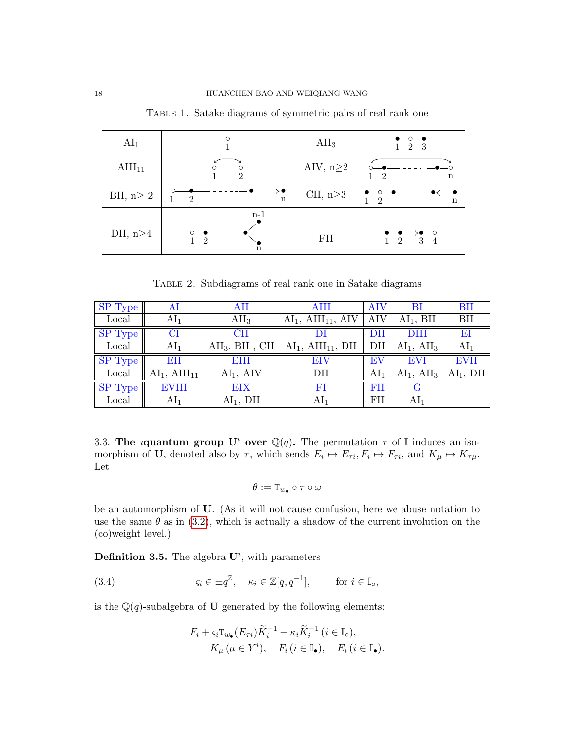Table 1. Satake diagrams of symmetric pairs of real rank one

| | | | |
|---|---|---|---|
| $\mathrm{AI}_1$ | ○ 1 | $\mathrm{AII}_3$ | ●—○—● 1 2 3 |
| $\mathrm{AIII}_{11}$ | ○ ○ 1 2 (with arrow between 1 and 2) | AIV, n≥2 | ○—●- - - -—●—○ 1 2 n (with arrow between 1 and n) |
| BII, n≥ 2 | ○—●- - - - - -● ⟩● 1 2 n | CII, n≥3 | ●—○—●- - -●⟸● 1 2 n |
| DII, n≥4 | ○—●- - - -● (branching to n-1 and n) 1 2 | FII | ●—●⟹●—○ 1 2 3 4 |

Table 2. Subdiagrams of real rank one in Satake diagrams

| SP Type | AI | AII | AIII | AIV | BI | BII |
|---|---|---|---|---|---|---|
| Local | $\mathrm{AI}_1$ | $\mathrm{AII}_3$ | $\mathrm{AI}_1$, $\mathrm{AIII}_{11}$, AIV | AIV | $\mathrm{AI}_1$, BII | BII |
| SP Type | CI | CII | DI | DII | DIII | EI |
| Local | $\mathrm{AI}_1$ | $\mathrm{AII}_3$, BII , CII | $\mathrm{AI}_1$, $\mathrm{AIII}_{11}$, DII | DII | $\mathrm{AI}_1$, $\mathrm{AII}_3$ | $\mathrm{AI}_1$ |
| SP Type | EII | EIII | EIV | EV | EVI | EVII |
| Local | $\mathrm{AI}_1$, $\mathrm{AIII}_{11}$ | $\mathrm{AI}_1$, AIV | DII | $\mathrm{AI}_1$ | $\mathrm{AI}_1$, $\mathrm{AII}_3$ | $\mathrm{AI}_1$, DII |
| SP Type | EVIII | EIX | FI | FII | G | |
| Local | $\mathrm{AI}_1$ | $\mathrm{AI}_1$, DII | $\mathrm{AI}_1$ | FII | $\mathrm{AI}_1$ | |

3.3. **The ıquantum group $\mathbf{U}^\imath$ over $\mathbb{Q}(q)$.** The permutation $\tau$ of $\mathbb{I}$ induces an isomorphism of $\mathbf{U}$, denoted also by $\tau$, which sends $E_i \mapsto E_{\tau i}$, $F_i \mapsto F_{\tau i}$, and $K_\mu \mapsto K_{\tau\mu}$. Let

$$\theta := \mathtt{T}_{w_\bullet} \circ \tau \circ \omega$$

be an automorphism of $\mathbf{U}$. (As it will not cause confusion, here we abuse notation to use the same $\theta$ as in (3.2), which is actually a shadow of the current involution on the (co)weight level.)

**Definition 3.5.** The algebra $\mathbf{U}^\imath$, with parameters

$$\varsigma_i \in \pm q^{\mathbb{Z}}, \quad \kappa_i \in \mathbb{Z}[q, q^{-1}], \qquad \text{for } i \in \mathbb{I}_\circ, \tag{3.4}$$

is the $\mathbb{Q}(q)$-subalgebra of $\mathbf{U}$ generated by the following elements:

$$F_i + \varsigma_i \mathtt{T}_{w_\bullet}(E_{\tau i})\widetilde{K}_i^{-1} + \kappa_i \widetilde{K}_i^{-1} \, (i \in \mathbb{I}_\circ),$$
$$K_\mu \, (\mu \in Y^\imath), \quad F_i \, (i \in \mathbb{I}_\bullet), \quad E_i \, (i \in \mathbb{I}_\bullet).$$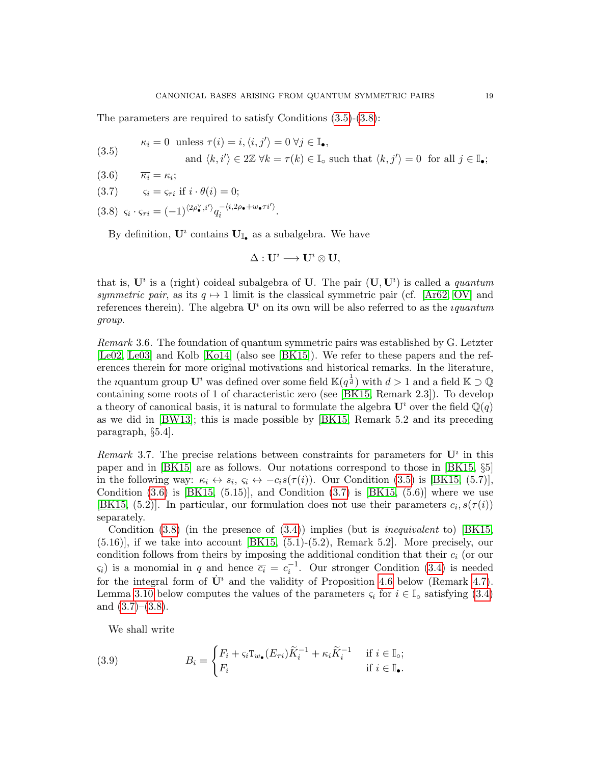The parameters are required to satisfy Conditions (3.5)-(3.8):

$$\kappa_i = 0 \text{ unless } \tau(i) = i, \langle i, j' \rangle = 0 \ \forall j \in \mathbb{I}_\bullet, \tag{3.5}$$
$$\text{and } \langle k, i' \rangle \in 2\mathbb{Z} \ \forall k = \tau(k) \in \mathbb{I}_\circ \text{ such that } \langle k, j' \rangle = 0 \text{ for all } j \in \mathbb{I}_\bullet;$$

$$\overline{\kappa_i} = \kappa_i; \tag{3.6}$$

$$\varsigma_i = \varsigma_{\tau i} \text{ if } i \cdot \theta(i) = 0; \tag{3.7}$$

$$\varsigma_i \cdot \varsigma_{\tau i} = (-1)^{\langle 2\rho_\bullet^\vee, i' \rangle} q_i^{-\langle i, 2\rho_\bullet + w_\bullet \tau i' \rangle}. \tag{3.8}$$

By definition, $\mathbf{U}^\imath$ contains $\mathbf{U}_{\mathbb{I}_\bullet}$ as a subalgebra. We have

$$\Delta : \mathbf{U}^\imath \longrightarrow \mathbf{U}^\imath \otimes \mathbf{U},$$

that is, $\mathbf{U}^\imath$ is a (right) coideal subalgebra of $\mathbf{U}$. The pair $(\mathbf{U}, \mathbf{U}^\imath)$ is called a *quantum symmetric pair*, as its $q \mapsto 1$ limit is the classical symmetric pair (cf. [Ar62, OV] and references therein). The algebra $\mathbf{U}^\imath$ on its own will be also referred to as the *ıquantum group*.

*Remark* 3.6. The foundation of quantum symmetric pairs was established by G. Letzter [Le02, Le03] and Kolb [Ko14] (also see [BK15]). We refer to these papers and the references therein for more original motivations and historical remarks. In the literature, the ıquantum group $\mathbf{U}^\imath$ was defined over some field $\mathbb{K}(q^{\frac{1}{d}})$ with $d > 1$ and a field $\mathbb{K} \supset \mathbb{Q}$ containing some roots of 1 of characteristic zero (see [BK15, Remark 2.3]). To develop a theory of canonical basis, it is natural to formulate the algebra $\mathbf{U}^\imath$ over the field $\mathbb{Q}(q)$ as we did in [BW13]; this is made possible by [BK15, Remark 5.2 and its preceding paragraph, §5.4].

*Remark* 3.7. The precise relations between constraints for parameters for $\mathbf{U}^\imath$ in this paper and in [BK15] are as follows. Our notations correspond to those in [BK15, §5] in the following way: $\kappa_i \leftrightarrow s_i$, $\varsigma_i \leftrightarrow -c_i s(\tau(i))$. Our Condition (3.5) is [BK15, (5.7)], Condition (3.6) is [BK15, (5.15)], and Condition (3.7) is [BK15, (5.6)] where we use [BK15, (5.2)]. In particular, our formulation does not use their parameters $c_i, s(\tau(i))$ separately.

Condition (3.8) (in the presence of (3.4)) implies (but is *inequivalent* to) [BK15, (5.16)], if we take into account [BK15, (5.1)-(5.2), Remark 5.2]. More precisely, our condition follows from theirs by imposing the additional condition that their $c_i$ (or our $\varsigma_i$) is a monomial in $q$ and hence $\overline{c_i} = c_i^{-1}$. Our stronger Condition (3.4) is needed for the integral form of $\dot{\mathbf{U}}^\imath$ and the validity of Proposition 4.6 below (Remark 4.7). Lemma 3.10 below computes the values of the parameters $\varsigma_i$ for $i \in \mathbb{I}_\circ$ satisfying (3.4) and (3.7)–(3.8).

We shall write

$$B_i = \begin{cases} F_i + \varsigma_i \mathtt{T}_{w_\bullet}(E_{\tau i}) \widetilde{K}_i^{-1} + \kappa_i \widetilde{K}_i^{-1} & \text{if } i \in \mathbb{I}_\circ; \\ F_i & \text{if } i \in \mathbb{I}_\bullet. \end{cases} \tag{3.9}$$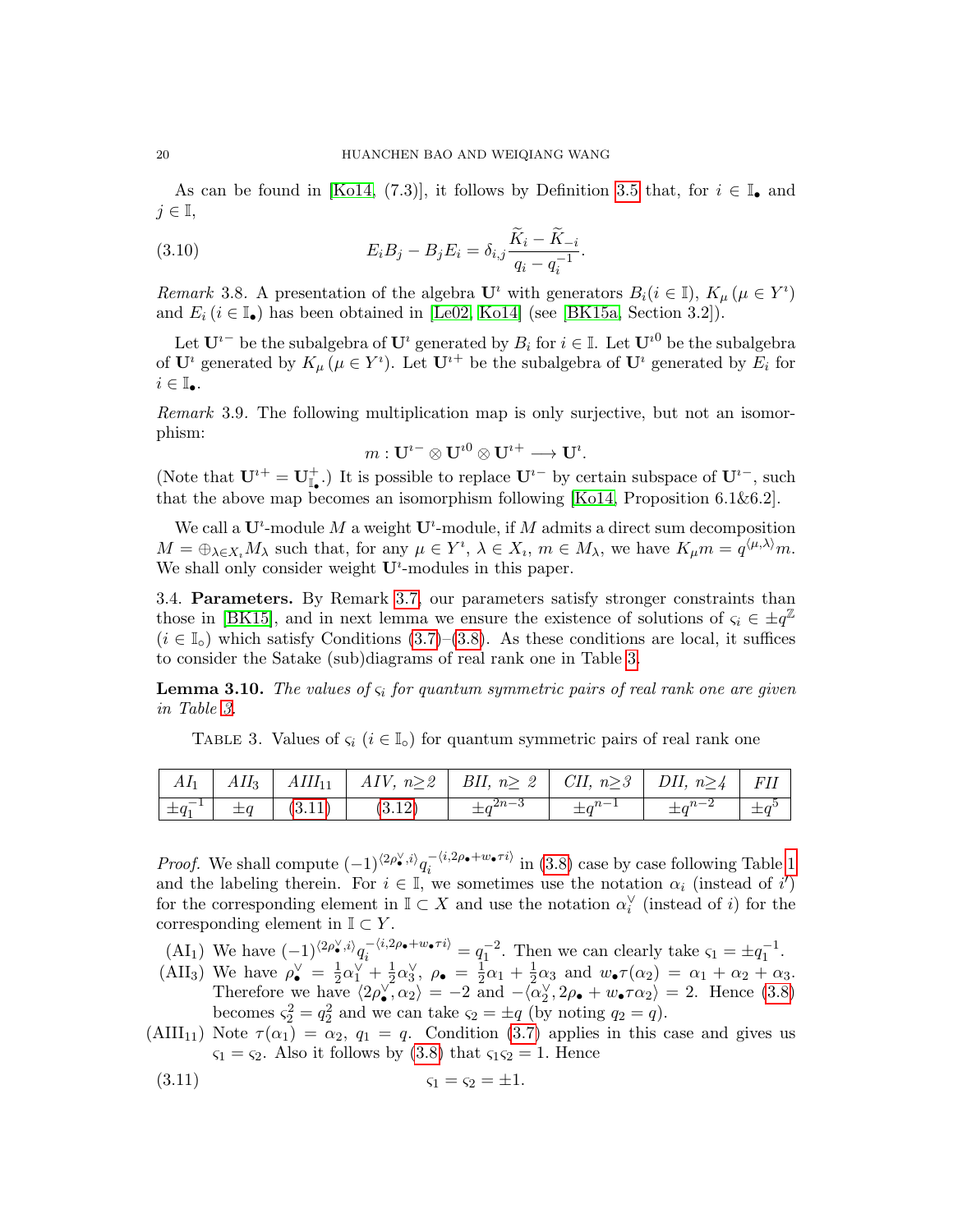As can be found in [Ko14, (7.3)], it follows by Definition 3.5 that, for $i \in \mathbb{I}_\bullet$ and $j \in \mathbb{I}$,

$$
E_i B_j - B_j E_i = \delta_{i,j} \frac{\widetilde{K}_i - \widetilde{K}_{-i}}{q_i - q_i^{-1}}. \tag{3.10}
$$

*Remark* 3.8. A presentation of the algebra $\mathbf{U}^\imath$ with generators $B_i (i \in \mathbb{I})$, $K_\mu\, (\mu \in Y^\imath)$ and $E_i\, (i \in \mathbb{I}_\bullet)$ has been obtained in [Le02, Ko14] (see [BK15a, Section 3.2]).

Let $\mathbf{U}^{\imath -}$ be the subalgebra of $\mathbf{U}^\imath$ generated by $B_i$ for $i \in \mathbb{I}$. Let $\mathbf{U}^{\imath 0}$ be the subalgebra of $\mathbf{U}^\imath$ generated by $K_\mu\, (\mu \in Y^\imath)$. Let $\mathbf{U}^{\imath +}$ be the subalgebra of $\mathbf{U}^\imath$ generated by $E_i$ for $i \in \mathbb{I}_\bullet$.

*Remark* 3.9. The following multiplication map is only surjective, but not an isomorphism:

$$
m : \mathbf{U}^{\imath -} \otimes \mathbf{U}^{\imath 0} \otimes \mathbf{U}^{\imath +} \longrightarrow \mathbf{U}^\imath.
$$

(Note that $\mathbf{U}^{\imath +} = \mathbf{U}^+_{\mathbb{I}_\bullet}$.) It is possible to replace $\mathbf{U}^{\imath -}$ by certain subspace of $\mathbf{U}^{\imath -}$, such that the above map becomes an isomorphism following [Ko14, Proposition 6.1&6.2].

We call a $\mathbf{U}^\imath$-module $M$ a weight $\mathbf{U}^\imath$-module, if $M$ admits a direct sum decomposition $M = \oplus_{\lambda \in X_\imath} M_\lambda$ such that, for any $\mu \in Y^\imath$, $\lambda \in X_\imath$, $m \in M_\lambda$, we have $K_\mu m = q^{\langle \mu, \lambda \rangle} m$. We shall only consider weight $\mathbf{U}^\imath$-modules in this paper.

**3.4. Parameters.** By Remark 3.7, our parameters satisfy stronger constraints than those in [BK15], and in next lemma we ensure the existence of solutions of $\varsigma_i \in \pm q^{\mathbb{Z}}$ $(i \in \mathbb{I}_\circ)$ which satisfy Conditions (3.7)–(3.8). As these conditions are local, it suffices to consider the Satake (sub)diagrams of real rank one in Table 3.

**Lemma 3.10.** *The values of $\varsigma_i$ for quantum symmetric pairs of real rank one are given in Table 3.*

TABLE 3. Values of $\varsigma_i$ $(i \in \mathbb{I}_\circ)$ for quantum symmetric pairs of real rank one

| $AI_1$ | $AII_3$ | $AIII_{11}$ | $AIV$, $n{\geq}2$ | $BII$, $n{\geq}$ 2 | $CII$, $n{\geq}3$ | $DII$, $n{\geq}4$ | $FII$ |
|---|---|---|---|---|---|---|---|
| $\pm q_1^{-1}$ | $\pm q$ | (3.11) | (3.12) | $\pm q^{2n-3}$ | $\pm q^{n-1}$ | $\pm q^{n-2}$ | $\pm q^5$ |

*Proof.* We shall compute $(-1)^{\langle 2\rho^\vee_\bullet, i' \rangle} q_i^{-\langle i, 2\rho_\bullet + w_\bullet \tau i' \rangle}$ in (3.8) case by case following Table 1 and the labeling therein. For $i \in \mathbb{I}$, we sometimes use the notation $\alpha_i$ (instead of $i'$) for the corresponding element in $\mathbb{I} \subset X$ and use the notation $\alpha_i^\vee$ (instead of $i$) for the corresponding element in $\mathbb{I} \subset Y$.

- (AI$_1$) We have $(-1)^{\langle 2\rho^\vee_\bullet, i' \rangle} q_i^{-\langle i, 2\rho_\bullet + w_\bullet \tau i' \rangle} = q_1^{-2}$. Then we can clearly take $\varsigma_1 = \pm q_1^{-1}$.
- (AII$_3$) We have $\rho^\vee_\bullet = \frac{1}{2}\alpha_1^\vee + \frac{1}{2}\alpha_3^\vee$, $\rho_\bullet = \frac{1}{2}\alpha_1 + \frac{1}{2}\alpha_3$ and $w_\bullet \tau(\alpha_2) = \alpha_1 + \alpha_2 + \alpha_3$. Therefore we have $\langle 2\rho^\vee_\bullet, \alpha_2 \rangle = -2$ and $-\langle \alpha_2^\vee, 2\rho_\bullet + w_\bullet \tau \alpha_2 \rangle = 2$. Hence (3.8) becomes $\varsigma_2^2 = q_2^2$ and we can take $\varsigma_2 = \pm q$ (by noting $q_2 = q$).
- (AIII$_{11}$) Note $\tau(\alpha_1) = \alpha_2$, $q_1 = q$. Condition (3.7) applies in this case and gives us $\varsigma_1 = \varsigma_2$. Also it follows by (3.8) that $\varsigma_1 \varsigma_2 = 1$. Hence

$$
\varsigma_1 = \varsigma_2 = \pm 1. \tag{3.11}
$$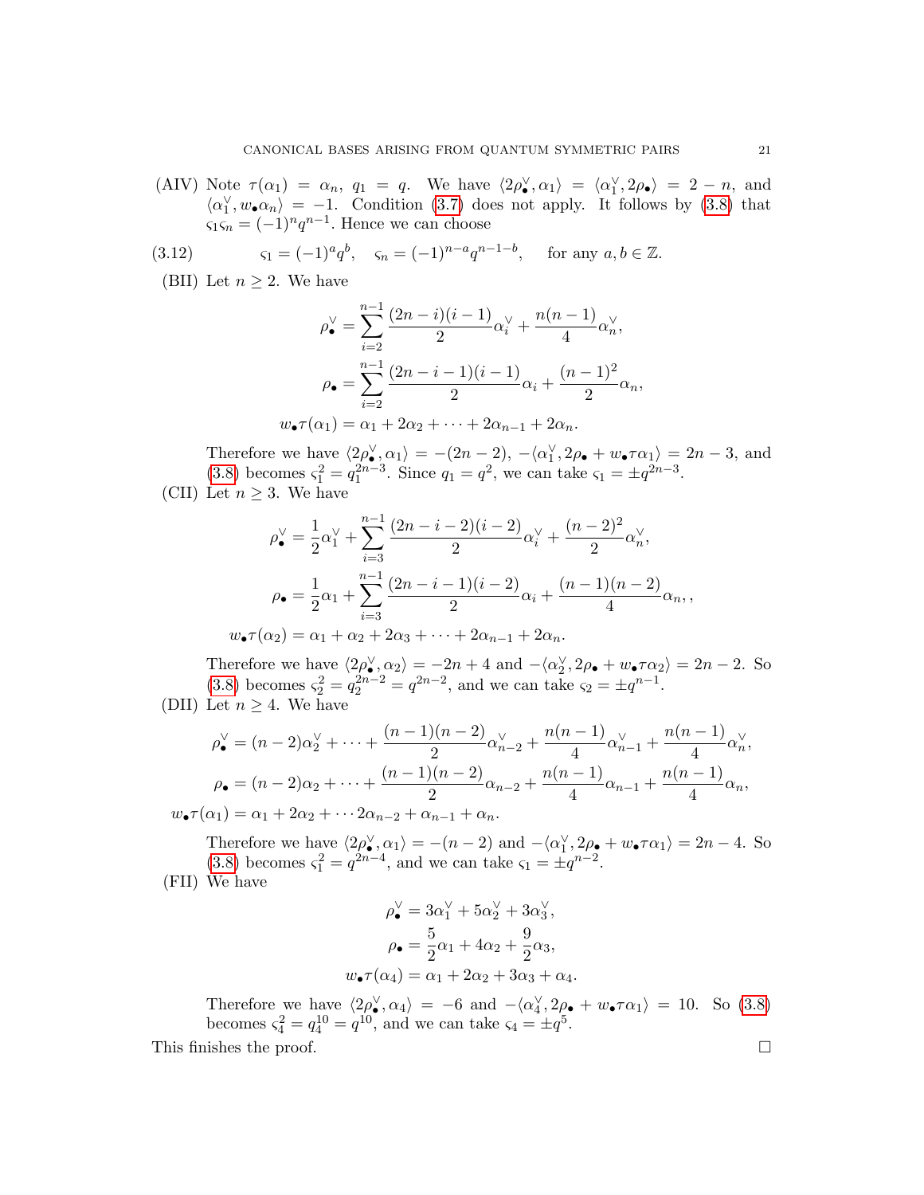(AIV) Note $\tau(\alpha_1) = \alpha_n$, $q_1 = q$. We have $\langle 2\rho_\bullet^\vee, \alpha_1 \rangle = \langle \alpha_1^\vee, 2\rho_\bullet \rangle = 2 - n$, and $\langle \alpha_1^\vee, w_\bullet \alpha_n \rangle = -1$. Condition (3.7) does not apply. It follows by (3.8) that $\varsigma_1 \varsigma_n = (-1)^n q^{n-1}$. Hence we can choose

$$
\varsigma_1 = (-1)^a q^b, \quad \varsigma_n = (-1)^{n-a} q^{n-1-b}, \qquad \text{for any } a, b \in \mathbb{Z}. \tag{3.12}
$$

(BII) Let $n \geq 2$. We have

$$
\begin{aligned}
\rho_\bullet^\vee &= \sum_{i=2}^{n-1} \frac{(2n-i)(i-1)}{2} \alpha_i^\vee + \frac{n(n-1)}{4} \alpha_n^\vee, \\
\rho_\bullet &= \sum_{i=2}^{n-1} \frac{(2n-i-1)(i-1)}{2} \alpha_i + \frac{(n-1)^2}{2} \alpha_n, \\
w_\bullet \tau(\alpha_1) &= \alpha_1 + 2\alpha_2 + \cdots + 2\alpha_{n-1} + 2\alpha_n.
\end{aligned}
$$

Therefore we have $\langle 2\rho_\bullet^\vee, \alpha_1 \rangle = -(2n-2)$, $-\langle \alpha_1^\vee, 2\rho_\bullet + w_\bullet \tau \alpha_1 \rangle = 2n-3$, and (3.8) becomes $\varsigma_1^2 = q_1^{2n-3}$. Since $q_1 = q^2$, we can take $\varsigma_1 = \pm q^{2n-3}$.

(CII) Let $n \geq 3$. We have

$$
\begin{aligned}
\rho_\bullet^\vee &= \frac{1}{2}\alpha_1^\vee + \sum_{i=3}^{n-1} \frac{(2n-i-2)(i-2)}{2} \alpha_i^\vee + \frac{(n-2)^2}{2} \alpha_n^\vee, \\
\rho_\bullet &= \frac{1}{2}\alpha_1 + \sum_{i=3}^{n-1} \frac{(2n-i-1)(i-2)}{2} \alpha_i + \frac{(n-1)(n-2)}{4} \alpha_n, , \\
w_\bullet \tau(\alpha_2) &= \alpha_1 + \alpha_2 + 2\alpha_3 + \cdots + 2\alpha_{n-1} + 2\alpha_n.
\end{aligned}
$$

Therefore we have $\langle 2\rho_\bullet^\vee, \alpha_2 \rangle = -2n+4$ and $-\langle \alpha_2^\vee, 2\rho_\bullet + w_\bullet \tau \alpha_2 \rangle = 2n-2$. So (3.8) becomes $\varsigma_2^2 = q_2^{2n-2} = q^{2n-2}$, and we can take $\varsigma_2 = \pm q^{n-1}$.

(DII) Let $n \geq 4$. We have

$$
\begin{aligned}
\rho_\bullet^\vee &= (n-2)\alpha_2^\vee + \cdots + \frac{(n-1)(n-2)}{2} \alpha_{n-2}^\vee + \frac{n(n-1)}{4} \alpha_{n-1}^\vee + \frac{n(n-1)}{4} \alpha_n^\vee, \\
\rho_\bullet &= (n-2)\alpha_2 + \cdots + \frac{(n-1)(n-2)}{2} \alpha_{n-2} + \frac{n(n-1)}{4} \alpha_{n-1} + \frac{n(n-1)}{4} \alpha_n, \\
w_\bullet \tau(\alpha_1) &= \alpha_1 + 2\alpha_2 + \cdots 2\alpha_{n-2} + \alpha_{n-1} + \alpha_n.
\end{aligned}
$$

Therefore we have $\langle 2\rho_\bullet^\vee, \alpha_1 \rangle = -(n-2)$ and $-\langle \alpha_1^\vee, 2\rho_\bullet + w_\bullet \tau \alpha_1 \rangle = 2n-4$. So (3.8) becomes $\varsigma_1^2 = q^{2n-4}$, and we can take $\varsigma_1 = \pm q^{n-2}$.

(FII) We have

$$
\begin{aligned}
\rho_\bullet^\vee &= 3\alpha_1^\vee + 5\alpha_2^\vee + 3\alpha_3^\vee, \\
\rho_\bullet &= \frac{5}{2}\alpha_1 + 4\alpha_2 + \frac{9}{2}\alpha_3, \\
w_\bullet \tau(\alpha_4) &= \alpha_1 + 2\alpha_2 + 3\alpha_3 + \alpha_4.
\end{aligned}
$$

Therefore we have $\langle 2\rho_\bullet^\vee, \alpha_4 \rangle = -6$ and $-\langle \alpha_4^\vee, 2\rho_\bullet + w_\bullet \tau \alpha_1 \rangle = 10$. So (3.8) becomes $\varsigma_4^2 = q_4^{10} = q^{10}$, and we can take $\varsigma_4 = \pm q^5$.

This finishes the proof. $\square$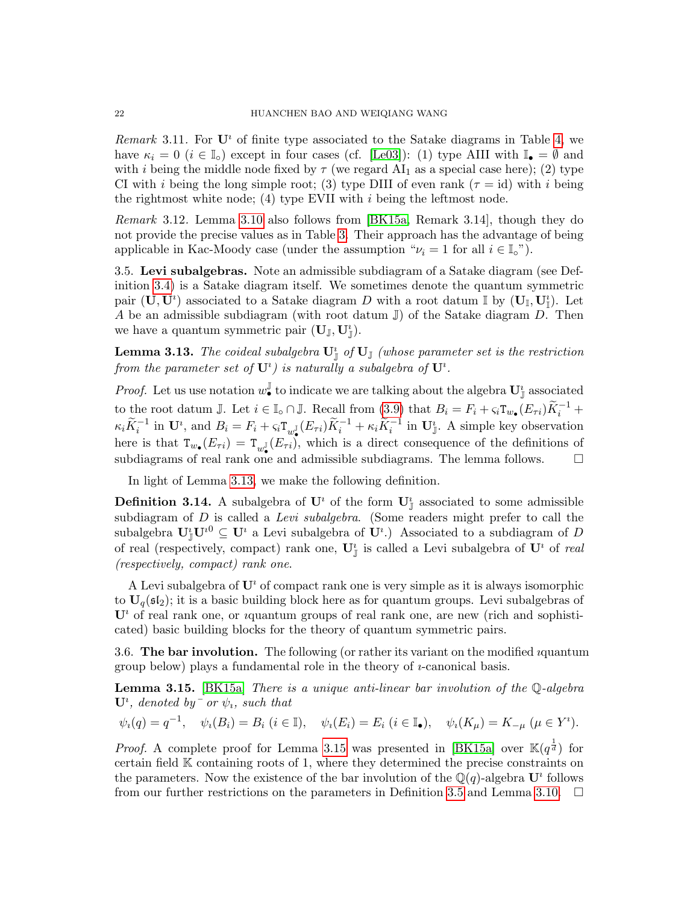*Remark* 3.11. For $\mathbf{U}^\imath$ of finite type associated to the Satake diagrams in Table 4, we have $\kappa_i = 0$ ($i \in \mathbb{I}_\circ$) except in four cases (cf. [Le03]): (1) type AIII with $\mathbb{I}_\bullet = \emptyset$ and with $i$ being the middle node fixed by $\tau$ (we regard $\mathrm{AI}_1$ as a special case here); (2) type CI with $i$ being the long simple root; (3) type DIII of even rank ($\tau = \mathrm{id}$) with $i$ being the rightmost white node; (4) type EVII with $i$ being the leftmost node.

*Remark* 3.12. Lemma 3.10 also follows from [BK15a, Remark 3.14], though they do not provide the precise values as in Table 3. Their approach has the advantage of being applicable in Kac-Moody case (under the assumption "$\nu_i = 1$ for all $i \in \mathbb{I}_\circ$").

3.5. **Levi subalgebras.** Note an admissible subdiagram of a Satake diagram (see Definition 3.4) is a Satake diagram itself. We sometimes denote the quantum symmetric pair $(\mathbf{U}, \mathbf{U}^\imath)$ associated to a Satake diagram $D$ with a root datum $\mathbb{I}$ by $(\mathbf{U}_{\mathbb{I}}, \mathbf{U}^\imath_{\mathbb{I}})$. Let $A$ be an admissible subdiagram (with root datum $\mathbb{J}$) of the Satake diagram $D$. Then we have a quantum symmetric pair $(\mathbf{U}_{\mathbb{J}}, \mathbf{U}^\imath_{\mathbb{J}})$.

**Lemma 3.13.** *The coideal subalgebra $\mathbf{U}^\imath_{\mathbb{J}}$ of $\mathbf{U}_{\mathbb{J}}$ (whose parameter set is the restriction from the parameter set of $\mathbf{U}^\imath$) is naturally a subalgebra of $\mathbf{U}^\imath$.*

*Proof.* Let us use notation $w^{\mathbb{J}}_\bullet$ to indicate we are talking about the algebra $\mathbf{U}^\imath_{\mathbb{J}}$ associated to the root datum $\mathbb{J}$. Let $i \in \mathbb{I}_\circ \cap \mathbb{J}$. Recall from (3.9) that $B_i = F_i + \varsigma_i \mathtt{T}_{w_\bullet}(E_{\tau i})\widetilde{K}_i^{-1} + \kappa_i \widetilde{K}_i^{-1}$ in $\mathbf{U}^\imath$, and $B_i = F_i + \varsigma_i \mathtt{T}_{w^{\mathbb{J}}_\bullet}(E_{\tau i})\widetilde{K}_i^{-1} + \kappa_i \widetilde{K}_i^{-1}$ in $\mathbf{U}^\imath_{\mathbb{J}}$. A simple key observation here is that $\mathtt{T}_{w_\bullet}(E_{\tau i}) = \mathtt{T}_{w^{\mathbb{J}}_\bullet}(E_{\tau i})$, which is a direct consequence of the definitions of subdiagrams of real rank one and admissible subdiagrams. The lemma follows. $\square$

In light of Lemma 3.13, we make the following definition.

**Definition 3.14.** A subalgebra of $\mathbf{U}^\imath$ of the form $\mathbf{U}^\imath_{\mathbb{J}}$ associated to some admissible subdiagram of $D$ is called a *Levi subalgebra*. (Some readers might prefer to call the subalgebra $\mathbf{U}^\imath_{\mathbb{J}} \mathbf{U}^{\imath 0} \subseteq \mathbf{U}^\imath$ a Levi subalgebra of $\mathbf{U}^\imath$.) Associated to a subdiagram of $D$ of real (respectively, compact) rank one, $\mathbf{U}^\imath_{\mathbb{J}}$ is called a Levi subalgebra of $\mathbf{U}^\imath$ of *real (respectively, compact) rank one*.

A Levi subalgebra of $\mathbf{U}^\imath$ of compact rank one is very simple as it is always isomorphic to $\mathbf{U}_q(\mathfrak{sl}_2)$; it is a basic building block here as for quantum groups. Levi subalgebras of $\mathbf{U}^\imath$ of real rank one, or $\imath$quantum groups of real rank one, are new (rich and sophisticated) basic building blocks for the theory of quantum symmetric pairs.

3.6. **The bar involution.** The following (or rather its variant on the modified $\imath$quantum group below) plays a fundamental role in the theory of $\imath$-canonical basis.

**Lemma 3.15.** [BK15a] *There is a unique anti-linear bar involution of the $\mathbb{Q}$-algebra $\mathbf{U}^\imath$, denoted by $^-$ or $\psi_\imath$, such that*

$$\psi_\imath(q) = q^{-1}, \quad \psi_\imath(B_i) = B_i \ (i \in \mathbb{I}), \quad \psi_\imath(E_i) = E_i \ (i \in \mathbb{I}_\bullet), \quad \psi_\imath(K_\mu) = K_{-\mu} \ (\mu \in Y^\imath).$$

*Proof.* A complete proof for Lemma 3.15 was presented in [BK15a] over $\mathbb{K}(q^{\frac{1}{d}})$ for certain field $\mathbb{K}$ containing roots of 1, where they determined the precise constraints on the parameters. Now the existence of the bar involution of the $\mathbb{Q}(q)$-algebra $\mathbf{U}^\imath$ follows from our further restrictions on the parameters in Definition 3.5 and Lemma 3.10. $\square$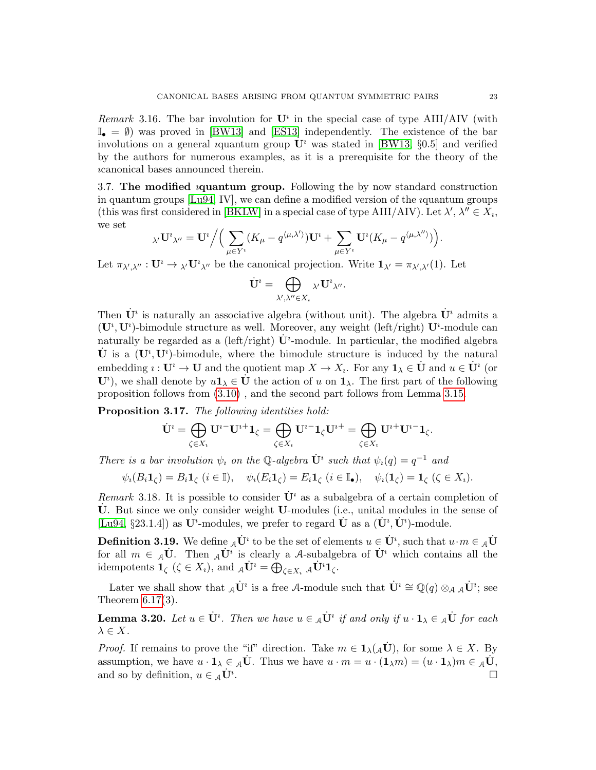*Remark* 3.16. The bar involution for $\mathbf{U}^\imath$ in the special case of type AIII/AIV (with $\mathbb{I}_\bullet = \emptyset$) was proved in [BW13] and [ES13] independently. The existence of the bar involutions on a general $\imath$quantum group $\mathbf{U}^\imath$ was stated in [BW13, §0.5] and verified by the authors for numerous examples, as it is a prerequisite for the theory of the $\imath$canonical bases announced therein.

**3.7. The modified $\imath$quantum group.** Following the by now standard construction in quantum groups [Lu94, IV], we can define a modified version of the $\imath$quantum groups (this was first considered in [BKLW] in a special case of type AIII/AIV). Let $\lambda', \lambda'' \in X_\imath$, we set

$$
{}_{\lambda'}\mathbf{U}^\imath{}_{\lambda''} = \mathbf{U}^\imath \Big/ \Big( \sum_{\mu \in Y^\imath} (K_\mu - q^{\langle \mu, \lambda' \rangle}) \mathbf{U}^\imath + \sum_{\mu \in Y^\imath} \mathbf{U}^\imath (K_\mu - q^{\langle \mu, \lambda'' \rangle}) \Big).
$$

Let $\pi_{\lambda', \lambda''} : \mathbf{U}^\imath \to {}_{\lambda'}\mathbf{U}^\imath{}_{\lambda''}$ be the canonical projection. Write $\mathbf{1}_{\lambda'} = \pi_{\lambda', \lambda'}(1)$. Let

$$
\dot{\mathbf{U}}^\imath = \bigoplus_{\lambda', \lambda'' \in X_\imath} {}_{\lambda'}\mathbf{U}^\imath{}_{\lambda''}.
$$

Then $\dot{\mathbf{U}}^\imath$ is naturally an associative algebra (without unit). The algebra $\dot{\mathbf{U}}^\imath$ admits a $(\mathbf{U}^\imath, \mathbf{U}^\imath)$-bimodule structure as well. Moreover, any weight (left/right) $\mathbf{U}^\imath$-module can naturally be regarded as a (left/right) $\dot{\mathbf{U}}^\imath$-module. In particular, the modified algebra $\dot{\mathbf{U}}$ is a $(\mathbf{U}^\imath, \mathbf{U}^\imath)$-bimodule, where the bimodule structure is induced by the natural embedding $\imath : \mathbf{U}^\imath \to \mathbf{U}$ and the quotient map $X \to X_\imath$. For any $\mathbf{1}_\lambda \in \dot{\mathbf{U}}$ and $u \in \dot{\mathbf{U}}^\imath$ (or $\mathbf{U}^\imath$), we shall denote by $u\mathbf{1}_\lambda \in \dot{\mathbf{U}}$ the action of $u$ on $\mathbf{1}_\lambda$. The first part of the following proposition follows from (3.10) , and the second part follows from Lemma 3.15.

**Proposition 3.17.** *The following identities hold:*

$$
\dot{\mathbf{U}}^\imath = \bigoplus_{\zeta \in X_\imath} \mathbf{U}^{\imath -} \mathbf{U}^{\imath +} \mathbf{1}_\zeta = \bigoplus_{\zeta \in X_\imath} \mathbf{U}^{\imath -} \mathbf{1}_\zeta \mathbf{U}^{\imath +} = \bigoplus_{\zeta \in X_\imath} \mathbf{U}^{\imath +} \mathbf{U}^{\imath -} \mathbf{1}_\zeta.
$$

*There is a bar involution $\psi_\imath$ on the $\mathbb{Q}$-algebra $\dot{\mathbf{U}}^\imath$ such that $\psi_\imath(q) = q^{-1}$ and*

$$
\psi_\imath(B_i \mathbf{1}_\zeta) = B_i \mathbf{1}_\zeta \ (i \in \mathbb{I}), \quad \psi_\imath(E_i \mathbf{1}_\zeta) = E_i \mathbf{1}_\zeta \ (i \in \mathbb{I}_\bullet), \quad \psi_\imath(\mathbf{1}_\zeta) = \mathbf{1}_\zeta \ (\zeta \in X_\imath).
$$

*Remark* 3.18. It is possible to consider $\dot{\mathbf{U}}^\imath$ as a subalgebra of a certain completion of $\dot{\mathbf{U}}$. But since we only consider weight $\mathbf{U}$-modules (i.e., unital modules in the sense of [Lu94, §23.1.4]) as $\mathbf{U}^\imath$-modules, we prefer to regard $\dot{\mathbf{U}}$ as a $(\dot{\mathbf{U}}^\imath, \dot{\mathbf{U}}^\imath)$-module.

**Definition 3.19.** We define ${}_\mathcal{A}\dot{\mathbf{U}}^\imath$ to be the set of elements $u \in \dot{\mathbf{U}}^\imath$, such that $u \cdot m \in {}_\mathcal{A}\dot{\mathbf{U}}$ for all $m \in {}_\mathcal{A}\dot{\mathbf{U}}$. Then ${}_\mathcal{A}\dot{\mathbf{U}}^\imath$ is clearly a $\mathcal{A}$-subalgebra of $\dot{\mathbf{U}}^\imath$ which contains all the idempotents $\mathbf{1}_\zeta$ ($\zeta \in X_\imath$), and ${}_\mathcal{A}\dot{\mathbf{U}}^\imath = \bigoplus_{\zeta \in X_\imath} {}_\mathcal{A}\dot{\mathbf{U}}^\imath \mathbf{1}_\zeta$.

Later we shall show that ${}_\mathcal{A}\dot{\mathbf{U}}^\imath$ is a free $\mathcal{A}$-module such that $\dot{\mathbf{U}}^\imath \cong \mathbb{Q}(q) \otimes_\mathcal{A} {}_\mathcal{A}\dot{\mathbf{U}}^\imath$; see Theorem 6.17(3).

**Lemma 3.20.** *Let $u \in \dot{\mathbf{U}}^\imath$. Then we have $u \in {}_\mathcal{A}\dot{\mathbf{U}}^\imath$ if and only if $u \cdot \mathbf{1}_\lambda \in {}_\mathcal{A}\dot{\mathbf{U}}$ for each $\lambda \in X$.*

*Proof.* If remains to prove the "if" direction. Take $m \in \mathbf{1}_\lambda({}_\mathcal{A}\dot{\mathbf{U}})$, for some $\lambda \in X$. By assumption, we have $u \cdot \mathbf{1}_\lambda \in {}_\mathcal{A}\dot{\mathbf{U}}$. Thus we have $u \cdot m = u \cdot (\mathbf{1}_\lambda m) = (u \cdot \mathbf{1}_\lambda) m \in {}_\mathcal{A}\dot{\mathbf{U}}$, and so by definition, $u \in {}_\mathcal{A}\dot{\mathbf{U}}^\imath$. □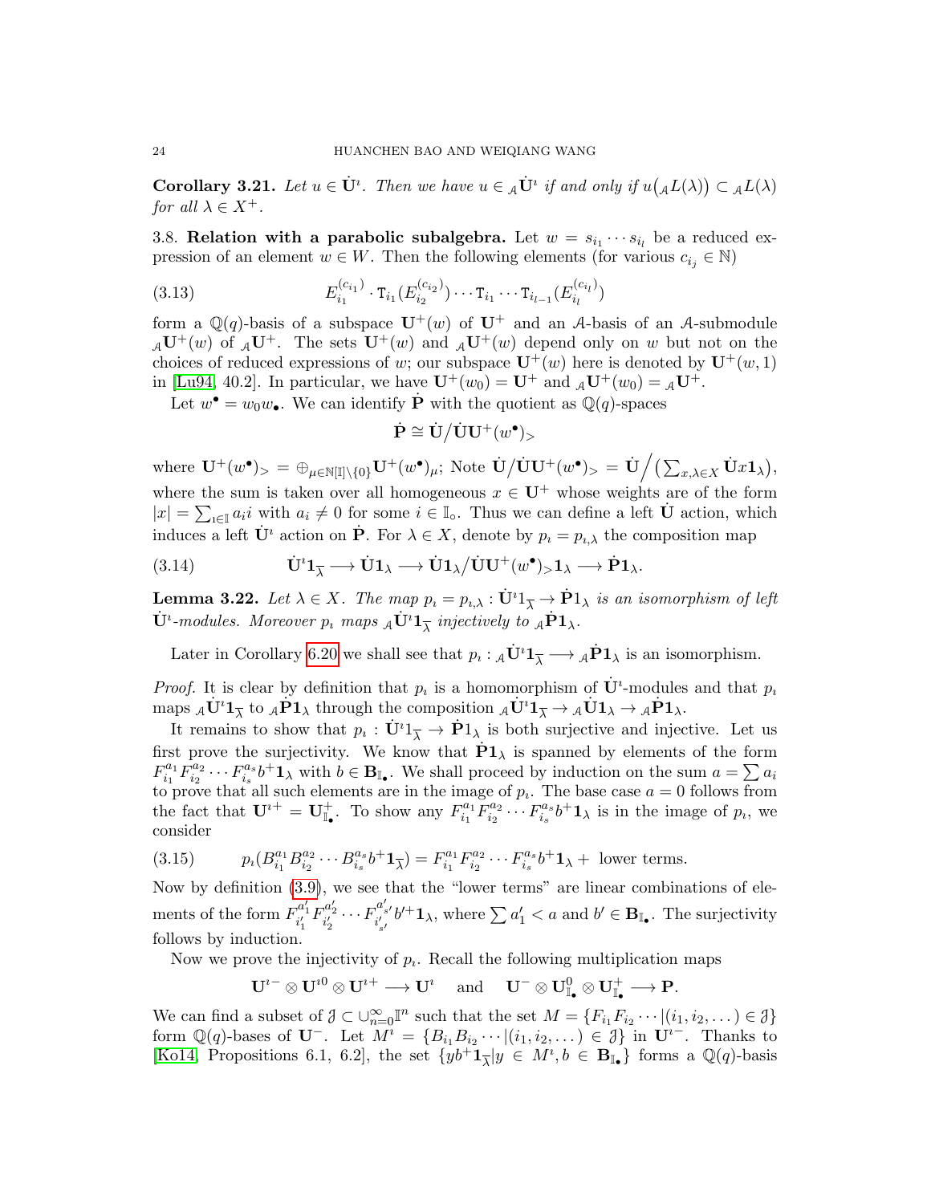**Corollary 3.21.** *Let $u \in \dot{\mathbf{U}}^\imath$. Then we have $u \in {}_\mathcal{A}\dot{\mathbf{U}}^\imath$ if and only if $u\big({}_\mathcal{A}L(\lambda)\big) \subset {}_\mathcal{A}L(\lambda)$ for all $\lambda \in X^+$.*

3.8. **Relation with a parabolic subalgebra.** Let $w = s_{i_1} \cdots s_{i_l}$ be a reduced expression of an element $w \in W$. Then the following elements (for various $c_{i_j} \in \mathbb{N}$)

$$E_{i_1}^{(c_{i_1})} \cdot \mathtt{T}_{i_1}(E_{i_2}^{(c_{i_2})}) \cdots \mathtt{T}_{i_1} \cdots \mathtt{T}_{i_{l-1}}(E_{i_l}^{(c_{i_l})}) \tag{3.13}$$

form a $\mathbb{Q}(q)$-basis of a subspace $\mathbf{U}^+(w)$ of $\mathbf{U}^+$ and an $\mathcal{A}$-basis of an $\mathcal{A}$-submodule ${}_\mathcal{A}\mathbf{U}^+(w)$ of ${}_\mathcal{A}\mathbf{U}^+$. The sets $\mathbf{U}^+(w)$ and ${}_\mathcal{A}\mathbf{U}^+(w)$ depend only on $w$ but not on the choices of reduced expressions of $w$; our subspace $\mathbf{U}^+(w)$ here is denoted by $\mathbf{U}^+(w, 1)$ in [Lu94, 40.2]. In particular, we have $\mathbf{U}^+(w_0) = \mathbf{U}^+$ and ${}_\mathcal{A}\mathbf{U}^+(w_0) = {}_\mathcal{A}\mathbf{U}^+$.

Let $w^\bullet = w_0 w_\bullet$. We can identify $\dot{\mathbf{P}}$ with the quotient as $\mathbb{Q}(q)$-spaces

$$\dot{\mathbf{P}} \cong \dot{\mathbf{U}} \big/ \dot{\mathbf{U}}\mathbf{U}^+(w^\bullet)_>$$

where $\mathbf{U}^+(w^\bullet)_> = \oplus_{\mu \in \mathbb{N}[\mathbb{I}]\backslash\{0\}} \mathbf{U}^+(w^\bullet)_\mu$; Note $\dot{\mathbf{U}}/\dot{\mathbf{U}}\mathbf{U}^+(w^\bullet)_> = \dot{\mathbf{U}}\Big/\big(\sum_{x,\lambda \in X} \dot{\mathbf{U}} x \mathbf{1}_\lambda\big)$, where the sum is taken over all homogeneous $x \in \mathbf{U}^+$ whose weights are of the form $|x| = \sum_{\imath \in \mathbb{I}} a_\imath \imath$ with $a_\imath \neq 0$ for some $i \in \mathbb{I}_\circ$. Thus we can define a left $\dot{\mathbf{U}}$ action, which induces a left $\dot{\mathbf{U}}^\imath$ action on $\dot{\mathbf{P}}$. For $\lambda \in X$, denote by $p_\imath = p_{\imath,\lambda}$ the composition map

$$\dot{\mathbf{U}}^\imath \mathbf{1}_{\overline{\lambda}} \longrightarrow \dot{\mathbf{U}}\mathbf{1}_\lambda \longrightarrow \dot{\mathbf{U}}\mathbf{1}_\lambda / \dot{\mathbf{U}}\mathbf{U}^+(w^\bullet)_> \mathbf{1}_\lambda \longrightarrow \dot{\mathbf{P}}\mathbf{1}_\lambda. \tag{3.14}$$

**Lemma 3.22.** *Let $\lambda \in X$. The map $p_\imath = p_{\imath,\lambda} : \dot{\mathbf{U}}^\imath 1_{\overline{\lambda}} \to \dot{\mathbf{P}}1_\lambda$ is an isomorphism of left $\dot{\mathbf{U}}^\imath$-modules. Moreover $p_\imath$ maps ${}_\mathcal{A}\dot{\mathbf{U}}^\imath \mathbf{1}_{\overline{\lambda}}$ injectively to ${}_\mathcal{A}\dot{\mathbf{P}}\mathbf{1}_\lambda$.*

Later in Corollary 6.20 we shall see that $p_\imath : {}_\mathcal{A}\dot{\mathbf{U}}^\imath \mathbf{1}_{\overline{\lambda}} \longrightarrow {}_\mathcal{A}\dot{\mathbf{P}}\mathbf{1}_\lambda$ is an isomorphism.

*Proof.* It is clear by definition that $p_\imath$ is a homomorphism of $\dot{\mathbf{U}}^\imath$-modules and that $p_\imath$ maps ${}_\mathcal{A}\dot{\mathbf{U}}^\imath \mathbf{1}_{\overline{\lambda}}$ to ${}_\mathcal{A}\dot{\mathbf{P}}\mathbf{1}_\lambda$ through the composition ${}_\mathcal{A}\dot{\mathbf{U}}^\imath \mathbf{1}_{\overline{\lambda}} \to {}_\mathcal{A}\dot{\mathbf{U}}\mathbf{1}_\lambda \to {}_\mathcal{A}\dot{\mathbf{P}}\mathbf{1}_\lambda$.

It remains to show that $p_\imath : \dot{\mathbf{U}}^\imath 1_{\overline{\lambda}} \to \dot{\mathbf{P}}1_\lambda$ is both surjective and injective. Let us first prove the surjectivity. We know that $\dot{\mathbf{P}}\mathbf{1}_\lambda$ is spanned by elements of the form $F_{i_1}^{a_1} F_{i_2}^{a_2} \cdots F_{i_s}^{a_s} b^+ \mathbf{1}_\lambda$ with $b \in \mathbf{B}_{\mathbb{I}_\bullet}$. We shall proceed by induction on the sum $a = \sum a_i$ to prove that all such elements are in the image of $p_\imath$. The base case $a = 0$ follows from the fact that $\mathbf{U}^{\imath +} = \mathbf{U}^+_{\mathbb{I}_\bullet}$. To show any $F_{i_1}^{a_1} F_{i_2}^{a_2} \cdots F_{i_s}^{a_s} b^+ \mathbf{1}_\lambda$ is in the image of $p_\imath$, we consider

$$p_\imath(B_{i_1}^{a_1} B_{i_2}^{a_2} \cdots B_{i_s}^{a_s} b^+ \mathbf{1}_{\overline{\lambda}}) = F_{i_1}^{a_1} F_{i_2}^{a_2} \cdots F_{i_s}^{a_s} b^+ \mathbf{1}_\lambda + \text{ lower terms}. \tag{3.15}$$

Now by definition (3.9), we see that the "lower terms" are linear combinations of elements of the form $F_{i'_1}^{a'_1} F_{i'_2}^{a'_2} \cdots F_{i'_{s'}}^{a'_{s'}} b'^+ \mathbf{1}_\lambda$, where $\sum a'_1 < a$ and $b' \in \mathbf{B}_{\mathbb{I}_\bullet}$. The surjectivity follows by induction.

Now we prove the injectivity of $p_\imath$. Recall the following multiplication maps

$$\mathbf{U}^{\imath -} \otimes \mathbf{U}^{\imath 0} \otimes \mathbf{U}^{\imath +} \longrightarrow \mathbf{U}^\imath \quad \text{ and } \quad \mathbf{U}^- \otimes \mathbf{U}^0_{\mathbb{I}_\bullet} \otimes \mathbf{U}^+_{\mathbb{I}_\bullet} \longrightarrow \mathbf{P}.$$

We can find a subset of $\mathcal{J} \subset \cup_{n=0}^\infty \mathbb{I}^n$ such that the set $M = \{F_{i_1} F_{i_2} \cdots | (i_1, i_2, \dots) \in \mathcal{J}\}$ form $\mathbb{Q}(q)$-bases of $\mathbf{U}^-$. Let $M^\imath = \{B_{i_1} B_{i_2} \cdots | (i_1, i_2, \dots) \in \mathcal{J}\}$ in $\mathbf{U}^{\imath -}$. Thanks to [Ko14, Propositions 6.1, 6.2], the set $\{y b^+ \mathbf{1}_{\overline{\lambda}} | y \in M^\imath, b \in \mathbf{B}_{\mathbb{I}_\bullet}\}$ forms a $\mathbb{Q}(q)$-basis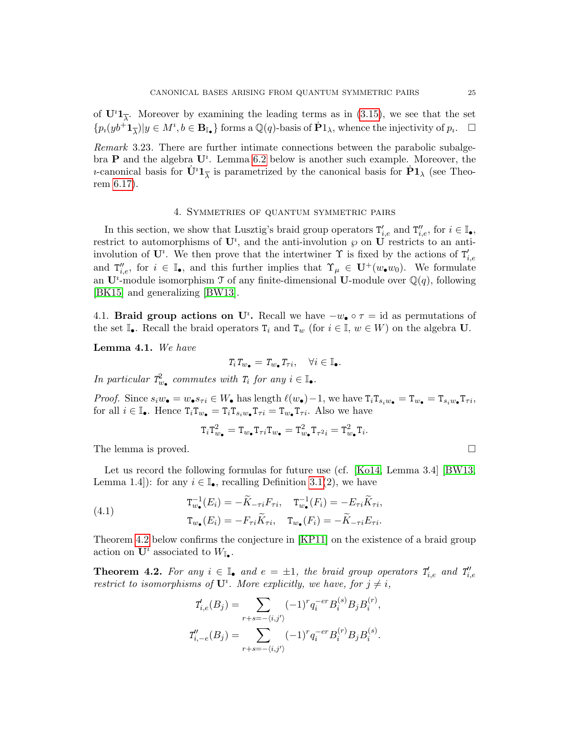of $\mathbf{U}^\imath \mathbf{1}_{\overline{\lambda}}$. Moreover by examining the leading terms as in (3.15), we see that the set $\{p_\imath(yb^+\mathbf{1}_{\overline{\lambda}}) | y \in M^\imath, b \in \mathbf{B}_{\mathbb{I}_\bullet}\}$ forms a $\mathbb{Q}(q)$-basis of $\dot{\mathbf{P}}\mathbf{1}_\lambda$, whence the injectivity of $p_\imath$. $\square$

*Remark* 3.23. There are further intimate connections between the parabolic subalgebra $\mathbf{P}$ and the algebra $\mathbf{U}^\imath$. Lemma 6.2 below is another such example. Moreover, the $\imath$-canonical basis for $\dot{\mathbf{U}}^\imath \mathbf{1}_{\overline{\lambda}}$ is parametrized by the canonical basis for $\dot{\mathbf{P}}\mathbf{1}_\lambda$ (see Theorem 6.17).

## 4. Symmetries of quantum symmetric pairs

In this section, we show that Lusztig's braid group operators $\mathtt{T}'_{i,e}$ and $\mathtt{T}''_{i,e}$, for $i \in \mathbb{I}_\bullet$, restrict to automorphisms of $\mathbf{U}^\imath$, and the anti-involution $\wp$ on $\mathbf{U}$ restricts to an anti-involution of $\mathbf{U}^\imath$. We then prove that the intertwiner $\Upsilon$ is fixed by the actions of $\mathtt{T}'_{i,e}$ and $\mathtt{T}''_{i,e}$, for $i \in \mathbb{I}_\bullet$, and this further implies that $\Upsilon_\mu \in \mathbf{U}^+(w_\bullet w_0)$. We formulate an $\mathbf{U}^\imath$-module isomorphism $\mathcal{T}$ of any finite-dimensional $\mathbf{U}$-module over $\mathbb{Q}(q)$, following [BK15] and generalizing [BW13].

### 4.1. Braid group actions on $\mathbf{U}^\imath$.

Recall we have $-w_\bullet \circ \tau = \mathrm{id}$ as permutations of the set $\mathbb{I}_\bullet$. Recall the braid operators $\mathtt{T}_i$ and $\mathtt{T}_w$ (for $i \in \mathbb{I}$, $w \in W$) on the algebra $\mathbf{U}$.

**Lemma 4.1.** *We have*

$$\mathtt{T}_i \mathtt{T}_{w_\bullet} = \mathtt{T}_{w_\bullet} \mathtt{T}_{\tau i}, \quad \forall i \in \mathbb{I}_\bullet.$$

*In particular $\mathtt{T}^2_{w_\bullet}$ commutes with $\mathtt{T}_i$ for any $i \in \mathbb{I}_\bullet$.*

*Proof.* Since $s_i w_\bullet = w_\bullet s_{\tau i} \in W_\bullet$ has length $\ell(w_\bullet) - 1$, we have $\mathtt{T}_i \mathtt{T}_{s_i w_\bullet} = \mathtt{T}_{w_\bullet} = \mathtt{T}_{s_i w_\bullet} \mathtt{T}_{\tau i}$, for all $i \in \mathbb{I}_\bullet$. Hence $\mathtt{T}_i \mathtt{T}_{w_\bullet} = \mathtt{T}_i \mathtt{T}_{s_i w_\bullet} \mathtt{T}_{\tau i} = \mathtt{T}_{w_\bullet} \mathtt{T}_{\tau i}$. Also we have

$$\mathtt{T}_i \mathtt{T}^2_{w_\bullet} = \mathtt{T}_{w_\bullet} \mathtt{T}_{\tau i} \mathtt{T}_{w_\bullet} = \mathtt{T}^2_{w_\bullet} \mathtt{T}_{\tau^2 i} = \mathtt{T}^2_{w_\bullet} \mathtt{T}_i.$$

The lemma is proved. $\square$

Let us record the following formulas for future use (cf. [Ko14, Lemma 3.4] [BW13, Lemma 1.4]): for any $i \in \mathbb{I}_\bullet$, recalling Definition 3.1(2), we have

$$\begin{aligned}
\mathtt{T}^{-1}_{w_\bullet}(E_i) &= -\widetilde{K}_{-\tau i} F_{\tau i}, \quad \mathtt{T}^{-1}_{w_\bullet}(F_i) = -E_{\tau i} \widetilde{K}_{\tau i}, \\
\mathtt{T}_{w_\bullet}(E_i) &= -F_{\tau i} \widetilde{K}_{\tau i}, \quad \mathtt{T}_{w_\bullet}(F_i) = -\widetilde{K}_{-\tau i} E_{\tau i}.
\end{aligned} \tag{4.1}$$

Theorem 4.2 below confirms the conjecture in [KP11] on the existence of a braid group action on $\mathbf{U}^\imath$ associated to $W_{\mathbb{I}_\bullet}$.

**Theorem 4.2.** *For any $i \in \mathbb{I}_\bullet$ and $e = \pm 1$, the braid group operators $\mathtt{T}'_{i,e}$ and $\mathtt{T}''_{i,e}$ restrict to isomorphisms of $\mathbf{U}^\imath$. More explicitly, we have, for $j \neq i$,*

$$\mathtt{T}'_{i,e}(B_j) = \sum_{r+s = -\langle i, j' \rangle} (-1)^r q_i^{-er} B_i^{(s)} B_j B_i^{(r)},$$

$$\mathtt{T}''_{i,-e}(B_j) = \sum_{r+s = -\langle i, j' \rangle} (-1)^r q_i^{-er} B_i^{(r)} B_j B_i^{(s)}.$$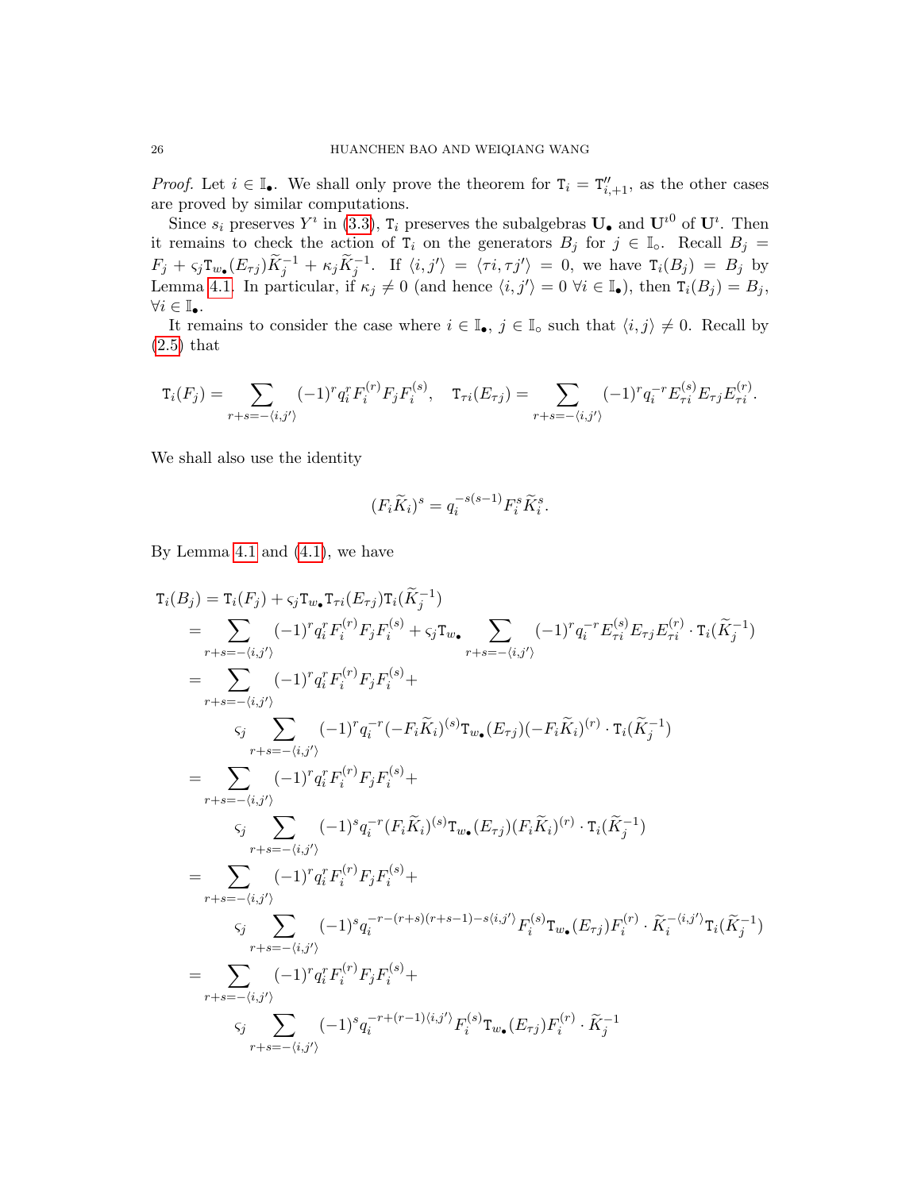*Proof.* Let $i \in \mathbb{I}_\bullet$. We shall only prove the theorem for $\mathtt{T}_i = \mathtt{T}''_{i,+1}$, as the other cases are proved by similar computations.

Since $s_i$ preserves $Y^\imath$ in (3.3), $\mathtt{T}_i$ preserves the subalgebras $\mathbf{U}_\bullet$ and $\mathbf{U}^{\imath 0}$ of $\mathbf{U}^\imath$. Then it remains to check the action of $\mathtt{T}_i$ on the generators $B_j$ for $j \in \mathbb{I}_\circ$. Recall $B_j = F_j + \varsigma_j \mathtt{T}_{w_\bullet}(E_{\tau j})\widetilde{K}_j^{-1} + \kappa_j \widetilde{K}_j^{-1}$. If $\langle i, j' \rangle = \langle \tau i, \tau j' \rangle = 0$, we have $\mathtt{T}_i(B_j) = B_j$ by Lemma 4.1. In particular, if $\kappa_j \neq 0$ (and hence $\langle i, j' \rangle = 0$ $\forall i \in \mathbb{I}_\bullet$), then $\mathtt{T}_i(B_j) = B_j$, $\forall i \in \mathbb{I}_\bullet$.

It remains to consider the case where $i \in \mathbb{I}_\bullet$, $j \in \mathbb{I}_\circ$ such that $\langle i, j \rangle \neq 0$. Recall by (2.5) that

$$\mathtt{T}_i(F_j) = \sum_{r+s=-\langle i,j' \rangle} (-1)^r q_i^r F_i^{(r)} F_j F_i^{(s)}, \quad \mathtt{T}_{\tau i}(E_{\tau j}) = \sum_{r+s=-\langle i,j' \rangle} (-1)^r q_i^{-r} E_{\tau i}^{(s)} E_{\tau j} E_{\tau i}^{(r)}.$$

We shall also use the identity

$$(F_i \widetilde{K}_i)^s = q_i^{-s(s-1)} F_i^s \widetilde{K}_i^s.$$

By Lemma 4.1 and (4.1), we have

$$\begin{aligned}
\mathtt{T}_i(B_j) &= \mathtt{T}_i(F_j) + \varsigma_j \mathtt{T}_{w_\bullet} \mathtt{T}_{\tau i}(E_{\tau j}) \mathtt{T}_i(\widetilde{K}_j^{-1}) \\
&= \sum_{r+s=-\langle i,j' \rangle} (-1)^r q_i^r F_i^{(r)} F_j F_i^{(s)} + \varsigma_j \mathtt{T}_{w_\bullet} \sum_{r+s=-\langle i,j' \rangle} (-1)^r q_i^{-r} E_{\tau i}^{(s)} E_{\tau j} E_{\tau i}^{(r)} \cdot \mathtt{T}_i(\widetilde{K}_j^{-1}) \\
&= \sum_{r+s=-\langle i,j' \rangle} (-1)^r q_i^r F_i^{(r)} F_j F_i^{(s)} + \\
&\qquad \varsigma_j \sum_{r+s=-\langle i,j' \rangle} (-1)^r q_i^{-r} (-F_i \widetilde{K}_i)^{(s)} \mathtt{T}_{w_\bullet}(E_{\tau j}) (-F_i \widetilde{K}_i)^{(r)} \cdot \mathtt{T}_i(\widetilde{K}_j^{-1}) \\
&= \sum_{r+s=-\langle i,j' \rangle} (-1)^r q_i^r F_i^{(r)} F_j F_i^{(s)} + \\
&\qquad \varsigma_j \sum_{r+s=-\langle i,j' \rangle} (-1)^s q_i^{-r} (F_i \widetilde{K}_i)^{(s)} \mathtt{T}_{w_\bullet}(E_{\tau j}) (F_i \widetilde{K}_i)^{(r)} \cdot \mathtt{T}_i(\widetilde{K}_j^{-1}) \\
&= \sum_{r+s=-\langle i,j' \rangle} (-1)^r q_i^r F_i^{(r)} F_j F_i^{(s)} + \\
&\qquad \varsigma_j \sum_{r+s=-\langle i,j' \rangle} (-1)^s q_i^{-r-(r+s)(r+s-1)-s\langle i,j' \rangle} F_i^{(s)} \mathtt{T}_{w_\bullet}(E_{\tau j}) F_i^{(r)} \cdot \widetilde{K}_i^{-\langle i,j' \rangle} \mathtt{T}_i(\widetilde{K}_j^{-1}) \\
&= \sum_{r+s=-\langle i,j' \rangle} (-1)^r q_i^r F_i^{(r)} F_j F_i^{(s)} + \\
&\qquad \varsigma_j \sum_{r+s=-\langle i,j' \rangle} (-1)^s q_i^{-r+(r-1)\langle i,j' \rangle} F_i^{(s)} \mathtt{T}_{w_\bullet}(E_{\tau j}) F_i^{(r)} \cdot \widetilde{K}_j^{-1}
\end{aligned}$$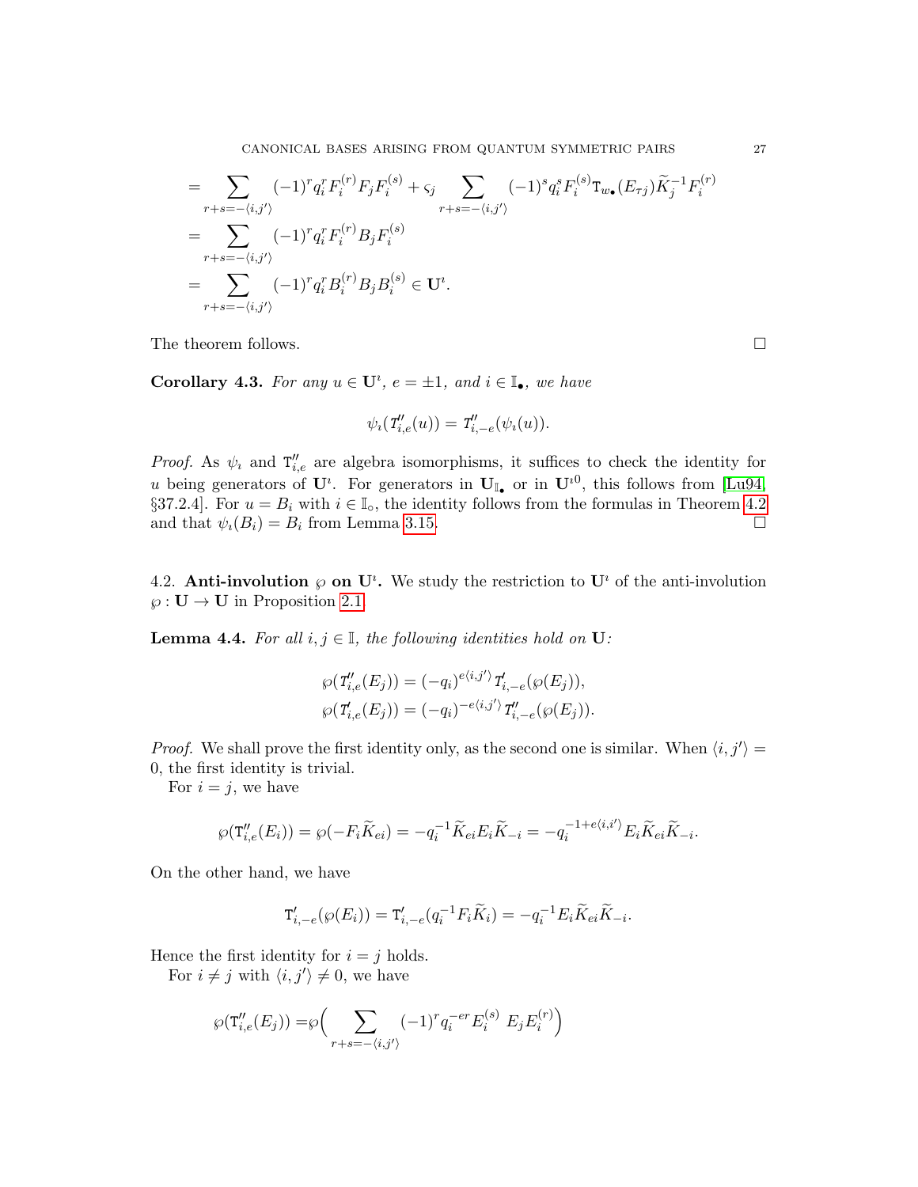$$= \sum_{r+s=-\langle i,j'\rangle} (-1)^r q_i^r F_i^{(r)} F_j F_i^{(s)} + \varsigma_j \sum_{r+s=-\langle i,j'\rangle} (-1)^s q_i^s F_i^{(s)} \mathtt{T}_{w_\bullet}(E_{\tau j}) \widetilde{K}_j^{-1} F_i^{(r)}$$

$$= \sum_{r+s=-\langle i,j'\rangle} (-1)^r q_i^r F_i^{(r)} B_j F_i^{(s)}$$

$$= \sum_{r+s=-\langle i,j'\rangle} (-1)^r q_i^r B_i^{(r)} B_j B_i^{(s)} \in \mathbf{U}^\imath.$$

The theorem follows. ☐

**Corollary 4.3.** *For any $u \in \mathbf{U}^\imath$, $e = \pm 1$, and $i \in \mathbb{I}_\bullet$, we have*

$$\psi_\imath(\mathtt{T}''_{i,e}(u)) = \mathtt{T}''_{i,-e}(\psi_\imath(u)).$$

*Proof.* As $\psi_\imath$ and $\mathtt{T}''_{i,e}$ are algebra isomorphisms, it suffices to check the identity for $u$ being generators of $\mathbf{U}^\imath$. For generators in $\mathbf{U}_{\mathbb{I}_\bullet}$ or in $\mathbf{U}^{\imath 0}$, this follows from [Lu94, §37.2.4]. For $u = B_i$ with $i \in \mathbb{I}_\circ$, the identity follows from the formulas in Theorem 4.2 and that $\psi_\imath(B_i) = B_i$ from Lemma 3.15. ☐

4.2. **Anti-involution $\wp$ on $\mathbf{U}^\imath$.** We study the restriction to $\mathbf{U}^\imath$ of the anti-involution $\wp : \mathbf{U} \to \mathbf{U}$ in Proposition 2.1.

**Lemma 4.4.** *For all $i, j \in \mathbb{I}$, the following identities hold on $\mathbf{U}$:*

$$\wp(\mathtt{T}''_{i,e}(E_j)) = (-q_i)^{e\langle i,j'\rangle} \mathtt{T}'_{i,-e}(\wp(E_j)),$$
$$\wp(\mathtt{T}'_{i,e}(E_j)) = (-q_i)^{-e\langle i,j'\rangle} \mathtt{T}''_{i,-e}(\wp(E_j)).$$

*Proof.* We shall prove the first identity only, as the second one is similar. When $\langle i, j'\rangle = 0$, the first identity is trivial.

For $i = j$, we have

$$\wp(\mathtt{T}''_{i,e}(E_i)) = \wp(-F_i \widetilde{K}_{ei}) = -q_i^{-1} \widetilde{K}_{ei} E_i \widetilde{K}_{-i} = -q_i^{-1+e\langle i,i'\rangle} E_i \widetilde{K}_{ei} \widetilde{K}_{-i}.$$

On the other hand, we have

$$\mathtt{T}'_{i,-e}(\wp(E_i)) = \mathtt{T}'_{i,-e}(q_i^{-1} F_i \widetilde{K}_i) = -q_i^{-1} E_i \widetilde{K}_{ei} \widetilde{K}_{-i}.$$

Hence the first identity for $i = j$ holds.

For $i \neq j$ with $\langle i, j'\rangle \neq 0$, we have

$$\wp(\mathtt{T}''_{i,e}(E_j)) = \wp\Big( \sum_{r+s=-\langle i,j'\rangle} (-1)^r q_i^{-er} E_i^{(s)} \, E_j E_i^{(r)} \Big)$$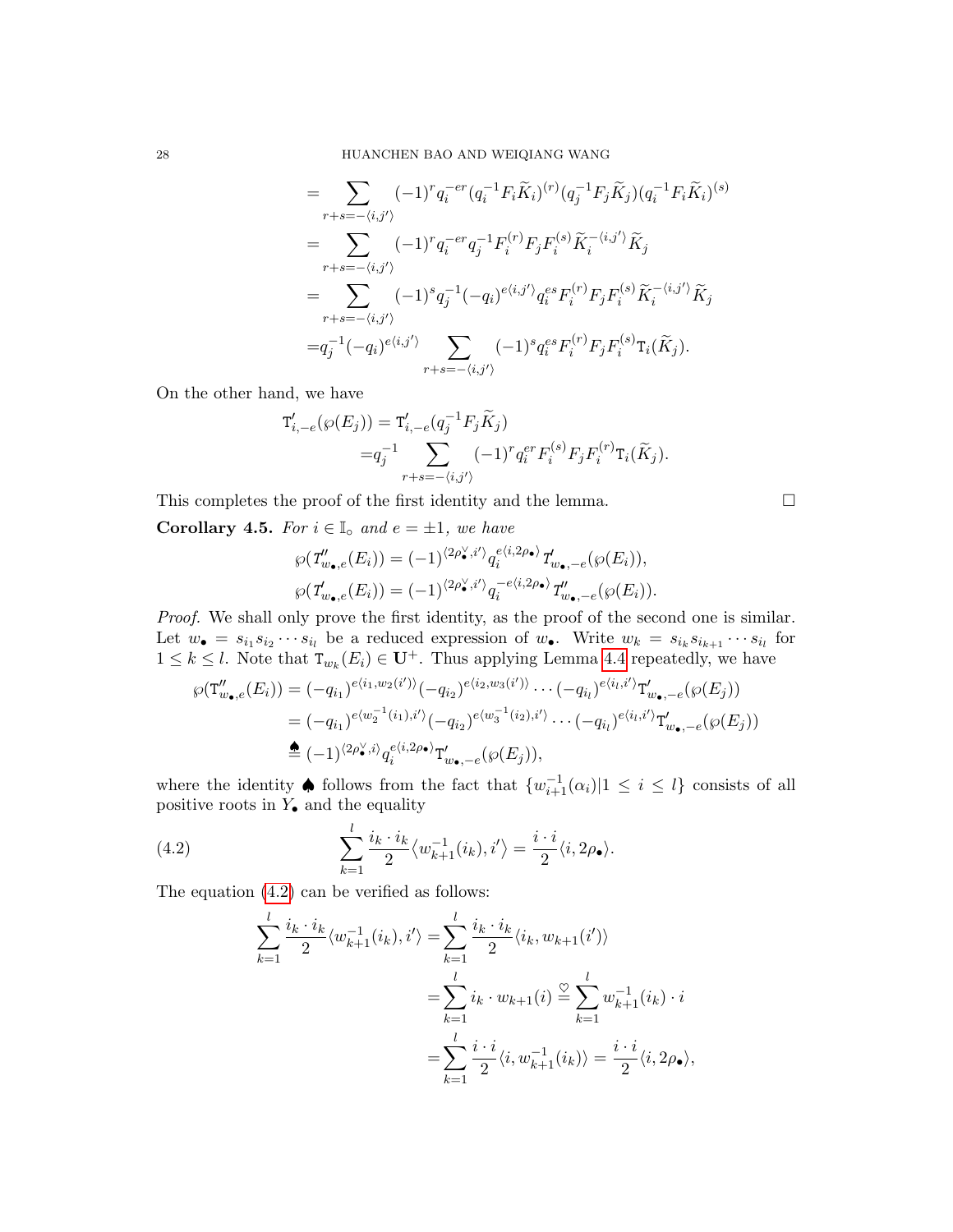$$
\begin{aligned}
&= \sum_{r+s=-\langle i,j'\rangle} (-1)^r q_i^{-er} (q_i^{-1} F_i \widetilde{K}_i)^{(r)} (q_j^{-1} F_j \widetilde{K}_j)(q_i^{-1} F_i \widetilde{K}_i)^{(s)} \\
&= \sum_{r+s=-\langle i,j'\rangle} (-1)^r q_i^{-er} q_j^{-1} F_i^{(r)} F_j F_i^{(s)} \widetilde{K}_i^{-\langle i,j'\rangle} \widetilde{K}_j \\
&= \sum_{r+s=-\langle i,j'\rangle} (-1)^s q_j^{-1} (-q_i)^{e\langle i,j'\rangle} q_i^{es} F_i^{(r)} F_j F_i^{(s)} \widetilde{K}_i^{-\langle i,j'\rangle} \widetilde{K}_j \\
&= q_j^{-1} (-q_i)^{e\langle i,j'\rangle} \sum_{r+s=-\langle i,j'\rangle} (-1)^s q_i^{es} F_i^{(r)} F_j F_i^{(s)} \mathtt{T}_i(\widetilde{K}_j).
\end{aligned}
$$

On the other hand, we have

$$
\begin{aligned}
\mathtt{T}'_{i,-e}(\wp(E_j)) &= \mathtt{T}'_{i,-e}(q_j^{-1} F_j \widetilde{K}_j) \\
&= q_j^{-1} \sum_{r+s=-\langle i,j'\rangle} (-1)^r q_i^{er} F_i^{(s)} F_j F_i^{(r)} \mathtt{T}_i(\widetilde{K}_j).
\end{aligned}
$$

This completes the proof of the first identity and the lemma. $\square$

**Corollary 4.5.** *For $i \in \mathbb{I}_\circ$ and $e = \pm 1$, we have*

$$
\wp(\mathtt{T}''_{w_\bullet,e}(E_i)) = (-1)^{\langle 2\rho^\vee_\bullet, i'\rangle} q_i^{e\langle i, 2\rho_\bullet\rangle} \mathtt{T}'_{w_\bullet,-e}(\wp(E_i)),
$$
$$
\wp(\mathtt{T}'_{w_\bullet,e}(E_i)) = (-1)^{\langle 2\rho^\vee_\bullet, i'\rangle} q_i^{-e\langle i, 2\rho_\bullet\rangle} \mathtt{T}''_{w_\bullet,-e}(\wp(E_i)).
$$

*Proof.* We shall only prove the first identity, as the proof of the second one is similar. Let $w_\bullet = s_{i_1} s_{i_2} \cdots s_{i_l}$ be a reduced expression of $w_\bullet$. Write $w_k = s_{i_k} s_{i_{k+1}} \cdots s_{i_l}$ for $1 \le k \le l$. Note that $\mathtt{T}_{w_k}(E_i) \in \mathbf{U}^+$. Thus applying Lemma 4.4 repeatedly, we have

$$
\begin{aligned}
\wp(\mathtt{T}''_{w_\bullet,e}(E_i)) &= (-q_{i_1})^{e\langle i_1, w_2(i')\rangle} (-q_{i_2})^{e\langle i_2, w_3(i')\rangle} \cdots (-q_{i_l})^{e\langle i_l, i'\rangle} \mathtt{T}'_{w_\bullet,-e}(\wp(E_j)) \\
&= (-q_{i_1})^{e\langle w_2^{-1}(i_1), i'\rangle} (-q_{i_2})^{e\langle w_3^{-1}(i_2), i'\rangle} \cdots (-q_{i_l})^{e\langle i_l, i'\rangle} \mathtt{T}'_{w_\bullet,-e}(\wp(E_j)) \\
&\overset{\spadesuit}{=} (-1)^{\langle 2\rho^\vee_\bullet, i\rangle} q_i^{e\langle i, 2\rho_\bullet\rangle} \mathtt{T}'_{w_\bullet,-e}(\wp(E_j)),
\end{aligned}
$$

where the identity $\spadesuit$ follows from the fact that $\{w_{i+1}^{-1}(\alpha_i) | 1 \le i \le l\}$ consists of all positive roots in $Y_\bullet$ and the equality

$$
\sum_{k=1}^{l} \frac{i_k \cdot i_k}{2} \langle w_{k+1}^{-1}(i_k), i'\rangle = \frac{i \cdot i}{2} \langle i, 2\rho_\bullet\rangle. \tag{4.2}
$$

The equation (4.2) can be verified as follows:

$$
\begin{aligned}
\sum_{k=1}^{l} \frac{i_k \cdot i_k}{2} \langle w_{k+1}^{-1}(i_k), i'\rangle &= \sum_{k=1}^{l} \frac{i_k \cdot i_k}{2} \langle i_k, w_{k+1}(i')\rangle \\
&= \sum_{k=1}^{l} i_k \cdot w_{k+1}(i) \overset{\heartsuit}{=} \sum_{k=1}^{l} w_{k+1}^{-1}(i_k) \cdot i \\
&= \sum_{k=1}^{l} \frac{i \cdot i}{2} \langle i, w_{k+1}^{-1}(i_k)\rangle = \frac{i \cdot i}{2} \langle i, 2\rho_\bullet\rangle,
\end{aligned}
$$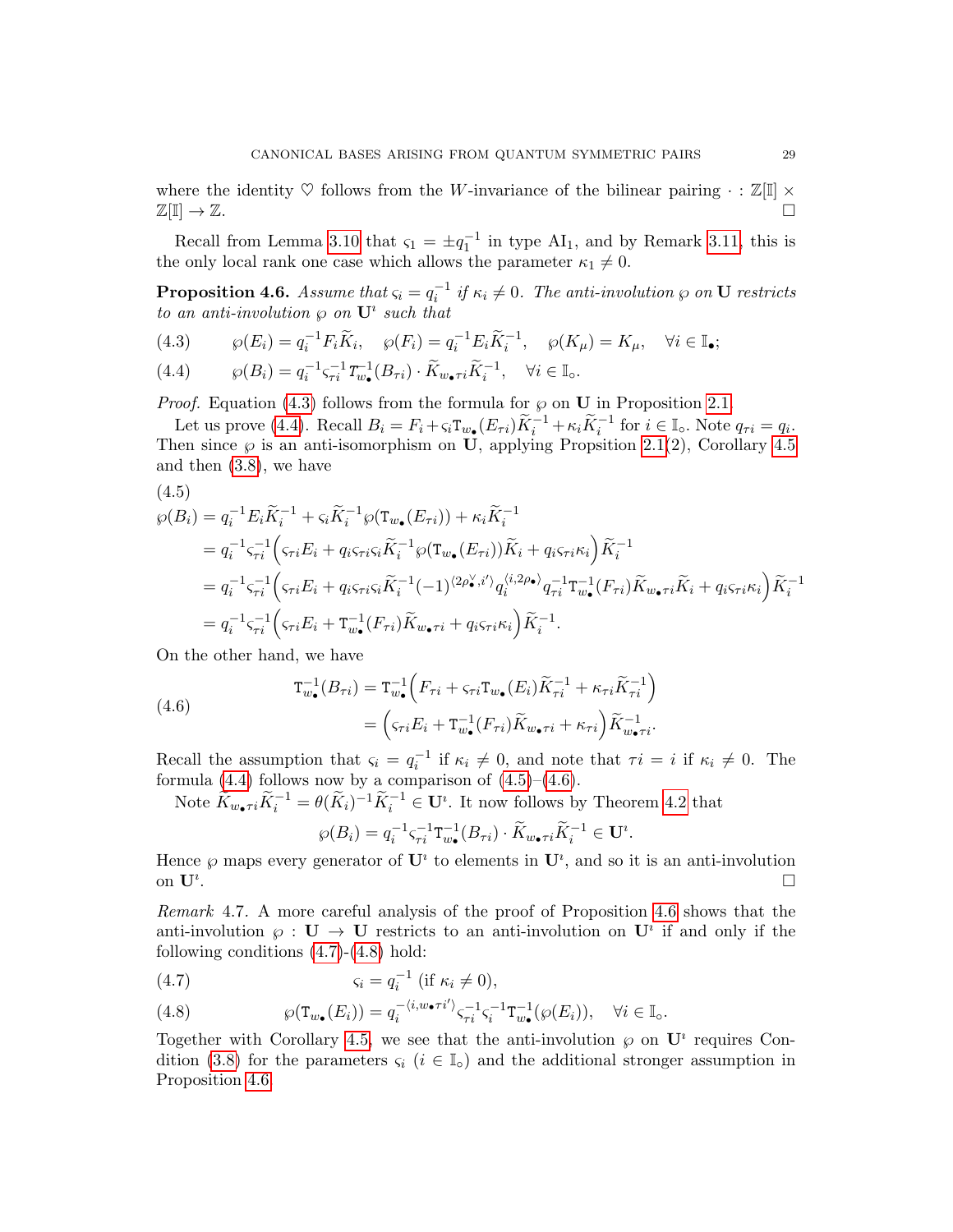where the identity $\heartsuit$ follows from the $W$-invariance of the bilinear pairing $\cdot : \mathbb{Z}[\mathbb{I}] \times \mathbb{Z}[\mathbb{I}] \to \mathbb{Z}$. $\square$

Recall from Lemma 3.10 that $\varsigma_1 = \pm q_1^{-1}$ in type AI$_1$, and by Remark 3.11, this is the only local rank one case which allows the parameter $\kappa_1 \neq 0$.

**Proposition 4.6.** *Assume that $\varsigma_i = q_i^{-1}$ if $\kappa_i \neq 0$. The anti-involution $\wp$ on $\mathbf{U}$ restricts to an anti-involution $\wp$ on $\mathbf{U}^\imath$ such that*

$$\wp(E_i) = q_i^{-1} F_i \widetilde{K}_i, \quad \wp(F_i) = q_i^{-1} E_i \widetilde{K}_i^{-1}, \quad \wp(K_\mu) = K_\mu, \quad \forall i \in \mathbb{I}_\bullet; \tag{4.3}$$

$$\wp(B_i) = q_i^{-1} \varsigma_{\tau i}^{-1} \mathtt{T}_{w_\bullet}^{-1}(B_{\tau i}) \cdot \widetilde{K}_{w_\bullet \tau i} \widetilde{K}_i^{-1}, \quad \forall i \in \mathbb{I}_\circ. \tag{4.4}$$

*Proof.* Equation (4.3) follows from the formula for $\wp$ on $\mathbf{U}$ in Proposition 2.1.

Let us prove (4.4). Recall $B_i = F_i + \varsigma_i \mathtt{T}_{w_\bullet}(E_{\tau i}) \widetilde{K}_i^{-1} + \kappa_i \widetilde{K}_i^{-1}$ for $i \in \mathbb{I}_\circ$. Note $q_{\tau i} = q_i$. Then since $\wp$ is an anti-isomorphism on $\mathbf{U}$, applying Propsition 2.1(2), Corollary 4.5 and then (3.8), we have

$$
\begin{aligned}
\wp(B_i) &= q_i^{-1} E_i \widetilde{K}_i^{-1} + \varsigma_i \widetilde{K}_i^{-1} \wp(\mathtt{T}_{w_\bullet}(E_{\tau i})) + \kappa_i \widetilde{K}_i^{-1} \\
&= q_i^{-1} \varsigma_{\tau i}^{-1} \Big( \varsigma_{\tau i} E_i + q_i \varsigma_{\tau i} \varsigma_i \widetilde{K}_i^{-1} \wp(\mathtt{T}_{w_\bullet}(E_{\tau i})) \widetilde{K}_i + q_i \varsigma_{\tau i} \kappa_i \Big) \widetilde{K}_i^{-1} \\
&= q_i^{-1} \varsigma_{\tau i}^{-1} \Big( \varsigma_{\tau i} E_i + q_i \varsigma_{\tau i} \varsigma_i \widetilde{K}_i^{-1} (-1)^{\langle 2\rho_\bullet^\vee, i' \rangle} q_i^{\langle i, 2\rho_\bullet \rangle} q_{\tau i}^{-1} \mathtt{T}_{w_\bullet}^{-1}(F_{\tau i}) \widetilde{K}_{w_\bullet \tau i} \widetilde{K}_i + q_i \varsigma_{\tau i} \kappa_i \Big) \widetilde{K}_i^{-1} \\
&= q_i^{-1} \varsigma_{\tau i}^{-1} \Big( \varsigma_{\tau i} E_i + \mathtt{T}_{w_\bullet}^{-1}(F_{\tau i}) \widetilde{K}_{w_\bullet \tau i} + q_i \varsigma_{\tau i} \kappa_i \Big) \widetilde{K}_i^{-1}.
\end{aligned}
\tag{4.5}
$$

On the other hand, we have

$$
\begin{aligned}
\mathtt{T}_{w_\bullet}^{-1}(B_{\tau i}) &= \mathtt{T}_{w_\bullet}^{-1}\Big( F_{\tau i} + \varsigma_{\tau i} \mathtt{T}_{w_\bullet}(E_i) \widetilde{K}_{\tau i}^{-1} + \kappa_{\tau i} \widetilde{K}_{\tau i}^{-1} \Big) \\
&= \Big( \varsigma_{\tau i} E_i + \mathtt{T}_{w_\bullet}^{-1}(F_{\tau i}) \widetilde{K}_{w_\bullet \tau i} + \kappa_{\tau i} \Big) \widetilde{K}_{w_\bullet \tau i}^{-1}.
\end{aligned}
\tag{4.6}
$$

Recall the assumption that $\varsigma_i = q_i^{-1}$ if $\kappa_i \neq 0$, and note that $\tau i = i$ if $\kappa_i \neq 0$. The formula (4.4) follows now by a comparison of (4.5)–(4.6).

Note $\widetilde{K}_{w_\bullet \tau i} \widetilde{K}_i^{-1} = \theta(\widetilde{K}_i)^{-1} \widetilde{K}_i^{-1} \in \mathbf{U}^\imath$. It now follows by Theorem 4.2 that

$$\wp(B_i) = q_i^{-1} \varsigma_{\tau i}^{-1} \mathtt{T}_{w_\bullet}^{-1}(B_{\tau i}) \cdot \widetilde{K}_{w_\bullet \tau i} \widetilde{K}_i^{-1} \in \mathbf{U}^\imath.$$

Hence $\wp$ maps every generator of $\mathbf{U}^\imath$ to elements in $\mathbf{U}^\imath$, and so it is an anti-involution on $\mathbf{U}^\imath$. $\square$

*Remark* 4.7. A more careful analysis of the proof of Proposition 4.6 shows that the anti-involution $\wp : \mathbf{U} \to \mathbf{U}$ restricts to an anti-involution on $\mathbf{U}^\imath$ if and only if the following conditions (4.7)-(4.8) hold:

$$\varsigma_i = q_i^{-1} \text{ (if } \kappa_i \neq 0\text{)}, \tag{4.7}$$

$$\wp(\mathtt{T}_{w_\bullet}(E_i)) = q_i^{-\langle i, w_\bullet \tau i' \rangle} \varsigma_{\tau i}^{-1} \varsigma_i^{-1} \mathtt{T}_{w_\bullet}^{-1}(\wp(E_i)), \quad \forall i \in \mathbb{I}_\circ. \tag{4.8}$$

Together with Corollary 4.5, we see that the anti-involution $\wp$ on $\mathbf{U}^\imath$ requires Condition (3.8) for the parameters $\varsigma_i$ ($i \in \mathbb{I}_\circ$) and the additional stronger assumption in Proposition 4.6.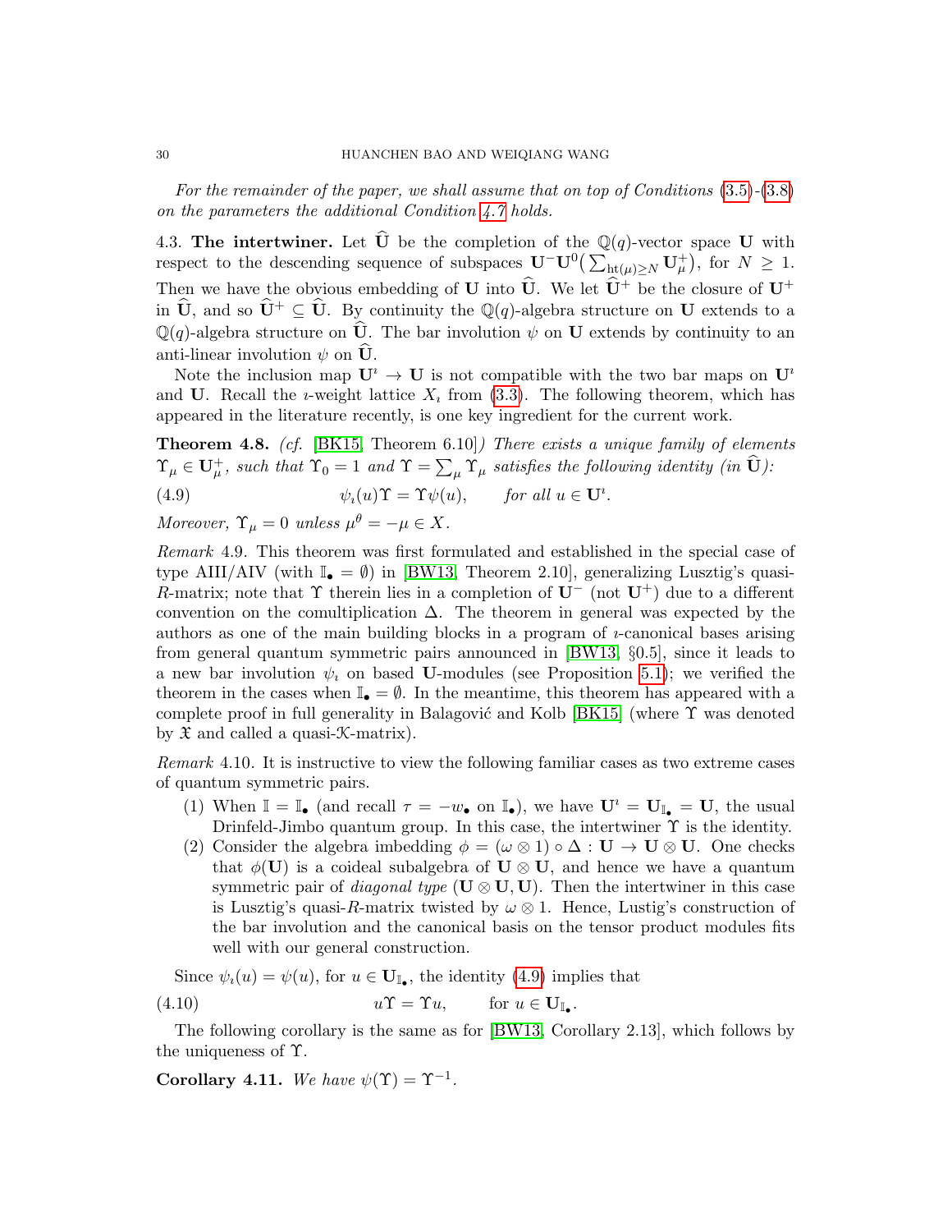*For the remainder of the paper, we shall assume that on top of Conditions (3.5)-(3.8) on the parameters the additional Condition 4.7 holds.*

4.3. **The intertwiner.** Let $\widehat{\mathbf{U}}$ be the completion of the $\mathbb{Q}(q)$-vector space $\mathbf{U}$ with respect to the descending sequence of subspaces $\mathbf{U}^-\mathbf{U}^0\big(\sum_{\mathrm{ht}(\mu)\geq N}\mathbf{U}^+_\mu\big)$, for $N \geq 1$. Then we have the obvious embedding of $\mathbf{U}$ into $\widehat{\mathbf{U}}$. We let $\widehat{\mathbf{U}}^+$ be the closure of $\mathbf{U}^+$ in $\widehat{\mathbf{U}}$, and so $\widehat{\mathbf{U}}^+ \subseteq \widehat{\mathbf{U}}$. By continuity the $\mathbb{Q}(q)$-algebra structure on $\mathbf{U}$ extends to a $\mathbb{Q}(q)$-algebra structure on $\widehat{\mathbf{U}}$. The bar involution $\psi$ on $\mathbf{U}$ extends by continuity to an anti-linear involution $\psi$ on $\widehat{\mathbf{U}}$.

Note the inclusion map $\mathbf{U}^\imath \to \mathbf{U}$ is not compatible with the two bar maps on $\mathbf{U}^\imath$ and $\mathbf{U}$. Recall the $\imath$-weight lattice $X_\imath$ from (3.3). The following theorem, which has appeared in the literature recently, is one key ingredient for the current work.

**Theorem 4.8.** *(cf. [BK15, Theorem 6.10]) There exists a unique family of elements $\Upsilon_\mu \in \mathbf{U}^+_\mu$, such that $\Upsilon_0 = 1$ and $\Upsilon = \sum_\mu \Upsilon_\mu$ satisfies the following identity (in $\widehat{\mathbf{U}}$):*

$$\psi_\imath(u)\Upsilon = \Upsilon\psi(u), \qquad \text{for all } u \in \mathbf{U}^\imath. \tag{4.9}$$

*Moreover, $\Upsilon_\mu = 0$ unless $\mu^\theta = -\mu \in X$.*

*Remark* 4.9. This theorem was first formulated and established in the special case of type AIII/AIV (with $\mathbb{I}_\bullet = \emptyset$) in [BW13, Theorem 2.10], generalizing Lusztig's quasi-$R$-matrix; note that $\Upsilon$ therein lies in a completion of $\mathbf{U}^-$ (not $\mathbf{U}^+$) due to a different convention on the comultiplication $\Delta$. The theorem in general was expected by the authors as one of the main building blocks in a program of $\imath$-canonical bases arising from general quantum symmetric pairs announced in [BW13, §0.5], since it leads to a new bar involution $\psi_\imath$ on based $\mathbf{U}$-modules (see Proposition 5.1); we verified the theorem in the cases when $\mathbb{I}_\bullet = \emptyset$. In the meantime, this theorem has appeared with a complete proof in full generality in Balagović and Kolb [BK15] (where $\Upsilon$ was denoted by $\mathfrak{X}$ and called a quasi-$\mathcal{K}$-matrix).

*Remark* 4.10. It is instructive to view the following familiar cases as two extreme cases of quantum symmetric pairs.

1. When $\mathbb{I} = \mathbb{I}_\bullet$ (and recall $\tau = -w_\bullet$ on $\mathbb{I}_\bullet$), we have $\mathbf{U}^\imath = \mathbf{U}_{\mathbb{I}_\bullet} = \mathbf{U}$, the usual Drinfeld-Jimbo quantum group. In this case, the intertwiner $\Upsilon$ is the identity.
2. Consider the algebra imbedding $\phi = (\omega \otimes 1) \circ \Delta : \mathbf{U} \to \mathbf{U} \otimes \mathbf{U}$. One checks that $\phi(\mathbf{U})$ is a coideal subalgebra of $\mathbf{U} \otimes \mathbf{U}$, and hence we have a quantum symmetric pair of *diagonal type* $(\mathbf{U} \otimes \mathbf{U}, \mathbf{U})$. Then the intertwiner in this case is Lusztig's quasi-$R$-matrix twisted by $\omega \otimes 1$. Hence, Lustig's construction of the bar involution and the canonical basis on the tensor product modules fits well with our general construction.

Since $\psi_\imath(u) = \psi(u)$, for $u \in \mathbf{U}_{\mathbb{I}_\bullet}$, the identity (4.9) implies that

$$u\Upsilon = \Upsilon u, \qquad \text{for } u \in \mathbf{U}_{\mathbb{I}_\bullet}. \tag{4.10}$$

The following corollary is the same as for [BW13, Corollary 2.13], which follows by the uniqueness of $\Upsilon$.

**Corollary 4.11.** *We have $\psi(\Upsilon) = \Upsilon^{-1}$.*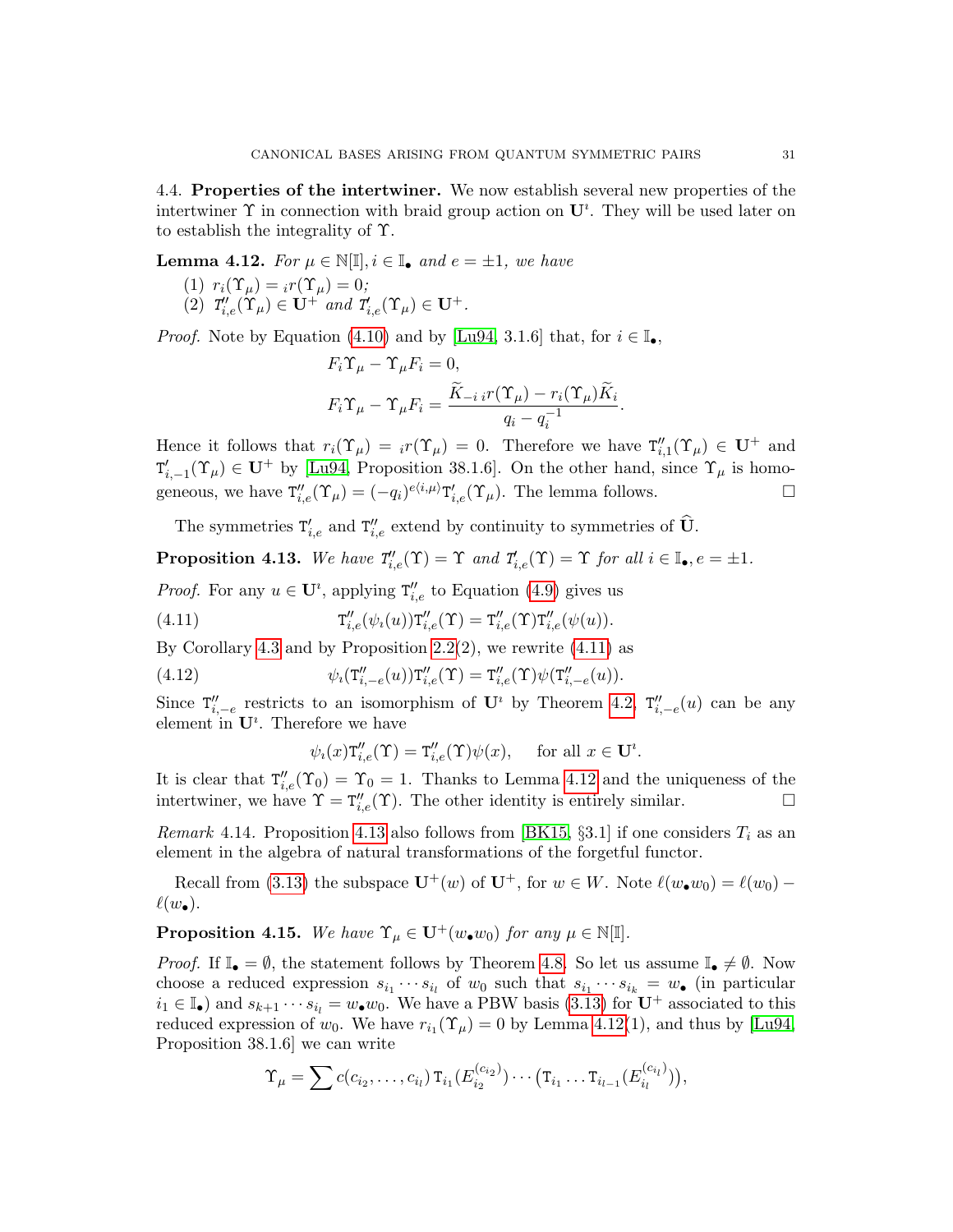## 4.4. Properties of the intertwiner.

We now establish several new properties of the intertwiner $\Upsilon$ in connection with braid group action on $\mathbf{U}^\imath$. They will be used later on to establish the integrality of $\Upsilon$.

**Lemma 4.12.** *For $\mu \in \mathbb{N}[\mathbb{I}], i \in \mathbb{I}_\bullet$ and $e = \pm 1$, we have*

(1) *$r_i(\Upsilon_\mu) = {}_ir(\Upsilon_\mu) = 0$;*
(2) *$T''_{i,e}(\Upsilon_\mu) \in \mathbf{U}^+$ and $T'_{i,e}(\Upsilon_\mu) \in \mathbf{U}^+$.*

*Proof.* Note by Equation (4.10) and by [Lu94, 3.1.6] that, for $i \in \mathbb{I}_\bullet$,

$$F_i \Upsilon_\mu - \Upsilon_\mu F_i = 0,$$

$$F_i \Upsilon_\mu - \Upsilon_\mu F_i = \frac{\widetilde{K}_{-i}\, {}_ir(\Upsilon_\mu) - r_i(\Upsilon_\mu)\widetilde{K}_i}{q_i - q_i^{-1}}.$$

Hence it follows that $r_i(\Upsilon_\mu) = {}_ir(\Upsilon_\mu) = 0$. Therefore we have $\mathtt{T}''_{i,1}(\Upsilon_\mu) \in \mathbf{U}^+$ and $\mathtt{T}'_{i,-1}(\Upsilon_\mu) \in \mathbf{U}^+$ by [Lu94, Proposition 38.1.6]. On the other hand, since $\Upsilon_\mu$ is homogeneous, we have $\mathtt{T}''_{i,e}(\Upsilon_\mu) = (-q_i)^{e\langle i,\mu\rangle}\mathtt{T}'_{i,e}(\Upsilon_\mu)$. The lemma follows. $\square$

The symmetries $\mathtt{T}'_{i,e}$ and $\mathtt{T}''_{i,e}$ extend by continuity to symmetries of $\widehat{\mathbf{U}}$.

**Proposition 4.13.** *We have $T''_{i,e}(\Upsilon) = \Upsilon$ and $T'_{i,e}(\Upsilon) = \Upsilon$ for all $i \in \mathbb{I}_\bullet, e = \pm 1$.*

*Proof.* For any $u \in \mathbf{U}^\imath$, applying $\mathtt{T}''_{i,e}$ to Equation (4.9) gives us

$$\mathtt{T}''_{i,e}(\psi_\imath(u))\mathtt{T}''_{i,e}(\Upsilon) = \mathtt{T}''_{i,e}(\Upsilon)\mathtt{T}''_{i,e}(\psi(u)). \tag{4.11}$$

By Corollary 4.3 and by Proposition 2.2(2), we rewrite (4.11) as

$$\psi_\imath(\mathtt{T}''_{i,-e}(u))\mathtt{T}''_{i,e}(\Upsilon) = \mathtt{T}''_{i,e}(\Upsilon)\psi(\mathtt{T}''_{i,-e}(u)). \tag{4.12}$$

Since $\mathtt{T}''_{i,-e}$ restricts to an isomorphism of $\mathbf{U}^\imath$ by Theorem 4.2, $\mathtt{T}''_{i,-e}(u)$ can be any element in $\mathbf{U}^\imath$. Therefore we have

$$\psi_\imath(x)\mathtt{T}''_{i,e}(\Upsilon) = \mathtt{T}''_{i,e}(\Upsilon)\psi(x), \quad \text{ for all } x \in \mathbf{U}^\imath.$$

It is clear that $\mathtt{T}''_{i,e}(\Upsilon_0) = \Upsilon_0 = 1$. Thanks to Lemma 4.12 and the uniqueness of the intertwiner, we have $\Upsilon = \mathtt{T}''_{i,e}(\Upsilon)$. The other identity is entirely similar. $\square$

*Remark* 4.14. Proposition 4.13 also follows from [BK15, §3.1] if one considers $T_i$ as an element in the algebra of natural transformations of the forgetful functor.

Recall from (3.13) the subspace $\mathbf{U}^+(w)$ of $\mathbf{U}^+$, for $w \in W$. Note $\ell(w_\bullet w_0) = \ell(w_0) - \ell(w_\bullet)$.

**Proposition 4.15.** *We have $\Upsilon_\mu \in \mathbf{U}^+(w_\bullet w_0)$ for any $\mu \in \mathbb{N}[\mathbb{I}]$.*

*Proof.* If $\mathbb{I}_\bullet = \emptyset$, the statement follows by Theorem 4.8. So let us assume $\mathbb{I}_\bullet \neq \emptyset$. Now choose a reduced expression $s_{i_1} \cdots s_{i_l}$ of $w_0$ such that $s_{i_1} \cdots s_{i_k} = w_\bullet$ (in particular $i_1 \in \mathbb{I}_\bullet$) and $s_{k+1} \cdots s_{i_l} = w_\bullet w_0$. We have a PBW basis (3.13) for $\mathbf{U}^+$ associated to this reduced expression of $w_0$. We have $r_{i_1}(\Upsilon_\mu) = 0$ by Lemma 4.12(1), and thus by [Lu94, Proposition 38.1.6] we can write

$$\Upsilon_\mu = \sum c(c_{i_2}, \ldots, c_{i_l})\, \mathtt{T}_{i_1}(E_{i_2}^{(c_{i_2})}) \cdots \big(\mathtt{T}_{i_1} \ldots \mathtt{T}_{i_{l-1}}(E_{i_l}^{(c_{i_l})})\big),$$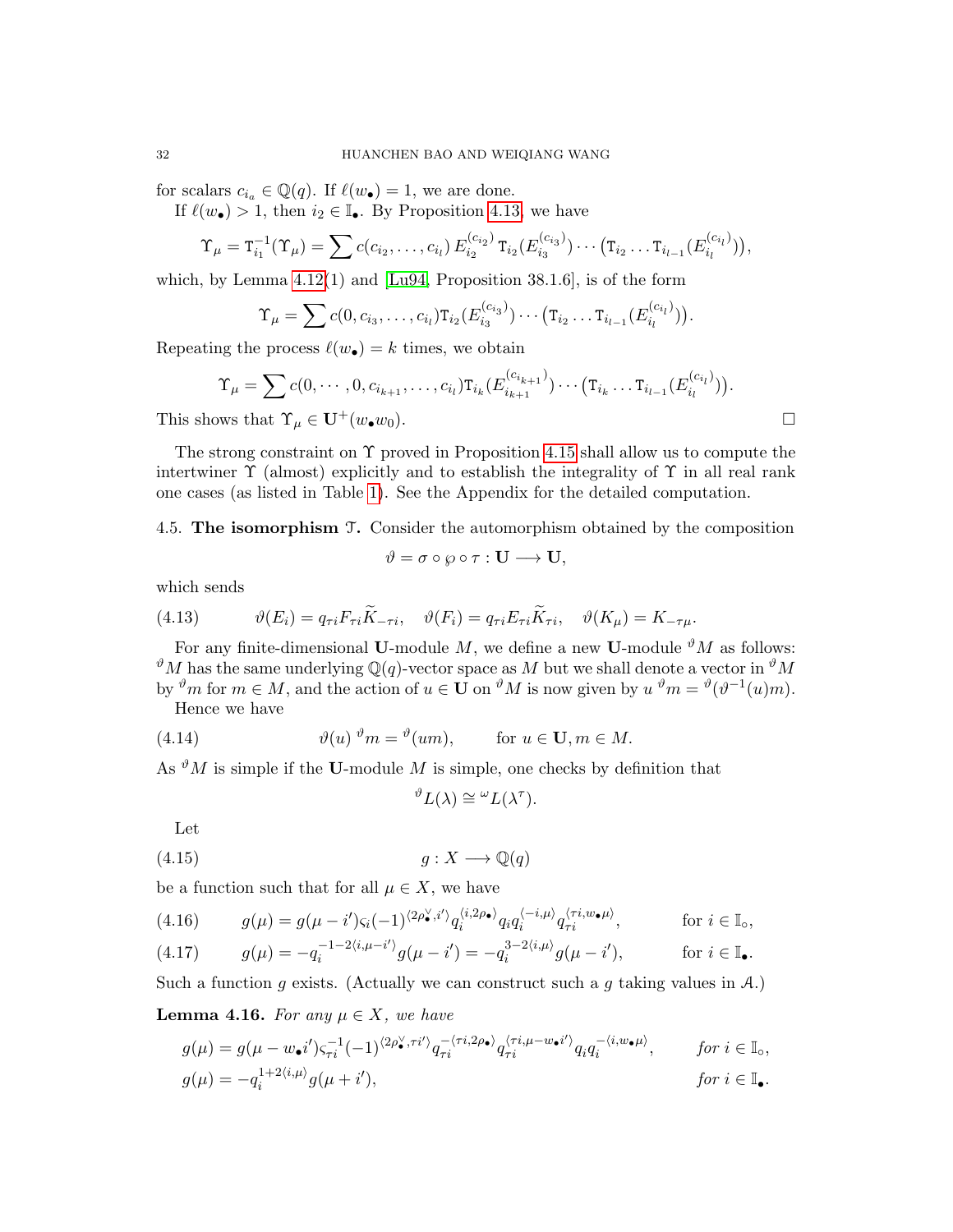for scalars $c_{i_a} \in \mathbb{Q}(q)$. If $\ell(w_\bullet) = 1$, we are done.

If $\ell(w_\bullet) > 1$, then $i_2 \in \mathbb{I}_\bullet$. By Proposition 4.13, we have

$$\Upsilon_\mu = \mathtt{T}_{i_1}^{-1}(\Upsilon_\mu) = \sum c(c_{i_2}, \dots, c_{i_l})\, E_{i_2}^{(c_{i_2})}\, \mathtt{T}_{i_2}(E_{i_3}^{(c_{i_3})}) \cdots \big(\mathtt{T}_{i_2} \dots \mathtt{T}_{i_{l-1}}(E_{i_l}^{(c_{i_l})})\big),$$

which, by Lemma 4.12(1) and [Lu94, Proposition 38.1.6], is of the form

$$\Upsilon_\mu = \sum c(0, c_{i_3}, \dots, c_{i_l}) \mathtt{T}_{i_2}(E_{i_3}^{(c_{i_3})}) \cdots \big(\mathtt{T}_{i_2} \dots \mathtt{T}_{i_{l-1}}(E_{i_l}^{(c_{i_l})})\big).$$

Repeating the process $\ell(w_\bullet) = k$ times, we obtain

$$\Upsilon_\mu = \sum c(0, \cdots, 0, c_{i_{k+1}}, \dots, c_{i_l}) \mathtt{T}_{i_k}(E_{i_{k+1}}^{(c_{i_{k+1}})}) \cdots \big(\mathtt{T}_{i_k} \dots \mathtt{T}_{i_{l-1}}(E_{i_l}^{(c_{i_l})})\big).$$

This shows that $\Upsilon_\mu \in \mathbf{U}^+(w_\bullet w_0)$. □

The strong constraint on $\Upsilon$ proved in Proposition 4.15 shall allow us to compute the intertwiner $\Upsilon$ (almost) explicitly and to establish the integrality of $\Upsilon$ in all real rank one cases (as listed in Table 1). See the Appendix for the detailed computation.

### 4.5. The isomorphism $\mathcal{T}$.

Consider the automorphism obtained by the composition

$$\vartheta = \sigma \circ \wp \circ \tau : \mathbf{U} \longrightarrow \mathbf{U},$$

which sends

$$\vartheta(E_i) = q_{\tau i} F_{\tau i} \widetilde{K}_{-\tau i}, \quad \vartheta(F_i) = q_{\tau i} E_{\tau i} \widetilde{K}_{\tau i}, \quad \vartheta(K_\mu) = K_{-\tau\mu}. \tag{4.13}$$

For any finite-dimensional $\mathbf{U}$-module $M$, we define a new $\mathbf{U}$-module ${}^\vartheta M$ as follows: ${}^\vartheta M$ has the same underlying $\mathbb{Q}(q)$-vector space as $M$ but we shall denote a vector in ${}^\vartheta M$ by ${}^\vartheta m$ for $m \in M$, and the action of $u \in \mathbf{U}$ on ${}^\vartheta M$ is now given by $u\, {}^\vartheta m = {}^\vartheta(\vartheta^{-1}(u)m)$.

Hence we have

$$\vartheta(u)\, {}^\vartheta m = {}^\vartheta(um), \qquad \text{for } u \in \mathbf{U}, m \in M. \tag{4.14}$$

As ${}^\vartheta M$ is simple if the $\mathbf{U}$-module $M$ is simple, one checks by definition that

$${}^\vartheta L(\lambda) \cong {}^\omega L(\lambda^\tau).$$

Let

$$g : X \longrightarrow \mathbb{Q}(q) \tag{4.15}$$

be a function such that for all $\mu \in X$, we have

$$g(\mu) = g(\mu - i')\varsigma_i (-1)^{\langle 2\rho_\bullet^\vee, i' \rangle} q_i^{\langle i, 2\rho_\bullet \rangle} q_i q_i^{\langle -i, \mu \rangle} q_{\tau i}^{\langle \tau i, w_\bullet \mu \rangle}, \qquad \text{for } i \in \mathbb{I}_\circ, \tag{4.16}$$

$$g(\mu) = -q_i^{-1-2\langle i, \mu - i' \rangle} g(\mu - i') = -q_i^{3-2\langle i, \mu \rangle} g(\mu - i'), \qquad \text{for } i \in \mathbb{I}_\bullet. \tag{4.17}$$

Such a function $g$ exists. (Actually we can construct such a $g$ taking values in $\mathcal{A}$.)

**Lemma 4.16.** *For any $\mu \in X$, we have*

$$g(\mu) = g(\mu - w_\bullet i')\varsigma_{\tau i}^{-1} (-1)^{\langle 2\rho_\bullet^\vee, \tau i' \rangle} q_{\tau i}^{-\langle \tau i, 2\rho_\bullet \rangle} q_{\tau i}^{\langle \tau i, \mu - w_\bullet i' \rangle} q_i q_i^{-\langle i, w_\bullet \mu \rangle}, \qquad \textit{for } i \in \mathbb{I}_\circ,$$

$$g(\mu) = -q_i^{1+2\langle i, \mu \rangle} g(\mu + i'), \qquad \textit{for } i \in \mathbb{I}_\bullet.$$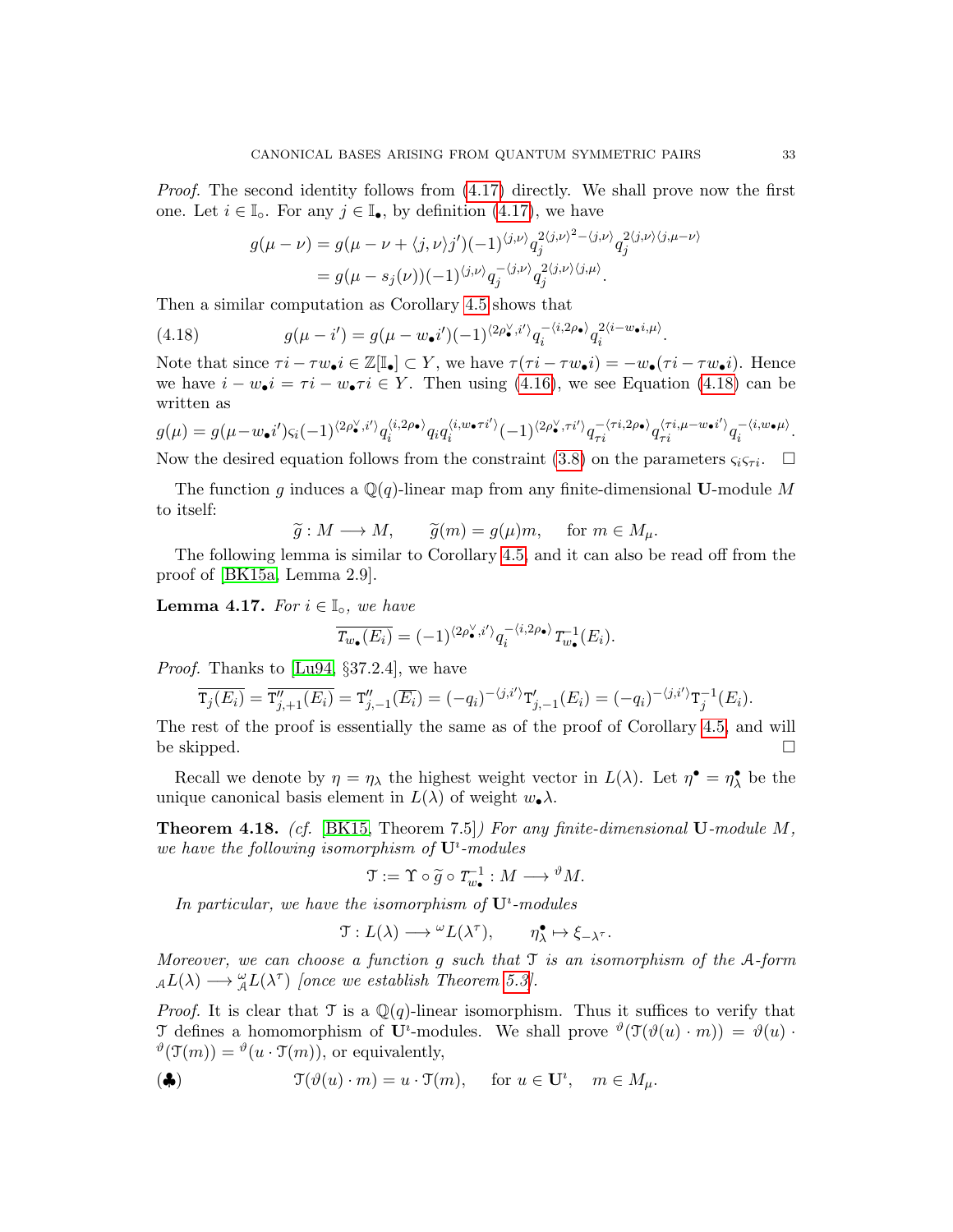*Proof.* The second identity follows from (4.17) directly. We shall prove now the first one. Let $i \in \mathbb{I}_\circ$. For any $j \in \mathbb{I}_\bullet$, by definition (4.17), we have

$$
\begin{aligned}
g(\mu - \nu) &= g(\mu - \nu + \langle j, \nu \rangle j')(-1)^{\langle j,\nu\rangle} q_j^{2\langle j,\nu\rangle^2 - \langle j,\nu\rangle} q_j^{2\langle j,\nu\rangle\langle j,\mu-\nu\rangle} \\
&= g(\mu - s_j(\nu))(-1)^{\langle j,\nu\rangle} q_j^{-\langle j,\nu\rangle} q_j^{2\langle j,\nu\rangle\langle j,\mu\rangle}.
\end{aligned}
$$

Then a similar computation as Corollary 4.5 shows that

$$
g(\mu - i') = g(\mu - w_\bullet i')(-1)^{\langle 2\rho^\vee_\bullet, i'\rangle} q_i^{-\langle i, 2\rho_\bullet\rangle} q_i^{2\langle i - w_\bullet i, \mu\rangle}. \tag{4.18}
$$

Note that since $\tau i - \tau w_\bullet i \in \mathbb{Z}[\mathbb{I}_\bullet] \subset Y$, we have $\tau(\tau i - \tau w_\bullet i) = -w_\bullet(\tau i - \tau w_\bullet i)$. Hence we have $i - w_\bullet i = \tau i - w_\bullet \tau i \in Y$. Then using (4.16), we see Equation (4.18) can be written as

$$
g(\mu) = g(\mu - w_\bullet i')\varsigma_i (-1)^{\langle 2\rho^\vee_\bullet, i'\rangle} q_i^{\langle i, 2\rho_\bullet\rangle} q_i q_i^{\langle i, w_\bullet \tau i'\rangle} (-1)^{\langle 2\rho^\vee_\bullet, \tau i'\rangle} q_{\tau i}^{-\langle \tau i, 2\rho_\bullet\rangle} q_{\tau i}^{\langle \tau i, \mu - w_\bullet i'\rangle} q_i^{-\langle i, w_\bullet \mu\rangle}.
$$

Now the desired equation follows from the constraint (3.8) on the parameters $\varsigma_i \varsigma_{\tau i}$. $\square$

The function $g$ induces a $\mathbb{Q}(q)$-linear map from any finite-dimensional $\mathbf{U}$-module $M$ to itself:

$$
\widetilde{g} : M \longrightarrow M, \qquad \widetilde{g}(m) = g(\mu) m, \quad \text{for } m \in M_\mu.
$$

The following lemma is similar to Corollary 4.5, and it can also be read off from the proof of [BK15a, Lemma 2.9].

**Lemma 4.17.** *For $i \in \mathbb{I}_\circ$, we have*

$$
\overline{T_{w_\bullet}(E_i)} = (-1)^{\langle 2\rho^\vee_\bullet, i'\rangle} q_i^{-\langle i, 2\rho_\bullet\rangle} T^{-1}_{w_\bullet}(E_i).
$$

*Proof.* Thanks to [Lu94, §37.2.4], we have

$$
\overline{\mathrm{T}_j(E_i)} = \overline{\mathrm{T}''_{j,+1}(E_i)} = \mathrm{T}''_{j,-1}(\overline{E_i}) = (-q_i)^{-\langle j, i'\rangle} \mathrm{T}'_{j,-1}(E_i) = (-q_i)^{-\langle j, i'\rangle} \mathrm{T}^{-1}_j(E_i).
$$

The rest of the proof is essentially the same as of the proof of Corollary 4.5, and will be skipped. $\square$

Recall we denote by $\eta = \eta_\lambda$ the highest weight vector in $L(\lambda)$. Let $\eta^\bullet = \eta^\bullet_\lambda$ be the unique canonical basis element in $L(\lambda)$ of weight $w_\bullet \lambda$.

**Theorem 4.18.** *(cf. [BK15, Theorem 7.5]) For any finite-dimensional $\mathbf{U}$-module $M$, we have the following isomorphism of $\mathbf{U}^\imath$-modules*

$$
\mathcal{T} := \Upsilon \circ \widetilde{g} \circ T^{-1}_{w_\bullet} : M \longrightarrow {}^\vartheta M.
$$

*In particular, we have the isomorphism of $\mathbf{U}^\imath$-modules*

$$
\mathcal{T} : L(\lambda) \longrightarrow {}^\omega L(\lambda^\tau), \qquad \eta^\bullet_\lambda \mapsto \xi_{-\lambda^\tau}.
$$

*Moreover, we can choose a function $g$ such that $\mathcal{T}$ is an isomorphism of the $\mathcal{A}$-form ${}_\mathcal{A}L(\lambda) \longrightarrow {}^\omega_\mathcal{A}L(\lambda^\tau)$ [once we establish Theorem 5.3].*

*Proof.* It is clear that $\mathcal{T}$ is a $\mathbb{Q}(q)$-linear isomorphism. Thus it suffices to verify that $\mathcal{T}$ defines a homomorphism of $\mathbf{U}^\imath$-modules. We shall prove ${}^\vartheta(\mathcal{T}(\vartheta(u) \cdot m)) = \vartheta(u) \cdot {}^\vartheta(\mathcal{T}(m)) = {}^\vartheta(u \cdot \mathcal{T}(m))$, or equivalently,

$$
\mathcal{T}(\vartheta(u) \cdot m) = u \cdot \mathcal{T}(m), \qquad \text{for } u \in \mathbf{U}^\imath, \quad m \in M_\mu. \tag{$\clubsuit$}
$$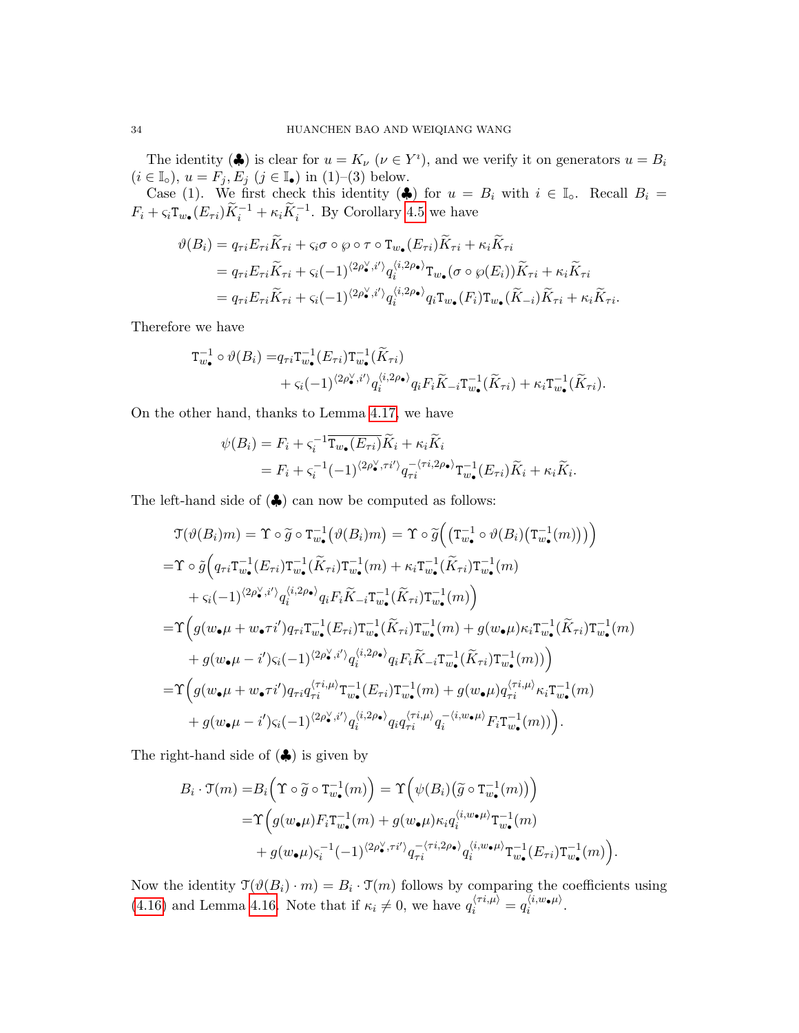The identity (♣) is clear for $u = K_\nu$ ($\nu \in Y^\imath$), and we verify it on generators $u = B_i$ ($i \in \mathbb{I}_\circ$), $u = F_j, E_j$ ($j \in \mathbb{I}_\bullet$) in (1)–(3) below.

Case (1). We first check this identity (♣) for $u = B_i$ with $i \in \mathbb{I}_\circ$. Recall $B_i = F_i + \varsigma_i \mathtt{T}_{w_\bullet}(E_{\tau i})\widetilde{K}_i^{-1} + \kappa_i \widetilde{K}_i^{-1}$. By Corollary 4.5 we have

$$
\begin{aligned}
\vartheta(B_i) &= q_{\tau i} E_{\tau i} \widetilde{K}_{\tau i} + \varsigma_i \sigma \circ \wp \circ \tau \circ \mathtt{T}_{w_\bullet}(E_{\tau i}) \widetilde{K}_{\tau i} + \kappa_i \widetilde{K}_{\tau i} \\
&= q_{\tau i} E_{\tau i} \widetilde{K}_{\tau i} + \varsigma_i (-1)^{\langle 2\rho_\bullet^\vee, i' \rangle} q_i^{\langle i, 2\rho_\bullet \rangle} \mathtt{T}_{w_\bullet}(\sigma \circ \wp(E_i)) \widetilde{K}_{\tau i} + \kappa_i \widetilde{K}_{\tau i} \\
&= q_{\tau i} E_{\tau i} \widetilde{K}_{\tau i} + \varsigma_i (-1)^{\langle 2\rho_\bullet^\vee, i' \rangle} q_i^{\langle i, 2\rho_\bullet \rangle} q_i \mathtt{T}_{w_\bullet}(F_i) \mathtt{T}_{w_\bullet}(\widetilde{K}_{-i}) \widetilde{K}_{\tau i} + \kappa_i \widetilde{K}_{\tau i}.
\end{aligned}
$$

Therefore we have

$$
\begin{aligned}
\mathtt{T}_{w_\bullet}^{-1} \circ \vartheta(B_i) =& q_{\tau i} \mathtt{T}_{w_\bullet}^{-1}(E_{\tau i}) \mathtt{T}_{w_\bullet}^{-1}(\widetilde{K}_{\tau i}) \\
&+ \varsigma_i (-1)^{\langle 2\rho_\bullet^\vee, i' \rangle} q_i^{\langle i, 2\rho_\bullet \rangle} q_i F_i \widetilde{K}_{-i} \mathtt{T}_{w_\bullet}^{-1}(\widetilde{K}_{\tau i}) + \kappa_i \mathtt{T}_{w_\bullet}^{-1}(\widetilde{K}_{\tau i}).
\end{aligned}
$$

On the other hand, thanks to Lemma 4.17, we have

$$
\begin{aligned}
\psi(B_i) &= F_i + \varsigma_i^{-1} \overline{\mathtt{T}_{w_\bullet}(E_{\tau i})} \widetilde{K}_i + \kappa_i \widetilde{K}_i \\
&= F_i + \varsigma_i^{-1} (-1)^{\langle 2\rho_\bullet^\vee, \tau i' \rangle} q_{\tau i}^{-\langle \tau i, 2\rho_\bullet \rangle} \mathtt{T}_{w_\bullet}^{-1}(E_{\tau i}) \widetilde{K}_i + \kappa_i \widetilde{K}_i.
\end{aligned}
$$

The left-hand side of (♣) can now be computed as follows:

$$
\begin{aligned}
&\mathcal{T}(\vartheta(B_i)m) = \Upsilon \circ \widetilde{g} \circ \mathtt{T}_{w_\bullet}^{-1}\big(\vartheta(B_i)m\big) = \Upsilon \circ \widetilde{g}\Big( \big(\mathtt{T}_{w_\bullet}^{-1} \circ \vartheta(B_i)\big(\mathtt{T}_{w_\bullet}^{-1}(m)\big)\big) \Big) \\
=& \Upsilon \circ \widetilde{g}\Big( q_{\tau i} \mathtt{T}_{w_\bullet}^{-1}(E_{\tau i}) \mathtt{T}_{w_\bullet}^{-1}(\widetilde{K}_{\tau i}) \mathtt{T}_{w_\bullet}^{-1}(m) + \kappa_i \mathtt{T}_{w_\bullet}^{-1}(\widetilde{K}_{\tau i}) \mathtt{T}_{w_\bullet}^{-1}(m) \\
&+ \varsigma_i (-1)^{\langle 2\rho_\bullet^\vee, i' \rangle} q_i^{\langle i, 2\rho_\bullet \rangle} q_i F_i \widetilde{K}_{-i} \mathtt{T}_{w_\bullet}^{-1}(\widetilde{K}_{\tau i}) \mathtt{T}_{w_\bullet}^{-1}(m) \Big) \\
=& \Upsilon \Big( g(w_\bullet \mu + w_\bullet \tau i') q_{\tau i} \mathtt{T}_{w_\bullet}^{-1}(E_{\tau i}) \mathtt{T}_{w_\bullet}^{-1}(\widetilde{K}_{\tau i}) \mathtt{T}_{w_\bullet}^{-1}(m) + g(w_\bullet \mu) \kappa_i \mathtt{T}_{w_\bullet}^{-1}(\widetilde{K}_{\tau i}) \mathtt{T}_{w_\bullet}^{-1}(m) \\
&+ g(w_\bullet \mu - i') \varsigma_i (-1)^{\langle 2\rho_\bullet^\vee, i' \rangle} q_i^{\langle i, 2\rho_\bullet \rangle} q_i F_i \widetilde{K}_{-i} \mathtt{T}_{w_\bullet}^{-1}(\widetilde{K}_{\tau i}) \mathtt{T}_{w_\bullet}^{-1}(m) ) \Big) \\
=& \Upsilon \Big( g(w_\bullet \mu + w_\bullet \tau i') q_{\tau i} q_{\tau i}^{\langle \tau i, \mu \rangle} \mathtt{T}_{w_\bullet}^{-1}(E_{\tau i}) \mathtt{T}_{w_\bullet}^{-1}(m) + g(w_\bullet \mu) q_{\tau i}^{\langle \tau i, \mu \rangle} \kappa_i \mathtt{T}_{w_\bullet}^{-1}(m) \\
&+ g(w_\bullet \mu - i') \varsigma_i (-1)^{\langle 2\rho_\bullet^\vee, i' \rangle} q_i^{\langle i, 2\rho_\bullet \rangle} q_i q_{\tau i}^{\langle \tau i, \mu \rangle} q_i^{-\langle i, w_\bullet \mu \rangle} F_i \mathtt{T}_{w_\bullet}^{-1}(m) ) \Big).
\end{aligned}
$$

The right-hand side of (♣) is given by

$$
\begin{aligned}
B_i \cdot \mathcal{T}(m) =& B_i \Big( \Upsilon \circ \widetilde{g} \circ \mathtt{T}_{w_\bullet}^{-1}(m) \Big) = \Upsilon \Big( \psi(B_i) \big( \widetilde{g} \circ \mathtt{T}_{w_\bullet}^{-1}(m) \big) \Big) \\
=& \Upsilon \Big( g(w_\bullet \mu) F_i \mathtt{T}_{w_\bullet}^{-1}(m) + g(w_\bullet \mu) \kappa_i q_i^{\langle i, w_\bullet \mu \rangle} \mathtt{T}_{w_\bullet}^{-1}(m) \\
&+ g(w_\bullet \mu) \varsigma_i^{-1} (-1)^{\langle 2\rho_\bullet^\vee, \tau i' \rangle} q_{\tau i}^{-\langle \tau i, 2\rho_\bullet \rangle} q_i^{\langle i, w_\bullet \mu \rangle} \mathtt{T}_{w_\bullet}^{-1}(E_{\tau i}) \mathtt{T}_{w_\bullet}^{-1}(m) \Big).
\end{aligned}
$$

Now the identity $\mathcal{T}(\vartheta(B_i) \cdot m) = B_i \cdot \mathcal{T}(m)$ follows by comparing the coefficients using (4.16) and Lemma 4.16. Note that if $\kappa_i \neq 0$, we have $q_i^{\langle \tau i, \mu \rangle} = q_i^{\langle i, w_\bullet \mu \rangle}$.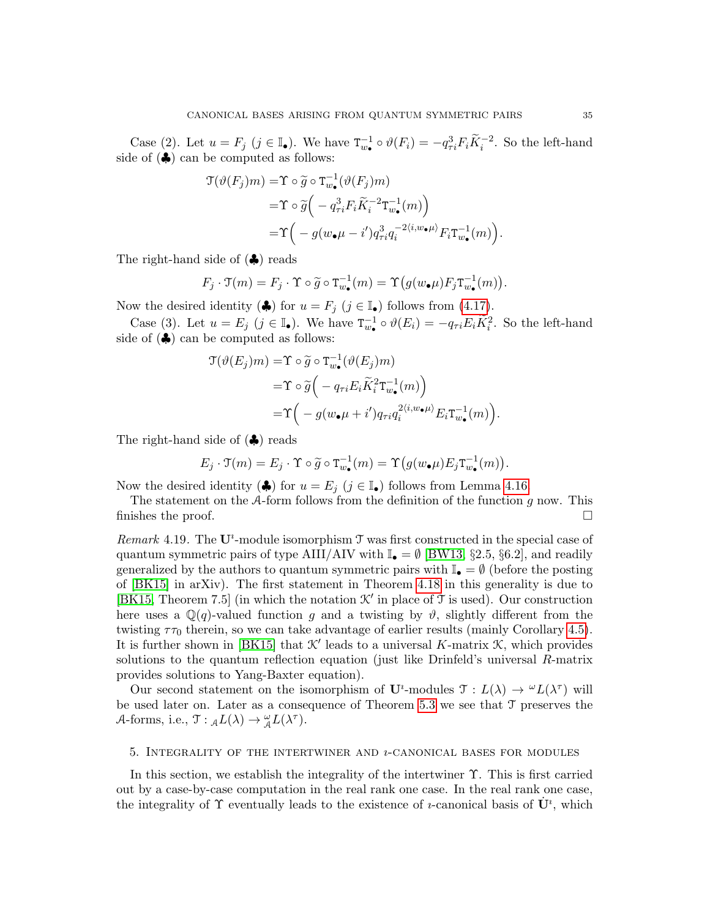Case (2). Let $u = F_j$ ($j \in \mathbb{I}_\bullet$). We have $\texttt{T}_{w_\bullet}^{-1} \circ \vartheta(F_i) = -q_{\tau i}^3 F_i \widetilde{K}_i^{-2}$. So the left-hand side of (♣) can be computed as follows:

$$
\begin{aligned}
\mathcal{T}(\vartheta(F_j)m) =& \Upsilon \circ \widetilde{g} \circ \texttt{T}_{w_\bullet}^{-1}(\vartheta(F_j)m) \\
=& \Upsilon \circ \widetilde{g}\Big( - q_{\tau i}^3 F_i \widetilde{K}_i^{-2} \texttt{T}_{w_\bullet}^{-1}(m)\Big) \\
=& \Upsilon\Big( - g(w_\bullet \mu - i') q_{\tau i}^3 q_i^{-2\langle i, w_\bullet \mu\rangle} F_i \texttt{T}_{w_\bullet}^{-1}(m)\Big).
\end{aligned}
$$

The right-hand side of (♣) reads

$$
F_j \cdot \mathcal{T}(m) = F_j \cdot \Upsilon \circ \widetilde{g} \circ \texttt{T}_{w_\bullet}^{-1}(m) = \Upsilon\big(g(w_\bullet \mu) F_j \texttt{T}_{w_\bullet}^{-1}(m)\big).
$$

Now the desired identity (♣) for $u = F_j$ ($j \in \mathbb{I}_\bullet$) follows from (4.17).

Case (3). Let $u = E_j$ ($j \in \mathbb{I}_\bullet$). We have $\texttt{T}_{w_\bullet}^{-1} \circ \vartheta(E_i) = -q_{\tau i} E_i K_i^2$. So the left-hand side of (♣) can be computed as follows:

$$
\begin{aligned}
\mathcal{T}(\vartheta(E_j)m) =& \Upsilon \circ \widetilde{g} \circ \texttt{T}_{w_\bullet}^{-1}(\vartheta(E_j)m) \\
=& \Upsilon \circ \widetilde{g}\Big( - q_{\tau i} E_i \widetilde{K}_i^{2} \texttt{T}_{w_\bullet}^{-1}(m)\Big) \\
=& \Upsilon\Big( - g(w_\bullet \mu + i') q_{\tau i} q_i^{2\langle i, w_\bullet \mu\rangle} E_i \texttt{T}_{w_\bullet}^{-1}(m)\Big).
\end{aligned}
$$

The right-hand side of (♣) reads

$$
E_j \cdot \mathcal{T}(m) = E_j \cdot \Upsilon \circ \widetilde{g} \circ \texttt{T}_{w_\bullet}^{-1}(m) = \Upsilon\big(g(w_\bullet \mu) E_j \texttt{T}_{w_\bullet}^{-1}(m)\big).
$$

Now the desired identity (♣) for $u = E_j$ ($j \in \mathbb{I}_\bullet$) follows from Lemma 4.16.

The statement on the $\mathcal{A}$-form follows from the definition of the function $g$ now. This finishes the proof. □

*Remark* 4.19. The $\mathbf{U}^\imath$-module isomorphism $\mathcal{T}$ was first constructed in the special case of quantum symmetric pairs of type AIII/AIV with $\mathbb{I}_\bullet = \emptyset$ [BW13, §2.5, §6.2], and readily generalized by the authors to quantum symmetric pairs with $\mathbb{I}_\bullet = \emptyset$ (before the posting of [BK15] in arXiv). The first statement in Theorem 4.18 in this generality is due to [BK15, Theorem 7.5] (in which the notation $\mathcal{K}'$ in place of $\mathcal{T}$ is used). Our construction here uses a $\mathbb{Q}(q)$-valued function $g$ and a twisting by $\vartheta$, slightly different from the twisting $\tau\tau_0$ therein, so we can take advantage of earlier results (mainly Corollary 4.5). It is further shown in [BK15] that $\mathcal{K}'$ leads to a universal $K$-matrix $\mathcal{K}$, which provides solutions to the quantum reflection equation (just like Drinfeld's universal $R$-matrix provides solutions to Yang-Baxter equation).

Our second statement on the isomorphism of $\mathbf{U}^\imath$-modules $\mathcal{T} : L(\lambda) \to {}^\omega L(\lambda^\tau)$ will be used later on. Later as a consequence of Theorem 5.3 we see that $\mathcal{T}$ preserves the $\mathcal{A}$-forms, i.e., $\mathcal{T} : {}_\mathcal{A}L(\lambda) \to {}^\omega_\mathcal{A}L(\lambda^\tau)$.

## 5. Integrality of the intertwiner and $\imath$-canonical bases for modules

In this section, we establish the integrality of the intertwiner $\Upsilon$. This is first carried out by a case-by-case computation in the real rank one case. In the real rank one case, the integrality of $\Upsilon$ eventually leads to the existence of $\imath$-canonical basis of $\dot{\mathbf{U}}^\imath$, which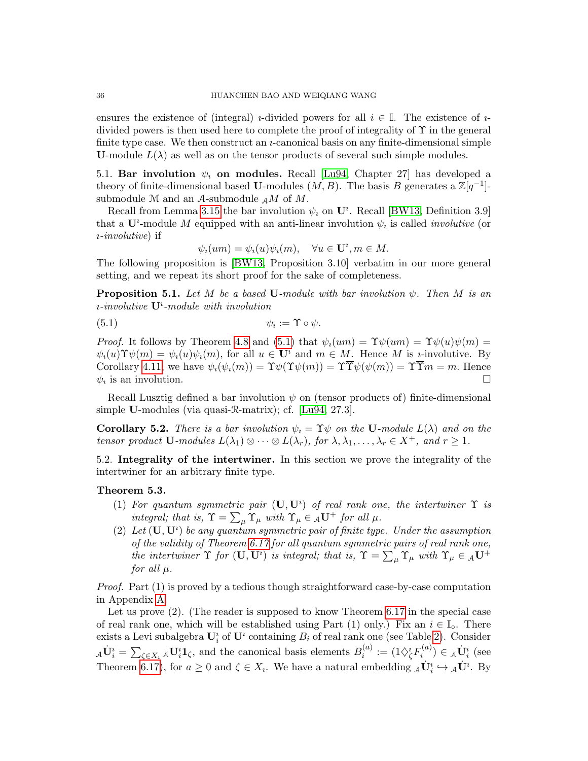ensures the existence of (integral) $\imath$-divided powers for all $i \in \mathbb{I}$. The existence of $\imath$-divided powers is then used here to complete the proof of integrality of $\Upsilon$ in the general finite type case. We then construct an $\imath$-canonical basis on any finite-dimensional simple $\mathbf{U}$-module $L(\lambda)$ as well as on the tensor products of several such simple modules.

**5.1. Bar involution $\psi_\imath$ on modules.** Recall [Lu94, Chapter 27] has developed a theory of finite-dimensional based $\mathbf{U}$-modules $(M, B)$. The basis $B$ generates a $\mathbb{Z}[q^{-1}]$-submodule $\mathcal{M}$ and an $\mathcal{A}$-submodule ${}_\mathcal{A}M$ of $M$.

Recall from Lemma 3.15 the bar involution $\psi_\imath$ on $\mathbf{U}^\imath$. Recall [BW13, Definition 3.9] that a $\mathbf{U}^\imath$-module $M$ equipped with an anti-linear involution $\psi_\imath$ is called *involutive* (or *$\imath$-involutive*) if

$$\psi_\imath(um) = \psi_\imath(u)\psi_\imath(m), \quad \forall u \in \mathbf{U}^\imath, m \in M.$$

The following proposition is [BW13, Proposition 3.10] verbatim in our more general setting, and we repeat its short proof for the sake of completeness.

**Proposition 5.1.** *Let $M$ be a based $\mathbf{U}$-module with bar involution $\psi$. Then $M$ is an $\imath$-involutive $\mathbf{U}^\imath$-module with involution*

$$\psi_\imath := \Upsilon \circ \psi. \tag{5.1}$$

*Proof.* It follows by Theorem 4.8 and (5.1) that $\psi_\imath(um) = \Upsilon\psi(um) = \Upsilon\psi(u)\psi(m) = \psi_\imath(u)\Upsilon\psi(m) = \psi_\imath(u)\psi_\imath(m)$, for all $u \in \mathbf{U}^\imath$ and $m \in M$. Hence $M$ is $\imath$-involutive. By Corollary 4.11, we have $\psi_\imath(\psi_\imath(m)) = \Upsilon\psi(\Upsilon\psi(m)) = \Upsilon\overline{\Upsilon}\psi(\psi(m)) = \Upsilon\overline{\Upsilon}m = m$. Hence $\psi_\imath$ is an involution. $\square$

Recall Lusztig defined a bar involution $\psi$ on (tensor products of) finite-dimensional simple $\mathbf{U}$-modules (via quasi-$\mathcal{R}$-matrix); cf. [Lu94, 27.3].

**Corollary 5.2.** *There is a bar involution $\psi_\imath = \Upsilon\psi$ on the $\mathbf{U}$-module $L(\lambda)$ and on the tensor product $\mathbf{U}$-modules $L(\lambda_1) \otimes \cdots \otimes L(\lambda_r)$, for $\lambda, \lambda_1, \ldots, \lambda_r \in X^+$, and $r \geq 1$.*

**5.2. Integrality of the intertwiner.** In this section we prove the integrality of the intertwiner for an arbitrary finite type.

**Theorem 5.3.**

1. *For quantum symmetric pair $(\mathbf{U}, \mathbf{U}^\imath)$ of real rank one, the intertwiner $\Upsilon$ is integral; that is, $\Upsilon = \sum_\mu \Upsilon_\mu$ with $\Upsilon_\mu \in {}_\mathcal{A}\mathbf{U}^+$ for all $\mu$.*
2. *Let $(\mathbf{U}, \mathbf{U}^\imath)$ be any quantum symmetric pair of finite type. Under the assumption of the validity of Theorem 6.17 for all quantum symmetric pairs of real rank one, the intertwiner $\Upsilon$ for $(\mathbf{U}, \mathbf{U}^\imath)$ is integral; that is, $\Upsilon = \sum_\mu \Upsilon_\mu$ with $\Upsilon_\mu \in {}_\mathcal{A}\mathbf{U}^+$ for all $\mu$.*

*Proof.* Part (1) is proved by a tedious though straightforward case-by-case computation in Appendix A.

Let us prove (2). (The reader is supposed to know Theorem 6.17 in the special case of real rank one, which will be established using Part (1) only.) Fix an $i \in \mathbb{I}_\circ$. There exists a Levi subalgebra $\mathbf{U}^\imath_i$ of $\mathbf{U}^\imath$ containing $B_i$ of real rank one (see Table 2). Consider ${}_\mathcal{A}\dot{\mathbf{U}}^\imath_i = \sum_{\zeta \in X_\imath} {}_\mathcal{A}\mathbf{U}^\imath_i \mathbf{1}_\zeta$, and the canonical basis elements $B_i^{(a)} := (1\diamondsuit^\imath_\zeta F_i^{(a)}) \in {}_\mathcal{A}\dot{\mathbf{U}}^\imath_i$ (see Theorem 6.17), for $a \geq 0$ and $\zeta \in X_\imath$. We have a natural embedding ${}_\mathcal{A}\dot{\mathbf{U}}^\imath_i \hookrightarrow {}_\mathcal{A}\dot{\mathbf{U}}^\imath$. By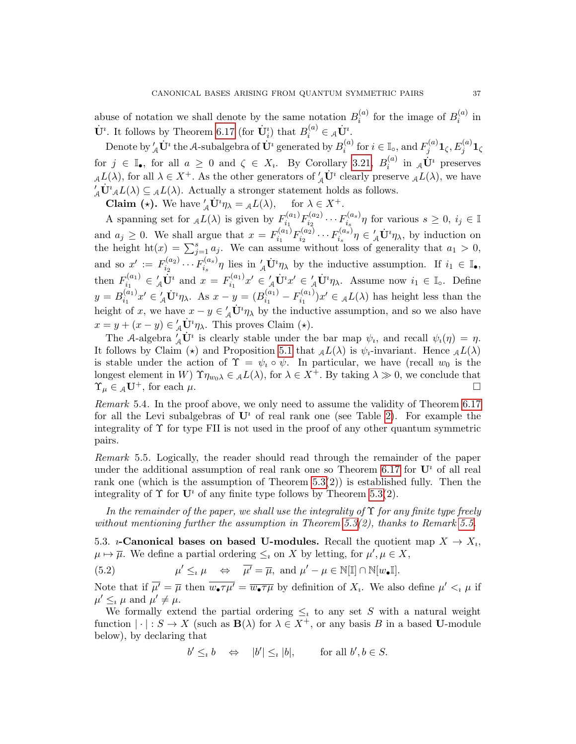abuse of notation we shall denote by the same notation $B_i^{(a)}$ for the image of $B_i^{(a)}$ in $\dot{\mathbf{U}}^\imath$. It follows by Theorem 6.17 (for $\dot{\mathbf{U}}_i^\imath$) that $B_i^{(a)} \in {}_\mathcal{A}\dot{\mathbf{U}}^\imath$.

Denote by ${}'_\mathcal{A}\dot{\mathbf{U}}^\imath$ the $\mathcal{A}$-subalgebra of $\dot{\mathbf{U}}^\imath$ generated by $B_i^{(a)}$ for $i \in \mathbb{I}_\circ$, and $F_j^{(a)}\mathbf{1}_\zeta, E_j^{(a)}\mathbf{1}_\zeta$ for $j \in \mathbb{I}_\bullet$, for all $a \geq 0$ and $\zeta \in X_\imath$. By Corollary 3.21, $B_i^{(a)}$ in ${}_\mathcal{A}\dot{\mathbf{U}}^\imath$ preserves ${}_\mathcal{A}L(\lambda)$, for all $\lambda \in X^+$. As the other generators of ${}'_\mathcal{A}\dot{\mathbf{U}}^\imath$ clearly preserve ${}_\mathcal{A}L(\lambda)$, we have ${}'_\mathcal{A}\dot{\mathbf{U}}^\imath {}_\mathcal{A}L(\lambda) \subseteq {}_\mathcal{A}L(\lambda)$. Actually a stronger statement holds as follows.

**Claim ($\star$).** We have ${}'_\mathcal{A}\dot{\mathbf{U}}^\imath \eta_\lambda = {}_\mathcal{A}L(\lambda)$, for $\lambda \in X^+$.

A spanning set for ${}_\mathcal{A}L(\lambda)$ is given by $F_{i_1}^{(a_1)} F_{i_2}^{(a_2)} \cdots F_{i_s}^{(a_s)} \eta$ for various $s \geq 0$, $i_j \in \mathbb{I}$ and $a_j \geq 0$. We shall argue that $x = F_{i_1}^{(a_1)} F_{i_2}^{(a_2)} \cdots F_{i_s}^{(a_s)} \eta \in {}'_\mathcal{A}\dot{\mathbf{U}}^\imath \eta_\lambda$, by induction on the height $\mathrm{ht}(x) = \sum_{j=1}^s a_j$. We can assume without loss of generality that $a_1 > 0$, and so $x' := F_{i_2}^{(a_2)} \cdots F_{i_s}^{(a_s)} \eta$ lies in ${}'_\mathcal{A}\dot{\mathbf{U}}^\imath \eta_\lambda$ by the inductive assumption. If $i_1 \in \mathbb{I}_\bullet$, then $F_{i_1}^{(a_1)} \in {}'_\mathcal{A}\dot{\mathbf{U}}^\imath$ and $x = F_{i_1}^{(a_1)} x' \in {}'_\mathcal{A}\dot{\mathbf{U}}^\imath x' \in {}'_\mathcal{A}\dot{\mathbf{U}}^\imath \eta_\lambda$. Assume now $i_1 \in \mathbb{I}_\circ$. Define $y = B_{i_1}^{(a_1)} x' \in {}'_\mathcal{A}\dot{\mathbf{U}}^\imath \eta_\lambda$. As $x - y = (B_{i_1}^{(a_1)} - F_{i_1}^{(a_1)}) x' \in {}_\mathcal{A}L(\lambda)$ has height less than the height of $x$, we have $x - y \in {}'_\mathcal{A}\dot{\mathbf{U}}^\imath \eta_\lambda$ by the inductive assumption, and so we also have $x = y + (x - y) \in {}'_\mathcal{A}\dot{\mathbf{U}}^\imath \eta_\lambda$. This proves Claim ($\star$).

The $\mathcal{A}$-algebra ${}'_\mathcal{A}\dot{\mathbf{U}}^\imath$ is clearly stable under the bar map $\psi_\imath$, and recall $\psi_\imath(\eta) = \eta$. It follows by Claim ($\star$) and Proposition 5.1 that ${}_\mathcal{A}L(\lambda)$ is $\psi_\imath$-invariant. Hence ${}_\mathcal{A}L(\lambda)$ is stable under the action of $\Upsilon = \psi_\imath \circ \psi$. In particular, we have (recall $w_0$ is the longest element in $W$) $\Upsilon \eta_{w_0 \lambda} \in {}_\mathcal{A}L(\lambda)$, for $\lambda \in X^+$. By taking $\lambda \gg 0$, we conclude that $\Upsilon_\mu \in {}_\mathcal{A}\mathbf{U}^+$, for each $\mu$. □

*Remark* 5.4. In the proof above, we only need to assume the validity of Theorem 6.17 for all the Levi subalgebras of $\mathbf{U}^\imath$ of real rank one (see Table 2). For example the integrality of $\Upsilon$ for type FII is not used in the proof of any other quantum symmetric pairs.

*Remark* 5.5. Logically, the reader should read through the remainder of the paper under the additional assumption of real rank one so Theorem 6.17 for $\mathbf{U}^\imath$ of all real rank one (which is the assumption of Theorem 5.3(2)) is established fully. Then the integrality of $\Upsilon$ for $\mathbf{U}^\imath$ of any finite type follows by Theorem 5.3(2).

*In the remainder of the paper, we shall use the integrality of $\Upsilon$ for any finite type freely without mentioning further the assumption in Theorem 5.3(2), thanks to Remark 5.5.*

### 5.3. $\imath$-Canonical bases on based U-modules.

Recall the quotient map $X \to X_\imath$, $\mu \mapsto \overline{\mu}$. We define a partial ordering $\leq_\imath$ on $X$ by letting, for $\mu', \mu \in X$,

$$\mu' \leq_\imath \mu \quad \Leftrightarrow \quad \overline{\mu'} = \overline{\mu}, \text{ and } \mu' - \mu \in \mathbb{N}[\mathbb{I}] \cap \mathbb{N}[w_\bullet \mathbb{I}]. \tag{5.2}$$

Note that if $\overline{\mu'} = \overline{\mu}$ then $\overline{w_\bullet \tau \mu'} = \overline{w_\bullet \tau \mu}$ by definition of $X_\imath$. We also define $\mu' <_\imath \mu$ if $\mu' \leq_\imath \mu$ and $\mu' \neq \mu$.

We formally extend the partial ordering $\leq_\imath$ to any set $S$ with a natural weight function $|\cdot| : S \to X$ (such as $\mathbf{B}(\lambda)$ for $\lambda \in X^+$, or any basis $B$ in a based $\mathbf{U}$-module below), by declaring that

$$b' \leq_\imath b \quad \Leftrightarrow \quad |b'| \leq_\imath |b|, \qquad \text{for all } b', b \in S.$$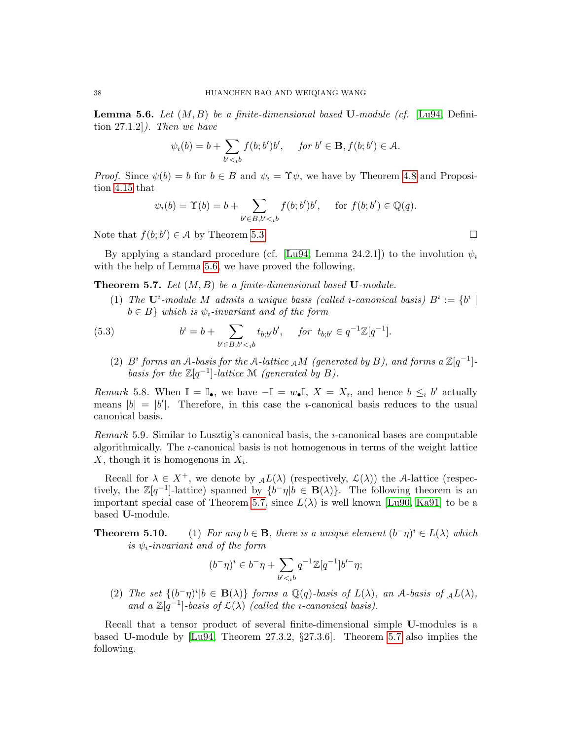**Lemma 5.6.** *Let $(M, B)$ be a finite-dimensional based* $\mathbf{U}$*-module (cf. [Lu94, Definition 27.1.2]). Then we have*

$$\psi_\imath(b) = b + \sum_{b' <_\imath b} f(b; b') b', \quad \text{for } b' \in \mathbf{B}, f(b; b') \in \mathcal{A}.$$

*Proof.* Since $\psi(b) = b$ for $b \in B$ and $\psi_\imath = \Upsilon \psi$, we have by Theorem 4.8 and Proposition 4.15 that

$$\psi_\imath(b) = \Upsilon(b) = b + \sum_{b' \in B, b' <_\imath b} f(b; b') b', \quad \text{for } f(b; b') \in \mathbb{Q}(q).$$

Note that $f(b; b') \in \mathcal{A}$ by Theorem 5.3. □

By applying a standard procedure (cf. [Lu94, Lemma 24.2.1]) to the involution $\psi_\imath$ with the help of Lemma 5.6, we have proved the following.

**Theorem 5.7.** *Let $(M, B)$ be a finite-dimensional based* $\mathbf{U}$*-module.*

1. *The* $\mathbf{U}^\imath$*-module $M$ admits a unique basis (called $\imath$-canonical basis) $B^\imath := \{b^\imath \mid b \in B\}$ which is $\psi_\imath$-invariant and of the form*

$$b^\imath = b + \sum_{b' \in B, b' <_\imath b} t_{b;b'} b', \quad \text{for } t_{b;b'} \in q^{-1}\mathbb{Z}[q^{-1}]. \tag{5.3}$$

2. *$B^\imath$ forms an $\mathcal{A}$-basis for the $\mathcal{A}$-lattice ${}_{\mathcal{A}}M$ (generated by $B$), and forms a $\mathbb{Z}[q^{-1}]$-basis for the $\mathbb{Z}[q^{-1}]$-lattice $\mathcal{M}$ (generated by $B$).*

*Remark* 5.8. When $\mathbb{I} = \mathbb{I}_\bullet$, we have $-\mathbb{I} = w_\bullet \mathbb{I}$, $X = X_\imath$, and hence $b \leq_\imath b'$ actually means $|b| = |b'|$. Therefore, in this case the $\imath$-canonical basis reduces to the usual canonical basis.

*Remark* 5.9. Similar to Lusztig's canonical basis, the $\imath$-canonical bases are computable algorithmically. The $\imath$-canonical basis is not homogenous in terms of the weight lattice $X$, though it is homogenous in $X_\imath$.

Recall for $\lambda \in X^+$, we denote by ${}_{\mathcal{A}}L(\lambda)$ (respectively, $\mathcal{L}(\lambda)$) the $\mathcal{A}$-lattice (respectively, the $\mathbb{Z}[q^{-1}]$-lattice) spanned by $\{b^- \eta | b \in \mathbf{B}(\lambda)\}$. The following theorem is an important special case of Theorem 5.7, since $L(\lambda)$ is well known [Lu90, Ka91] to be a based $\mathbf{U}$-module.

**Theorem 5.10.**

1. *For any $b \in \mathbf{B}$, there is a unique element $(b^- \eta)^\imath \in L(\lambda)$ which is $\psi_\imath$-invariant and of the form*

$$(b^- \eta)^\imath \in b^- \eta + \sum_{b' <_\imath b} q^{-1}\mathbb{Z}[q^{-1}] b'^- \eta;$$

2. *The set $\{(b^- \eta)^\imath | b \in \mathbf{B}(\lambda)\}$ forms a $\mathbb{Q}(q)$-basis of $L(\lambda)$, an $\mathcal{A}$-basis of ${}_{\mathcal{A}}L(\lambda)$, and a $\mathbb{Z}[q^{-1}]$-basis of $\mathcal{L}(\lambda)$ (called the $\imath$-canonical basis).*

Recall that a tensor product of several finite-dimensional simple $\mathbf{U}$-modules is a based $\mathbf{U}$-module by [Lu94, Theorem 27.3.2, §27.3.6]. Theorem 5.7 also implies the following.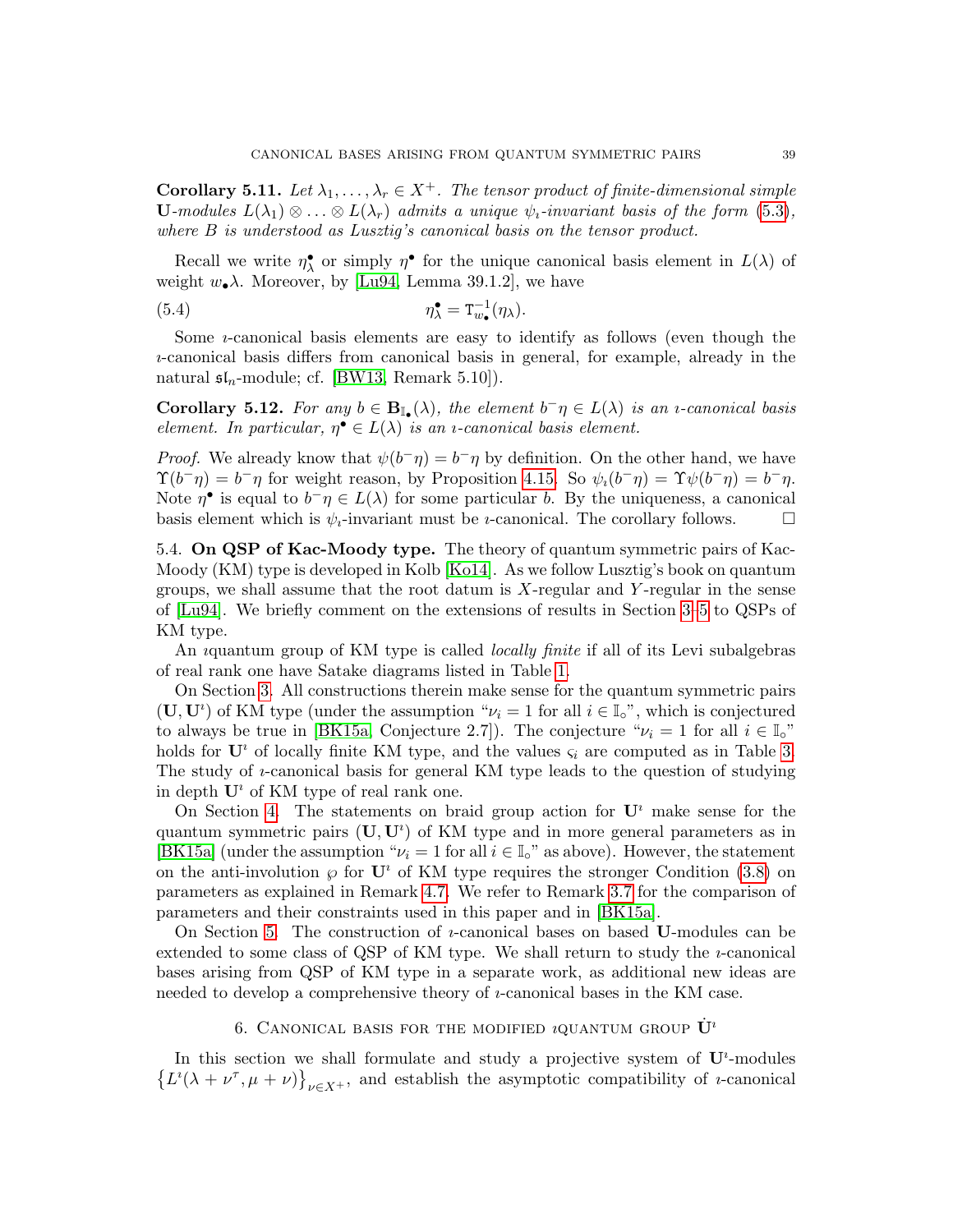**Corollary 5.11.** *Let $\lambda_1, \ldots, \lambda_r \in X^+$. The tensor product of finite-dimensional simple* $\mathbf{U}$*-modules* $L(\lambda_1) \otimes \ldots \otimes L(\lambda_r)$ *admits a unique* $\psi_\imath$*-invariant basis of the form* (5.3)*, where* $B$ *is understood as Lusztig's canonical basis on the tensor product.*

Recall we write $\eta^\bullet_\lambda$ or simply $\eta^\bullet$ for the unique canonical basis element in $L(\lambda)$ of weight $w_\bullet \lambda$. Moreover, by [Lu94, Lemma 39.1.2], we have

$$\eta^\bullet_\lambda = \mathrm{T}^{-1}_{w_\bullet}(\eta_\lambda). \tag{5.4}$$

Some $\imath$-canonical basis elements are easy to identify as follows (even though the $\imath$-canonical basis differs from canonical basis in general, for example, already in the natural $\mathfrak{sl}_n$-module; cf. [BW13, Remark 5.10]).

**Corollary 5.12.** *For any* $b \in \mathbf{B}_{\mathbb{I}_\bullet}(\lambda)$*, the element* $b^- \eta \in L(\lambda)$ *is an* $\imath$*-canonical basis element. In particular,* $\eta^\bullet \in L(\lambda)$ *is an* $\imath$*-canonical basis element.*

*Proof.* We already know that $\psi(b^- \eta) = b^- \eta$ by definition. On the other hand, we have $\Upsilon(b^- \eta) = b^- \eta$ for weight reason, by Proposition 4.15. So $\psi_\imath(b^- \eta) = \Upsilon \psi(b^- \eta) = b^- \eta$. Note $\eta^\bullet$ is equal to $b^- \eta \in L(\lambda)$ for some particular $b$. By the uniqueness, a canonical basis element which is $\psi_\imath$-invariant must be $\imath$-canonical. The corollary follows. □

5.4. **On QSP of Kac-Moody type.** The theory of quantum symmetric pairs of Kac-Moody (KM) type is developed in Kolb [Ko14]. As we follow Lusztig's book on quantum groups, we shall assume that the root datum is $X$-regular and $Y$-regular in the sense of [Lu94]. We briefly comment on the extensions of results in Section 3–5 to QSPs of KM type.

An $\imath$quantum group of KM type is called *locally finite* if all of its Levi subalgebras of real rank one have Satake diagrams listed in Table 1.

On Section 3. All constructions therein make sense for the quantum symmetric pairs $(\mathbf{U}, \mathbf{U}^\imath)$ of KM type (under the assumption "$\nu_i = 1$ for all $i \in \mathbb{I}_\circ$", which is conjectured to always be true in [BK15a, Conjecture 2.7]). The conjecture "$\nu_i = 1$ for all $i \in \mathbb{I}_\circ$" holds for $\mathbf{U}^\imath$ of locally finite KM type, and the values $\varsigma_i$ are computed as in Table 3. The study of $\imath$-canonical basis for general KM type leads to the question of studying in depth $\mathbf{U}^\imath$ of KM type of real rank one.

On Section 4. The statements on braid group action for $\mathbf{U}^\imath$ make sense for the quantum symmetric pairs $(\mathbf{U}, \mathbf{U}^\imath)$ of KM type and in more general parameters as in [BK15a] (under the assumption "$\nu_i = 1$ for all $i \in \mathbb{I}_\circ$" as above). However, the statement on the anti-involution $\wp$ for $\mathbf{U}^\imath$ of KM type requires the stronger Condition (3.8) on parameters as explained in Remark 4.7. We refer to Remark 3.7 for the comparison of parameters and their constraints used in this paper and in [BK15a].

On Section 5. The construction of $\imath$-canonical bases on based $\mathbf{U}$-modules can be extended to some class of QSP of KM type. We shall return to study the $\imath$-canonical bases arising from QSP of KM type in a separate work, as additional new ideas are needed to develop a comprehensive theory of $\imath$-canonical bases in the KM case.

## 6. Canonical basis for the modified $\imath$quantum group $\dot{\mathbf{U}}^\imath$

In this section we shall formulate and study a projective system of $\mathbf{U}^\imath$-modules $\left\{L^\imath(\lambda + \nu^\tau, \mu + \nu)\right\}_{\nu \in X^+}$, and establish the asymptotic compatibility of $\imath$-canonical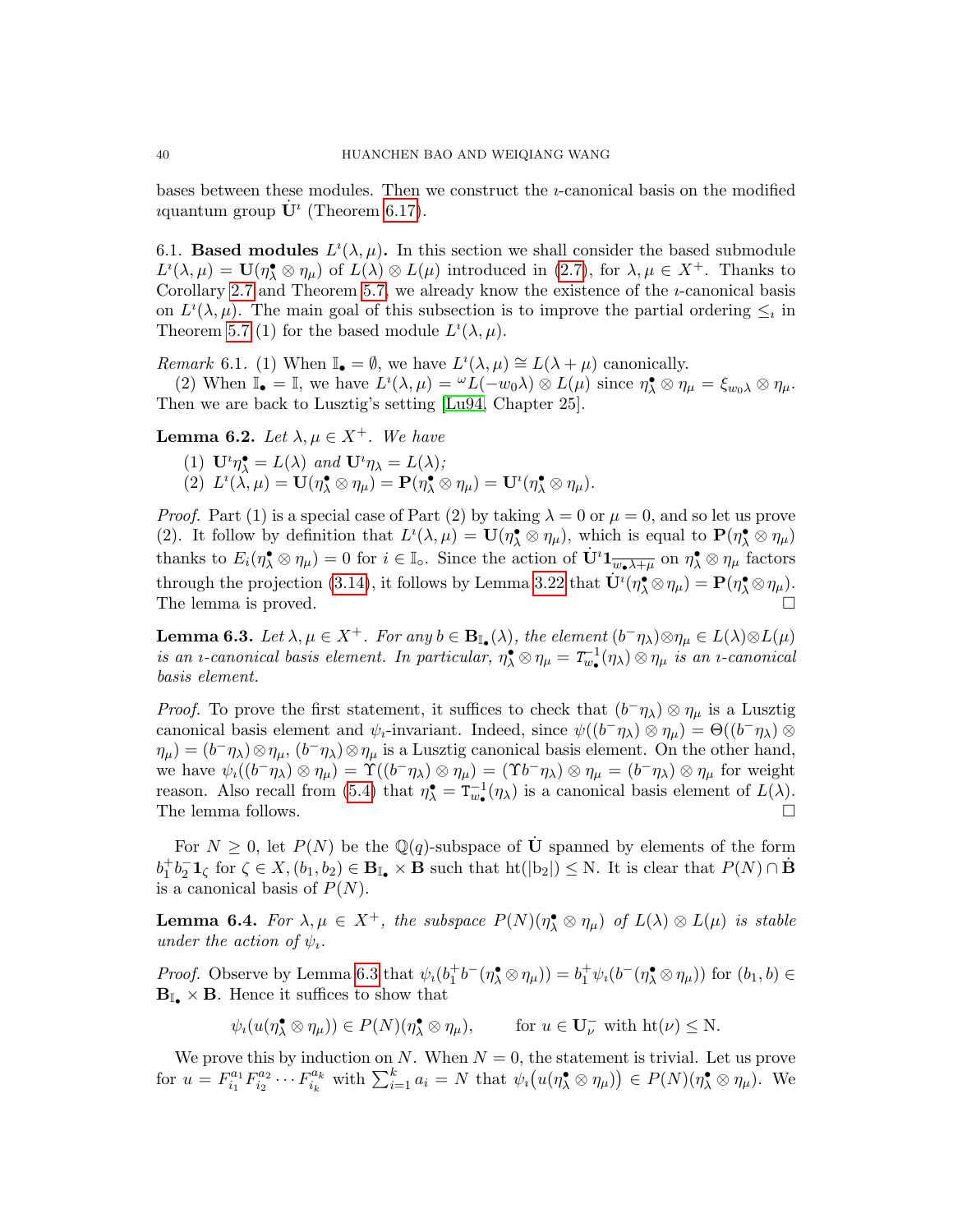bases between these modules. Then we construct the $\imath$-canonical basis on the modified $\imath$quantum group $\dot{\mathbf{U}}^\imath$ (Theorem 6.17).

## 6.1. Based modules $L^\imath(\lambda,\mu)$.

In this section we shall consider the based submodule $L^\imath(\lambda,\mu) = \mathbf{U}(\eta_\lambda^\bullet \otimes \eta_\mu)$ of $L(\lambda)\otimes L(\mu)$ introduced in (2.7), for $\lambda,\mu \in X^+$. Thanks to Corollary 2.7 and Theorem 5.7, we already know the existence of the $\imath$-canonical basis on $L^\imath(\lambda,\mu)$. The main goal of this subsection is to improve the partial ordering $\leq_\imath$ in Theorem 5.7 (1) for the based module $L^\imath(\lambda,\mu)$.

*Remark* 6.1. (1) When $\mathbb{I}_\bullet = \emptyset$, we have $L^\imath(\lambda,\mu) \cong L(\lambda+\mu)$ canonically.

(2) When $\mathbb{I}_\bullet = \mathbb{I}$, we have $L^\imath(\lambda,\mu) = {}^\omega L(-w_0\lambda)\otimes L(\mu)$ since $\eta_\lambda^\bullet \otimes \eta_\mu = \xi_{w_0\lambda}\otimes \eta_\mu$. Then we are back to Lusztig's setting [Lu94, Chapter 25].

**Lemma 6.2.** *Let $\lambda,\mu \in X^+$. We have*

1. *$\mathbf{U}^\imath \eta_\lambda^\bullet = L(\lambda)$ and $\mathbf{U}^\imath \eta_\lambda = L(\lambda)$;*
2. *$L^\imath(\lambda,\mu) = \mathbf{U}(\eta_\lambda^\bullet\otimes\eta_\mu) = \mathbf{P}(\eta_\lambda^\bullet\otimes\eta_\mu) = \mathbf{U}^\imath(\eta_\lambda^\bullet\otimes\eta_\mu)$.*

*Proof.* Part (1) is a special case of Part (2) by taking $\lambda=0$ or $\mu=0$, and so let us prove (2). It follow by definition that $L^\imath(\lambda,\mu) = \mathbf{U}(\eta_\lambda^\bullet\otimes\eta_\mu)$, which is equal to $\mathbf{P}(\eta_\lambda^\bullet\otimes\eta_\mu)$ thanks to $E_i(\eta_\lambda^\bullet\otimes\eta_\mu)=0$ for $i\in\mathbb{I}_\circ$. Since the action of $\dot{\mathbf{U}}^\imath \mathbf{1}_{\overline{w_\bullet\lambda+\mu}}$ on $\eta_\lambda^\bullet\otimes\eta_\mu$ factors through the projection (3.14), it follows by Lemma 3.22 that $\dot{\mathbf{U}}^\imath(\eta_\lambda^\bullet\otimes\eta_\mu) = \mathbf{P}(\eta_\lambda^\bullet\otimes\eta_\mu)$. The lemma is proved. □

**Lemma 6.3.** *Let $\lambda,\mu\in X^+$. For any $b\in\mathbf{B}_{\mathbb{I}_\bullet}(\lambda)$, the element $(b^-\eta_\lambda)\otimes\eta_\mu \in L(\lambda)\otimes L(\mu)$ is an $\imath$-canonical basis element. In particular, $\eta_\lambda^\bullet\otimes\eta_\mu = T_{w_\bullet}^{-1}(\eta_\lambda)\otimes\eta_\mu$ is an $\imath$-canonical basis element.*

*Proof.* To prove the first statement, it suffices to check that $(b^-\eta_\lambda)\otimes\eta_\mu$ is a Lusztig canonical basis element and $\psi_\imath$-invariant. Indeed, since $\psi((b^-\eta_\lambda)\otimes\eta_\mu) = \Theta((b^-\eta_\lambda)\otimes\eta_\mu) = (b^-\eta_\lambda)\otimes\eta_\mu$, $(b^-\eta_\lambda)\otimes\eta_\mu$ is a Lusztig canonical basis element. On the other hand, we have $\psi_\imath((b^-\eta_\lambda)\otimes\eta_\mu) = \Upsilon((b^-\eta_\lambda)\otimes\eta_\mu) = (\Upsilon b^-\eta_\lambda)\otimes\eta_\mu = (b^-\eta_\lambda)\otimes\eta_\mu$ for weight reason. Also recall from (5.4) that $\eta_\lambda^\bullet = \mathrm{T}_{w_\bullet}^{-1}(\eta_\lambda)$ is a canonical basis element of $L(\lambda)$. The lemma follows. □

For $N\geq 0$, let $P(N)$ be the $\mathbb{Q}(q)$-subspace of $\dot{\mathbf{U}}$ spanned by elements of the form $b_1^+ b_2^- \mathbf{1}_\zeta$ for $\zeta\in X$, $(b_1,b_2)\in\mathbf{B}_{\mathbb{I}_\bullet}\times\mathbf{B}$ such that $\mathrm{ht}(|b_2|)\leq \mathrm{N}$. It is clear that $P(N)\cap\dot{\mathbf{B}}$ is a canonical basis of $P(N)$.

**Lemma 6.4.** *For $\lambda,\mu\in X^+$, the subspace $P(N)(\eta_\lambda^\bullet\otimes\eta_\mu)$ of $L(\lambda)\otimes L(\mu)$ is stable under the action of $\psi_\imath$.*

*Proof.* Observe by Lemma 6.3 that $\psi_\imath(b_1^+ b^-(\eta_\lambda^\bullet\otimes\eta_\mu)) = b_1^+\psi_\imath(b^-(\eta_\lambda^\bullet\otimes\eta_\mu))$ for $(b_1,b)\in\mathbf{B}_{\mathbb{I}_\bullet}\times\mathbf{B}$. Hence it suffices to show that

$$\psi_\imath(u(\eta_\lambda^\bullet\otimes\eta_\mu)) \in P(N)(\eta_\lambda^\bullet\otimes\eta_\mu), \qquad \text{for } u\in\mathbf{U}_\nu^- \text{ with } \mathrm{ht}(\nu)\leq \mathrm{N}.$$

We prove this by induction on $N$. When $N=0$, the statement is trivial. Let us prove for $u = F_{i_1}^{a_1}F_{i_2}^{a_2}\cdots F_{i_k}^{a_k}$ with $\sum_{i=1}^k a_i = N$ that $\psi_\imath\big(u(\eta_\lambda^\bullet\otimes\eta_\mu)\big)\in P(N)(\eta_\lambda^\bullet\otimes\eta_\mu)$. We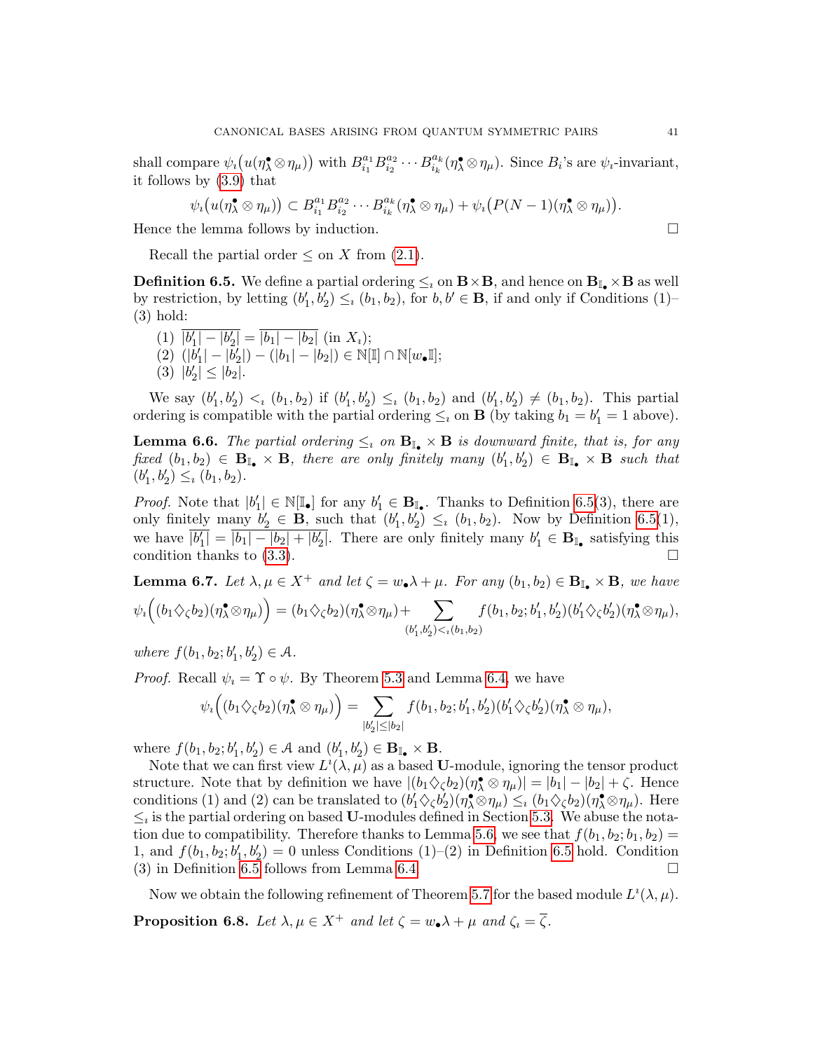shall compare $\psi_\imath\big(u(\eta^\bullet_\lambda \otimes \eta_\mu)\big)$ with $B_{i_1}^{a_1} B_{i_2}^{a_2} \cdots B_{i_k}^{a_k}(\eta^\bullet_\lambda \otimes \eta_\mu)$. Since $B_i$'s are $\psi_\imath$-invariant, it follows by (3.9) that

$$\psi_\imath\big(u(\eta^\bullet_\lambda \otimes \eta_\mu)\big) \subset B_{i_1}^{a_1} B_{i_2}^{a_2} \cdots B_{i_k}^{a_k}(\eta^\bullet_\lambda \otimes \eta_\mu) + \psi_\imath\big(P(N-1)(\eta^\bullet_\lambda \otimes \eta_\mu)\big).$$

Hence the lemma follows by induction. □

Recall the partial order $\leq$ on $X$ from (2.1).

**Definition 6.5.** We define a partial ordering $\leq_\imath$ on $\mathbf{B} \times \mathbf{B}$, and hence on $\mathbf{B}_{\mathbb{I}_\bullet} \times \mathbf{B}$ as well by restriction, by letting $(b'_1, b'_2) \leq_\imath (b_1, b_2)$, for $b, b' \in \mathbf{B}$, if and only if Conditions (1)–(3) hold:

1. $\overline{|b'_1| - |b'_2|} = \overline{|b_1| - |b_2|}$ (in $X_\imath$);
2. $(|b'_1| - |b'_2|) - (|b_1| - |b_2|) \in \mathbb{N}[\mathbb{I}] \cap \mathbb{N}[w_\bullet \mathbb{I}]$;
3. $|b'_2| \leq |b_2|$.

We say $(b'_1, b'_2) <_\imath (b_1, b_2)$ if $(b'_1, b'_2) \leq_\imath (b_1, b_2)$ and $(b'_1, b'_2) \neq (b_1, b_2)$. This partial ordering is compatible with the partial ordering $\leq_\imath$ on $\mathbf{B}$ (by taking $b_1 = b'_1 = 1$ above).

**Lemma 6.6.** *The partial ordering $\leq_\imath$ on $\mathbf{B}_{\mathbb{I}_\bullet} \times \mathbf{B}$ is downward finite, that is, for any fixed $(b_1, b_2) \in \mathbf{B}_{\mathbb{I}_\bullet} \times \mathbf{B}$, there are only finitely many $(b'_1, b'_2) \in \mathbf{B}_{\mathbb{I}_\bullet} \times \mathbf{B}$ such that $(b'_1, b'_2) \leq_\imath (b_1, b_2)$.*

*Proof.* Note that $|b'_1| \in \mathbb{N}[\mathbb{I}_\bullet]$ for any $b'_1 \in \mathbf{B}_{\mathbb{I}_\bullet}$. Thanks to Definition 6.5(3), there are only finitely many $b'_2 \in \mathbf{B}$, such that $(b'_1, b'_2) \leq_\imath (b_1, b_2)$. Now by Definition 6.5(1), we have $\overline{|b'_1|} = \overline{|b_1| - |b_2| + |b'_2|}$. There are only finitely many $b'_1 \in \mathbf{B}_{\mathbb{I}_\bullet}$ satisfying this condition thanks to (3.3). □

**Lemma 6.7.** *Let $\lambda, \mu \in X^+$ and let $\zeta = w_\bullet \lambda + \mu$. For any $(b_1, b_2) \in \mathbf{B}_{\mathbb{I}_\bullet} \times \mathbf{B}$, we have*

$$\psi_\imath\Big((b_1 \diamondsuit_\zeta b_2)(\eta^\bullet_\lambda \otimes \eta_\mu)\Big) = (b_1 \diamondsuit_\zeta b_2)(\eta^\bullet_\lambda \otimes \eta_\mu) + \sum_{(b'_1, b'_2) <_\imath (b_1, b_2)} f(b_1, b_2; b'_1, b'_2)(b'_1 \diamondsuit_\zeta b'_2)(\eta^\bullet_\lambda \otimes \eta_\mu),$$

*where $f(b_1, b_2; b'_1, b'_2) \in \mathcal{A}$.*

*Proof.* Recall $\psi_\imath = \Upsilon \circ \psi$. By Theorem 5.3 and Lemma 6.4, we have

$$\psi_\imath\Big((b_1 \diamondsuit_\zeta b_2)(\eta^\bullet_\lambda \otimes \eta_\mu)\Big) = \sum_{|b'_2| \leq |b_2|} f(b_1, b_2; b'_1, b'_2)(b'_1 \diamondsuit_\zeta b'_2)(\eta^\bullet_\lambda \otimes \eta_\mu),$$

where $f(b_1, b_2; b'_1, b'_2) \in \mathcal{A}$ and $(b'_1, b'_2) \in \mathbf{B}_{\mathbb{I}_\bullet} \times \mathbf{B}$.

Note that we can first view $L^\imath(\lambda, \mu)$ as a based $\mathbf{U}$-module, ignoring the tensor product structure. Note that by definition we have $|(b_1 \diamondsuit_\zeta b_2)(\eta^\bullet_\lambda \otimes \eta_\mu)| = |b_1| - |b_2| + \zeta$. Hence conditions (1) and (2) can be translated to $(b'_1 \diamondsuit_\zeta b'_2)(\eta^\bullet_\lambda \otimes \eta_\mu) \leq_\imath (b_1 \diamondsuit_\zeta b_2)(\eta^\bullet_\lambda \otimes \eta_\mu)$. Here $\leq_\imath$ is the partial ordering on based $\mathbf{U}$-modules defined in Section 5.3. We abuse the notation due to compatibility. Therefore thanks to Lemma 5.6, we see that $f(b_1, b_2; b_1, b_2) = 1$, and $f(b_1, b_2; b'_1, b'_2) = 0$ unless Conditions (1)–(2) in Definition 6.5 hold. Condition (3) in Definition 6.5 follows from Lemma 6.4. □

Now we obtain the following refinement of Theorem 5.7 for the based module $L^\imath(\lambda, \mu)$.

**Proposition 6.8.** *Let $\lambda, \mu \in X^+$ and let $\zeta = w_\bullet \lambda + \mu$ and $\zeta_\imath = \overline{\zeta}$.*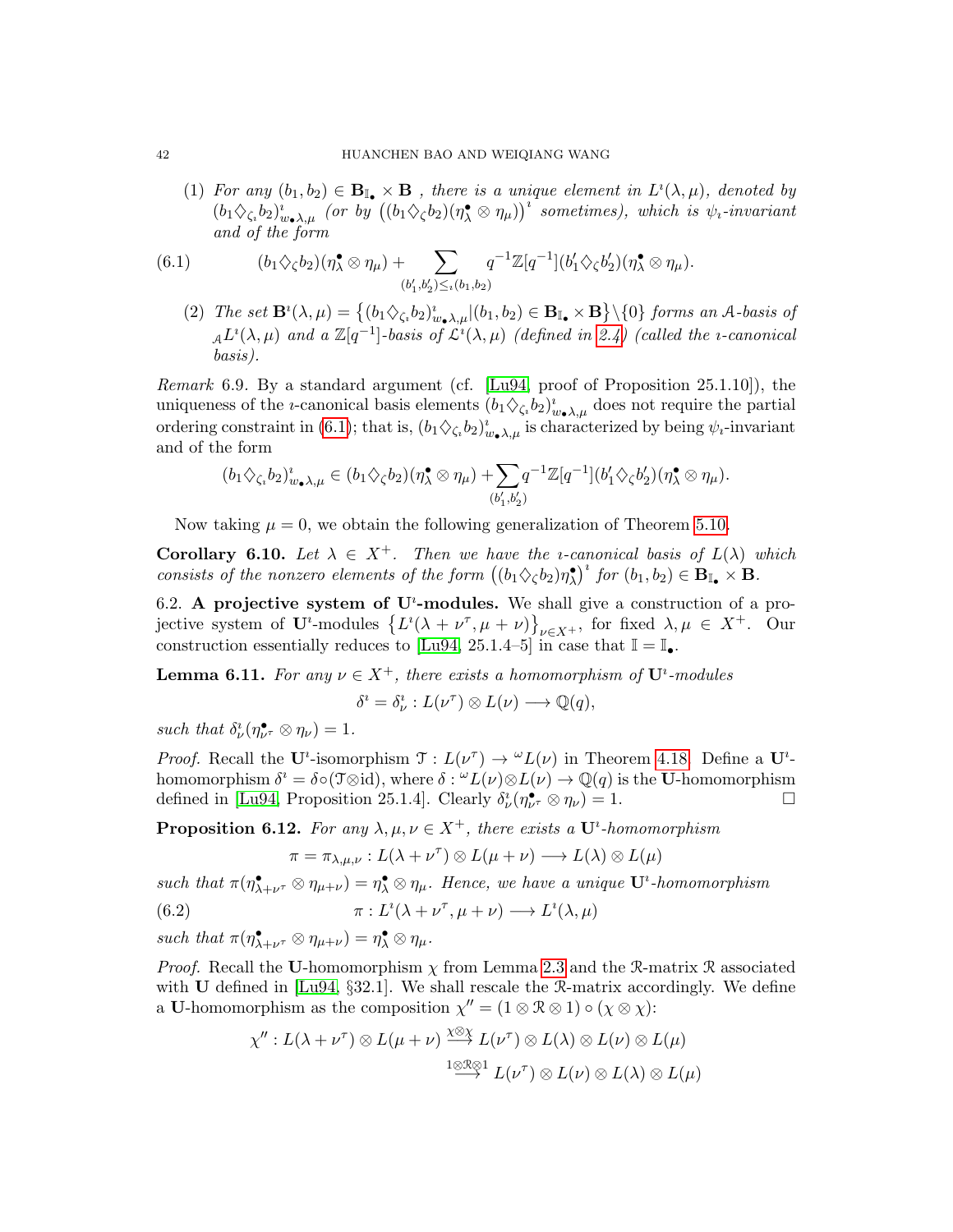(1) *For any* $(b_1, b_2) \in \mathbf{B}_{\mathbb{I}_\bullet} \times \mathbf{B}$ *, there is a unique element in* $L^\imath(\lambda, \mu)$*, denoted by* $(b_1 \diamondsuit_{\zeta_\imath} b_2)^\imath_{w_\bullet\lambda,\mu}$ *(or by* $\big((b_1 \diamondsuit_\zeta b_2)(\eta^\bullet_\lambda \otimes \eta_\mu)\big)^\imath$ *sometimes), which is* $\psi_\imath$*-invariant and of the form*

$$(b_1 \diamondsuit_\zeta b_2)(\eta^\bullet_\lambda \otimes \eta_\mu) + \sum_{(b_1', b_2') \leq_\imath (b_1, b_2)} q^{-1}\mathbb{Z}[q^{-1}](b_1' \diamondsuit_\zeta b_2')(\eta^\bullet_\lambda \otimes \eta_\mu). \tag{6.1}$$

(2) *The set* $\mathbf{B}^\imath(\lambda, \mu) = \big\{(b_1 \diamondsuit_{\zeta_\imath} b_2)^\imath_{w_\bullet\lambda,\mu} | (b_1, b_2) \in \mathbf{B}_{\mathbb{I}_\bullet} \times \mathbf{B}\big\} \backslash \{0\}$ *forms an* $\mathcal{A}$*-basis of* ${}_{\mathcal{A}}L^\imath(\lambda, \mu)$ *and a* $\mathbb{Z}[q^{-1}]$*-basis of* $\mathcal{L}^\imath(\lambda, \mu)$ *(defined in 2.4) (called the* $\imath$*-canonical basis).*

*Remark* 6.9. By a standard argument (cf. [Lu94, proof of Proposition 25.1.10]), the uniqueness of the $\imath$-canonical basis elements $(b_1 \diamondsuit_{\zeta_\imath} b_2)^\imath_{w_\bullet\lambda,\mu}$ does not require the partial ordering constraint in (6.1); that is, $(b_1 \diamondsuit_{\zeta_\imath} b_2)^\imath_{w_\bullet\lambda,\mu}$ is characterized by being $\psi_\imath$-invariant and of the form

$$(b_1 \diamondsuit_{\zeta_\imath} b_2)^\imath_{w_\bullet\lambda,\mu} \in (b_1 \diamondsuit_\zeta b_2)(\eta^\bullet_\lambda \otimes \eta_\mu) + \sum_{(b_1', b_2')} q^{-1}\mathbb{Z}[q^{-1}](b_1' \diamondsuit_\zeta b_2')(\eta^\bullet_\lambda \otimes \eta_\mu).$$

Now taking $\mu = 0$, we obtain the following generalization of Theorem 5.10.

**Corollary 6.10.** *Let* $\lambda \in X^+$*. Then we have the* $\imath$*-canonical basis of* $L(\lambda)$ *which consists of the nonzero elements of the form* $\big((b_1 \diamondsuit_\zeta b_2)\eta^\bullet_\lambda\big)^\imath$ *for* $(b_1, b_2) \in \mathbf{B}_{\mathbb{I}_\bullet} \times \mathbf{B}$*.*

## 6.2. A projective system of $\mathbf{U}^\imath$-modules.

We shall give a construction of a projective system of $\mathbf{U}^\imath$-modules $\big\{L^\imath(\lambda + \nu^\tau, \mu + \nu)\big\}_{\nu \in X^+}$, for fixed $\lambda, \mu \in X^+$. Our construction essentially reduces to [Lu94, 25.1.4–5] in case that $\mathbb{I} = \mathbb{I}_\bullet$.

**Lemma 6.11.** *For any* $\nu \in X^+$*, there exists a homomorphism of* $\mathbf{U}^\imath$*-modules*

$$\delta^\imath = \delta^\imath_\nu : L(\nu^\tau) \otimes L(\nu) \longrightarrow \mathbb{Q}(q),$$

*such that* $\delta^\imath_\nu(\eta^\bullet_{\nu^\tau} \otimes \eta_\nu) = 1$*.*

*Proof.* Recall the $\mathbf{U}^\imath$-isomorphism $\mathcal{T} : L(\nu^\tau) \to {}^\omega L(\nu)$ in Theorem 4.18. Define a $\mathbf{U}^\imath$-homomorphism $\delta^\imath = \delta \circ (\mathcal{T} \otimes \mathrm{id})$, where $\delta : {}^\omega L(\nu) \otimes L(\nu) \to \mathbb{Q}(q)$ is the $\mathbf{U}$-homomorphism defined in [Lu94, Proposition 25.1.4]. Clearly $\delta^\imath_\nu(\eta^\bullet_{\nu^\tau} \otimes \eta_\nu) = 1$. $\square$

**Proposition 6.12.** *For any* $\lambda, \mu, \nu \in X^+$*, there exists a* $\mathbf{U}^\imath$*-homomorphism*

$$\pi = \pi_{\lambda,\mu,\nu} : L(\lambda + \nu^\tau) \otimes L(\mu + \nu) \longrightarrow L(\lambda) \otimes L(\mu)$$

*such that* $\pi(\eta^\bullet_{\lambda+\nu^\tau} \otimes \eta_{\mu+\nu}) = \eta^\bullet_\lambda \otimes \eta_\mu$*. Hence, we have a unique* $\mathbf{U}^\imath$*-homomorphism*

$$\pi : L^\imath(\lambda + \nu^\tau, \mu + \nu) \longrightarrow L^\imath(\lambda, \mu) \tag{6.2}$$

*such that* $\pi(\eta^\bullet_{\lambda+\nu^\tau} \otimes \eta_{\mu+\nu}) = \eta^\bullet_\lambda \otimes \eta_\mu$*.*

*Proof.* Recall the $\mathbf{U}$-homomorphism $\chi$ from Lemma 2.3 and the $\mathcal{R}$-matrix $\mathcal{R}$ associated with $\mathbf{U}$ defined in [Lu94, §32.1]. We shall rescale the $\mathcal{R}$-matrix accordingly. We define a $\mathbf{U}$-homomorphism as the composition $\chi'' = (1 \otimes \mathcal{R} \otimes 1) \circ (\chi \otimes \chi)$:

$$\begin{aligned}
\chi'' : L(\lambda + \nu^\tau) \otimes L(\mu + \nu) &\xrightarrow{\chi \otimes \chi} L(\nu^\tau) \otimes L(\lambda) \otimes L(\nu) \otimes L(\mu) \\
&\xrightarrow{1 \otimes \mathcal{R} \otimes 1} L(\nu^\tau) \otimes L(\nu) \otimes L(\lambda) \otimes L(\mu)
\end{aligned}$$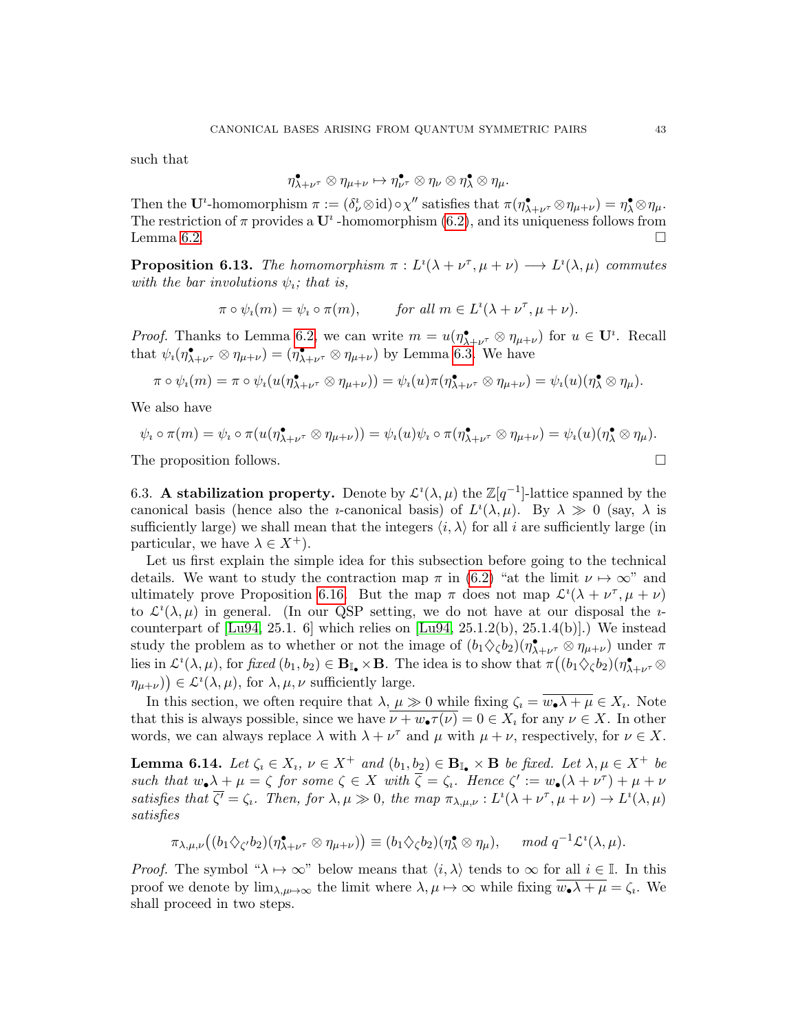such that

$$\eta^\bullet_{\lambda+\nu^\tau} \otimes \eta_{\mu+\nu} \mapsto \eta^\bullet_{\nu^\tau} \otimes \eta_\nu \otimes \eta^\bullet_\lambda \otimes \eta_\mu.$$

Then the $\mathbf{U}^\imath$-homomorphism $\pi := (\delta^\imath_\nu \otimes \mathrm{id}) \circ \chi''$ satisfies that $\pi(\eta^\bullet_{\lambda+\nu^\tau} \otimes \eta_{\mu+\nu}) = \eta^\bullet_\lambda \otimes \eta_\mu$. The restriction of $\pi$ provides a $\mathbf{U}^\imath$ -homomorphism (6.2), and its uniqueness follows from Lemma 6.2. ∎

**Proposition 6.13.** *The homomorphism $\pi : L^\imath(\lambda+\nu^\tau, \mu+\nu) \longrightarrow L^\imath(\lambda, \mu)$ commutes with the bar involutions $\psi_\imath$; that is,*

$$\pi \circ \psi_\imath(m) = \psi_\imath \circ \pi(m), \qquad \text{for all } m \in L^\imath(\lambda+\nu^\tau, \mu+\nu).$$

*Proof.* Thanks to Lemma 6.2, we can write $m = u(\eta^\bullet_{\lambda+\nu^\tau} \otimes \eta_{\mu+\nu})$ for $u \in \mathbf{U}^\imath$. Recall that $\psi_\imath(\eta^\bullet_{\lambda+\nu^\tau} \otimes \eta_{\mu+\nu}) = (\eta^\bullet_{\lambda+\nu^\tau} \otimes \eta_{\mu+\nu})$ by Lemma 6.3. We have

$$\pi \circ \psi_\imath(m) = \pi \circ \psi_\imath(u(\eta^\bullet_{\lambda+\nu^\tau} \otimes \eta_{\mu+\nu})) = \psi_\imath(u)\pi(\eta^\bullet_{\lambda+\nu^\tau} \otimes \eta_{\mu+\nu}) = \psi_\imath(u)(\eta^\bullet_\lambda \otimes \eta_\mu).$$

We also have

$$\psi_\imath \circ \pi(m) = \psi_\imath \circ \pi(u(\eta^\bullet_{\lambda+\nu^\tau} \otimes \eta_{\mu+\nu})) = \psi_\imath(u)\psi_\imath \circ \pi(\eta^\bullet_{\lambda+\nu^\tau} \otimes \eta_{\mu+\nu}) = \psi_\imath(u)(\eta^\bullet_\lambda \otimes \eta_\mu).$$

The proposition follows. ∎

6.3. **A stabilization property.** Denote by $\mathcal{L}^\imath(\lambda, \mu)$ the $\mathbb{Z}[q^{-1}]$-lattice spanned by the canonical basis (hence also the $\imath$-canonical basis) of $L^\imath(\lambda, \mu)$. By $\lambda \gg 0$ (say, $\lambda$ is sufficiently large) we shall mean that the integers $\langle i, \lambda \rangle$ for all $i$ are sufficiently large (in particular, we have $\lambda \in X^+$).

Let us first explain the simple idea for this subsection before going to the technical details. We want to study the contraction map $\pi$ in (6.2) "at the limit $\nu \mapsto \infty$" and ultimately prove Proposition 6.16. But the map $\pi$ does not map $\mathcal{L}^\imath(\lambda+\nu^\tau, \mu+\nu)$ to $\mathcal{L}^\imath(\lambda, \mu)$ in general. (In our QSP setting, we do not have at our disposal the $\imath$-counterpart of [Lu94, 25.1. 6] which relies on [Lu94, 25.1.2(b), 25.1.4(b)].) We instead study the problem as to whether or not the image of $(b_1 \diamondsuit_\zeta b_2)(\eta^\bullet_{\lambda+\nu^\tau} \otimes \eta_{\mu+\nu})$ under $\pi$ lies in $\mathcal{L}^\imath(\lambda, \mu)$, for *fixed* $(b_1, b_2) \in \mathbf{B}_{\mathbb{I}_\bullet} \times \mathbf{B}$. The idea is to show that $\pi\big((b_1 \diamondsuit_\zeta b_2)(\eta^\bullet_{\lambda+\nu^\tau} \otimes \eta_{\mu+\nu})\big) \in \mathcal{L}^\imath(\lambda, \mu)$, for $\lambda, \mu, \nu$ sufficiently large.

In this section, we often require that $\lambda, \mu \gg 0$ while fixing $\zeta_\imath = \overline{w_\bullet \lambda + \mu} \in X_\imath$. Note that this is always possible, since we have $\overline{\nu + w_\bullet \tau(\nu)} = 0 \in X_\imath$ for any $\nu \in X$. In other words, we can always replace $\lambda$ with $\lambda + \nu^\tau$ and $\mu$ with $\mu + \nu$, respectively, for $\nu \in X$.

**Lemma 6.14.** *Let $\zeta_\imath \in X_\imath$, $\nu \in X^+$ and $(b_1, b_2) \in \mathbf{B}_{\mathbb{I}_\bullet} \times \mathbf{B}$ be fixed. Let $\lambda, \mu \in X^+$ be such that $w_\bullet \lambda + \mu = \zeta$ for some $\zeta \in X$ with $\overline{\zeta} = \zeta_\imath$. Hence $\zeta' := w_\bullet(\lambda+\nu^\tau) + \mu + \nu$ satisfies that $\overline{\zeta'} = \zeta_\imath$. Then, for $\lambda, \mu \gg 0$, the map $\pi_{\lambda,\mu,\nu} : L^\imath(\lambda+\nu^\tau, \mu+\nu) \to L^\imath(\lambda, \mu)$ satisfies*

$$\pi_{\lambda,\mu,\nu}\big((b_1 \diamondsuit_{\zeta'} b_2)(\eta^\bullet_{\lambda+\nu^\tau} \otimes \eta_{\mu+\nu})\big) \equiv (b_1 \diamondsuit_\zeta b_2)(\eta^\bullet_\lambda \otimes \eta_\mu), \quad \text{ mod } q^{-1}\mathcal{L}^\imath(\lambda, \mu).$$

*Proof.* The symbol "$\lambda \mapsto \infty$" below means that $\langle i, \lambda \rangle$ tends to $\infty$ for all $i \in \mathbb{I}$. In this proof we denote by $\lim_{\lambda,\mu \mapsto \infty}$ the limit where $\lambda, \mu \mapsto \infty$ while fixing $\overline{w_\bullet \lambda + \mu} = \zeta_\imath$. We shall proceed in two steps.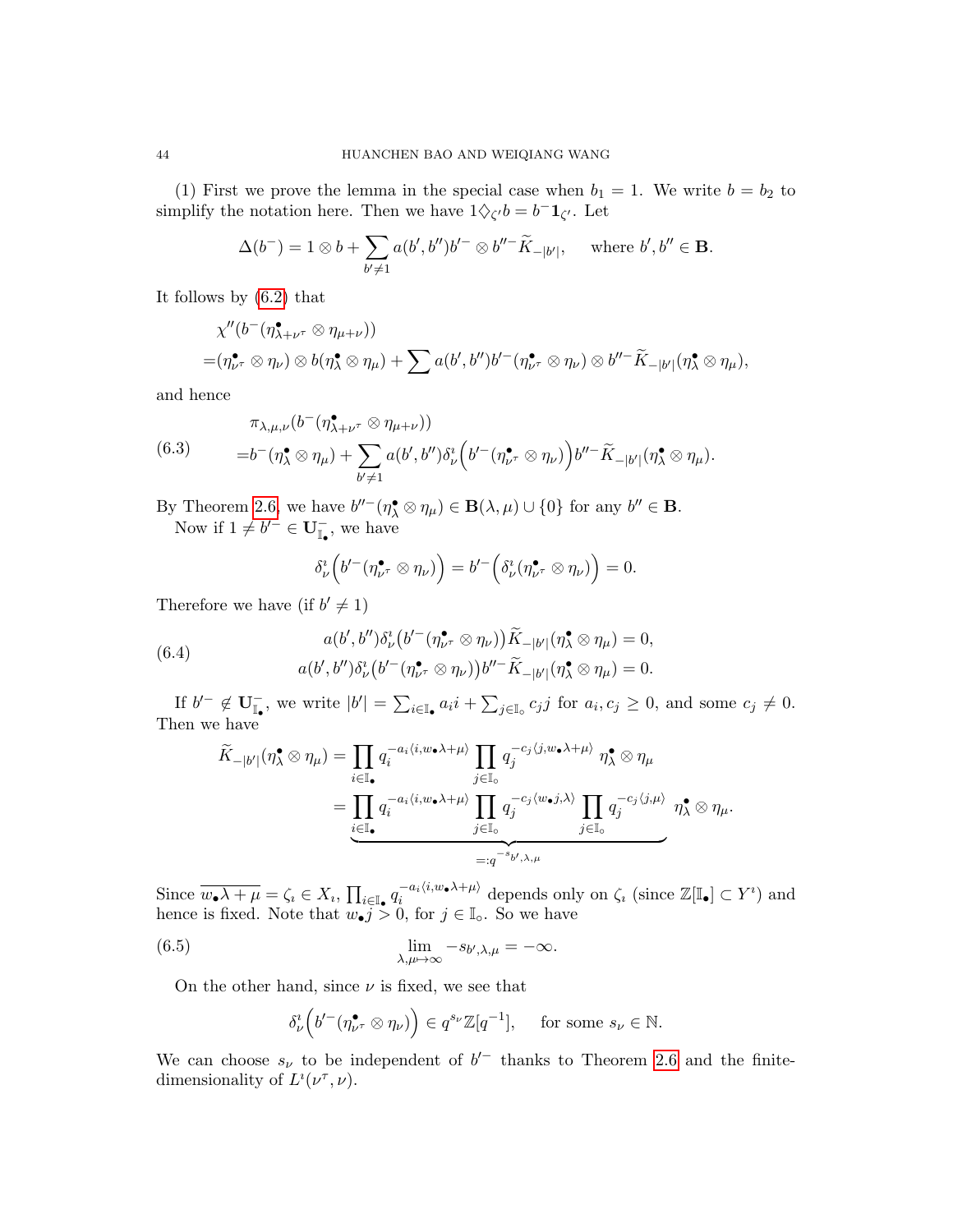(1) First we prove the lemma in the special case when $b_1 = 1$. We write $b = b_2$ to simplify the notation here. Then we have $1\diamondsuit_{\zeta'} b = b^- \mathbf{1}_{\zeta'}$. Let

$$\Delta(b^-) = 1 \otimes b + \sum_{b' \neq 1} a(b', b'') b'^- \otimes b''^- \widetilde{K}_{-|b'|}, \quad \text{where } b', b'' \in \mathbf{B}.$$

It follows by (6.2) that

$$\begin{aligned}
&\chi''(b^-(\eta^\bullet_{\lambda+\nu^\tau} \otimes \eta_{\mu+\nu})) \\
=&(\eta^\bullet_{\nu^\tau} \otimes \eta_\nu) \otimes b(\eta^\bullet_\lambda \otimes \eta_\mu) + \sum a(b', b'') b'^-(\eta^\bullet_{\nu^\tau} \otimes \eta_\nu) \otimes b''^- \widetilde{K}_{-|b'|}(\eta^\bullet_\lambda \otimes \eta_\mu),
\end{aligned}$$

and hence

$$\begin{aligned}
&\pi_{\lambda,\mu,\nu}(b^-(\eta^\bullet_{\lambda+\nu^\tau} \otimes \eta_{\mu+\nu})) \\
=&b^-(\eta^\bullet_\lambda \otimes \eta_\mu) + \sum_{b' \neq 1} a(b', b'') \delta^\imath_\nu\Big(b'^-(\eta^\bullet_{\nu^\tau} \otimes \eta_\nu)\Big) b''^- \widetilde{K}_{-|b'|}(\eta^\bullet_\lambda \otimes \eta_\mu).
\end{aligned} \tag{6.3}$$

By Theorem 2.6, we have $b''^-(\eta^\bullet_\lambda \otimes \eta_\mu) \in \mathbf{B}(\lambda, \mu) \cup \{0\}$ for any $b'' \in \mathbf{B}$.

Now if $1 \neq b'^- \in \mathbf{U}^-_{\mathbb{I}_\bullet}$, we have

$$\delta^\imath_\nu\Big(b'^-(\eta^\bullet_{\nu^\tau} \otimes \eta_\nu)\Big) = b'^-\Big(\delta^\imath_\nu(\eta^\bullet_{\nu^\tau} \otimes \eta_\nu)\Big) = 0.$$

Therefore we have (if $b' \neq 1$)

$$\begin{aligned}
a(b', b'')\delta^\imath_\nu\big(b'^-(\eta^\bullet_{\nu^\tau} \otimes \eta_\nu)\big)\widetilde{K}_{-|b'|}(\eta^\bullet_\lambda \otimes \eta_\mu) = 0, \\
a(b', b'')\delta^\imath_\nu\big(b'^-(\eta^\bullet_{\nu^\tau} \otimes \eta_\nu)\big)b''^-\widetilde{K}_{-|b'|}(\eta^\bullet_\lambda \otimes \eta_\mu) = 0.
\end{aligned} \tag{6.4}$$

If $b'^- \notin \mathbf{U}^-_{\mathbb{I}_\bullet}$, we write $|b'| = \sum_{i \in \mathbb{I}_\bullet} a_i i + \sum_{j \in \mathbb{I}_\circ} c_j j$ for $a_i, c_j \geq 0$, and some $c_j \neq 0$. Then we have

$$\begin{aligned}
\widetilde{K}_{-|b'|}(\eta^\bullet_\lambda \otimes \eta_\mu) &= \prod_{i \in \mathbb{I}_\bullet} q_i^{-a_i \langle i, w_\bullet \lambda + \mu\rangle} \prod_{j \in \mathbb{I}_\circ} q_j^{-c_j \langle j, w_\bullet \lambda + \mu\rangle} \; \eta^\bullet_\lambda \otimes \eta_\mu \\
&= \underbrace{\prod_{i \in \mathbb{I}_\bullet} q_i^{-a_i \langle i, w_\bullet \lambda + \mu\rangle} \prod_{j \in \mathbb{I}_\circ} q_j^{-c_j \langle w_\bullet j, \lambda\rangle} \prod_{j \in \mathbb{I}_\circ} q_j^{-c_j \langle j, \mu\rangle}}_{=: q^{-s_{b',\lambda,\mu}}} \; \eta^\bullet_\lambda \otimes \eta_\mu.
\end{aligned}$$

Since $\overline{w_\bullet \lambda + \mu} = \zeta_\imath \in X_\imath$, $\prod_{i \in \mathbb{I}_\bullet} q_i^{-a_i \langle i, w_\bullet \lambda + \mu\rangle}$ depends only on $\zeta_\imath$ (since $\mathbb{Z}[\mathbb{I}_\bullet] \subset Y^\imath$) and hence is fixed. Note that $w_\bullet j > 0$, for $j \in \mathbb{I}_\circ$. So we have

$$\lim_{\lambda, \mu \mapsto \infty} -s_{b',\lambda,\mu} = -\infty. \tag{6.5}$$

On the other hand, since $\nu$ is fixed, we see that

$$\delta^\imath_\nu\Big(b'^-(\eta^\bullet_{\nu^\tau} \otimes \eta_\nu)\Big) \in q^{s_\nu}\mathbb{Z}[q^{-1}], \quad \text{for some } s_\nu \in \mathbb{N}.$$

We can choose $s_\nu$ to be independent of $b'^-$ thanks to Theorem 2.6 and the finite-dimensionality of $L^\imath(\nu^\tau, \nu)$.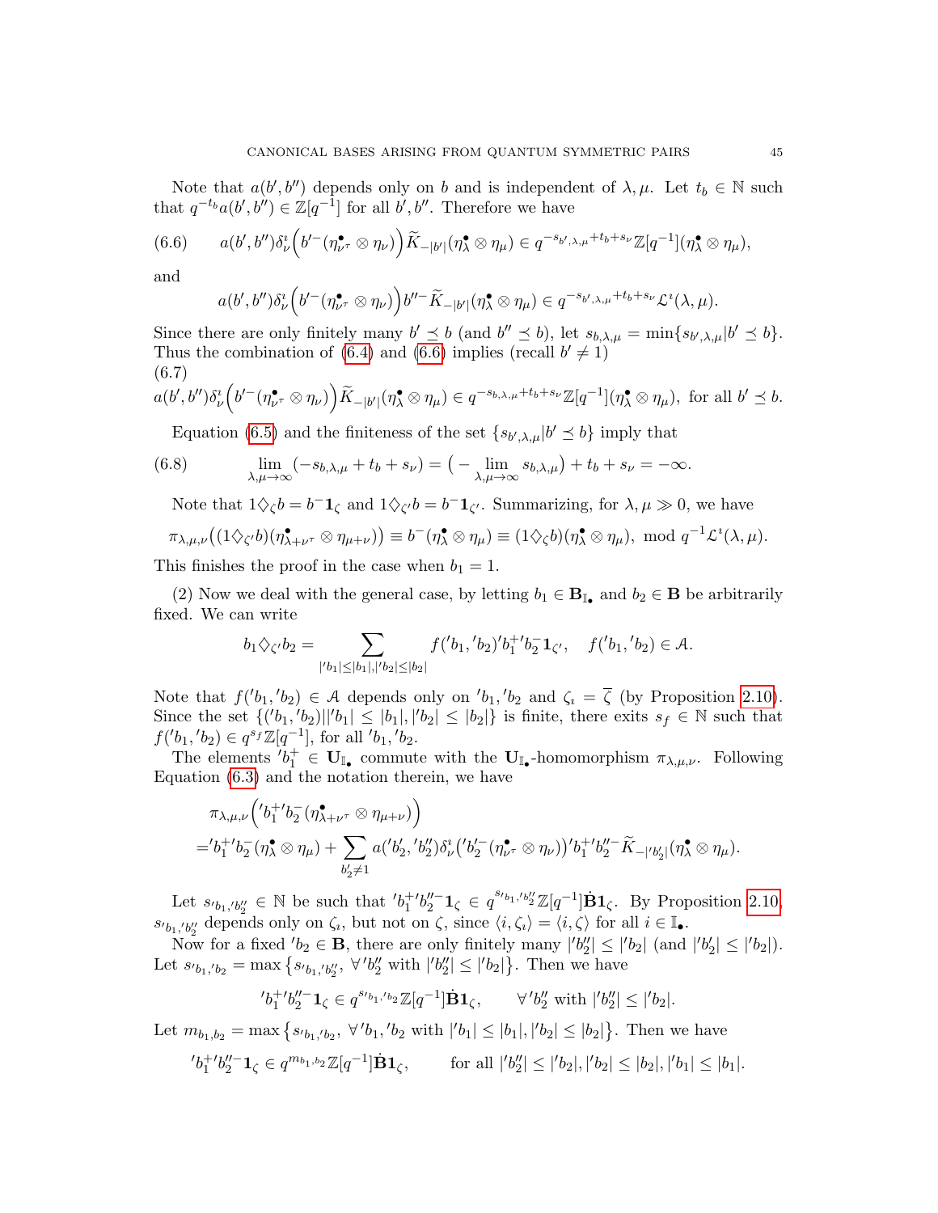Note that $a(b', b'')$ depends only on $b$ and is independent of $\lambda, \mu$. Let $t_b \in \mathbb{N}$ such that $q^{-t_b} a(b', b'') \in \mathbb{Z}[q^{-1}]$ for all $b', b''$. Therefore we have

$$a(b', b'')\delta^{\imath}_{\nu}\Big(b'^{-}(\eta^{\bullet}_{\nu^{\tau}} \otimes \eta_{\nu})\Big)\widetilde{K}_{-|b'|}(\eta^{\bullet}_{\lambda} \otimes \eta_{\mu}) \in q^{-s_{b',\lambda,\mu}+t_b+s_{\nu}}\mathbb{Z}[q^{-1}](\eta^{\bullet}_{\lambda} \otimes \eta_{\mu}), \tag{6.6}$$

and

$$a(b', b'')\delta^{\imath}_{\nu}\Big(b'^{-}(\eta^{\bullet}_{\nu^{\tau}} \otimes \eta_{\nu})\Big)b''^{-}\widetilde{K}_{-|b'|}(\eta^{\bullet}_{\lambda} \otimes \eta_{\mu}) \in q^{-s_{b',\lambda,\mu}+t_b+s_{\nu}}\mathcal{L}^{\imath}(\lambda, \mu).$$

Since there are only finitely many $b' \preceq b$ (and $b'' \preceq b$), let $s_{b,\lambda,\mu} = \min\{s_{b',\lambda,\mu} | b' \preceq b\}$. Thus the combination of (6.4) and (6.6) implies (recall $b' \neq 1$)

$$a(b', b'')\delta^{\imath}_{\nu}\Big(b'^{-}(\eta^{\bullet}_{\nu^{\tau}} \otimes \eta_{\nu})\Big)\widetilde{K}_{-|b'|}(\eta^{\bullet}_{\lambda} \otimes \eta_{\mu}) \in q^{-s_{b,\lambda,\mu}+t_b+s_{\nu}}\mathbb{Z}[q^{-1}](\eta^{\bullet}_{\lambda} \otimes \eta_{\mu}), \text{ for all } b' \preceq b. \tag{6.7}$$

Equation (6.5) and the finiteness of the set $\{s_{b',\lambda,\mu} | b' \preceq b\}$ imply that

$$\lim_{\lambda,\mu \to \infty}(-s_{b,\lambda,\mu} + t_b + s_{\nu}) = \big(-\lim_{\lambda,\mu \to \infty} s_{b,\lambda,\mu}\big) + t_b + s_{\nu} = -\infty. \tag{6.8}$$

Note that $1\diamondsuit_{\zeta} b = b^{-}\mathbf{1}_{\zeta}$ and $1\diamondsuit_{\zeta'} b = b^{-}\mathbf{1}_{\zeta'}$. Summarizing, for $\lambda, \mu \gg 0$, we have

$$\pi_{\lambda,\mu,\nu}\big((1\diamondsuit_{\zeta'} b)(\eta^{\bullet}_{\lambda+\nu^{\tau}} \otimes \eta_{\mu+\nu})\big) \equiv b^{-}(\eta^{\bullet}_{\lambda} \otimes \eta_{\mu}) \equiv (1\diamondsuit_{\zeta} b)(\eta^{\bullet}_{\lambda} \otimes \eta_{\mu}), \text{ mod } q^{-1}\mathcal{L}^{\imath}(\lambda, \mu).$$

This finishes the proof in the case when $b_1 = 1$.

(2) Now we deal with the general case, by letting $b_1 \in \mathbf{B}_{\mathbb{I}_{\bullet}}$ and $b_2 \in \mathbf{B}$ be arbitrarily fixed. We can write

$$b_1 \diamondsuit_{\zeta'} b_2 = \sum_{|'b_1| \leq |b_1|, |'b_2| \leq |b_2|} f('b_1, 'b_2)'b_1^{+}{'b_2^{-}}\mathbf{1}_{\zeta'}, \quad f('b_1, 'b_2) \in \mathcal{A}.$$

Note that $f('b_1, 'b_2) \in \mathcal{A}$ depends only on $'b_1, 'b_2$ and $\zeta_{\imath} = \overline{\zeta}$ (by Proposition 2.10). Since the set $\{('b_1, 'b_2) | |'b_1| \leq |b_1|, |'b_2| \leq |b_2|\}$ is finite, there exits $s_f \in \mathbb{N}$ such that $f('b_1, 'b_2) \in q^{s_f}\mathbb{Z}[q^{-1}]$, for all $'b_1, 'b_2$.

The elements $'b_1^{+} \in \mathbf{U}_{\mathbb{I}_{\bullet}}$ commute with the $\mathbf{U}_{\mathbb{I}_{\bullet}}$-homomorphism $\pi_{\lambda,\mu,\nu}$. Following Equation (6.3) and the notation therein, we have

$$\begin{aligned}
&\pi_{\lambda,\mu,\nu}\Big('b_1^{+}{'b_2^{-}}(\eta^{\bullet}_{\lambda+\nu^{\tau}} \otimes \eta_{\mu+\nu})\Big) \\
=&'b_1^{+}{'b_2^{-}}(\eta^{\bullet}_{\lambda} \otimes \eta_{\mu}) + \sum_{b_2' \neq 1} a('b_2', 'b_2'')\delta^{\imath}_{\nu}\big('b_2'^{-}(\eta^{\bullet}_{\nu^{\tau}} \otimes \eta_{\nu})\big)'b_1^{+}{'b_2''^{-}}\widetilde{K}_{-|'b_2'|}(\eta^{\bullet}_{\lambda} \otimes \eta_{\mu}).
\end{aligned}$$

Let $s_{'b_1,'b_2''} \in \mathbb{N}$ be such that $'b_1^{+}{'b_2''^{-}}\mathbf{1}_{\zeta} \in q^{s_{'b_1,'b_2''}}\mathbb{Z}[q^{-1}]\dot{\mathbf{B}}\mathbf{1}_{\zeta}$. By Proposition 2.10, $s_{'b_1,'b_2''}$ depends only on $\zeta_{\imath}$, but not on $\zeta$, since $\langle i, \zeta_{\imath} \rangle = \langle i, \zeta \rangle$ for all $i \in \mathbb{I}_{\bullet}$.

Now for a fixed $'b_2 \in \mathbf{B}$, there are only finitely many $|'b_2''| \leq |'b_2|$ (and $|'b_2'| \leq |'b_2|$). Let $s_{'b_1,'b_2} = \max\big\{s_{'b_1,'b_2''}, \ \forall 'b_2'' \text{ with } |'b_2''| \leq |'b_2|\big\}$. Then we have

$$'b_1^{+}{'b_2''^{-}}\mathbf{1}_{\zeta} \in q^{s_{'b_1,'b_2}}\mathbb{Z}[q^{-1}]\dot{\mathbf{B}}\mathbf{1}_{\zeta}, \qquad \forall 'b_2'' \text{ with } |'b_2''| \leq |'b_2|.$$

Let $m_{b_1,b_2} = \max\big\{s_{'b_1,'b_2}, \ \forall 'b_1, 'b_2 \text{ with } |'b_1| \leq |b_1|, |'b_2| \leq |b_2|\big\}$. Then we have

$$'b_1^{+}{'b_2''^{-}}\mathbf{1}_{\zeta} \in q^{m_{b_1,b_2}}\mathbb{Z}[q^{-1}]\dot{\mathbf{B}}\mathbf{1}_{\zeta}, \qquad \text{for all } |'b_2''| \leq |'b_2|, |'b_2| \leq |b_2|, |'b_1| \leq |b_1|.$$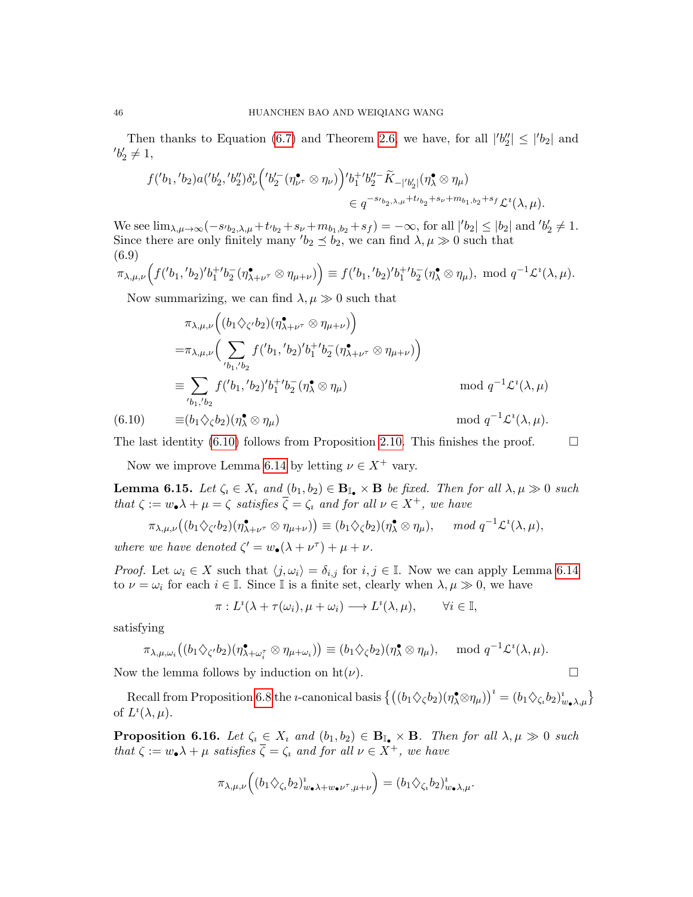Then thanks to Equation (6.7) and Theorem 2.6, we have, for all $|'b_2''| \leq |'b_2|$ and $'b_2' \neq 1$,

$$f('b_1, 'b_2)a('b_2', 'b_2'')\delta_\nu^\imath\Big('b_2'^{-}(\eta^\bullet_{\nu^\tau} \otimes \eta_\nu)\Big)'b_1^+ 'b_2''^- \widetilde{K}_{-|'b_2'|}(\eta^\bullet_\lambda \otimes \eta_\mu)$$
$$\in q^{-s_{'b_2,\lambda,\mu} + t_{'b_2} + s_\nu + m_{b_1,b_2} + s_f} \mathcal{L}^\imath(\lambda, \mu).$$

We see $\lim_{\lambda,\mu \to \infty}(-s_{'b_2,\lambda,\mu} + t_{'b_2} + s_\nu + m_{b_1,b_2} + s_f) = -\infty$, for all $|'b_2| \leq |b_2|$ and $'b_2' \neq 1$. Since there are only finitely many $'b_2 \preceq b_2$, we can find $\lambda, \mu \gg 0$ such that

$$\pi_{\lambda,\mu,\nu}\Big(f('b_1, 'b_2)'b_1^+ 'b_2^-(\eta^\bullet_{\lambda+\nu^\tau} \otimes \eta_{\mu+\nu})\Big) \equiv f('b_1, 'b_2)'b_1^+ 'b_2^-(\eta^\bullet_\lambda \otimes \eta_\mu), \text{ mod } q^{-1}\mathcal{L}^\imath(\lambda, \mu). \tag{6.9}$$

Now summarizing, we can find $\lambda, \mu \gg 0$ such that

$$\begin{aligned}
&\pi_{\lambda,\mu,\nu}\Big((b_1 \diamondsuit_{\zeta'} b_2)(\eta^\bullet_{\lambda+\nu^\tau} \otimes \eta_{\mu+\nu})\Big) \\
=&\pi_{\lambda,\mu,\nu}\Big(\sum_{'b_1, 'b_2} f('b_1, 'b_2)'b_1^+ 'b_2^-(\eta^\bullet_{\lambda+\nu^\tau} \otimes \eta_{\mu+\nu})\Big) \\
\equiv &\sum_{'b_1, 'b_2} f('b_1, 'b_2)'b_1^+ 'b_2^-(\eta^\bullet_\lambda \otimes \eta_\mu) \qquad \text{mod } q^{-1}\mathcal{L}^\imath(\lambda, \mu) \\
\equiv &(b_1 \diamondsuit_\zeta b_2)(\eta^\bullet_\lambda \otimes \eta_\mu) \qquad \text{mod } q^{-1}\mathcal{L}^\imath(\lambda, \mu).
\end{aligned} \tag{6.10}$$

The last identity (6.10) follows from Proposition 2.10. This finishes the proof. $\square$

Now we improve Lemma 6.14 by letting $\nu \in X^+$ vary.

**Lemma 6.15.** *Let $\zeta_\imath \in X_\imath$ and $(b_1, b_2) \in \mathbf{B}_{\mathbb{I}_\bullet} \times \mathbf{B}$ be fixed. Then for all $\lambda, \mu \gg 0$ such that $\zeta := w_\bullet \lambda + \mu = \zeta$ satisfies $\overline{\zeta} = \zeta_\imath$ and for all $\nu \in X^+$, we have*

$$\pi_{\lambda,\mu,\nu}\big((b_1 \diamondsuit_{\zeta'} b_2)(\eta^\bullet_{\lambda+\nu^\tau} \otimes \eta_{\mu+\nu})\big) \equiv (b_1 \diamondsuit_\zeta b_2)(\eta^\bullet_\lambda \otimes \eta_\mu), \quad \textit{mod } q^{-1}\mathcal{L}^\imath(\lambda, \mu),$$

*where we have denoted $\zeta' = w_\bullet(\lambda + \nu^\tau) + \mu + \nu$.*

*Proof.* Let $\omega_i \in X$ such that $\langle j, \omega_i \rangle = \delta_{i,j}$ for $i, j \in \mathbb{I}$. Now we can apply Lemma 6.14 to $\nu = \omega_i$ for each $i \in \mathbb{I}$. Since $\mathbb{I}$ is a finite set, clearly when $\lambda, \mu \gg 0$, we have

$$\pi : L^\imath(\lambda + \tau(\omega_i), \mu + \omega_i) \longrightarrow L^\imath(\lambda, \mu), \qquad \forall i \in \mathbb{I},$$

satisfying

$$\pi_{\lambda,\mu,\omega_i}\big((b_1 \diamondsuit_{\zeta'} b_2)(\eta^\bullet_{\lambda+\omega_i^\tau} \otimes \eta_{\mu+\omega_i})\big) \equiv (b_1 \diamondsuit_\zeta b_2)(\eta^\bullet_\lambda \otimes \eta_\mu), \quad \text{mod } q^{-1}\mathcal{L}^\imath(\lambda, \mu).$$

Now the lemma follows by induction on $\text{ht}(\nu)$. $\square$

Recall from Proposition 6.8 the $\imath$-canonical basis $\big\{\big((b_1 \diamondsuit_\zeta b_2)(\eta^\bullet_\lambda \otimes \eta_\mu)\big)^\imath = (b_1 \diamondsuit_{\zeta_\imath} b_2)^\imath_{w_\bullet\lambda,\mu}\big\}$ of $L^\imath(\lambda, \mu)$.

**Proposition 6.16.** *Let $\zeta_\imath \in X_\imath$ and $(b_1, b_2) \in \mathbf{B}_{\mathbb{I}_\bullet} \times \mathbf{B}$. Then for all $\lambda, \mu \gg 0$ such that $\zeta := w_\bullet \lambda + \mu$ satisfies $\overline{\zeta} = \zeta_\imath$ and for all $\nu \in X^+$, we have*

$$\pi_{\lambda,\mu,\nu}\Big((b_1 \diamondsuit_{\zeta_\imath} b_2)^\imath_{w_\bullet\lambda + w_\bullet\nu^\tau, \mu+\nu}\Big) = (b_1 \diamondsuit_{\zeta_\imath} b_2)^\imath_{w_\bullet\lambda,\mu}.$$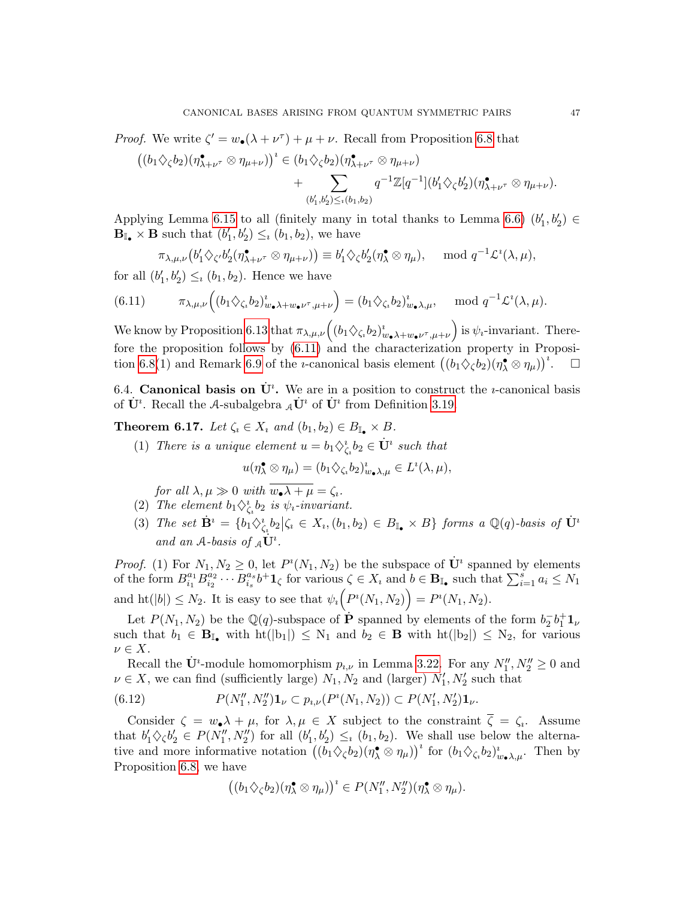*Proof.* We write $\zeta' = w_\bullet(\lambda + \nu^\tau) + \mu + \nu$. Recall from Proposition 6.8 that

$$\big((b_1 \diamondsuit_\zeta b_2)(\eta^\bullet_{\lambda+\nu^\tau} \otimes \eta_{\mu+\nu})\big)^\imath \in (b_1 \diamondsuit_\zeta b_2)(\eta^\bullet_{\lambda+\nu^\tau} \otimes \eta_{\mu+\nu}) + \sum_{(b_1',b_2') \leq_\imath (b_1,b_2)} q^{-1}\mathbb{Z}[q^{-1}](b_1' \diamondsuit_\zeta b_2')(\eta^\bullet_{\lambda+\nu^\tau} \otimes \eta_{\mu+\nu}).$$

Applying Lemma 6.15 to all (finitely many in total thanks to Lemma 6.6) $(b_1', b_2') \in \mathbf{B}_{\mathbb{I}_\bullet} \times \mathbf{B}$ such that $(b_1', b_2') \leq_\imath (b_1, b_2)$, we have

$$\pi_{\lambda,\mu,\nu}\big(b_1' \diamondsuit_{\zeta'} b_2'(\eta^\bullet_{\lambda+\nu^\tau} \otimes \eta_{\mu+\nu})\big) \equiv b_1' \diamondsuit_\zeta b_2'(\eta^\bullet_\lambda \otimes \eta_\mu), \quad \mod q^{-1}\mathcal{L}^\imath(\lambda,\mu),$$

for all $(b_1', b_2') \leq_\imath (b_1, b_2)$. Hence we have

$$\pi_{\lambda,\mu,\nu}\Big((b_1 \diamondsuit_{\zeta_\imath} b_2)^\imath_{w_\bullet\lambda + w_\bullet\nu^\tau, \mu+\nu}\Big) = (b_1 \diamondsuit_{\zeta_\imath} b_2)^\imath_{w_\bullet\lambda,\mu}, \quad \mod q^{-1}\mathcal{L}^\imath(\lambda,\mu). \tag{6.11}$$

We know by Proposition 6.13 that $\pi_{\lambda,\mu,\nu}\Big((b_1 \diamondsuit_{\zeta_\imath} b_2)^\imath_{w_\bullet\lambda + w_\bullet\nu^\tau, \mu+\nu}\Big)$ is $\psi_\imath$-invariant. Therefore the proposition follows by (6.11) and the characterization property in Proposition 6.8(1) and Remark 6.9 of the $\imath$-canonical basis element $\big((b_1 \diamondsuit_\zeta b_2)(\eta^\bullet_\lambda \otimes \eta_\mu)\big)^\imath$. $\square$

## 6.4. Canonical basis on $\dot{\mathbf{U}}^\imath$.

We are in a position to construct the $\imath$-canonical basis of $\dot{\mathbf{U}}^\imath$. Recall the $\mathcal{A}$-subalgebra ${}_\mathcal{A}\dot{\mathbf{U}}^\imath$ of $\dot{\mathbf{U}}^\imath$ from Definition 3.19.

**Theorem 6.17.** *Let $\zeta_\imath \in X_\imath$ and $(b_1, b_2) \in B_{\mathbb{I}_\bullet} \times B$.*

1. *There is a unique element $u = b_1 \diamondsuit^\imath_{\zeta_\imath} b_2 \in \dot{\mathbf{U}}^\imath$ such that*
$$u(\eta^\bullet_\lambda \otimes \eta_\mu) = (b_1 \diamondsuit_{\zeta_\imath} b_2)^\imath_{w_\bullet\lambda,\mu} \in L^\imath(\lambda,\mu),$$
*for all $\lambda, \mu \gg 0$ with $\overline{w_\bullet\lambda + \mu} = \zeta_\imath$.*
2. *The element $b_1 \diamondsuit^\imath_{\zeta_\imath} b_2$ is $\psi_\imath$-invariant.*
3. *The set $\dot{\mathbf{B}}^\imath = \{b_1 \diamondsuit^\imath_{\zeta_\imath} b_2 \,|\, \zeta_\imath \in X_\imath, (b_1, b_2) \in B_{\mathbb{I}_\bullet} \times B\}$ forms a $\mathbb{Q}(q)$-basis of $\dot{\mathbf{U}}^\imath$ and an $\mathcal{A}$-basis of ${}_\mathcal{A}\dot{\mathbf{U}}^\imath$.*

*Proof.* (1) For $N_1, N_2 \geq 0$, let $P^\imath(N_1, N_2)$ be the subspace of $\dot{\mathbf{U}}^\imath$ spanned by elements of the form $B_{i_1}^{a_1} B_{i_2}^{a_2} \cdots B_{i_s}^{a_s} b^+ \mathbf{1}_\zeta$ for various $\zeta \in X_\imath$ and $b \in \mathbf{B}_{\mathbb{I}_\bullet}$ such that $\sum_{i=1}^s a_i \leq N_1$ and $\text{ht}(|b|) \leq N_2$. It is easy to see that $\psi_\imath\Big(P^\imath(N_1, N_2)\Big) = P^\imath(N_1, N_2)$.

Let $P(N_1, N_2)$ be the $\mathbb{Q}(q)$-subspace of $\dot{\mathbf{P}}$ spanned by elements of the form $b_2^- b_1^+ \mathbf{1}_\nu$ such that $b_1 \in \mathbf{B}_{\mathbb{I}_\bullet}$ with $\text{ht}(|b_1|) \leq N_1$ and $b_2 \in \mathbf{B}$ with $\text{ht}(|b_2|) \leq N_2$, for various $\nu \in X$.

Recall the $\dot{\mathbf{U}}^\imath$-module homomorphism $p_{\imath,\nu}$ in Lemma 3.22. For any $N_1'', N_2'' \geq 0$ and $\nu \in X$, we can find (sufficiently large) $N_1, N_2$ and (larger) $N_1', N_2'$ such that

$$P(N_1'', N_2'')\mathbf{1}_\nu \subset p_{\imath,\nu}(P^\imath(N_1, N_2)) \subset P(N_1', N_2')\mathbf{1}_\nu. \tag{6.12}$$

Consider $\zeta = w_\bullet\lambda + \mu$, for $\lambda, \mu \in X$ subject to the constraint $\overline{\zeta} = \zeta_\imath$. Assume that $b_1' \diamondsuit_\zeta b_2' \in P(N_1'', N_2'')$ for all $(b_1', b_2') \leq_\imath (b_1, b_2)$. We shall use below the alternative and more informative notation $\big((b_1 \diamondsuit_\zeta b_2)(\eta^\bullet_\lambda \otimes \eta_\mu)\big)^\imath$ for $(b_1 \diamondsuit_{\zeta_\imath} b_2)^\imath_{w_\bullet\lambda,\mu}$. Then by Proposition 6.8, we have

$$\big((b_1 \diamondsuit_\zeta b_2)(\eta^\bullet_\lambda \otimes \eta_\mu)\big)^\imath \in P(N_1'', N_2'')(\eta^\bullet_\lambda \otimes \eta_\mu).$$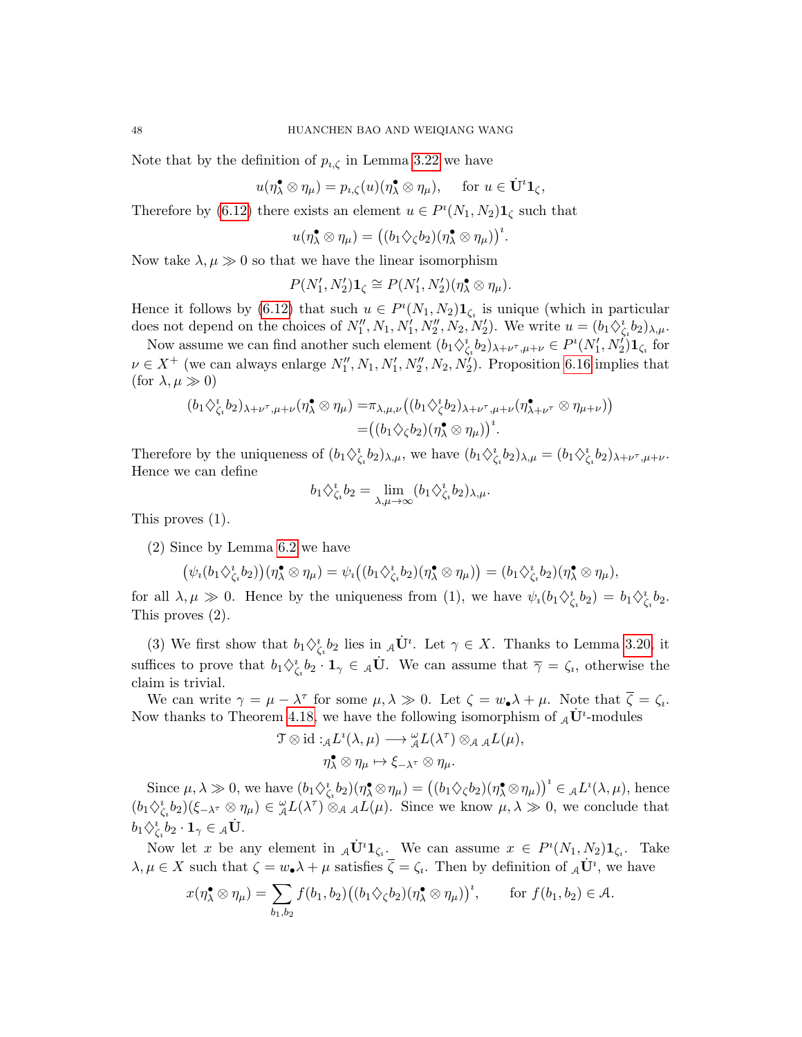Note that by the definition of $p_{\imath,\zeta}$ in Lemma 3.22 we have

$$u(\eta^\bullet_\lambda \otimes \eta_\mu) = p_{\imath,\zeta}(u)(\eta^\bullet_\lambda \otimes \eta_\mu), \quad \text{for } u \in \dot{\mathbf{U}}^\imath \mathbf{1}_\zeta,$$

Therefore by (6.12) there exists an element $u \in P^\imath(N_1, N_2)\mathbf{1}_\zeta$ such that

$$u(\eta^\bullet_\lambda \otimes \eta_\mu) = \big((b_1 \diamondsuit_\zeta b_2)(\eta^\bullet_\lambda \otimes \eta_\mu)\big)^\imath.$$

Now take $\lambda, \mu \gg 0$ so that we have the linear isomorphism

$$P(N_1', N_2')\mathbf{1}_\zeta \cong P(N_1', N_2')(\eta^\bullet_\lambda \otimes \eta_\mu).$$

Hence it follows by (6.12) that such $u \in P^\imath(N_1, N_2)\mathbf{1}_{\zeta_\imath}$ is unique (which in particular does not depend on the choices of $N_1'', N_1, N_1', N_2'', N_2, N_2'$). We write $u = (b_1 \diamondsuit^\imath_{\zeta_\imath} b_2)_{\lambda,\mu}$.

Now assume we can find another such element $(b_1 \diamondsuit^\imath_{\zeta_\imath} b_2)_{\lambda+\nu^\tau,\mu+\nu} \in P^\imath(N_1', N_2')\mathbf{1}_{\zeta_\imath}$ for $\nu \in X^+$ (we can always enlarge $N_1'', N_1, N_1', N_2'', N_2, N_2'$). Proposition 6.16 implies that (for $\lambda, \mu \gg 0$)

$$\begin{aligned}
(b_1 \diamondsuit^\imath_{\zeta_\imath} b_2)_{\lambda+\nu^\tau,\mu+\nu}(\eta^\bullet_\lambda \otimes \eta_\mu) =& \pi_{\lambda,\mu,\nu}\big((b_1 \diamondsuit^\imath_{\zeta} b_2)_{\lambda+\nu^\tau,\mu+\nu}(\eta^\bullet_{\lambda+\nu^\tau} \otimes \eta_{\mu+\nu})\big)\\
=& \big((b_1 \diamondsuit_\zeta b_2)(\eta^\bullet_\lambda \otimes \eta_\mu)\big)^\imath.
\end{aligned}$$

Therefore by the uniqueness of $(b_1 \diamondsuit^\imath_{\zeta_\imath} b_2)_{\lambda,\mu}$, we have $(b_1 \diamondsuit^\imath_{\zeta_\imath} b_2)_{\lambda,\mu} = (b_1 \diamondsuit^\imath_{\zeta_\imath} b_2)_{\lambda+\nu^\tau,\mu+\nu}$. Hence we can define

$$b_1 \diamondsuit^\imath_{\zeta_\imath} b_2 = \lim_{\lambda,\mu\to\infty} (b_1 \diamondsuit^\imath_{\zeta_\imath} b_2)_{\lambda,\mu}.$$

This proves (1).

(2) Since by Lemma 6.2 we have

$$\big(\psi_\imath(b_1 \diamondsuit^\imath_{\zeta_\imath} b_2)\big)(\eta^\bullet_\lambda \otimes \eta_\mu) = \psi_\imath\big((b_1 \diamondsuit^\imath_{\zeta_\imath} b_2)(\eta^\bullet_\lambda \otimes \eta_\mu)\big) = (b_1 \diamondsuit^\imath_{\zeta_\imath} b_2)(\eta^\bullet_\lambda \otimes \eta_\mu),$$

for all $\lambda, \mu \gg 0$. Hence by the uniqueness from (1), we have $\psi_\imath(b_1 \diamondsuit^\imath_{\zeta_\imath} b_2) = b_1 \diamondsuit^\imath_{\zeta_\imath} b_2$. This proves (2).

(3) We first show that $b_1 \diamondsuit^\imath_{\zeta_\imath} b_2$ lies in ${}_\mathcal{A}\dot{\mathbf{U}}^\imath$. Let $\gamma \in X$. Thanks to Lemma 3.20, it suffices to prove that $b_1 \diamondsuit^\imath_{\zeta_\imath} b_2 \cdot \mathbf{1}_\gamma \in {}_\mathcal{A}\dot{\mathbf{U}}$. We can assume that $\overline{\gamma} = \zeta_\imath$, otherwise the claim is trivial.

We can write $\gamma = \mu - \lambda^\tau$ for some $\mu, \lambda \gg 0$. Let $\zeta = w_\bullet \lambda + \mu$. Note that $\overline{\zeta} = \zeta_\imath$. Now thanks to Theorem 4.18, we have the following isomorphism of ${}_\mathcal{A}\dot{\mathbf{U}}^\imath$-modules

$$\begin{aligned}
\mathcal{T} \otimes \mathrm{id} : {}_\mathcal{A}L^\imath(\lambda, \mu) &\longrightarrow {}^\omega_\mathcal{A}L(\lambda^\tau) \otimes_\mathcal{A} {}_\mathcal{A}L(\mu),\\
\eta^\bullet_\lambda \otimes \eta_\mu &\mapsto \xi_{-\lambda^\tau} \otimes \eta_\mu.
\end{aligned}$$

Since $\mu, \lambda \gg 0$, we have $(b_1 \diamondsuit^\imath_{\zeta_\imath} b_2)(\eta^\bullet_\lambda \otimes \eta_\mu) = \big((b_1 \diamondsuit_\zeta b_2)(\eta^\bullet_\lambda \otimes \eta_\mu)\big)^\imath \in {}_\mathcal{A}L^\imath(\lambda, \mu)$, hence $(b_1 \diamondsuit^\imath_{\zeta_\imath} b_2)(\xi_{-\lambda^\tau} \otimes \eta_\mu) \in {}^\omega_\mathcal{A}L(\lambda^\tau) \otimes_\mathcal{A} {}_\mathcal{A}L(\mu)$. Since we know $\mu, \lambda \gg 0$, we conclude that $b_1 \diamondsuit^\imath_{\zeta_\imath} b_2 \cdot \mathbf{1}_\gamma \in {}_\mathcal{A}\dot{\mathbf{U}}$.

Now let $x$ be any element in ${}_\mathcal{A}\dot{\mathbf{U}}^\imath \mathbf{1}_{\zeta_\imath}$. We can assume $x \in P^\imath(N_1, N_2)\mathbf{1}_{\zeta_\imath}$. Take $\lambda, \mu \in X$ such that $\zeta = w_\bullet \lambda + \mu$ satisfies $\overline{\zeta} = \zeta_\imath$. Then by definition of ${}_\mathcal{A}\dot{\mathbf{U}}^\imath$, we have

$$x(\eta^\bullet_\lambda \otimes \eta_\mu) = \sum_{b_1, b_2} f(b_1, b_2)\big((b_1 \diamondsuit_\zeta b_2)(\eta^\bullet_\lambda \otimes \eta_\mu)\big)^\imath, \qquad \text{for } f(b_1, b_2) \in \mathcal{A}.$$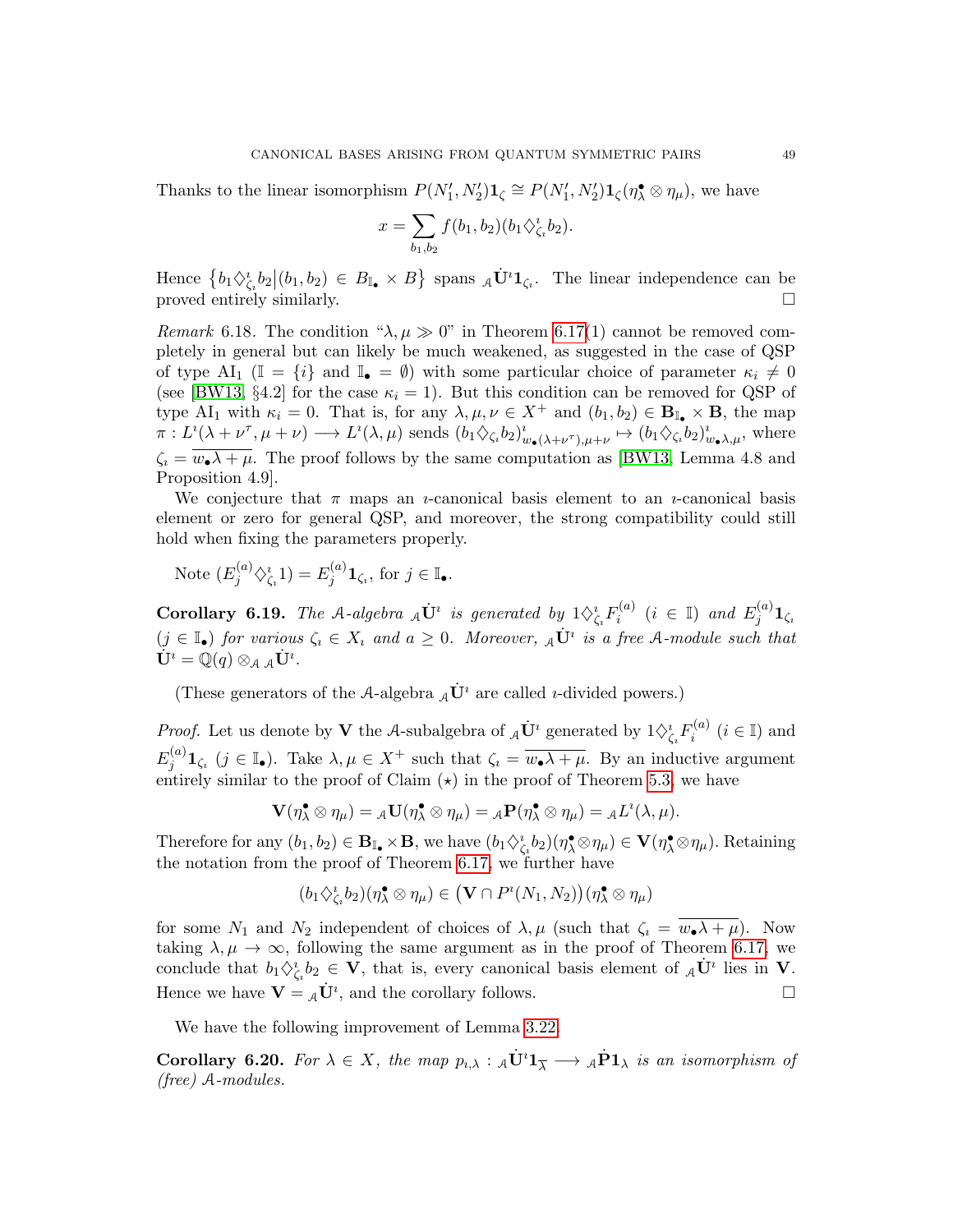Thanks to the linear isomorphism $P(N_1', N_2')\mathbf{1}_\zeta \cong P(N_1', N_2')\mathbf{1}_\zeta(\eta^\bullet_\lambda \otimes \eta_\mu)$, we have

$$x = \sum_{b_1, b_2} f(b_1, b_2)(b_1 \diamondsuit^\imath_{\zeta_\imath} b_2).$$

Hence $\{b_1 \diamondsuit^\imath_{\zeta_\imath} b_2 | (b_1, b_2) \in B_{\mathbb{I}_\bullet} \times B\}$ spans ${}_\mathcal{A}\dot{\mathbf{U}}^\imath \mathbf{1}_{\zeta_\imath}$. The linear independence can be proved entirely similarly. □

*Remark* 6.18. The condition "$\lambda, \mu \gg 0$" in Theorem 6.17(1) cannot be removed completely in general but can likely be much weakened, as suggested in the case of QSP of type AI$_1$ ($\mathbb{I} = \{i\}$ and $\mathbb{I}_\bullet = \emptyset$) with some particular choice of parameter $\kappa_i \neq 0$ (see [BW13, §4.2] for the case $\kappa_i = 1$). But this condition can be removed for QSP of type AI$_1$ with $\kappa_i = 0$. That is, for any $\lambda, \mu, \nu \in X^+$ and $(b_1, b_2) \in \mathbf{B}_{\mathbb{I}_\bullet} \times \mathbf{B}$, the map $\pi : L^\imath(\lambda + \nu^\tau, \mu + \nu) \longrightarrow L^\imath(\lambda, \mu)$ sends $(b_1 \diamondsuit_{\zeta_\imath} b_2)^\imath_{w_\bullet(\lambda+\nu^\tau), \mu+\nu} \mapsto (b_1 \diamondsuit_{\zeta_\imath} b_2)^\imath_{w_\bullet\lambda, \mu}$, where $\zeta_\imath = \overline{w_\bullet \lambda + \mu}$. The proof follows by the same computation as [BW13, Lemma 4.8 and Proposition 4.9].

We conjecture that $\pi$ maps an $\imath$-canonical basis element to an $\imath$-canonical basis element or zero for general QSP, and moreover, the strong compatibility could still hold when fixing the parameters properly.

Note $(E_j^{(a)} \diamondsuit^\imath_{\zeta_\imath} 1) = E_j^{(a)} \mathbf{1}_{\zeta_\imath}$, for $j \in \mathbb{I}_\bullet$.

**Corollary 6.19.** *The $\mathcal{A}$-algebra ${}_\mathcal{A}\dot{\mathbf{U}}^\imath$ is generated by $1 \diamondsuit^\imath_{\zeta_\imath} F_i^{(a)}$ ($i \in \mathbb{I}$) and $E_j^{(a)} \mathbf{1}_{\zeta_\imath}$ ($j \in \mathbb{I}_\bullet$) for various $\zeta_\imath \in X_\imath$ and $a \geq 0$. Moreover, ${}_\mathcal{A}\dot{\mathbf{U}}^\imath$ is a free $\mathcal{A}$-module such that $\dot{\mathbf{U}}^\imath = \mathbb{Q}(q) \otimes_\mathcal{A} {}_\mathcal{A}\dot{\mathbf{U}}^\imath$.*

(These generators of the $\mathcal{A}$-algebra ${}_\mathcal{A}\dot{\mathbf{U}}^\imath$ are called $\imath$-divided powers.)

*Proof.* Let us denote by $\mathbf{V}$ the $\mathcal{A}$-subalgebra of ${}_\mathcal{A}\dot{\mathbf{U}}^\imath$ generated by $1 \diamondsuit^\imath_{\zeta_\imath} F_i^{(a)}$ ($i \in \mathbb{I}$) and $E_j^{(a)} \mathbf{1}_{\zeta_\imath}$ ($j \in \mathbb{I}_\bullet$). Take $\lambda, \mu \in X^+$ such that $\zeta_\imath = \overline{w_\bullet \lambda + \mu}$. By an inductive argument entirely similar to the proof of Claim ($\star$) in the proof of Theorem 5.3, we have

$$\mathbf{V}(\eta^\bullet_\lambda \otimes \eta_\mu) = {}_\mathcal{A}\mathbf{U}(\eta^\bullet_\lambda \otimes \eta_\mu) = {}_\mathcal{A}\mathbf{P}(\eta^\bullet_\lambda \otimes \eta_\mu) = {}_\mathcal{A}L^\imath(\lambda, \mu).$$

Therefore for any $(b_1, b_2) \in \mathbf{B}_{\mathbb{I}_\bullet} \times \mathbf{B}$, we have $(b_1 \diamondsuit^\imath_{\zeta_\imath} b_2)(\eta^\bullet_\lambda \otimes \eta_\mu) \in \mathbf{V}(\eta^\bullet_\lambda \otimes \eta_\mu)$. Retaining the notation from the proof of Theorem 6.17, we further have

$$(b_1 \diamondsuit^\imath_{\zeta_\imath} b_2)(\eta^\bullet_\lambda \otimes \eta_\mu) \in \big(\mathbf{V} \cap P^\imath(N_1, N_2)\big)(\eta^\bullet_\lambda \otimes \eta_\mu)$$

for some $N_1$ and $N_2$ independent of choices of $\lambda, \mu$ (such that $\zeta_\imath = \overline{w_\bullet \lambda + \mu}$). Now taking $\lambda, \mu \to \infty$, following the same argument as in the proof of Theorem 6.17, we conclude that $b_1 \diamondsuit^\imath_{\zeta_\imath} b_2 \in \mathbf{V}$, that is, every canonical basis element of ${}_\mathcal{A}\dot{\mathbf{U}}^\imath$ lies in $\mathbf{V}$. Hence we have $\mathbf{V} = {}_\mathcal{A}\dot{\mathbf{U}}^\imath$, and the corollary follows. □

We have the following improvement of Lemma 3.22.

**Corollary 6.20.** *For $\lambda \in X$, the map $p_{\imath,\lambda} : {}_\mathcal{A}\dot{\mathbf{U}}^\imath \mathbf{1}_{\overline{\lambda}} \longrightarrow {}_\mathcal{A}\dot{\mathbf{P}}\mathbf{1}_\lambda$ is an isomorphism of (free) $\mathcal{A}$-modules.*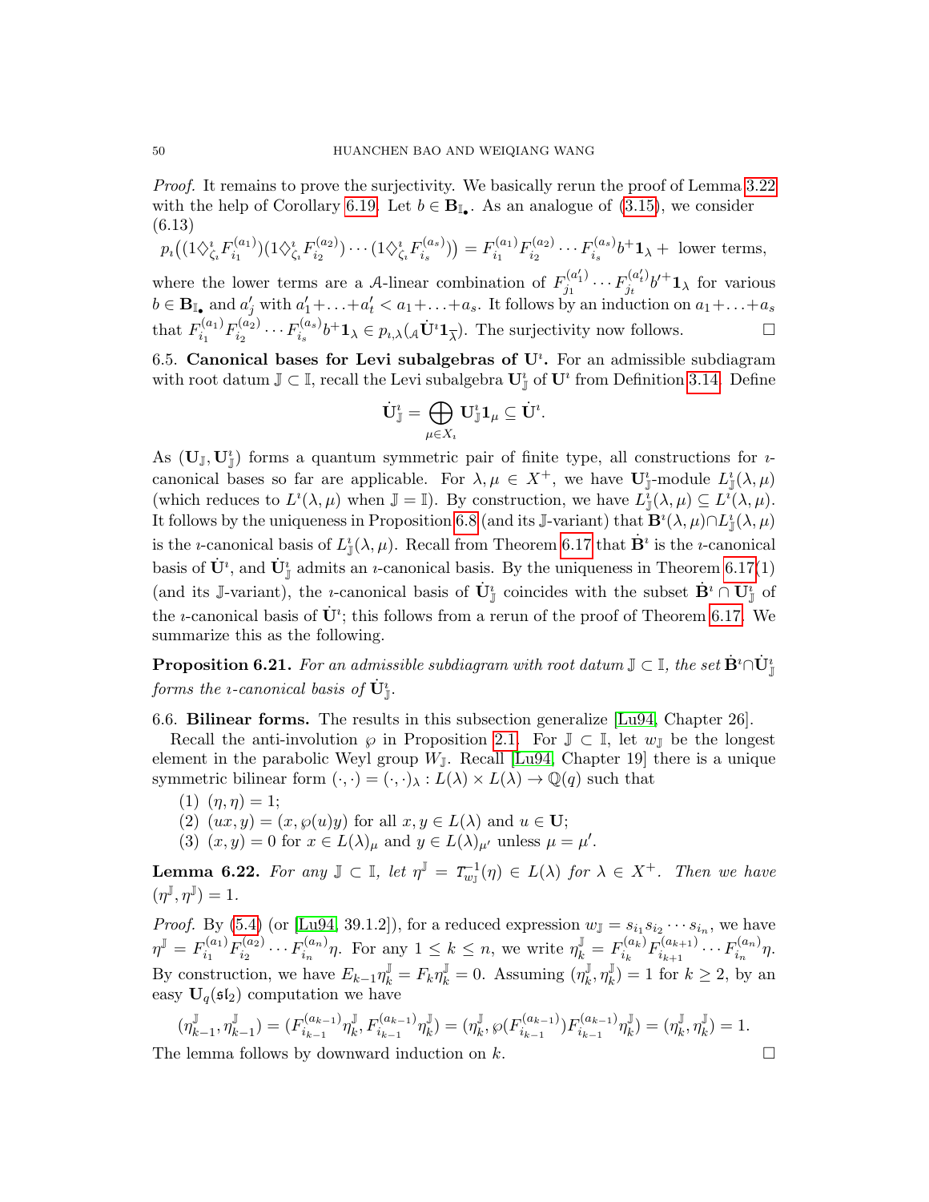*Proof.* It remains to prove the surjectivity. We basically rerun the proof of Lemma 3.22 with the help of Corollary 6.19. Let $b \in \mathbf{B}_{\mathbb{I}_\bullet}$. As an analogue of (3.15), we consider (6.13)

$$p_\imath\big((1\diamondsuit^\imath_{\zeta_i} F_{i_1}^{(a_1)})(1\diamondsuit^\imath_{\zeta_i} F_{i_2}^{(a_2)}) \cdots (1\diamondsuit^\imath_{\zeta_i} F_{i_s}^{(a_s)})\big) = F_{i_1}^{(a_1)} F_{i_2}^{(a_2)} \cdots F_{i_s}^{(a_s)} b^+ \mathbf{1}_\lambda + \text{ lower terms},$$

where the lower terms are a $\mathcal{A}$-linear combination of $F_{j_1}^{(a_1')} \cdots F_{j_t}^{(a_t')} b'^+ \mathbf{1}_\lambda$ for various $b \in \mathbf{B}_{\mathbb{I}_\bullet}$ and $a_j'$ with $a_1' + \ldots + a_t' < a_1 + \ldots + a_s$. It follows by an induction on $a_1 + \ldots + a_s$ that $F_{i_1}^{(a_1)} F_{i_2}^{(a_2)} \cdots F_{i_s}^{(a_s)} b^+ \mathbf{1}_\lambda \in p_{\imath,\lambda}({}_\mathcal{A}\dot{\mathbf{U}}^\imath \mathbf{1}_{\overline{\lambda}})$. The surjectivity now follows. □

6.5. **Canonical bases for Levi subalgebras of $\mathbf{U}^\imath$.** For an admissible subdiagram with root datum $\mathbb{J} \subset \mathbb{I}$, recall the Levi subalgebra $\mathbf{U}^\imath_\mathbb{J}$ of $\mathbf{U}^\imath$ from Definition 3.14. Define

$$\dot{\mathbf{U}}^\imath_\mathbb{J} = \bigoplus_{\mu \in X_\imath} \mathbf{U}^\imath_\mathbb{J} \mathbf{1}_\mu \subseteq \dot{\mathbf{U}}^\imath.$$

As $(\mathbf{U}_\mathbb{J}, \mathbf{U}^\imath_\mathbb{J})$ forms a quantum symmetric pair of finite type, all constructions for $\imath$-canonical bases so far are applicable. For $\lambda, \mu \in X^+$, we have $\mathbf{U}^\imath_\mathbb{J}$-module $L^\imath_\mathbb{J}(\lambda, \mu)$ (which reduces to $L^\imath(\lambda, \mu)$ when $\mathbb{J} = \mathbb{I}$). By construction, we have $L^\imath_\mathbb{J}(\lambda, \mu) \subseteq L^\imath(\lambda, \mu)$. It follows by the uniqueness in Proposition 6.8 (and its $\mathbb{J}$-variant) that $\mathbf{B}^\imath(\lambda, \mu) \cap L^\imath_\mathbb{J}(\lambda, \mu)$ is the $\imath$-canonical basis of $L^\imath_\mathbb{J}(\lambda, \mu)$. Recall from Theorem 6.17 that $\dot{\mathbf{B}}^\imath$ is the $\imath$-canonical basis of $\dot{\mathbf{U}}^\imath$, and $\dot{\mathbf{U}}^\imath_\mathbb{J}$ admits an $\imath$-canonical basis. By the uniqueness in Theorem 6.17(1) (and its $\mathbb{J}$-variant), the $\imath$-canonical basis of $\dot{\mathbf{U}}^\imath_\mathbb{J}$ coincides with the subset $\dot{\mathbf{B}}^\imath \cap \mathbf{U}^\imath_\mathbb{J}$ of the $\imath$-canonical basis of $\dot{\mathbf{U}}^\imath$; this follows from a rerun of the proof of Theorem 6.17. We summarize this as the following.

**Proposition 6.21.** *For an admissible subdiagram with root datum $\mathbb{J} \subset \mathbb{I}$, the set $\dot{\mathbf{B}}^\imath \cap \dot{\mathbf{U}}^\imath_\mathbb{J}$ forms the $\imath$-canonical basis of $\dot{\mathbf{U}}^\imath_\mathbb{J}$.*

6.6. **Bilinear forms.** The results in this subsection generalize [Lu94, Chapter 26].

Recall the anti-involution $\wp$ in Proposition 2.1. For $\mathbb{J} \subset \mathbb{I}$, let $w_\mathbb{J}$ be the longest element in the parabolic Weyl group $W_\mathbb{J}$. Recall [Lu94, Chapter 19] there is a unique symmetric bilinear form $(\cdot,\cdot) = (\cdot,\cdot)_\lambda : L(\lambda) \times L(\lambda) \to \mathbb{Q}(q)$ such that

1. $(\eta, \eta) = 1$;
2. $(ux, y) = (x, \wp(u)y)$ for all $x, y \in L(\lambda)$ and $u \in \mathbf{U}$;
3. $(x, y) = 0$ for $x \in L(\lambda)_\mu$ and $y \in L(\lambda)_{\mu'}$ unless $\mu = \mu'$.

**Lemma 6.22.** *For any $\mathbb{J} \subset \mathbb{I}$, let $\eta^\mathbb{J} = \mathcal{T}^{-1}_{w_\mathbb{J}}(\eta) \in L(\lambda)$ for $\lambda \in X^+$. Then we have $(\eta^\mathbb{J}, \eta^\mathbb{J}) = 1$.*

*Proof.* By (5.4) (or [Lu94, 39.1.2]), for a reduced expression $w_\mathbb{J} = s_{i_1} s_{i_2} \cdots s_{i_n}$, we have $\eta^\mathbb{J} = F_{i_1}^{(a_1)} F_{i_2}^{(a_2)} \cdots F_{i_n}^{(a_n)} \eta$. For any $1 \le k \le n$, we write $\eta^\mathbb{J}_k = F_{i_k}^{(a_k)} F_{i_{k+1}}^{(a_{k+1})} \cdots F_{i_n}^{(a_n)} \eta$. By construction, we have $E_{k-1} \eta^\mathbb{J}_k = F_k \eta^\mathbb{J}_k = 0$. Assuming $(\eta^\mathbb{J}_k, \eta^\mathbb{J}_k) = 1$ for $k \ge 2$, by an easy $\mathbf{U}_q(\mathfrak{sl}_2)$ computation we have

$$(\eta^\mathbb{J}_{k-1}, \eta^\mathbb{J}_{k-1}) = (F_{i_{k-1}}^{(a_{k-1})} \eta^\mathbb{J}_k, F_{i_{k-1}}^{(a_{k-1})} \eta^\mathbb{J}_k) = (\eta^\mathbb{J}_k, \wp(F_{i_{k-1}}^{(a_{k-1})}) F_{i_{k-1}}^{(a_{k-1})} \eta^\mathbb{J}_k) = (\eta^\mathbb{J}_k, \eta^\mathbb{J}_k) = 1.$$

The lemma follows by downward induction on $k$. □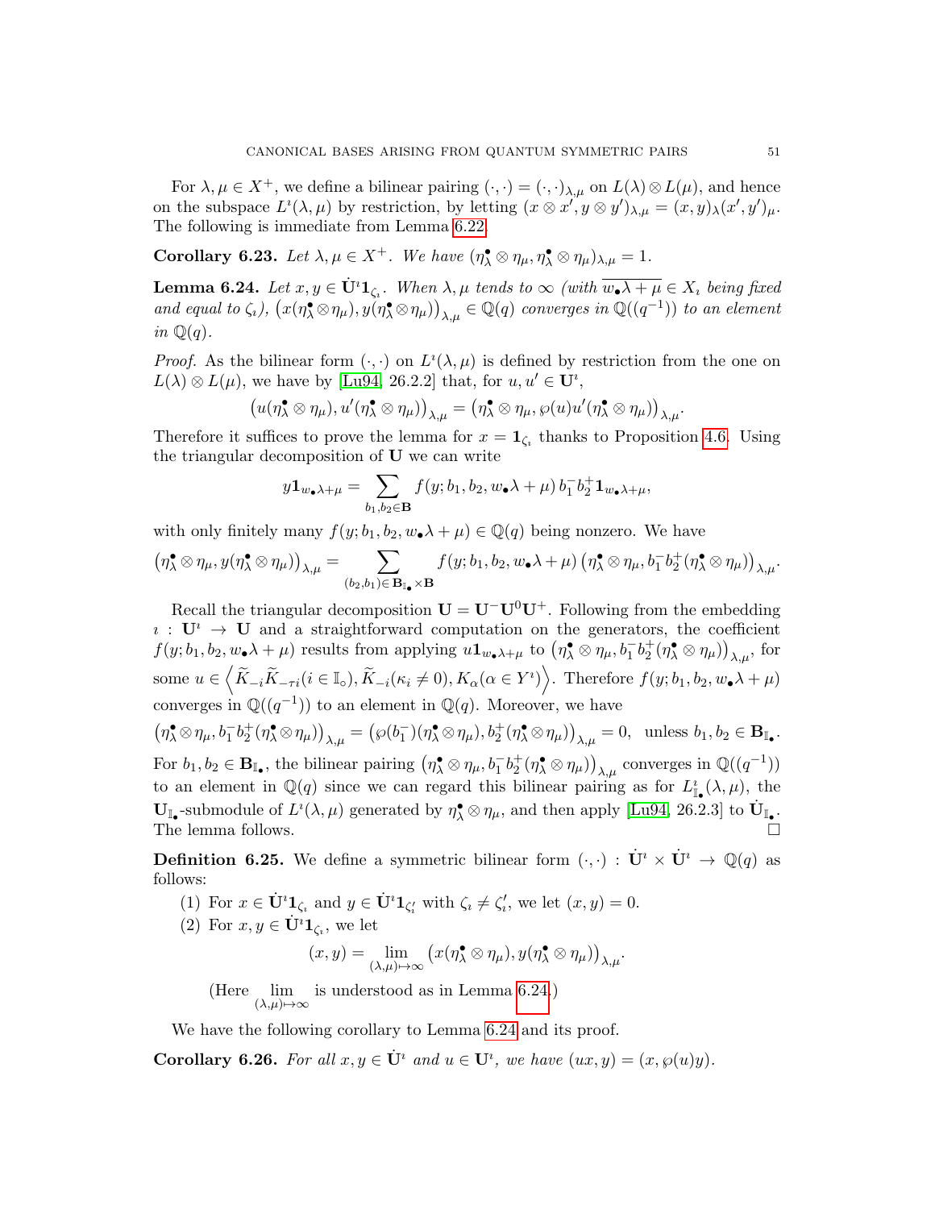For $\lambda, \mu \in X^+$, we define a bilinear pairing $(\cdot,\cdot) = (\cdot,\cdot)_{\lambda,\mu}$ on $L(\lambda) \otimes L(\mu)$, and hence on the subspace $L^\imath(\lambda,\mu)$ by restriction, by letting $(x \otimes x', y \otimes y')_{\lambda,\mu} = (x,y)_\lambda (x',y')_\mu$. The following is immediate from Lemma 6.22.

**Corollary 6.23.** *Let $\lambda, \mu \in X^+$. We have $(\eta^\bullet_\lambda \otimes \eta_\mu, \eta^\bullet_\lambda \otimes \eta_\mu)_{\lambda,\mu} = 1$.*

**Lemma 6.24.** *Let $x, y \in \dot{\mathbf{U}}^\imath \mathbf{1}_{\zeta_\imath}$. When $\lambda, \mu$ tends to $\infty$ (with $\overline{w_\bullet \lambda + \mu} \in X_\imath$ being fixed and equal to $\zeta_\imath$), $\big(x(\eta^\bullet_\lambda \otimes \eta_\mu), y(\eta^\bullet_\lambda \otimes \eta_\mu)\big)_{\lambda,\mu} \in \mathbb{Q}(q)$ converges in $\mathbb{Q}((q^{-1}))$ to an element in $\mathbb{Q}(q)$.*

*Proof.* As the bilinear form $(\cdot,\cdot)$ on $L^\imath(\lambda,\mu)$ is defined by restriction from the one on $L(\lambda)\otimes L(\mu)$, we have by [Lu94, 26.2.2] that, for $u, u' \in \mathbf{U}^\imath$,

$$\big(u(\eta^\bullet_\lambda \otimes \eta_\mu), u'(\eta^\bullet_\lambda \otimes \eta_\mu)\big)_{\lambda,\mu} = \big(\eta^\bullet_\lambda \otimes \eta_\mu, \wp(u)u'(\eta^\bullet_\lambda \otimes \eta_\mu)\big)_{\lambda,\mu}.$$

Therefore it suffices to prove the lemma for $x = \mathbf{1}_{\zeta_\imath}$ thanks to Proposition 4.6. Using the triangular decomposition of $\mathbf{U}$ we can write

$$y\mathbf{1}_{w_\bullet \lambda+\mu} = \sum_{b_1,b_2 \in \mathbf{B}} f(y; b_1, b_2, w_\bullet\lambda+\mu)\, b_1^- b_2^+ \mathbf{1}_{w_\bullet\lambda+\mu},$$

with only finitely many $f(y; b_1, b_2, w_\bullet\lambda+\mu) \in \mathbb{Q}(q)$ being nonzero. We have

$$\big(\eta^\bullet_\lambda \otimes \eta_\mu, y(\eta^\bullet_\lambda \otimes \eta_\mu)\big)_{\lambda,\mu} = \sum_{(b_2,b_1)\in \mathbf{B}_{\mathbb{I}_\bullet}\times \mathbf{B}} f(y; b_1, b_2, w_\bullet\lambda+\mu)\,\big(\eta^\bullet_\lambda \otimes \eta_\mu, b_1^- b_2^+(\eta^\bullet_\lambda \otimes \eta_\mu)\big)_{\lambda,\mu}.$$

Recall the triangular decomposition $\mathbf{U} = \mathbf{U}^-\mathbf{U}^0\mathbf{U}^+$. Following from the embedding $\imath : \mathbf{U}^\imath \to \mathbf{U}$ and a straightforward computation on the generators, the coefficient $f(y; b_1, b_2, w_\bullet\lambda+\mu)$ results from applying $u\mathbf{1}_{w_\bullet\lambda+\mu}$ to $\big(\eta^\bullet_\lambda \otimes \eta_\mu, b_1^- b_2^+(\eta^\bullet_\lambda \otimes \eta_\mu)\big)_{\lambda,\mu}$, for some $u \in \Big\langle \widetilde{K}_{-i}\widetilde{K}_{-\tau i} (i \in \mathbb{I}_\circ), \widetilde{K}_{-i} (\kappa_i \neq 0), K_\alpha(\alpha \in Y^\imath)\Big\rangle$. Therefore $f(y; b_1, b_2, w_\bullet\lambda+\mu)$ converges in $\mathbb{Q}((q^{-1}))$ to an element in $\mathbb{Q}(q)$. Moreover, we have

$$\big(\eta^\bullet_\lambda \otimes \eta_\mu, b_1^- b_2^+(\eta^\bullet_\lambda \otimes \eta_\mu)\big)_{\lambda,\mu} = \big(\wp(b_1^-)(\eta^\bullet_\lambda \otimes \eta_\mu), b_2^+(\eta^\bullet_\lambda \otimes \eta_\mu)\big)_{\lambda,\mu} = 0, \quad \text{unless } b_1, b_2 \in \mathbf{B}_{\mathbb{I}_\bullet}.$$

For $b_1, b_2 \in \mathbf{B}_{\mathbb{I}_\bullet}$, the bilinear pairing $\big(\eta^\bullet_\lambda \otimes \eta_\mu, b_1^- b_2^+(\eta^\bullet_\lambda \otimes \eta_\mu)\big)_{\lambda,\mu}$ converges in $\mathbb{Q}((q^{-1}))$ to an element in $\mathbb{Q}(q)$ since we can regard this bilinear pairing as for $L^\imath_{\mathbb{I}_\bullet}(\lambda,\mu)$, the $\mathbf{U}_{\mathbb{I}_\bullet}$-submodule of $L^\imath(\lambda,\mu)$ generated by $\eta^\bullet_\lambda \otimes \eta_\mu$, and then apply [Lu94, 26.2.3] to $\dot{\mathbf{U}}_{\mathbb{I}_\bullet}$. The lemma follows. $\square$

**Definition 6.25.** We define a symmetric bilinear form $(\cdot,\cdot) : \dot{\mathbf{U}}^\imath \times \dot{\mathbf{U}}^\imath \to \mathbb{Q}(q)$ as follows:

1. For $x \in \dot{\mathbf{U}}^\imath \mathbf{1}_{\zeta_\imath}$ and $y \in \dot{\mathbf{U}}^\imath \mathbf{1}_{\zeta'_\imath}$ with $\zeta_\imath \neq \zeta'_\imath$, we let $(x,y) = 0$.
2. For $x, y \in \dot{\mathbf{U}}^\imath \mathbf{1}_{\zeta_\imath}$, we let
$$(x,y) = \lim_{(\lambda,\mu)\mapsto\infty} \big(x(\eta^\bullet_\lambda \otimes \eta_\mu), y(\eta^\bullet_\lambda \otimes \eta_\mu)\big)_{\lambda,\mu}.$$
(Here $\lim\limits_{(\lambda,\mu)\mapsto\infty}$ is understood as in Lemma 6.24.)

We have the following corollary to Lemma 6.24 and its proof.

**Corollary 6.26.** *For all $x, y \in \dot{\mathbf{U}}^\imath$ and $u \in \mathbf{U}^\imath$, we have $(ux, y) = (x, \wp(u)y)$.*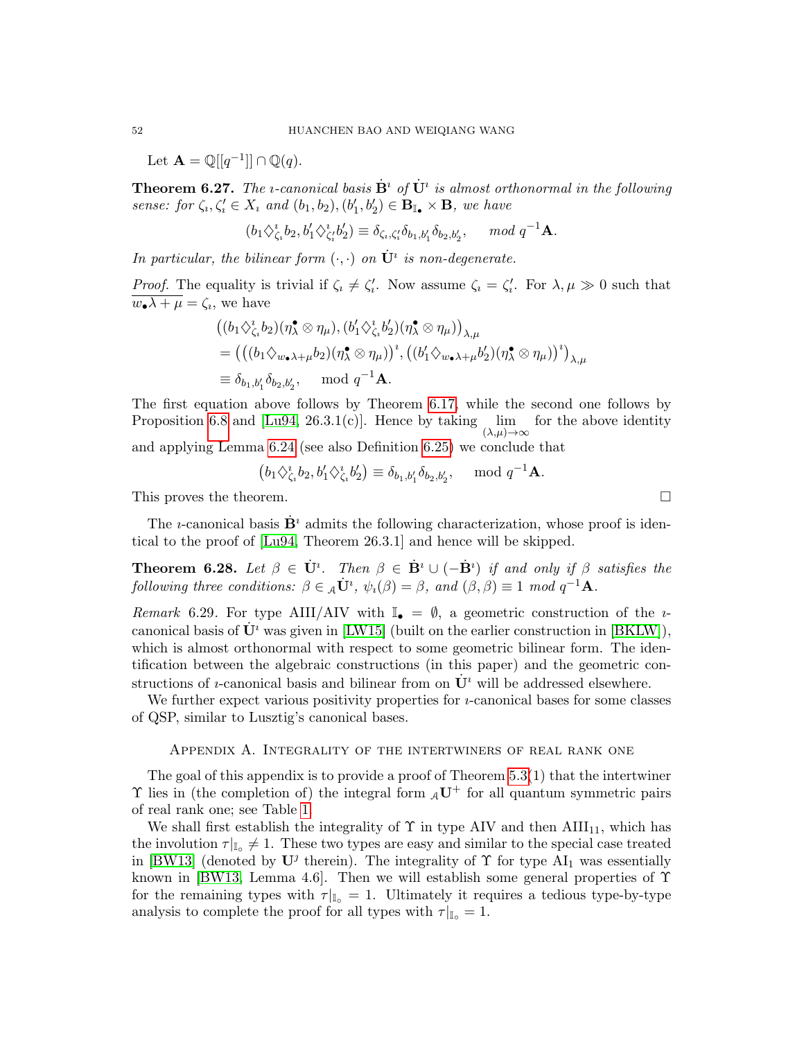Let $\mathbf{A} = \mathbb{Q}[[q^{-1}]] \cap \mathbb{Q}(q)$.

**Theorem 6.27.** *The $\imath$-canonical basis $\dot{\mathbf{B}}^\imath$ of $\dot{\mathbf{U}}^\imath$ is almost orthonormal in the following sense: for $\zeta_\imath, \zeta'_\imath \in X_\imath$ and $(b_1, b_2), (b'_1, b'_2) \in \mathbf{B}_{\mathbb{I}_\bullet} \times \mathbf{B}$, we have*

$$(b_1 \diamondsuit^\imath_{\zeta_\imath} b_2, b'_1 \diamondsuit^\imath_{\zeta'_\imath} b'_2) \equiv \delta_{\zeta_\imath, \zeta'_\imath} \delta_{b_1, b'_1} \delta_{b_2, b'_2}, \quad \textit{mod } q^{-1}\mathbf{A}.$$

*In particular, the bilinear form $(\cdot, \cdot)$ on $\dot{\mathbf{U}}^\imath$ is non-degenerate.*

*Proof.* The equality is trivial if $\zeta_\imath \neq \zeta'_\imath$. Now assume $\zeta_\imath = \zeta'_\imath$. For $\lambda, \mu \gg 0$ such that $\overline{w_\bullet \lambda + \mu} = \zeta_\imath$, we have

$$\begin{aligned}
&\big((b_1 \diamondsuit^\imath_{\zeta_\imath} b_2)(\eta^\bullet_\lambda \otimes \eta_\mu), (b'_1 \diamondsuit^\imath_{\zeta_\imath} b'_2)(\eta^\bullet_\lambda \otimes \eta_\mu)\big)_{\lambda,\mu} \\
&= \big(\big((b_1 \diamondsuit_{w_\bullet \lambda + \mu} b_2)(\eta^\bullet_\lambda \otimes \eta_\mu)\big)^\imath, \big((b'_1 \diamondsuit_{w_\bullet \lambda + \mu} b'_2)(\eta^\bullet_\lambda \otimes \eta_\mu)\big)^\imath\big)_{\lambda,\mu} \\
&\equiv \delta_{b_1, b'_1} \delta_{b_2, b'_2}, \quad \mod q^{-1}\mathbf{A}.
\end{aligned}$$

The first equation above follows by Theorem 6.17, while the second one follows by Proposition 6.8 and [Lu94, 26.3.1(c)]. Hence by taking $\lim_{(\lambda,\mu) \to \infty}$ for the above identity and applying Lemma 6.24 (see also Definition 6.25) we conclude that

$$\big(b_1 \diamondsuit^\imath_{\zeta_\imath} b_2, b'_1 \diamondsuit^\imath_{\zeta_\imath} b'_2\big) \equiv \delta_{b_1, b'_1} \delta_{b_2, b'_2}, \quad \mod q^{-1}\mathbf{A}.$$

This proves the theorem. $\square$

The $\imath$-canonical basis $\dot{\mathbf{B}}^\imath$ admits the following characterization, whose proof is identical to the proof of [Lu94, Theorem 26.3.1] and hence will be skipped.

**Theorem 6.28.** *Let $\beta \in \dot{\mathbf{U}}^\imath$. Then $\beta \in \dot{\mathbf{B}}^\imath \cup (-\dot{\mathbf{B}}^\imath)$ if and only if $\beta$ satisfies the following three conditions: $\beta \in {}_\mathcal{A}\dot{\mathbf{U}}^\imath$, $\psi_\imath(\beta) = \beta$, and $(\beta, \beta) \equiv 1$ mod $q^{-1}\mathbf{A}$.*

*Remark* 6.29. For type AIII/AIV with $\mathbb{I}_\bullet = \emptyset$, a geometric construction of the $\imath$-canonical basis of $\dot{\mathbf{U}}^\imath$ was given in [LW15] (built on the earlier construction in [BKLW]), which is almost orthonormal with respect to some geometric bilinear form. The identification between the algebraic constructions (in this paper) and the geometric constructions of $\imath$-canonical basis and bilinear from on $\dot{\mathbf{U}}^\imath$ will be addressed elsewhere.

We further expect various positivity properties for $\imath$-canonical bases for some classes of QSP, similar to Lusztig's canonical bases.

## Appendix A. Integrality of the intertwiners of real rank one

The goal of this appendix is to provide a proof of Theorem 5.3(1) that the intertwiner $\Upsilon$ lies in (the completion of) the integral form ${}_\mathcal{A}\mathbf{U}^+$ for all quantum symmetric pairs of real rank one; see Table 1.

We shall first establish the integrality of $\Upsilon$ in type AIV and then AIII$_{11}$, which has the involution $\tau|_{\mathbb{I}_\circ} \neq 1$. These two types are easy and similar to the special case treated in [BW13] (denoted by $\mathbf{U}^\jmath$ therein). The integrality of $\Upsilon$ for type AI$_1$ was essentially known in [BW13, Lemma 4.6]. Then we will establish some general properties of $\Upsilon$ for the remaining types with $\tau|_{\mathbb{I}_\circ} = 1$. Ultimately it requires a tedious type-by-type analysis to complete the proof for all types with $\tau|_{\mathbb{I}_\circ} = 1$.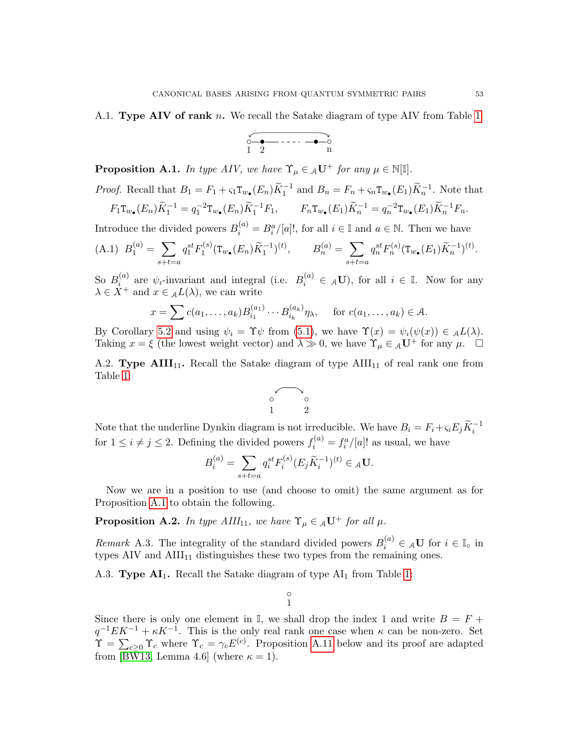A.1. **Type AIV of rank** $n$. We recall the Satake diagram of type AIV from Table 1:

$$\circ - \bullet - \cdots - \bullet - \circ \quad (1,\ 2,\ \ldots,\ n)$$

**Proposition A.1.** *In type AIV, we have* $\Upsilon_\mu \in {}_{\mathcal{A}}\mathbf{U}^+$ *for any* $\mu \in \mathbb{N}[\mathbb{I}]$.

*Proof.* Recall that $B_1 = F_1 + \varsigma_1 \mathtt{T}_{w_\bullet}(E_n)\widetilde{K}_1^{-1}$ and $B_n = F_n + \varsigma_n \mathtt{T}_{w_\bullet}(E_1)\widetilde{K}_n^{-1}$. Note that

$$F_1 \mathtt{T}_{w_\bullet}(E_n)\widetilde{K}_1^{-1} = q_1^{-2}\mathtt{T}_{w_\bullet}(E_n)\widetilde{K}_1^{-1}F_1, \qquad F_n \mathtt{T}_{w_\bullet}(E_1)\widetilde{K}_n^{-1} = q_n^{-2}\mathtt{T}_{w_\bullet}(E_1)\widetilde{K}_n^{-1}F_n.$$

Introduce the divided powers $B_i^{(a)} = B_i^a/[a]!$, for all $i \in \mathbb{I}$ and $a \in \mathbb{N}$. Then we have

$$\text{(A.1)} \quad B_1^{(a)} = \sum_{s+t=a} q_1^{st} F_1^{(s)} (\mathtt{T}_{w_\bullet}(E_n)\widetilde{K}_1^{-1})^{(t)}, \qquad B_n^{(a)} = \sum_{s+t=a} q_n^{st} F_n^{(s)} (\mathtt{T}_{w_\bullet}(E_1)\widetilde{K}_n^{-1})^{(t)}.$$

So $B_i^{(a)}$ are $\psi_\imath$-invariant and integral (i.e. $B_i^{(a)} \in {}_{\mathcal{A}}\mathbf{U}$), for all $i \in \mathbb{I}$. Now for any $\lambda \in X^+$ and $x \in {}_{\mathcal{A}}L(\lambda)$, we can write

$$x = \sum c(a_1, \ldots, a_k) B_{i_1}^{(a_1)} \cdots B_{i_k}^{(a_k)} \eta_\lambda, \quad \text{ for } c(a_1, \ldots, a_k) \in \mathcal{A}.$$

By Corollary 5.2 and using $\psi_\imath = \Upsilon \psi$ from (5.1), we have $\Upsilon(x) = \psi_\imath(\psi(x)) \in {}_{\mathcal{A}}L(\lambda)$. Taking $x = \xi$ (the lowest weight vector) and $\lambda \gg 0$, we have $\Upsilon_\mu \in {}_{\mathcal{A}}\mathbf{U}^+$ for any $\mu$. $\square$

A.2. **Type AIII$_{11}$.** Recall the Satake diagram of type AIII$_{11}$ of real rank one from Table 1:

$$\circ \quad \circ \quad (1,\ 2)$$

Note that the underline Dynkin diagram is not irreducible. We have $B_i = F_i + \varsigma_i E_j \widetilde{K}_i^{-1}$ for $1 \le i \neq j \le 2$. Defining the divided powers $f_i^{(a)} = f_i^a/[a]!$ as usual, we have

$$B_i^{(a)} = \sum_{s+t=a} q_i^{st} F_i^{(s)} (E_j \widetilde{K}_i^{-1})^{(t)} \in {}_{\mathcal{A}}\mathbf{U}.$$

Now we are in a position to use (and choose to omit) the same argument as for Proposition A.1 to obtain the following.

**Proposition A.2.** *In type AIII$_{11}$, we have* $\Upsilon_\mu \in {}_{\mathcal{A}}\mathbf{U}^+$ *for all* $\mu$.

*Remark* A.3. The integrality of the standard divided powers $B_i^{(a)} \in {}_{\mathcal{A}}\mathbf{U}$ for $i \in \mathbb{I}_\circ$ in types AIV and AIII$_{11}$ distinguishes these two types from the remaining ones.

A.3. **Type AI$_1$.** Recall the Satake diagram of type AI$_1$ from Table 1:

$$\circ \quad (1)$$

Since there is only one element in $\mathbb{I}$, we shall drop the index 1 and write $B = F + q^{-1}EK^{-1} + \kappa K^{-1}$. This is the only real rank one case when $\kappa$ can be non-zero. Set $\Upsilon = \sum_{c \ge 0} \Upsilon_c$ where $\Upsilon_c = \gamma_c E^{(c)}$. Proposition A.11 below and its proof are adapted from [BW13, Lemma 4.6] (where $\kappa = 1$).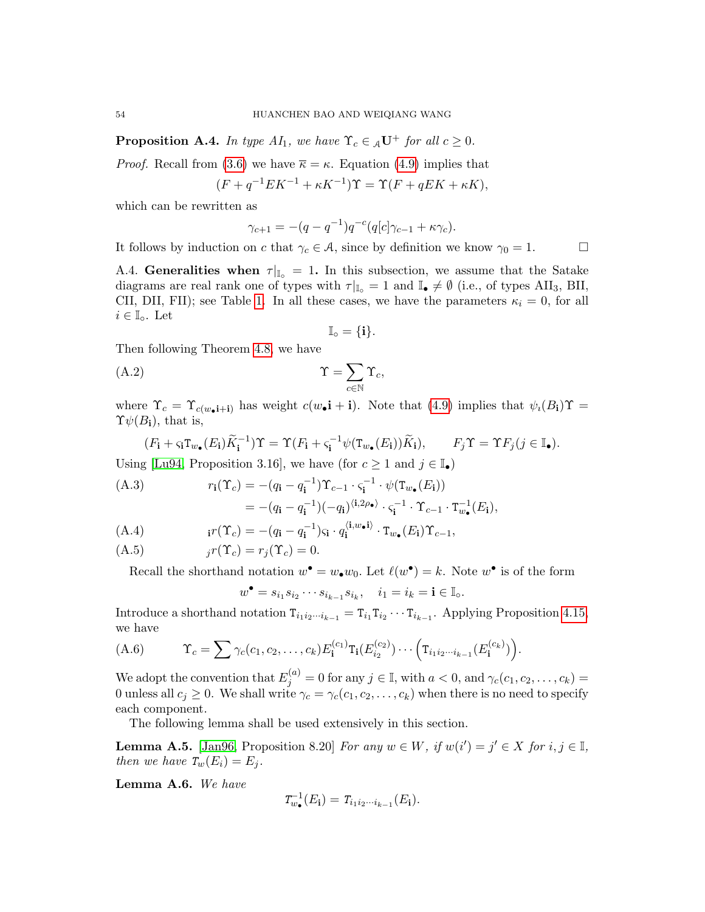**Proposition A.4.** *In type $AI_1$, we have $\Upsilon_c \in {}_{\mathcal{A}}\mathbf{U}^+$ for all $c \geq 0$.*

*Proof.* Recall from (3.6) we have $\overline{\kappa} = \kappa$. Equation (4.9) implies that

$$(F + q^{-1}EK^{-1} + \kappa K^{-1})\Upsilon = \Upsilon(F + qEK + \kappa K),$$

which can be rewritten as

$$\gamma_{c+1} = -(q - q^{-1})q^{-c}(q[c]\gamma_{c-1} + \kappa\gamma_c).$$

It follows by induction on $c$ that $\gamma_c \in \mathcal{A}$, since by definition we know $\gamma_0 = 1$. $\square$

A.4. **Generalities when $\tau|_{\mathbb{I}_\circ} = 1$.** In this subsection, we assume that the Satake diagrams are real rank one of types with $\tau|_{\mathbb{I}_\circ} = 1$ and $\mathbb{I}_\bullet \neq \emptyset$ (i.e., of types AII$_3$, BII, CII, DII, FII); see Table 1. In all these cases, we have the parameters $\kappa_i = 0$, for all $i \in \mathbb{I}_\circ$. Let

$$\mathbb{I}_\circ = \{\mathbf{i}\}.$$

Then following Theorem 4.8, we have

$$\Upsilon = \sum_{c \in \mathbb{N}} \Upsilon_c, \tag{A.2}$$

where $\Upsilon_c = \Upsilon_{c(w_\bullet \mathbf{i} + \mathbf{i})}$ has weight $c(w_\bullet \mathbf{i} + \mathbf{i})$. Note that (4.9) implies that $\psi_\imath(B_{\mathbf{i}})\Upsilon = \Upsilon\psi(B_{\mathbf{i}})$, that is,

$$(F_{\mathbf{i}} + \varsigma_{\mathbf{i}} \mathtt{T}_{w_\bullet}(E_{\mathbf{i}})\widetilde{K}_{\mathbf{i}}^{-1})\Upsilon = \Upsilon(F_{\mathbf{i}} + \varsigma_{\mathbf{i}}^{-1}\psi(\mathtt{T}_{w_\bullet}(E_{\mathbf{i}}))\widetilde{K}_{\mathbf{i}}), \qquad F_j\Upsilon = \Upsilon F_j (j \in \mathbb{I}_\bullet).$$

Using [Lu94, Proposition 3.16], we have (for $c \geq 1$ and $j \in \mathbb{I}_\bullet$)

$$\begin{aligned} r_{\mathbf{i}}(\Upsilon_c) &= -(q_{\mathbf{i}} - q_{\mathbf{i}}^{-1})\Upsilon_{c-1} \cdot \varsigma_{\mathbf{i}}^{-1} \cdot \psi(\mathtt{T}_{w_\bullet}(E_{\mathbf{i}})) \\ &= -(q_{\mathbf{i}} - q_{\mathbf{i}}^{-1})(-q_{\mathbf{i}})^{\langle \mathbf{i}, 2\rho_\bullet \rangle} \cdot \varsigma_{\mathbf{i}}^{-1} \cdot \Upsilon_{c-1} \cdot \mathtt{T}_{w_\bullet}^{-1}(E_{\mathbf{i}}), \end{aligned} \tag{A.3}$$

$$ {}_{\mathbf{i}}r(\Upsilon_c) = -(q_{\mathbf{i}} - q_{\mathbf{i}}^{-1})\varsigma_{\mathbf{i}} \cdot q_{\mathbf{i}}^{\langle \mathbf{i}, w_\bullet \mathbf{i} \rangle} \cdot \mathtt{T}_{w_\bullet}(E_{\mathbf{i}})\Upsilon_{c-1}, \tag{A.4}$$

$$ {}_{j}r(\Upsilon_c) = r_j(\Upsilon_c) = 0. \tag{A.5}$$

Recall the shorthand notation $w^\bullet = w_\bullet w_0$. Let $\ell(w^\bullet) = k$. Note $w^\bullet$ is of the form

$$w^\bullet = s_{i_1} s_{i_2} \cdots s_{i_{k-1}} s_{i_k}, \quad i_1 = i_k = \mathbf{i} \in \mathbb{I}_\circ.$$

Introduce a shorthand notation $\mathtt{T}_{i_1 i_2 \cdots i_{k-1}} = \mathtt{T}_{i_1}\mathtt{T}_{i_2} \cdots \mathtt{T}_{i_{k-1}}$. Applying Proposition 4.15, we have

$$\Upsilon_c = \sum \gamma_c(c_1, c_2, \ldots, c_k) E_{\mathbf{i}}^{(c_1)} \mathtt{T}_{\mathbf{i}}(E_{i_2}^{(c_2)}) \cdots \Big(\mathtt{T}_{i_1 i_2 \cdots i_{k-1}}(E_{\mathbf{i}}^{(c_k)})\Big). \tag{A.6}$$

We adopt the convention that $E_j^{(a)} = 0$ for any $j \in \mathbb{I}$, with $a < 0$, and $\gamma_c(c_1, c_2, \ldots, c_k) = 0$ unless all $c_j \geq 0$. We shall write $\gamma_c = \gamma_c(c_1, c_2, \ldots, c_k)$ when there is no need to specify each component.

The following lemma shall be used extensively in this section.

**Lemma A.5.** [Jan96, Proposition 8.20] *For any $w \in W$, if $w(i') = j' \in X$ for $i, j \in \mathbb{I}$, then we have $\mathtt{T}_w(E_i) = E_j$.*

**Lemma A.6.** *We have*

$$\mathtt{T}_{w_\bullet}^{-1}(E_{\mathbf{i}}) = \mathtt{T}_{i_1 i_2 \cdots i_{k-1}}(E_{\mathbf{i}}).$$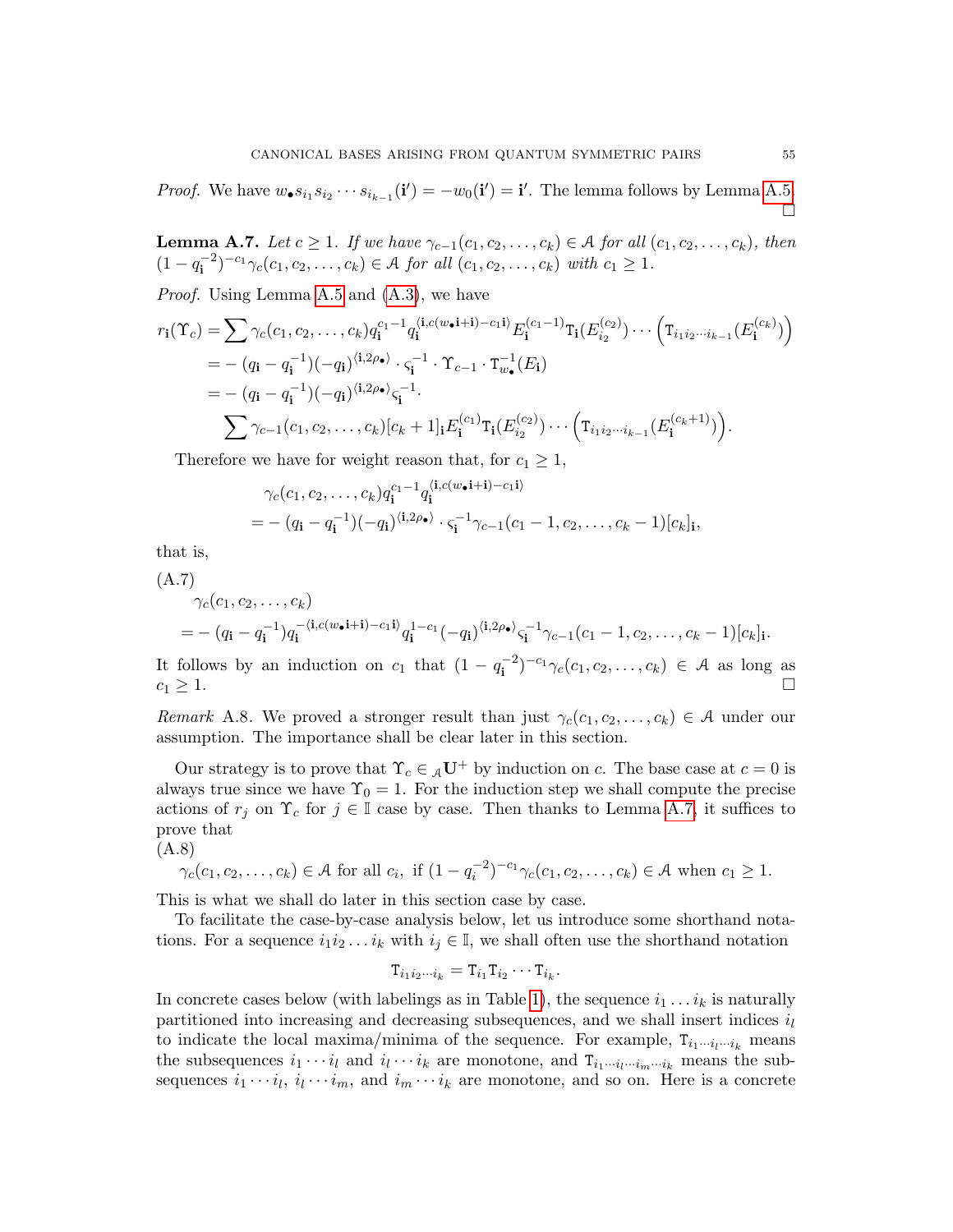*Proof.* We have $w_\bullet s_{i_1} s_{i_2} \cdots s_{i_{k-1}}(\mathbf{i}') = -w_0(\mathbf{i}') = \mathbf{i}'$. The lemma follows by Lemma A.5. ∎

**Lemma A.7.** *Let $c \geq 1$. If we have $\gamma_{c-1}(c_1, c_2, \ldots, c_k) \in \mathcal{A}$ for all $(c_1, c_2, \ldots, c_k)$, then $(1 - q_{\mathbf{i}}^{-2})^{-c_1} \gamma_c(c_1, c_2, \ldots, c_k) \in \mathcal{A}$ for all $(c_1, c_2, \ldots, c_k)$ with $c_1 \geq 1$.*

*Proof.* Using Lemma A.5 and (A.3), we have

$$
\begin{aligned}
r_{\mathbf{i}}(\Upsilon_c) &= \sum \gamma_c(c_1, c_2, \ldots, c_k) q_{\mathbf{i}}^{c_1 - 1} q_{\mathbf{i}}^{\langle \mathbf{i}, c(w_\bullet \mathbf{i} + \mathbf{i}) - c_1 \mathbf{i} \rangle} E_{\mathbf{i}}^{(c_1 - 1)} \mathtt{T}_{\mathbf{i}}(E_{i_2}^{(c_2)}) \cdots \Big( \mathtt{T}_{i_1 i_2 \cdots i_{k-1}}(E_{\mathbf{i}}^{(c_k)}) \Big) \\
&= -(q_{\mathbf{i}} - q_{\mathbf{i}}^{-1})(-q_{\mathbf{i}})^{\langle \mathbf{i}, 2\rho_\bullet \rangle} \cdot \varsigma_{\mathbf{i}}^{-1} \cdot \Upsilon_{c-1} \cdot \mathtt{T}_{w_\bullet}^{-1}(E_{\mathbf{i}}) \\
&= -(q_{\mathbf{i}} - q_{\mathbf{i}}^{-1})(-q_{\mathbf{i}})^{\langle \mathbf{i}, 2\rho_\bullet \rangle} \varsigma_{\mathbf{i}}^{-1} \cdot \\
&\qquad \sum \gamma_{c-1}(c_1, c_2, \ldots, c_k) [c_k + 1]_{\mathbf{i}} E_{\mathbf{i}}^{(c_1)} \mathtt{T}_{\mathbf{i}}(E_{i_2}^{(c_2)}) \cdots \Big( \mathtt{T}_{i_1 i_2 \cdots i_{k-1}}(E_{\mathbf{i}}^{(c_k + 1)}) \Big).
\end{aligned}
$$

Therefore we have for weight reason that, for $c_1 \geq 1$,

$$
\begin{aligned}
&\gamma_c(c_1, c_2, \ldots, c_k) q_{\mathbf{i}}^{c_1 - 1} q_{\mathbf{i}}^{\langle \mathbf{i}, c(w_\bullet \mathbf{i} + \mathbf{i}) - c_1 \mathbf{i} \rangle} \\
&= -(q_{\mathbf{i}} - q_{\mathbf{i}}^{-1})(-q_{\mathbf{i}})^{\langle \mathbf{i}, 2\rho_\bullet \rangle} \cdot \varsigma_{\mathbf{i}}^{-1} \gamma_{c-1}(c_1 - 1, c_2, \ldots, c_k - 1)[c_k]_{\mathbf{i}},
\end{aligned}
$$

that is,

(A.7)
$$
\begin{aligned}
&\gamma_c(c_1, c_2, \ldots, c_k) \\
&= -(q_{\mathbf{i}} - q_{\mathbf{i}}^{-1}) q_{\mathbf{i}}^{-\langle \mathbf{i}, c(w_\bullet \mathbf{i} + \mathbf{i}) - c_1 \mathbf{i} \rangle} q_{\mathbf{i}}^{1 - c_1} (-q_{\mathbf{i}})^{\langle \mathbf{i}, 2\rho_\bullet \rangle} \varsigma_{\mathbf{i}}^{-1} \gamma_{c-1}(c_1 - 1, c_2, \ldots, c_k - 1)[c_k]_{\mathbf{i}}.
\end{aligned}
$$

It follows by an induction on $c_1$ that $(1 - q_{\mathbf{i}}^{-2})^{-c_1} \gamma_c(c_1, c_2, \ldots, c_k) \in \mathcal{A}$ as long as $c_1 \geq 1$. ∎

*Remark* A.8. We proved a stronger result than just $\gamma_c(c_1, c_2, \ldots, c_k) \in \mathcal{A}$ under our assumption. The importance shall be clear later in this section.

Our strategy is to prove that $\Upsilon_c \in {}_{\mathcal{A}}\mathbf{U}^+$ by induction on $c$. The base case at $c = 0$ is always true since we have $\Upsilon_0 = 1$. For the induction step we shall compute the precise actions of $r_j$ on $\Upsilon_c$ for $j \in \mathbb{I}$ case by case. Then thanks to Lemma A.7, it suffices to prove that

(A.8)
$$
\gamma_c(c_1, c_2, \ldots, c_k) \in \mathcal{A} \text{ for all } c_i, \text{ if } (1 - q_i^{-2})^{-c_1} \gamma_c(c_1, c_2, \ldots, c_k) \in \mathcal{A} \text{ when } c_1 \geq 1.
$$

This is what we shall do later in this section case by case.

To facilitate the case-by-case analysis below, let us introduce some shorthand notations. For a sequence $i_1 i_2 \ldots i_k$ with $i_j \in \mathbb{I}$, we shall often use the shorthand notation

$$
\mathtt{T}_{i_1 i_2 \cdots i_k} = \mathtt{T}_{i_1} \mathtt{T}_{i_2} \cdots \mathtt{T}_{i_k}.
$$

In concrete cases below (with labelings as in Table 1), the sequence $i_1 \ldots i_k$ is naturally partitioned into increasing and decreasing subsequences, and we shall insert indices $i_l$ to indicate the local maxima/minima of the sequence. For example, $\mathtt{T}_{i_1 \cdots i_l \cdots i_k}$ means the subsequences $i_1 \cdots i_l$ and $i_l \cdots i_k$ are monotone, and $\mathtt{T}_{i_1 \cdots i_l \cdots i_m \cdots i_k}$ means the subsequences $i_1 \cdots i_l$, $i_l \cdots i_m$, and $i_m \cdots i_k$ are monotone, and so on. Here is a concrete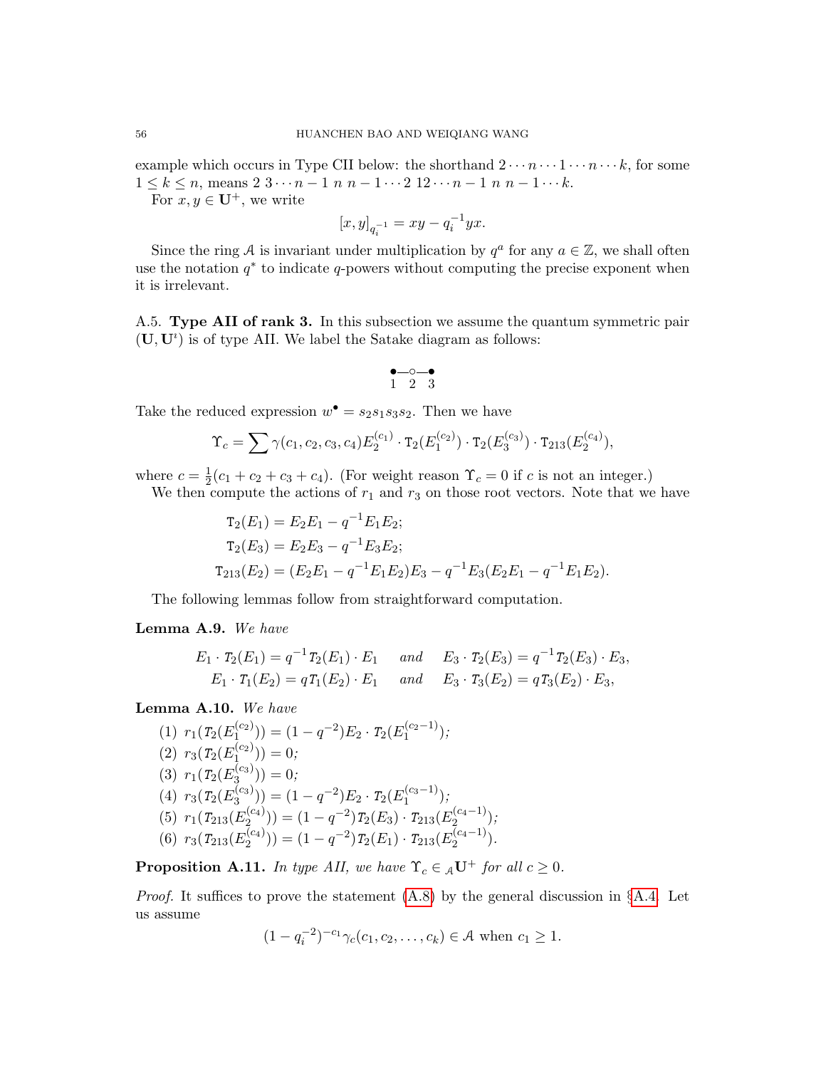example which occurs in Type CII below: the shorthand $2 \cdots n \cdots 1 \cdots n \cdots k$, for some $1 \leq k \leq n$, means $2\ 3 \cdots n-1\ n\ n-1 \cdots 2\ 12 \cdots n-1\ n\ n-1 \cdots k$.

For $x, y \in \mathbf{U}^+$, we write

$$[x, y]_{q_i^{-1}} = xy - q_i^{-1} yx.$$

Since the ring $\mathcal{A}$ is invariant under multiplication by $q^a$ for any $a \in \mathbb{Z}$, we shall often use the notation $q^*$ to indicate $q$-powers without computing the precise exponent when it is irrelevant.

A.5. **Type AII of rank 3.** In this subsection we assume the quantum symmetric pair $(\mathbf{U}, \mathbf{U}^\imath)$ is of type AII. We label the Satake diagram as follows:

$$\underset{1}{\bullet} \!-\! \underset{2}{\circ} \!-\! \underset{3}{\bullet}$$

Take the reduced expression $w^\bullet = s_2 s_1 s_3 s_2$. Then we have

$$\Upsilon_c = \sum \gamma(c_1, c_2, c_3, c_4) E_2^{(c_1)} \cdot \mathtt{T}_2(E_1^{(c_2)}) \cdot \mathtt{T}_2(E_3^{(c_3)}) \cdot \mathtt{T}_{213}(E_2^{(c_4)}),$$

where $c = \frac{1}{2}(c_1 + c_2 + c_3 + c_4)$. (For weight reason $\Upsilon_c = 0$ if $c$ is not an integer.)

We then compute the actions of $r_1$ and $r_3$ on those root vectors. Note that we have

$$\mathtt{T}_2(E_1) = E_2 E_1 - q^{-1} E_1 E_2;$$
$$\mathtt{T}_2(E_3) = E_2 E_3 - q^{-1} E_3 E_2;$$
$$\mathtt{T}_{213}(E_2) = (E_2 E_1 - q^{-1} E_1 E_2) E_3 - q^{-1} E_3 (E_2 E_1 - q^{-1} E_1 E_2).$$

The following lemmas follow from straightforward computation.

**Lemma A.9.** *We have*

$$E_1 \cdot \mathtt{T}_2(E_1) = q^{-1} \mathtt{T}_2(E_1) \cdot E_1 \quad \text{and} \quad E_3 \cdot \mathtt{T}_2(E_3) = q^{-1} \mathtt{T}_2(E_3) \cdot E_3,$$
$$E_1 \cdot \mathtt{T}_1(E_2) = q \mathtt{T}_1(E_2) \cdot E_1 \quad \text{and} \quad E_3 \cdot \mathtt{T}_3(E_2) = q \mathtt{T}_3(E_2) \cdot E_3,$$

**Lemma A.10.** *We have*

(1) $r_1(\mathtt{T}_2(E_1^{(c_2)})) = (1 - q^{-2}) E_2 \cdot \mathtt{T}_2(E_1^{(c_2 - 1)})$;
(2) $r_3(\mathtt{T}_2(E_1^{(c_2)})) = 0$;
(3) $r_1(\mathtt{T}_2(E_3^{(c_3)})) = 0$;
(4) $r_3(\mathtt{T}_2(E_3^{(c_3)})) = (1 - q^{-2}) E_2 \cdot \mathtt{T}_2(E_1^{(c_3 - 1)})$;
(5) $r_1(\mathtt{T}_{213}(E_2^{(c_4)})) = (1 - q^{-2}) \mathtt{T}_2(E_3) \cdot \mathtt{T}_{213}(E_2^{(c_4 - 1)})$;
(6) $r_3(\mathtt{T}_{213}(E_2^{(c_4)})) = (1 - q^{-2}) \mathtt{T}_2(E_1) \cdot \mathtt{T}_{213}(E_2^{(c_4 - 1)})$.

**Proposition A.11.** *In type AII, we have $\Upsilon_c \in {}_{\mathcal{A}}\mathbf{U}^+$ for all $c \geq 0$.*

*Proof.* It suffices to prove the statement (A.8) by the general discussion in §A.4. Let us assume

$$(1 - q_i^{-2})^{-c_1} \gamma_c(c_1, c_2, \ldots, c_k) \in \mathcal{A} \text{ when } c_1 \geq 1.$$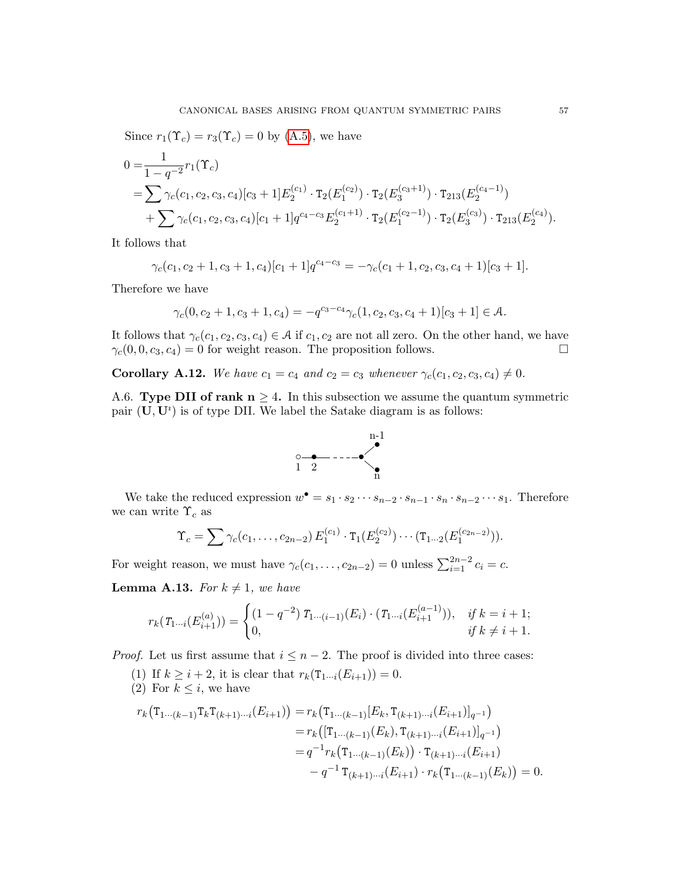Since $r_1(\Upsilon_c) = r_3(\Upsilon_c) = 0$ by (A.5), we have

$$
\begin{aligned}
0 =& \frac{1}{1-q^{-2}} r_1(\Upsilon_c) \\
=& \sum \gamma_c(c_1,c_2,c_3,c_4)[c_3+1] E_2^{(c_1)} \cdot \mathtt{T}_2(E_1^{(c_2)}) \cdot \mathtt{T}_2(E_3^{(c_3+1)}) \cdot \mathtt{T}_{213}(E_2^{(c_4-1)}) \\
&+ \sum \gamma_c(c_1,c_2,c_3,c_4)[c_1+1] q^{c_4-c_3} E_2^{(c_1+1)} \cdot \mathtt{T}_2(E_1^{(c_2-1)}) \cdot \mathtt{T}_2(E_3^{(c_3)}) \cdot \mathtt{T}_{213}(E_2^{(c_4)}).
\end{aligned}
$$

It follows that

$$
\gamma_c(c_1, c_2+1, c_3+1, c_4)[c_1+1] q^{c_4-c_3} = -\gamma_c(c_1+1, c_2, c_3, c_4+1)[c_3+1].
$$

Therefore we have

$$
\gamma_c(0, c_2+1, c_3+1, c_4) = -q^{c_3-c_4} \gamma_c(1, c_2, c_3, c_4+1)[c_3+1] \in \mathcal{A}.
$$

It follows that $\gamma_c(c_1,c_2,c_3,c_4) \in \mathcal{A}$ if $c_1, c_2$ are not all zero. On the other hand, we have $\gamma_c(0,0,c_3,c_4) = 0$ for weight reason. The proposition follows. □

**Corollary A.12.** *We have $c_1 = c_4$ and $c_2 = c_3$ whenever $\gamma_c(c_1,c_2,c_3,c_4) \neq 0$.*

A.6. **Type DII of rank $\mathbf{n} \geq 4$.** In this subsection we assume the quantum symmetric pair $(\mathbf{U}, \mathbf{U}^\imath)$ is of type DII. We label the Satake diagram is as follows:

(Satake diagram: node 1 (white) — node 2 (black) - - - black node branching to nodes n-1 (black) and n (black))

We take the reduced expression $w^\bullet = s_1 \cdot s_2 \cdots s_{n-2} \cdot s_{n-1} \cdot s_n \cdot s_{n-2} \cdots s_1$. Therefore we can write $\Upsilon_c$ as

$$
\Upsilon_c = \sum \gamma_c(c_1, \ldots, c_{2n-2})\, E_1^{(c_1)} \cdot \mathtt{T}_1(E_2^{(c_2)}) \cdots (\mathtt{T}_{1\cdots 2}(E_1^{(c_{2n-2})})).
$$

For weight reason, we must have $\gamma_c(c_1, \ldots, c_{2n-2}) = 0$ unless $\sum_{i=1}^{2n-2} c_i = c$.

**Lemma A.13.** *For $k \neq 1$, we have*

$$
r_k(T_{1\cdots i}(E_{i+1}^{(a)})) = \begin{cases} (1-q^{-2})\, T_{1\cdots(i-1)}(E_i) \cdot (T_{1\cdots i}(E_{i+1}^{(a-1)})), & \text{if } k = i+1; \\ 0, & \text{if } k \neq i+1. \end{cases}
$$

*Proof.* Let us first assume that $i \leq n-2$. The proof is divided into three cases:

1. If $k \geq i+2$, it is clear that $r_k(\mathtt{T}_{1\cdots i}(E_{i+1})) = 0$.
2. For $k \leq i$, we have

$$
\begin{aligned}
r_k\big(\mathtt{T}_{1\cdots(k-1)}\mathtt{T}_k\mathtt{T}_{(k+1)\cdots i}(E_{i+1})\big) =& r_k\big(\mathtt{T}_{1\cdots(k-1)}[E_k, \mathtt{T}_{(k+1)\cdots i}(E_{i+1})]_{q^{-1}}\big) \\
=& r_k\big([\mathtt{T}_{1\cdots(k-1)}(E_k), \mathtt{T}_{(k+1)\cdots i}(E_{i+1})]_{q^{-1}}\big) \\
=& q^{-1} r_k\big(\mathtt{T}_{1\cdots(k-1)}(E_k)\big) \cdot \mathtt{T}_{(k+1)\cdots i}(E_{i+1}) \\
&- q^{-1}\, \mathtt{T}_{(k+1)\cdots i}(E_{i+1}) \cdot r_k\big(\mathtt{T}_{1\cdots(k-1)}(E_k)\big) = 0.
\end{aligned}
$$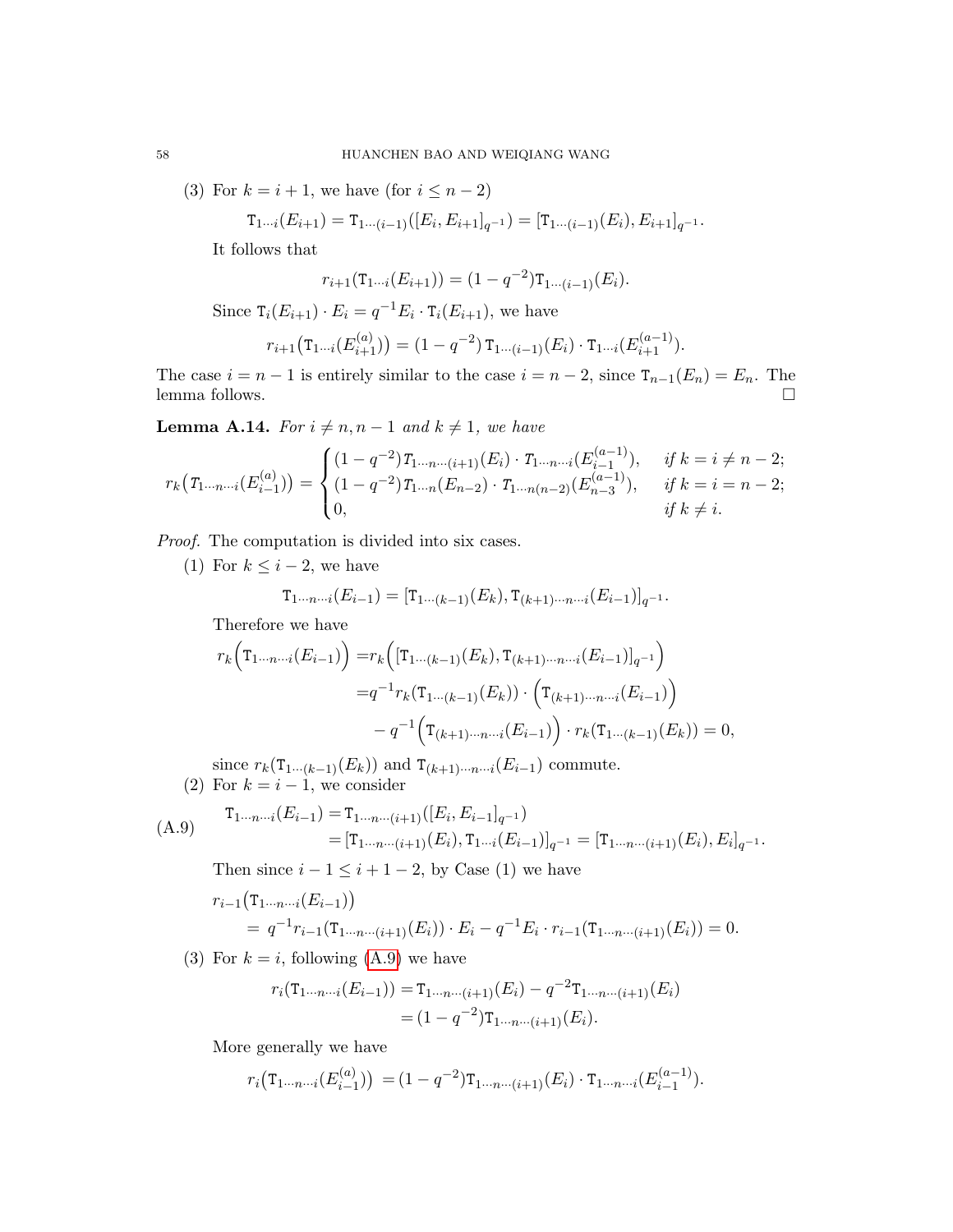(3) For $k = i+1$, we have (for $i \leq n-2$)

$$\mathtt{T}_{1\cdots i}(E_{i+1}) = \mathtt{T}_{1\cdots(i-1)}([E_i, E_{i+1}]_{q^{-1}}) = [\mathtt{T}_{1\cdots(i-1)}(E_i), E_{i+1}]_{q^{-1}}.$$

It follows that

$$r_{i+1}(\mathtt{T}_{1\cdots i}(E_{i+1})) = (1-q^{-2})\mathtt{T}_{1\cdots(i-1)}(E_i).$$

Since $\mathtt{T}_i(E_{i+1}) \cdot E_i = q^{-1}E_i \cdot \mathtt{T}_i(E_{i+1})$, we have

$$r_{i+1}\big(\mathtt{T}_{1\cdots i}(E_{i+1}^{(a)})\big) = (1-q^{-2})\, \mathtt{T}_{1\cdots(i-1)}(E_i) \cdot \mathtt{T}_{1\cdots i}(E_{i+1}^{(a-1)}).$$

The case $i = n-1$ is entirely similar to the case $i = n-2$, since $\mathtt{T}_{n-1}(E_n) = E_n$. The lemma follows. $\square$

**Lemma A.14.** *For $i \neq n, n-1$ and $k \neq 1$, we have*

$$r_k\big(\mathtt{T}_{1\cdots n\cdots i}(E_{i-1}^{(a)})\big) = \begin{cases} (1-q^{-2})\mathtt{T}_{1\cdots n\cdots(i+1)}(E_i) \cdot \mathtt{T}_{1\cdots n\cdots i}(E_{i-1}^{(a-1)}), & \text{if } k = i \neq n-2;\\ (1-q^{-2})\mathtt{T}_{1\cdots n}(E_{n-2}) \cdot \mathtt{T}_{1\cdots n(n-2)}(E_{n-3}^{(a-1)}), & \text{if } k = i = n-2;\\ 0, & \text{if } k \neq i. \end{cases}$$

*Proof.* The computation is divided into six cases.

(1) For $k \leq i-2$, we have

$$\mathtt{T}_{1\cdots n\cdots i}(E_{i-1}) = [\mathtt{T}_{1\cdots(k-1)}(E_k), \mathtt{T}_{(k+1)\cdots n\cdots i}(E_{i-1})]_{q^{-1}}.$$

Therefore we have

$$\begin{aligned} r_k\Big(\mathtt{T}_{1\cdots n\cdots i}(E_{i-1})\Big) =& r_k\Big([\mathtt{T}_{1\cdots(k-1)}(E_k), \mathtt{T}_{(k+1)\cdots n\cdots i}(E_{i-1})]_{q^{-1}}\Big)\\ =& q^{-1} r_k(\mathtt{T}_{1\cdots(k-1)}(E_k)) \cdot \Big(\mathtt{T}_{(k+1)\cdots n\cdots i}(E_{i-1})\Big)\\ &- q^{-1}\Big(\mathtt{T}_{(k+1)\cdots n\cdots i}(E_{i-1})\Big) \cdot r_k(\mathtt{T}_{1\cdots(k-1)}(E_k)) = 0, \end{aligned}$$

since $r_k(\mathtt{T}_{1\cdots(k-1)}(E_k))$ and $\mathtt{T}_{(k+1)\cdots n\cdots i}(E_{i-1})$ commute.

(2) For $k = i-1$, we consider

$$\begin{aligned} \mathtt{T}_{1\cdots n\cdots i}(E_{i-1}) &= \mathtt{T}_{1\cdots n\cdots(i+1)}([E_i, E_{i-1}]_{q^{-1}})\\ &= [\mathtt{T}_{1\cdots n\cdots(i+1)}(E_i), \mathtt{T}_{1\cdots i}(E_{i-1})]_{q^{-1}} = [\mathtt{T}_{1\cdots n\cdots(i+1)}(E_i), E_i]_{q^{-1}}. \end{aligned} \tag{A.9}$$

Then since $i-1 \leq i+1-2$, by Case (1) we have

$$\begin{aligned} &r_{i-1}\big(\mathtt{T}_{1\cdots n\cdots i}(E_{i-1})\big)\\ &= q^{-1} r_{i-1}(\mathtt{T}_{1\cdots n\cdots(i+1)}(E_i)) \cdot E_i - q^{-1}E_i \cdot r_{i-1}(\mathtt{T}_{1\cdots n\cdots(i+1)}(E_i)) = 0. \end{aligned}$$

(3) For $k = i$, following (A.9) we have

$$\begin{aligned} r_i(\mathtt{T}_{1\cdots n\cdots i}(E_{i-1})) &= \mathtt{T}_{1\cdots n\cdots(i+1)}(E_i) - q^{-2}\mathtt{T}_{1\cdots n\cdots(i+1)}(E_i)\\ &= (1-q^{-2})\mathtt{T}_{1\cdots n\cdots(i+1)}(E_i). \end{aligned}$$

More generally we have

$$r_i\big(\mathtt{T}_{1\cdots n\cdots i}(E_{i-1}^{(a)})\big) = (1-q^{-2})\mathtt{T}_{1\cdots n\cdots(i+1)}(E_i) \cdot \mathtt{T}_{1\cdots n\cdots i}(E_{i-1}^{(a-1)}).$$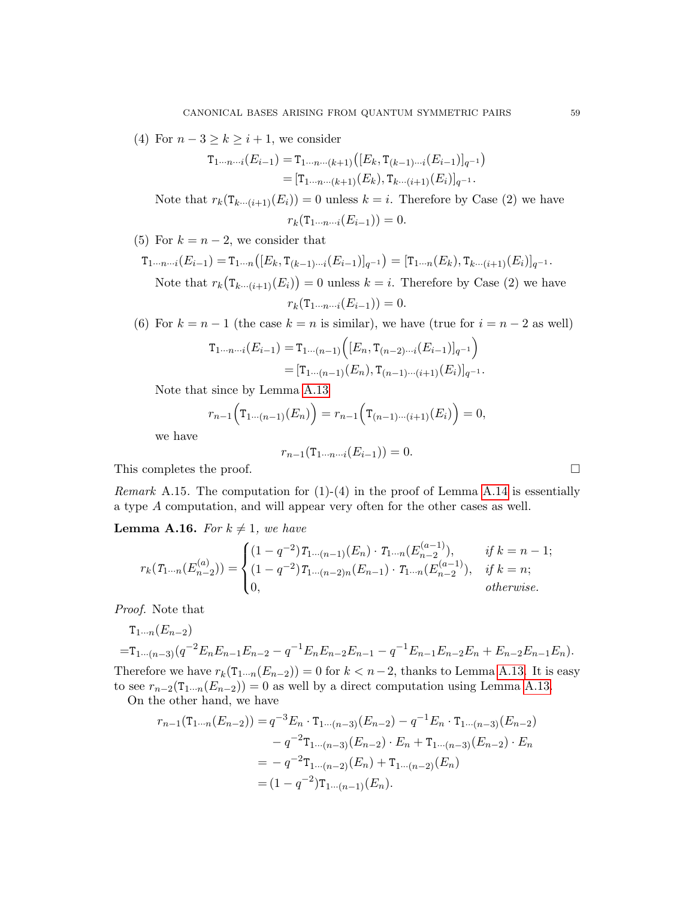(4) For $n-3 \geq k \geq i+1$, we consider

$$\begin{aligned}\mathtt{T}_{1\cdots n\cdots i}(E_{i-1}) &= \mathtt{T}_{1\cdots n\cdots (k+1)}\big([E_k, \mathtt{T}_{(k-1)\cdots i}(E_{i-1})]_{q^{-1}}\big)\\ &= [\mathtt{T}_{1\cdots n\cdots (k+1)}(E_k), \mathtt{T}_{k\cdots (i+1)}(E_i)]_{q^{-1}}.\end{aligned}$$

Note that $r_k(\mathtt{T}_{k\cdots(i+1)}(E_i)) = 0$ unless $k = i$. Therefore by Case (2) we have

$$r_k(\mathtt{T}_{1\cdots n\cdots i}(E_{i-1})) = 0.$$

(5) For $k = n-2$, we consider that

$$\mathtt{T}_{1\cdots n\cdots i}(E_{i-1}) = \mathtt{T}_{1\cdots n}\big([E_k, \mathtt{T}_{(k-1)\cdots i}(E_{i-1})]_{q^{-1}}\big) = [\mathtt{T}_{1\cdots n}(E_k), \mathtt{T}_{k\cdots(i+1)}(E_i)]_{q^{-1}}.$$

Note that $r_k\big(\mathtt{T}_{k\cdots(i+1)}(E_i)\big) = 0$ unless $k = i$. Therefore by Case (2) we have

$$r_k(\mathtt{T}_{1\cdots n\cdots i}(E_{i-1})) = 0.$$

(6) For $k = n-1$ (the case $k = n$ is similar), we have (true for $i = n-2$ as well)

$$\begin{aligned}\mathtt{T}_{1\cdots n\cdots i}(E_{i-1}) &= \mathtt{T}_{1\cdots(n-1)}\Big([E_n, \mathtt{T}_{(n-2)\cdots i}(E_{i-1})]_{q^{-1}}\Big)\\ &= [\mathtt{T}_{1\cdots(n-1)}(E_n), \mathtt{T}_{(n-1)\cdots(i+1)}(E_i)]_{q^{-1}}.\end{aligned}$$

Note that since by Lemma A.13

$$r_{n-1}\Big(\mathtt{T}_{1\cdots(n-1)}(E_n)\Big) = r_{n-1}\Big(\mathtt{T}_{(n-1)\cdots(i+1)}(E_i)\Big) = 0,$$

we have

$$r_{n-1}(\mathtt{T}_{1\cdots n\cdots i}(E_{i-1})) = 0.$$

This completes the proof. □

*Remark* A.15. The computation for (1)-(4) in the proof of Lemma A.14 is essentially a type $A$ computation, and will appear very often for the other cases as well.

**Lemma A.16.** *For $k \neq 1$, we have*

$$r_k(\mathtt{T}_{1\cdots n}(E_{n-2}^{(a)})) = \begin{cases}(1-q^{-2})\mathtt{T}_{1\cdots(n-1)}(E_n)\cdot \mathtt{T}_{1\cdots n}(E_{n-2}^{(a-1)}), & \text{if } k = n-1;\\ (1-q^{-2})\mathtt{T}_{1\cdots(n-2)n}(E_{n-1})\cdot \mathtt{T}_{1\cdots n}(E_{n-2}^{(a-1)}), & \text{if } k = n;\\ 0, & \text{otherwise.}\end{cases}$$

*Proof.* Note that

$$\begin{aligned}&\mathtt{T}_{1\cdots n}(E_{n-2})\\ =&\mathtt{T}_{1\cdots(n-3)}(q^{-2}E_nE_{n-1}E_{n-2} - q^{-1}E_nE_{n-2}E_{n-1} - q^{-1}E_{n-1}E_{n-2}E_n + E_{n-2}E_{n-1}E_n).\end{aligned}$$

Therefore we have $r_k(\mathtt{T}_{1\cdots n}(E_{n-2})) = 0$ for $k < n-2$, thanks to Lemma A.13. It is easy to see $r_{n-2}(\mathtt{T}_{1\cdots n}(E_{n-2})) = 0$ as well by a direct computation using Lemma A.13.

On the other hand, we have

$$\begin{aligned}r_{n-1}(\mathtt{T}_{1\cdots n}(E_{n-2})) &= q^{-3}E_n\cdot \mathtt{T}_{1\cdots(n-3)}(E_{n-2}) - q^{-1}E_n\cdot \mathtt{T}_{1\cdots(n-3)}(E_{n-2})\\ &\quad - q^{-2}\mathtt{T}_{1\cdots(n-3)}(E_{n-2})\cdot E_n + \mathtt{T}_{1\cdots(n-3)}(E_{n-2})\cdot E_n\\ &= -q^{-2}\mathtt{T}_{1\cdots(n-2)}(E_n) + \mathtt{T}_{1\cdots(n-2)}(E_n)\\ &= (1-q^{-2})\mathtt{T}_{1\cdots(n-1)}(E_n).\end{aligned}$$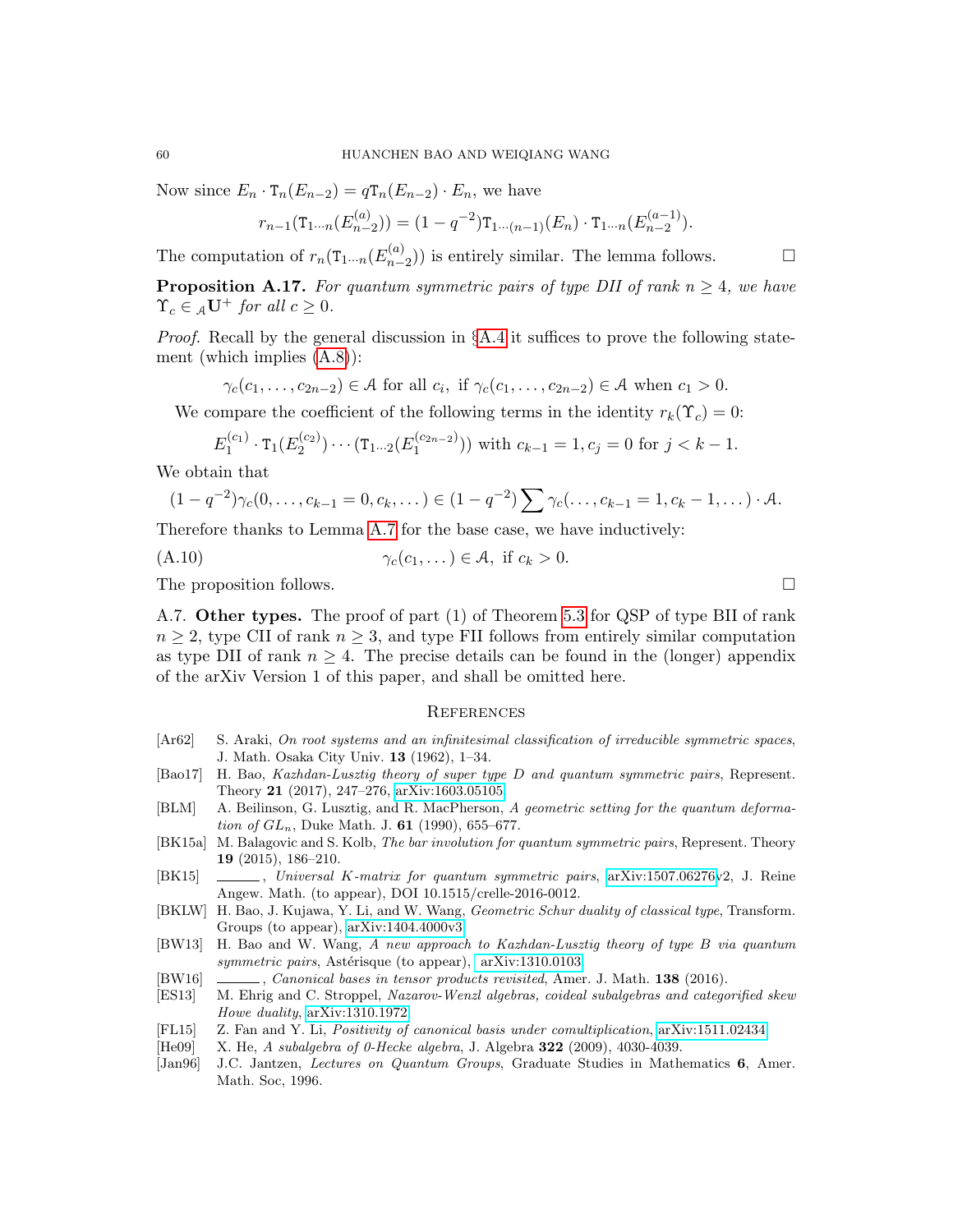Now since $E_n \cdot \mathtt{T}_n(E_{n-2}) = q\mathtt{T}_n(E_{n-2}) \cdot E_n$, we have

$$r_{n-1}(\mathtt{T}_{1\cdots n}(E_{n-2}^{(a)})) = (1-q^{-2})\mathtt{T}_{1\cdots(n-1)}(E_n) \cdot \mathtt{T}_{1\cdots n}(E_{n-2}^{(a-1)}).$$

The computation of $r_n(\mathtt{T}_{1\cdots n}(E_{n-2}^{(a)}))$ is entirely similar. The lemma follows. ∎

**Proposition A.17.** *For quantum symmetric pairs of type DII of rank $n \geq 4$, we have $\Upsilon_c \in {}_{\mathcal{A}}\mathbf{U}^+$ for all $c \geq 0$.*

*Proof.* Recall by the general discussion in §A.4 it suffices to prove the following statement (which implies (A.8)):

$$\gamma_c(c_1, \dots, c_{2n-2}) \in \mathcal{A} \text{ for all } c_i, \text{ if } \gamma_c(c_1, \dots, c_{2n-2}) \in \mathcal{A} \text{ when } c_1 > 0.$$

We compare the coefficient of the following terms in the identity $r_k(\Upsilon_c) = 0$:

$$E_1^{(c_1)} \cdot \mathtt{T}_1(E_2^{(c_2)}) \cdots (\mathtt{T}_{1\cdots 2}(E_1^{(c_{2n-2})})) \text{ with } c_{k-1} = 1, c_j = 0 \text{ for } j < k-1.$$

We obtain that

$$(1-q^{-2})\gamma_c(0, \dots, c_{k-1} = 0, c_k, \dots) \in (1-q^{-2}) \sum \gamma_c(\dots, c_{k-1} = 1, c_k - 1, \dots) \cdot \mathcal{A}.$$

Therefore thanks to Lemma A.7 for the base case, we have inductively:

$$\gamma_c(c_1, \dots) \in \mathcal{A}, \text{ if } c_k > 0. \tag{A.10}$$

The proposition follows. ∎

A.7. **Other types.** The proof of part (1) of Theorem 5.3 for QSP of type BII of rank $n \geq 2$, type CII of rank $n \geq 3$, and type FII follows from entirely similar computation as type DII of rank $n \geq 4$. The precise details can be found in the (longer) appendix of the arXiv Version 1 of this paper, and shall be omitted here.

## References

- [Ar62] S. Araki, *On root systems and an infinitesimal classification of irreducible symmetric spaces*, J. Math. Osaka City Univ. **13** (1962), 1–34.
- [Bao17] H. Bao, *Kazhdan-Lusztig theory of super type D and quantum symmetric pairs*, Represent. Theory **21** (2017), 247–276, arXiv:1603.05105
- [BLM] A. Beilinson, G. Lusztig, and R. MacPherson, *A geometric setting for the quantum deformation of $GL_n$*, Duke Math. J. **61** (1990), 655–677.
- [BK15a] M. Balagovic and S. Kolb, *The bar involution for quantum symmetric pairs*, Represent. Theory **19** (2015), 186–210.
- [BK15] ———, *Universal K-matrix for quantum symmetric pairs*, arXiv:1507.06276v2, J. Reine Angew. Math. (to appear), DOI 10.1515/crelle-2016-0012.
- [BKLW] H. Bao, J. Kujawa, Y. Li, and W. Wang, *Geometric Schur duality of classical type*, Transform. Groups (to appear), arXiv:1404.4000v3.
- [BW13] H. Bao and W. Wang, *A new approach to Kazhdan-Lusztig theory of type B via quantum symmetric pairs*, Astérisque (to appear), arXiv:1310.0103.
- [BW16] ———, *Canonical bases in tensor products revisited*, Amer. J. Math. **138** (2016).
- [ES13] M. Ehrig and C. Stroppel, *Nazarov-Wenzl algebras, coideal subalgebras and categorified skew Howe duality*, arXiv:1310.1972.
- [FL15] Z. Fan and Y. Li, *Positivity of canonical basis under comultiplication*, arXiv:1511.02434.
- [He09] X. He, *A subalgebra of 0-Hecke algebra*, J. Algebra **322** (2009), 4030-4039.
- [Jan96] J.C. Jantzen, *Lectures on Quantum Groups*, Graduate Studies in Mathematics **6**, Amer. Math. Soc, 1996.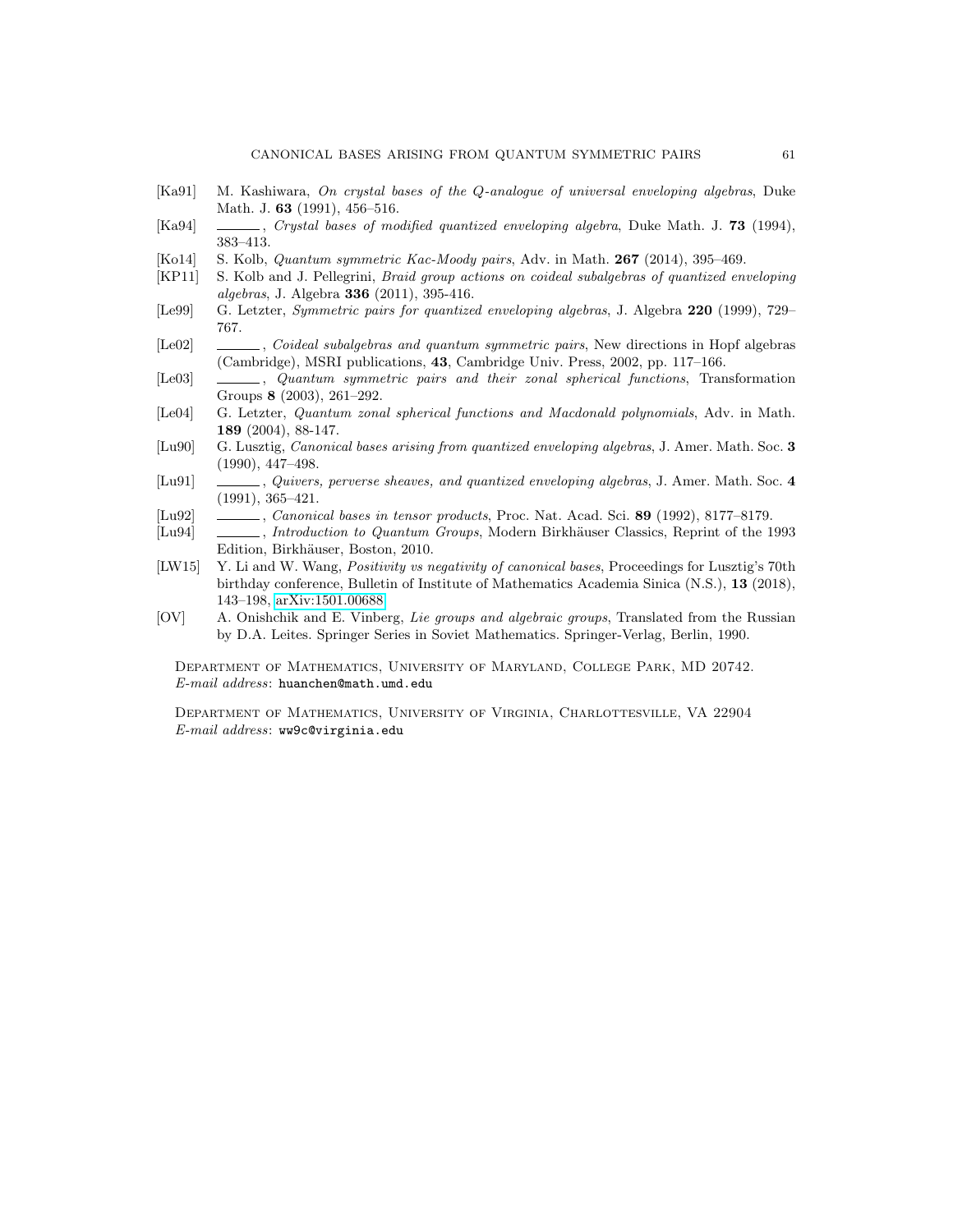[Ka91] M. Kashiwara, *On crystal bases of the Q-analogue of universal enveloping algebras*, Duke Math. J. **63** (1991), 456–516.

[Ka94] ______, *Crystal bases of modified quantized enveloping algebra*, Duke Math. J. **73** (1994), 383–413.

[Ko14] S. Kolb, *Quantum symmetric Kac-Moody pairs*, Adv. in Math. **267** (2014), 395–469.

[KP11] S. Kolb and J. Pellegrini, *Braid group actions on coideal subalgebras of quantized enveloping algebras*, J. Algebra **336** (2011), 395-416.

[Le99] G. Letzter, *Symmetric pairs for quantized enveloping algebras*, J. Algebra **220** (1999), 729–767.

[Le02] ______, *Coideal subalgebras and quantum symmetric pairs*, New directions in Hopf algebras (Cambridge), MSRI publications, **43**, Cambridge Univ. Press, 2002, pp. 117–166.

[Le03] ______, *Quantum symmetric pairs and their zonal spherical functions*, Transformation Groups **8** (2003), 261–292.

[Le04] G. Letzter, *Quantum zonal spherical functions and Macdonald polynomials*, Adv. in Math. **189** (2004), 88-147.

[Lu90] G. Lusztig, *Canonical bases arising from quantized enveloping algebras*, J. Amer. Math. Soc. **3** (1990), 447–498.

[Lu91] ______, *Quivers, perverse sheaves, and quantized enveloping algebras*, J. Amer. Math. Soc. **4** (1991), 365–421.

[Lu92] ______, *Canonical bases in tensor products*, Proc. Nat. Acad. Sci. **89** (1992), 8177–8179.

[Lu94] ______, *Introduction to Quantum Groups*, Modern Birkhäuser Classics, Reprint of the 1993 Edition, Birkhäuser, Boston, 2010.

[LW15] Y. Li and W. Wang, *Positivity vs negativity of canonical bases*, Proceedings for Lusztig's 70th birthday conference, Bulletin of Institute of Mathematics Academia Sinica (N.S.), **13** (2018), 143–198, arXiv:1501.00688.

[OV] A. Onishchik and E. Vinberg, *Lie groups and algebraic groups*, Translated from the Russian by D.A. Leites. Springer Series in Soviet Mathematics. Springer-Verlag, Berlin, 1990.

Department of Mathematics, University of Maryland, College Park, MD 20742.
*E-mail address*: `huanchen@math.umd.edu`

Department of Mathematics, University of Virginia, Charlottesville, VA 22904
*E-mail address*: `ww9c@virginia.edu`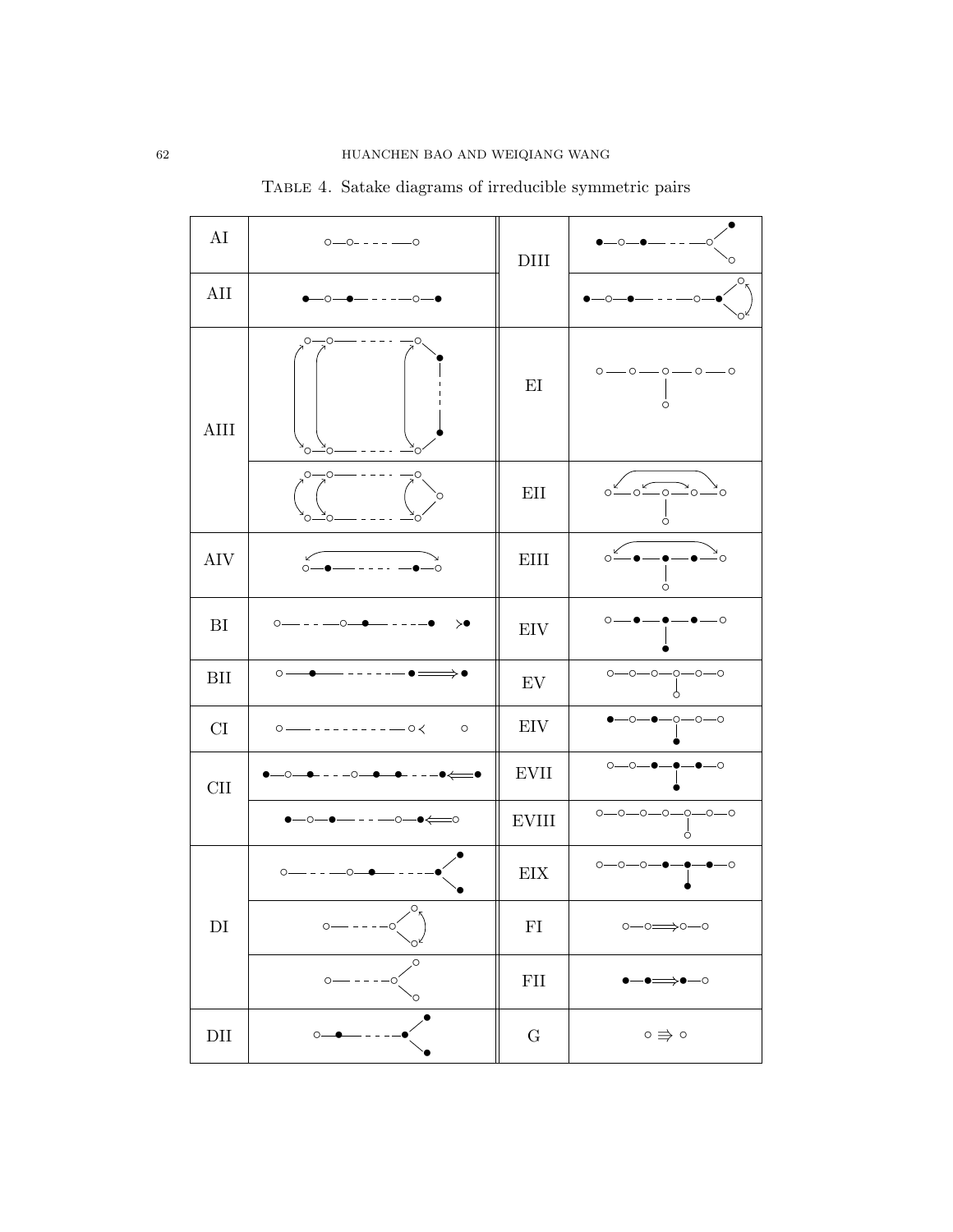Table 4. Satake diagrams of irreducible symmetric pairs

| | | | |
|---|---|---|---|
| AI | | DIII | |
| AII | | | |
| AIII | | EI | |
| | | EII | |
| AIV | | EIII | |
| BI | | EIV | |
| BII | | EV | |
| CI | | EIV | |
| CII | | EVII | |
| | | EVIII | |
| DI | | EIX | |
| | | FI | |
| | | FII | |
| DII | | G | |